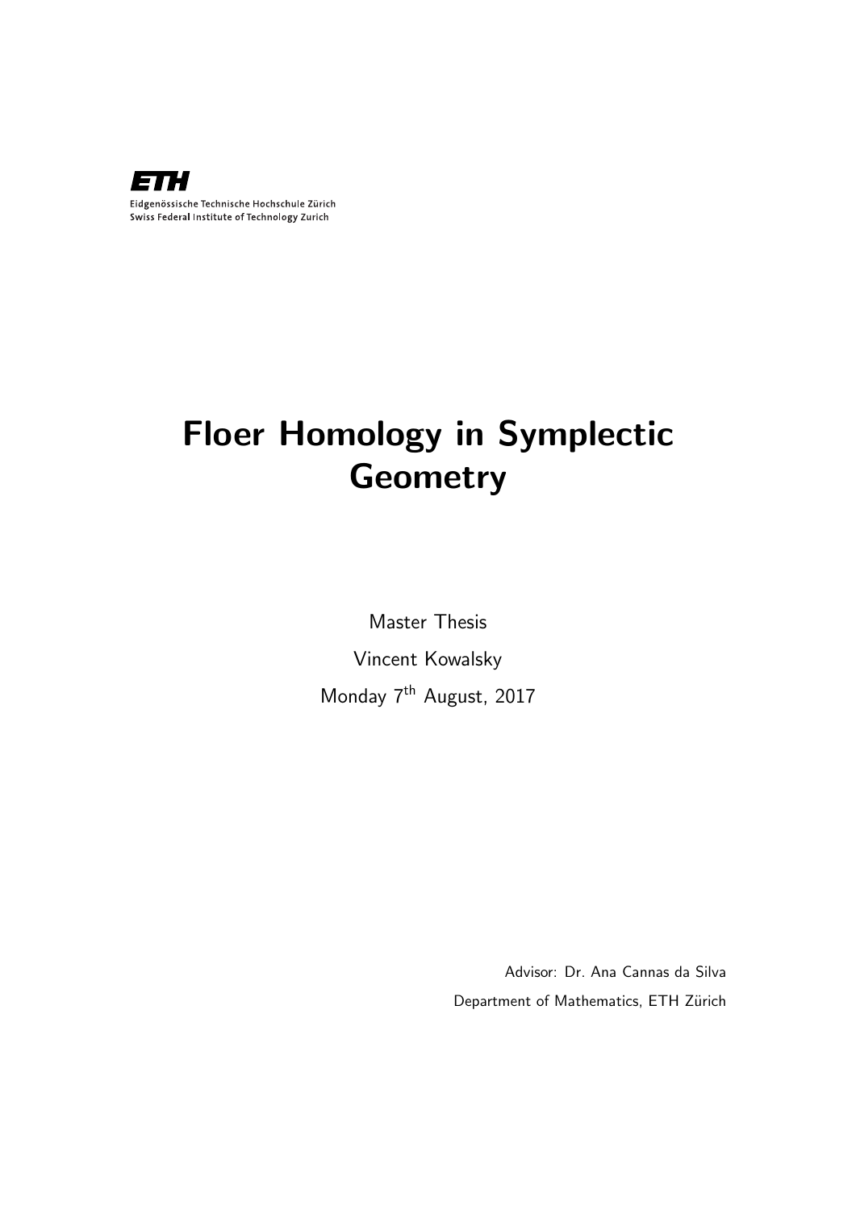**ETH**

Eidgenössische Technische Hochschule Zürich
Swiss Federal Institute of Technology Zurich

# Floer Homology in Symplectic Geometry

Master Thesis

Vincent Kowalsky

Monday 7th August, 2017

Advisor: Dr. Ana Cannas da Silva

Department of Mathematics, ETH Zürich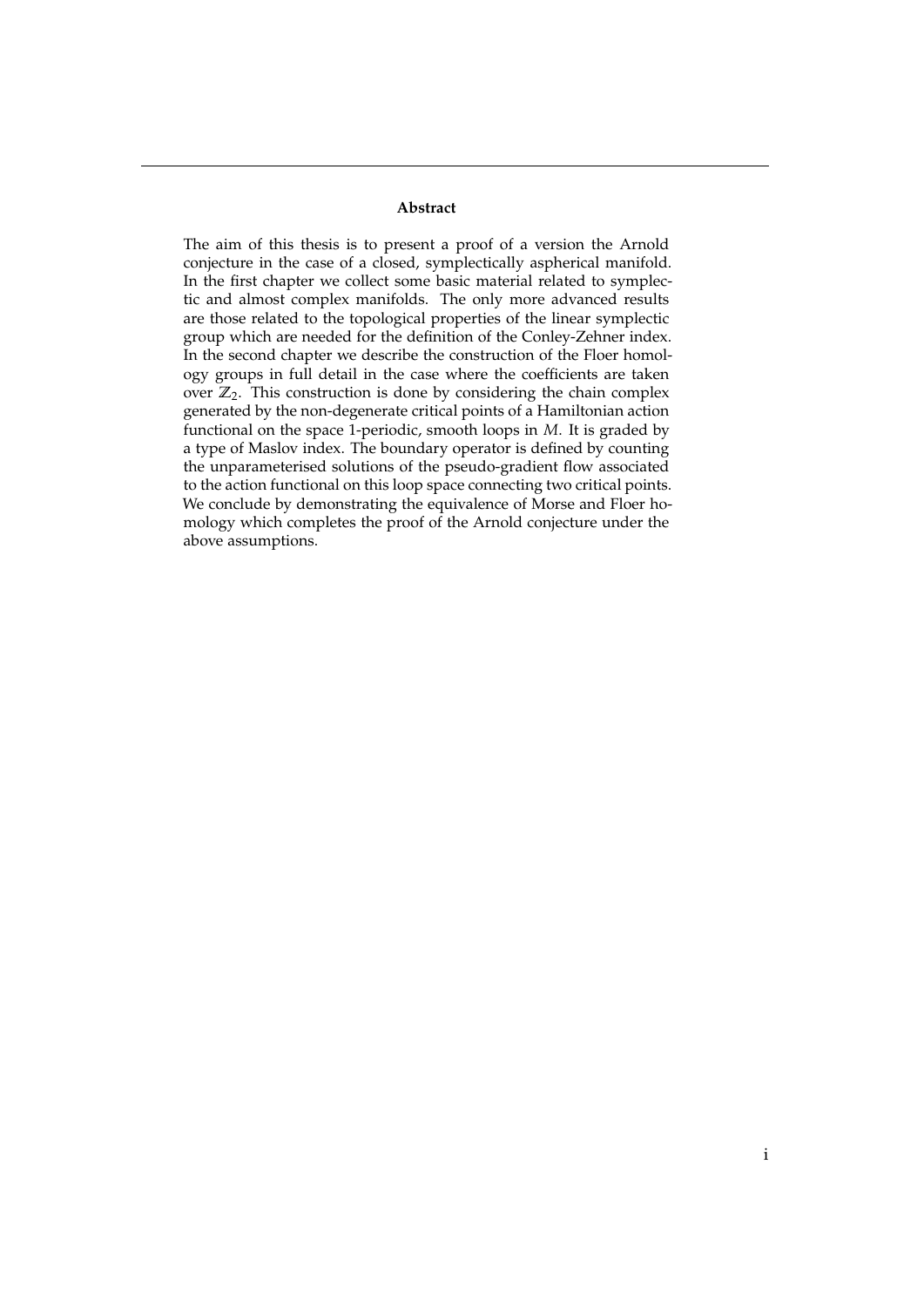## Abstract

The aim of this thesis is to present a proof of a version the Arnold conjecture in the case of a closed, symplectically aspherical manifold. In the first chapter we collect some basic material related to symplectic and almost complex manifolds. The only more advanced results are those related to the topological properties of the linear symplectic group which are needed for the definition of the Conley-Zehner index. In the second chapter we describe the construction of the Floer homology groups in full detail in the case where the coefficients are taken over $\mathbb{Z}_2$. This construction is done by considering the chain complex generated by the non-degenerate critical points of a Hamiltonian action functional on the space 1-periodic, smooth loops in $M$. It is graded by a type of Maslov index. The boundary operator is defined by counting the unparameterised solutions of the pseudo-gradient flow associated to the action functional on this loop space connecting two critical points. We conclude by demonstrating the equivalence of Morse and Floer homology which completes the proof of the Arnold conjecture under the above assumptions.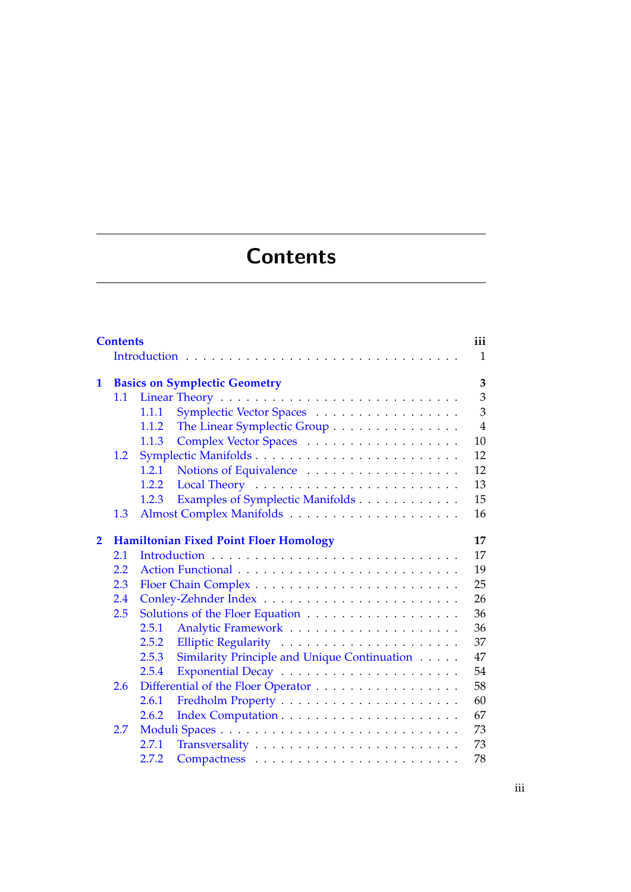# Contents

**Contents** iii

Introduction . . . 1

**1 Basics on Symplectic Geometry** 3

- 1.1 Linear Theory . . . 3
  - 1.1.1 Symplectic Vector Spaces . . . 3
  - 1.1.2 The Linear Symplectic Group . . . 4
  - 1.1.3 Complex Vector Spaces . . . 10
- 1.2 Symplectic Manifolds . . . 12
  - 1.2.1 Notions of Equivalence . . . 12
  - 1.2.2 Local Theory . . . 13
  - 1.2.3 Examples of Symplectic Manifolds . . . 15
- 1.3 Almost Complex Manifolds . . . 16

**2 Hamiltonian Fixed Point Floer Homology** 17

- 2.1 Introduction . . . 17
- 2.2 Action Functional . . . 19
- 2.3 Floer Chain Complex . . . 25
- 2.4 Conley-Zehnder Index . . . 26
- 2.5 Solutions of the Floer Equation . . . 36
  - 2.5.1 Analytic Framework . . . 36
  - 2.5.2 Elliptic Regularity . . . 37
  - 2.5.3 Similarity Principle and Unique Continuation . . . 47
  - 2.5.4 Exponential Decay . . . 54
- 2.6 Differential of the Floer Operator . . . 58
  - 2.6.1 Fredholm Property . . . 60
  - 2.6.2 Index Computation . . . 67
- 2.7 Moduli Spaces . . . 73
  - 2.7.1 Transversality . . . 73
  - 2.7.2 Compactness . . . 78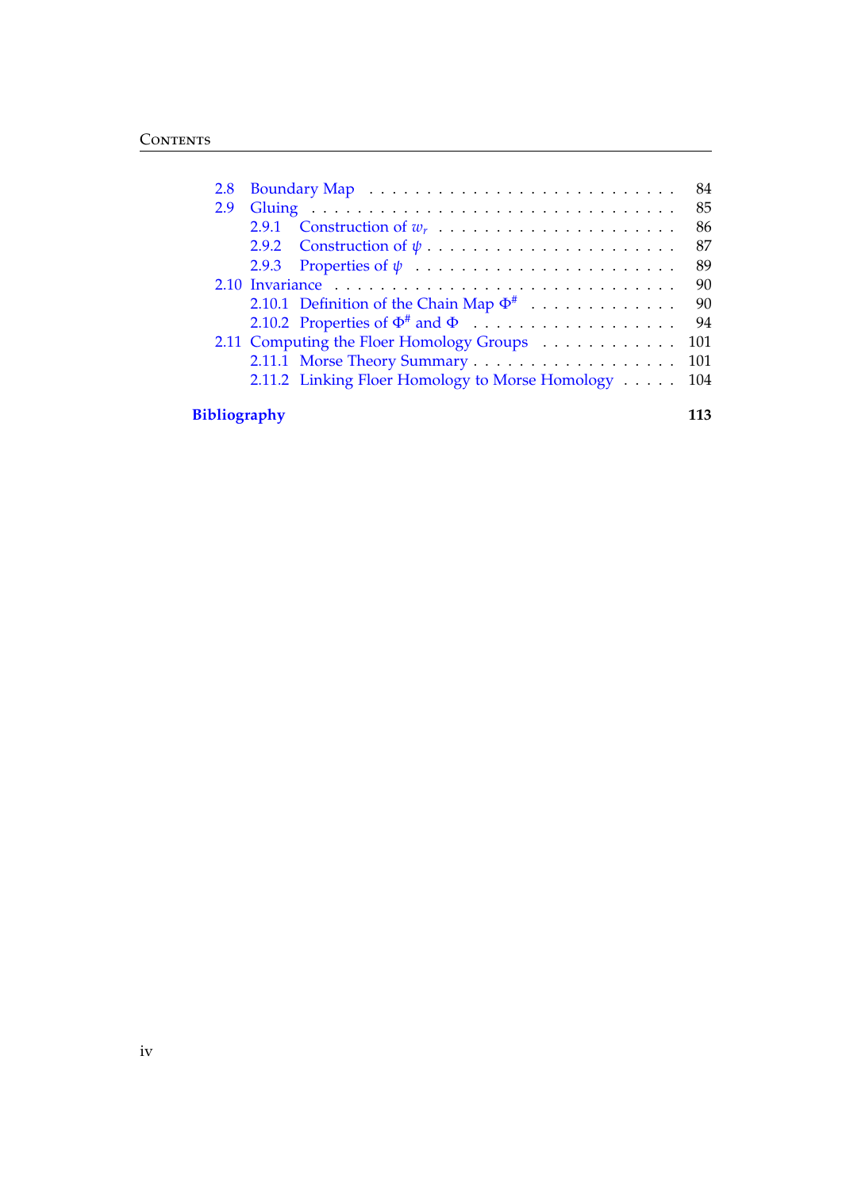2.8 Boundary Map . . . . . . . . . . . . . . . . . . . . . . . . . . 84
2.9 Gluing . . . . . . . . . . . . . . . . . . . . . . . . . . . . . . 85
  2.9.1 Construction of $w_r$ . . . . . . . . . . . . . . . . . . . . 86
  2.9.2 Construction of $\psi$ . . . . . . . . . . . . . . . . . . . . 87
  2.9.3 Properties of $\psi$ . . . . . . . . . . . . . . . . . . . . 89
2.10 Invariance . . . . . . . . . . . . . . . . . . . . . . . . . . . . 90
  2.10.1 Definition of the Chain Map $\Phi^{\#}$ . . . . . . . . . . . . . 90
  2.10.2 Properties of $\Phi^{\#}$ and $\Phi$ . . . . . . . . . . . . . . . . . 94
2.11 Computing the Floer Homology Groups . . . . . . . . . . . . 101
  2.11.1 Morse Theory Summary . . . . . . . . . . . . . . . . . . 101
  2.11.2 Linking Floer Homology to Morse Homology . . . . . 104

**Bibliography** **113**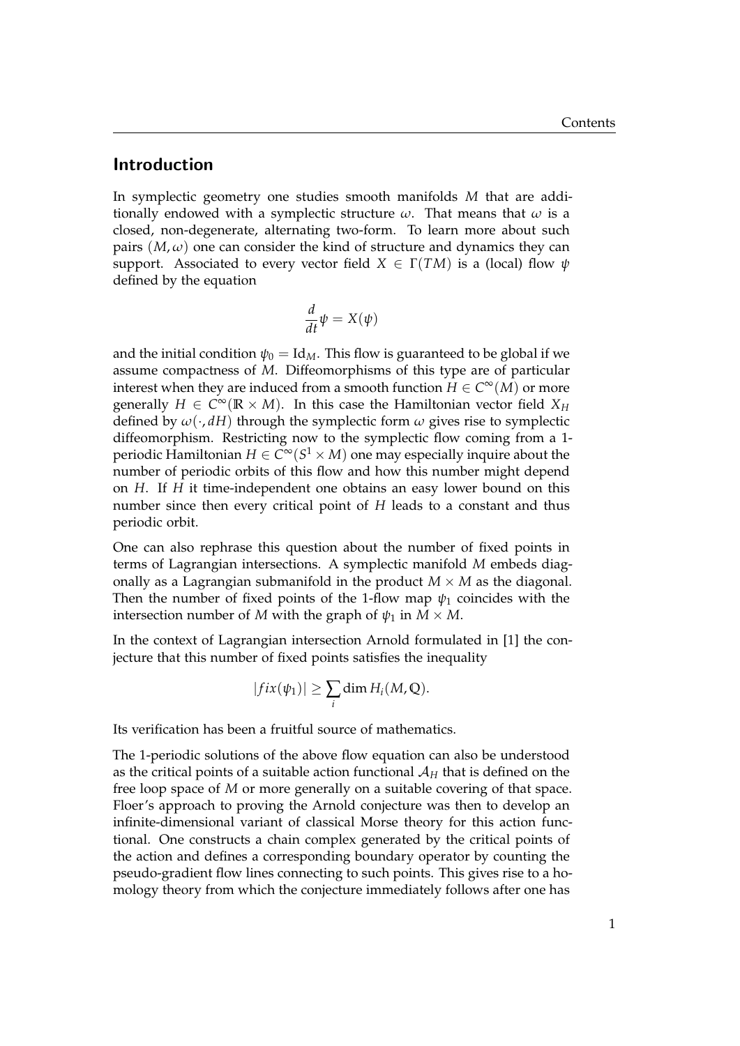## Introduction

In symplectic geometry one studies smooth manifolds $M$ that are additionally endowed with a symplectic structure $\omega$. That means that $\omega$ is a closed, non-degenerate, alternating two-form. To learn more about such pairs $(M, \omega)$ one can consider the kind of structure and dynamics they can support. Associated to every vector field $X \in \Gamma(TM)$ is a (local) flow $\psi$ defined by the equation

$$\frac{d}{dt}\psi = X(\psi)$$

and the initial condition $\psi_0 = \mathrm{Id}_M$. This flow is guaranteed to be global if we assume compactness of $M$. Diffeomorphisms of this type are of particular interest when they are induced from a smooth function $H \in C^\infty(M)$ or more generally $H \in C^\infty(\mathbb{R} \times M)$. In this case the Hamiltonian vector field $X_H$ defined by $\omega(\cdot, dH)$ through the symplectic form $\omega$ gives rise to symplectic diffeomorphism. Restricting now to the symplectic flow coming from a 1-periodic Hamiltonian $H \in C^\infty(S^1 \times M)$ one may especially inquire about the number of periodic orbits of this flow and how this number might depend on $H$. If $H$ it time-independent one obtains an easy lower bound on this number since then every critical point of $H$ leads to a constant and thus periodic orbit.

One can also rephrase this question about the number of fixed points in terms of Lagrangian intersections. A symplectic manifold $M$ embeds diagonally as a Lagrangian submanifold in the product $M \times M$ as the diagonal. Then the number of fixed points of the 1-flow map $\psi_1$ coincides with the intersection number of $M$ with the graph of $\psi_1$ in $M \times M$.

In the context of Lagrangian intersection Arnold formulated in [1] the conjecture that this number of fixed points satisfies the inequality

$$|fix(\psi_1)| \geq \sum_i \dim H_i(M, \mathbb{Q}).$$

Its verification has been a fruitful source of mathematics.

The 1-periodic solutions of the above flow equation can also be understood as the critical points of a suitable action functional $\mathcal{A}_H$ that is defined on the free loop space of $M$ or more generally on a suitable covering of that space. Floer's approach to proving the Arnold conjecture was then to develop an infinite-dimensional variant of classical Morse theory for this action functional. One constructs a chain complex generated by the critical points of the action and defines a corresponding boundary operator by counting the pseudo-gradient flow lines connecting to such points. This gives rise to a homology theory from which the conjecture immediately follows after one has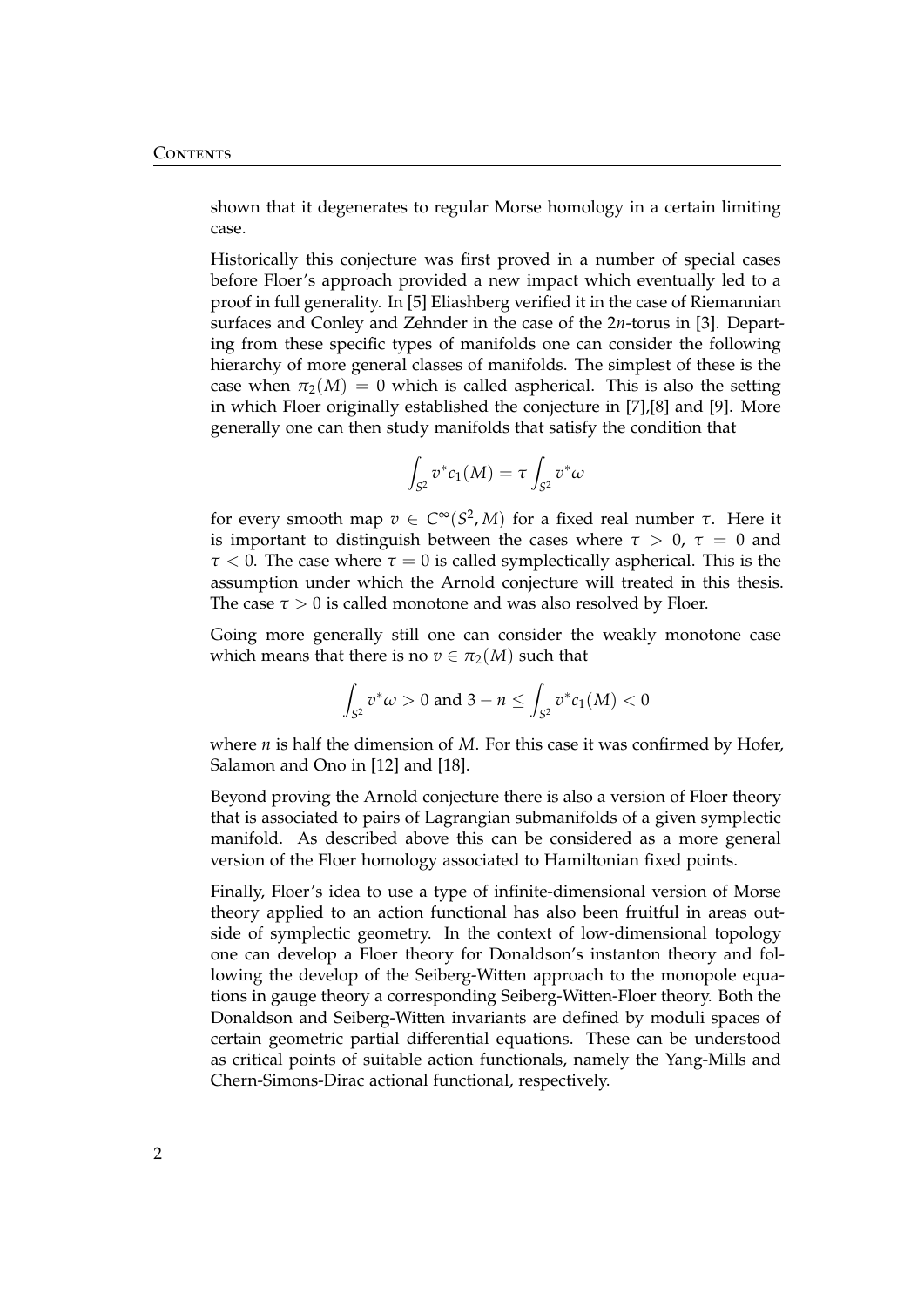shown that it degenerates to regular Morse homology in a certain limiting case.

Historically this conjecture was first proved in a number of special cases before Floer's approach provided a new impact which eventually led to a proof in full generality. In [5] Eliashberg verified it in the case of Riemannian surfaces and Conley and Zehnder in the case of the $2n$-torus in [3]. Departing from these specific types of manifolds one can consider the following hierarchy of more general classes of manifolds. The simplest of these is the case when $\pi_2(M) = 0$ which is called aspherical. This is also the setting in which Floer originally established the conjecture in [7],[8] and [9]. More generally one can then study manifolds that satisfy the condition that

$$\int_{S^2} v^* c_1(M) = \tau \int_{S^2} v^* \omega$$

for every smooth map $v \in C^\infty(S^2, M)$ for a fixed real number $\tau$. Here it is important to distinguish between the cases where $\tau > 0$, $\tau = 0$ and $\tau < 0$. The case where $\tau = 0$ is called symplectically aspherical. This is the assumption under which the Arnold conjecture will treated in this thesis. The case $\tau > 0$ is called monotone and was also resolved by Floer.

Going more generally still one can consider the weakly monotone case which means that there is no $v \in \pi_2(M)$ such that

$$\int_{S^2} v^* \omega > 0 \text{ and } 3 - n \leq \int_{S^2} v^* c_1(M) < 0$$

where $n$ is half the dimension of $M$. For this case it was confirmed by Hofer, Salamon and Ono in [12] and [18].

Beyond proving the Arnold conjecture there is also a version of Floer theory that is associated to pairs of Lagrangian submanifolds of a given symplectic manifold. As described above this can be considered as a more general version of the Floer homology associated to Hamiltonian fixed points.

Finally, Floer's idea to use a type of infinite-dimensional version of Morse theory applied to an action functional has also been fruitful in areas outside of symplectic geometry. In the context of low-dimensional topology one can develop a Floer theory for Donaldson's instanton theory and following the develop of the Seiberg-Witten approach to the monopole equations in gauge theory a corresponding Seiberg-Witten-Floer theory. Both the Donaldson and Seiberg-Witten invariants are defined by moduli spaces of certain geometric partial differential equations. These can be understood as critical points of suitable action functionals, namely the Yang-Mills and Chern-Simons-Dirac actional functional, respectively.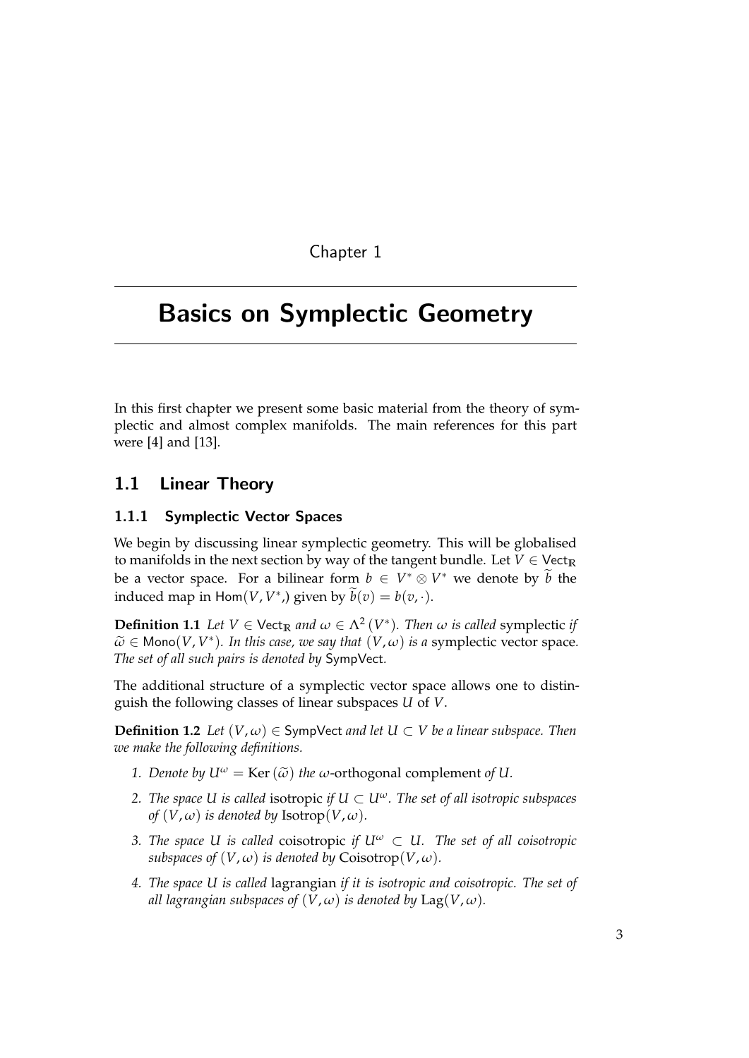Chapter 1

# Basics on Symplectic Geometry

In this first chapter we present some basic material from the theory of symplectic and almost complex manifolds. The main references for this part were [4] and [13].

## 1.1 Linear Theory

### 1.1.1 Symplectic Vector Spaces

We begin by discussing linear symplectic geometry. This will be globalised to manifolds in the next section by way of the tangent bundle. Let $V \in \mathsf{Vect}_{\mathbb{R}}$ be a vector space. For a bilinear form $b \in V^* \otimes V^*$ we denote by $\widetilde{b}$ the induced map in $\mathsf{Hom}(V, V^*,)$ given by $\widetilde{b}(v) = b(v, \cdot)$.

**Definition 1.1** *Let $V \in \mathsf{Vect}_{\mathbb{R}}$ and $\omega \in \Lambda^2(V^*)$. Then $\omega$ is called* symplectic *if $\widetilde{\omega} \in \mathsf{Mono}(V, V^*)$. In this case, we say that $(V, \omega)$ is a* symplectic vector space*. The set of all such pairs is denoted by* SympVect.

The additional structure of a symplectic vector space allows one to distinguish the following classes of linear subspaces $U$ of $V$.

**Definition 1.2** *Let $(V, \omega) \in \mathsf{SympVect}$ and let $U \subset V$ be a linear subspace. Then we make the following definitions.*

1. *Denote by $U^\omega = \mathrm{Ker}\,(\widetilde{\omega})$ the* $\omega$-orthogonal complement *of $U$.*
2. *The space $U$ is called* isotropic *if $U \subset U^\omega$. The set of all isotropic subspaces of $(V, \omega)$ is denoted by $\mathrm{Isotrop}(V, \omega)$.*
3. *The space $U$ is called* coisotropic *if $U^\omega \subset U$. The set of all coisotropic subspaces of $(V, \omega)$ is denoted by $\mathrm{Coisotrop}(V, \omega)$.*
4. *The space $U$ is called* lagrangian *if it is isotropic and coisotropic. The set of all lagrangian subspaces of $(V, \omega)$ is denoted by $\mathrm{Lag}(V, \omega)$.*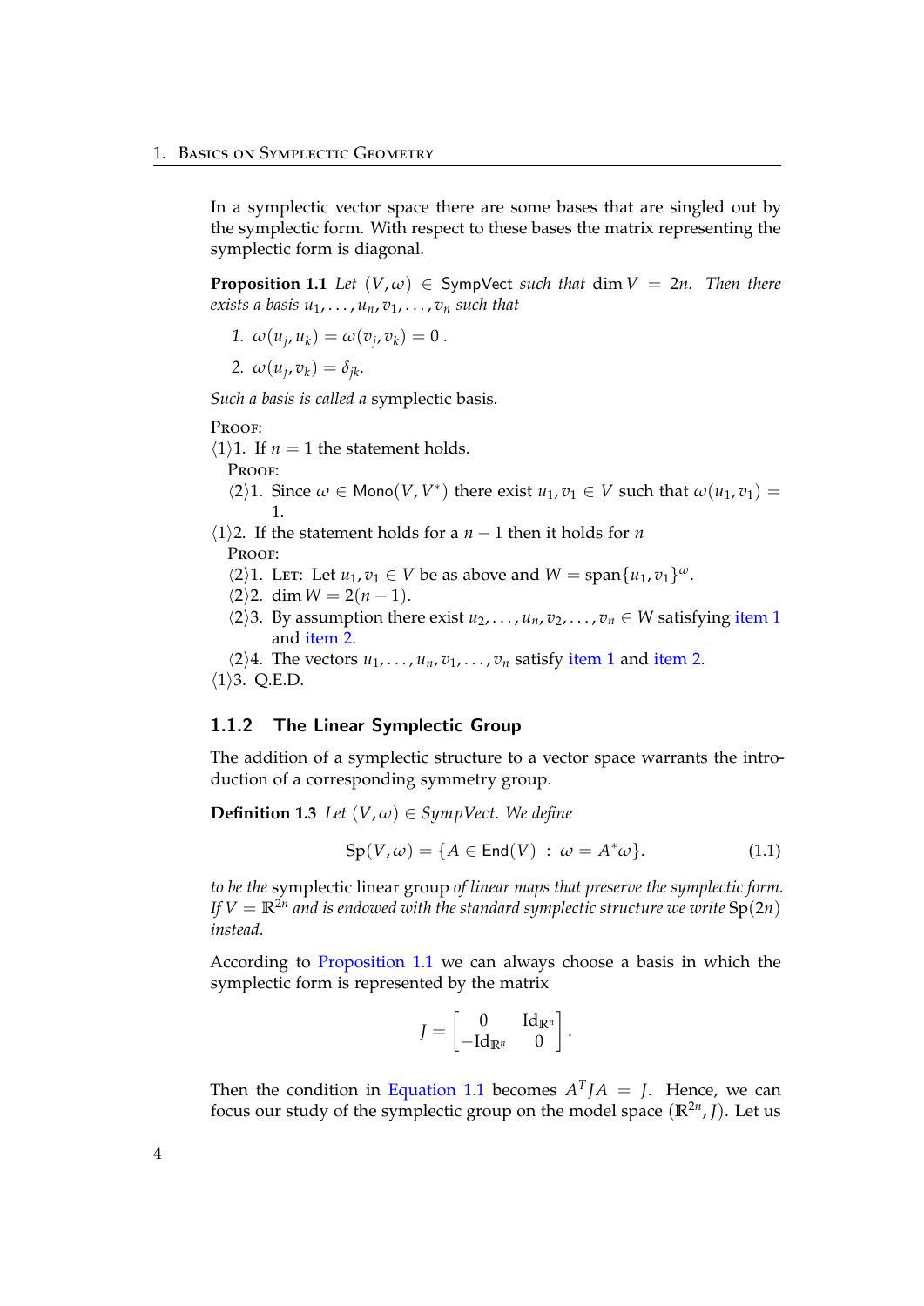In a symplectic vector space there are some bases that are singled out by the symplectic form. With respect to these bases the matrix representing the symplectic form is diagonal.

**Proposition 1.1** *Let* $(V, \omega) \in \mathsf{SympVect}$ *such that* $\dim V = 2n$. *Then there exists a basis* $u_1, \dots, u_n, v_1, \dots, v_n$ *such that*

1. $\omega(u_j, u_k) = \omega(v_j, v_k) = 0$ .
2. $\omega(u_j, v_k) = \delta_{jk}$.

*Such a basis is called a* symplectic basis.

PROOF:

$\langle 1 \rangle 1$. If $n = 1$ the statement holds.

  PROOF:

  $\langle 2 \rangle 1$. Since $\omega \in \mathsf{Mono}(V, V^*)$ there exist $u_1, v_1 \in V$ such that $\omega(u_1, v_1) = 1$.

$\langle 1 \rangle 2$. If the statement holds for a $n - 1$ then it holds for $n$

  PROOF:

  $\langle 2 \rangle 1$. LET: Let $u_1, v_1 \in V$ be as above and $W = \operatorname{span}\{u_1, v_1\}^{\omega}$.

  $\langle 2 \rangle 2$. $\dim W = 2(n-1)$.

  $\langle 2 \rangle 3$. By assumption there exist $u_2, \dots, u_n, v_2, \dots, v_n \in W$ satisfying item 1 and item 2.

  $\langle 2 \rangle 4$. The vectors $u_1, \dots, u_n, v_1, \dots, v_n$ satisfy item 1 and item 2.

$\langle 1 \rangle 3$. Q.E.D.

### 1.1.2 The Linear Symplectic Group

The addition of a symplectic structure to a vector space warrants the introduction of a corresponding symmetry group.

**Definition 1.3** *Let* $(V, \omega) \in \mathit{SympVect}$. *We define*

$$\mathsf{Sp}(V, \omega) = \{A \in \mathsf{End}(V) \ : \ \omega = A^*\omega\}. \tag{1.1}$$

*to be the* symplectic linear group *of linear maps that preserve the symplectic form. If* $V = \mathbb{R}^{2n}$ *and is endowed with the standard symplectic structure we write* $\mathsf{Sp}(2n)$ *instead.*

According to Proposition 1.1 we can always choose a basis in which the symplectic form is represented by the matrix

$$J = \begin{bmatrix} 0 & \mathrm{Id}_{\mathbb{R}^n} \\ -\mathrm{Id}_{\mathbb{R}^n} & 0 \end{bmatrix}.$$

Then the condition in Equation 1.1 becomes $A^T J A = J$. Hence, we can focus our study of the symplectic group on the model space $(\mathbb{R}^{2n}, J)$. Let us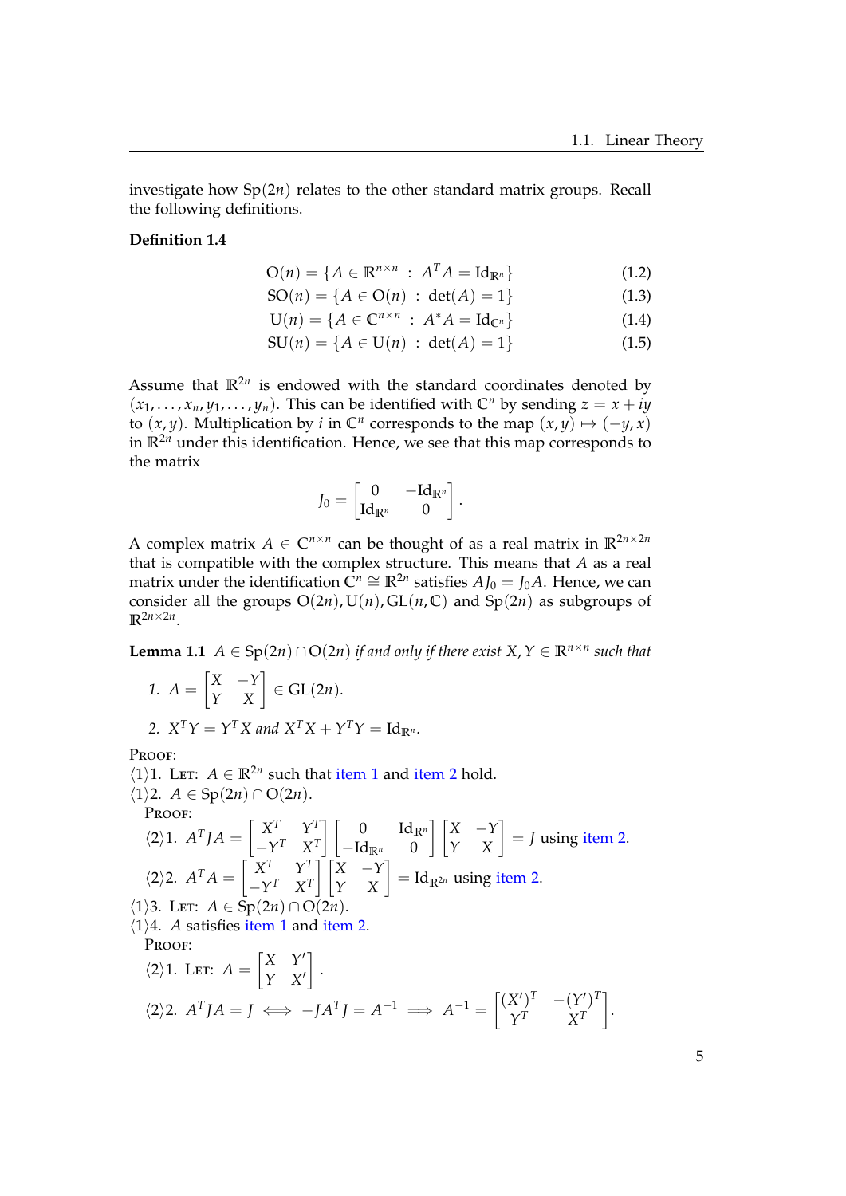investigate how $\mathrm{Sp}(2n)$ relates to the other standard matrix groups. Recall the following definitions.

**Definition 1.4**

$$\mathrm{O}(n) = \{A \in \mathbb{R}^{n\times n} \ : \ A^T A = \mathrm{Id}_{\mathbb{R}^n}\} \tag{1.2}$$
$$\mathrm{SO}(n) = \{A \in \mathrm{O}(n) \ : \ \det(A) = 1\} \tag{1.3}$$
$$\mathrm{U}(n) = \{A \in \mathbb{C}^{n\times n} \ : \ A^* A = \mathrm{Id}_{\mathbb{C}^n}\} \tag{1.4}$$
$$\mathrm{SU}(n) = \{A \in \mathrm{U}(n) \ : \ \det(A) = 1\} \tag{1.5}$$

Assume that $\mathbb{R}^{2n}$ is endowed with the standard coordinates denoted by $(x_1, \ldots, x_n, y_1, \ldots, y_n)$. This can be identified with $\mathbb{C}^n$ by sending $z = x + iy$ to $(x, y)$. Multiplication by $i$ in $\mathbb{C}^n$ corresponds to the map $(x, y) \mapsto (-y, x)$ in $\mathbb{R}^{2n}$ under this identification. Hence, we see that this map corresponds to the matrix

$$J_0 = \begin{bmatrix} 0 & -\mathrm{Id}_{\mathbb{R}^n} \\ \mathrm{Id}_{\mathbb{R}^n} & 0 \end{bmatrix}.$$

A complex matrix $A \in \mathbb{C}^{n\times n}$ can be thought of as a real matrix in $\mathbb{R}^{2n\times 2n}$ that is compatible with the complex structure. This means that $A$ as a real matrix under the identification $\mathbb{C}^n \cong \mathbb{R}^{2n}$ satisfies $AJ_0 = J_0 A$. Hence, we can consider all the groups $\mathrm{O}(2n), \mathrm{U}(n), \mathrm{GL}(n, \mathbb{C})$ and $\mathrm{Sp}(2n)$ as subgroups of $\mathbb{R}^{2n\times 2n}$.

**Lemma 1.1** *$A \in \mathrm{Sp}(2n) \cap \mathrm{O}(2n)$ if and only if there exist $X, Y \in \mathbb{R}^{n\times n}$ such that*

1. $A = \begin{bmatrix} X & -Y \\ Y & X \end{bmatrix} \in \mathrm{GL}(2n)$.
2. $X^T Y = Y^T X$ *and* $X^T X + Y^T Y = \mathrm{Id}_{\mathbb{R}^n}$.

PROOF:
⟨1⟩1. LET: $A \in \mathbb{R}^{2n}$ such that item 1 and item 2 hold.
⟨1⟩2. $A \in \mathrm{Sp}(2n) \cap \mathrm{O}(2n)$.
  PROOF:
  ⟨2⟩1. $A^T J A = \begin{bmatrix} X^T & Y^T \\ -Y^T & X^T \end{bmatrix} \begin{bmatrix} 0 & \mathrm{Id}_{\mathbb{R}^n} \\ -\mathrm{Id}_{\mathbb{R}^n} & 0 \end{bmatrix} \begin{bmatrix} X & -Y \\ Y & X \end{bmatrix} = J$ using item 2.
  ⟨2⟩2. $A^T A = \begin{bmatrix} X^T & Y^T \\ -Y^T & X^T \end{bmatrix} \begin{bmatrix} X & -Y \\ Y & X \end{bmatrix} = \mathrm{Id}_{\mathbb{R}^{2n}}$ using item 2.
⟨1⟩3. LET: $A \in \mathrm{Sp}(2n) \cap \mathrm{O}(2n)$.
⟨1⟩4. $A$ satisfies item 1 and item 2.
  PROOF:
  ⟨2⟩1. LET: $A = \begin{bmatrix} X & Y' \\ Y & X' \end{bmatrix}$.
  ⟨2⟩2. $A^T J A = J \iff -J A^T J = A^{-1} \implies A^{-1} = \begin{bmatrix} (X')^T & -(Y')^T \\ Y^T & X^T \end{bmatrix}$.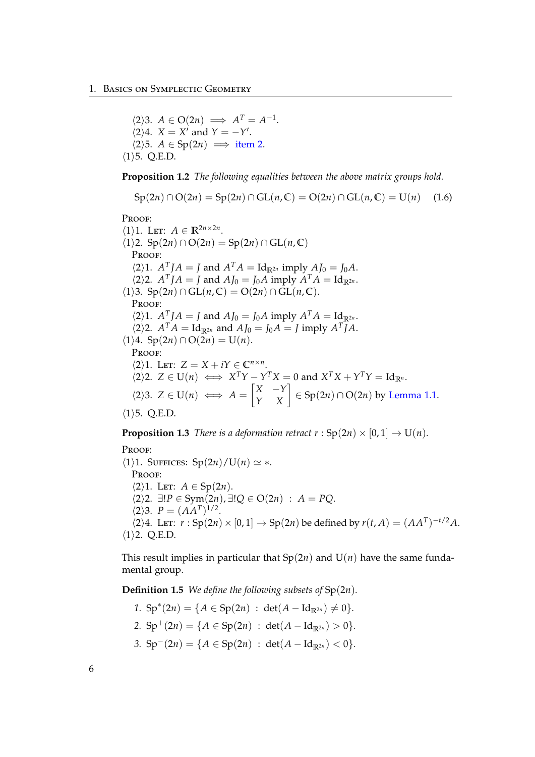⟨2⟩3. $A \in \mathrm{O}(2n) \implies A^T = A^{-1}$.
⟨2⟩4. $X = X'$ and $Y = -Y'$.
⟨2⟩5. $A \in \mathrm{Sp}(2n) \implies$ item 2.
⟨1⟩5. Q.E.D.

**Proposition 1.2** *The following equalities between the above matrix groups hold.*

$$\mathrm{Sp}(2n) \cap \mathrm{O}(2n) = \mathrm{Sp}(2n) \cap \mathrm{GL}(n, \mathbb{C}) = \mathrm{O}(2n) \cap \mathrm{GL}(n, \mathbb{C}) = \mathrm{U}(n) \tag{1.6}$$

Proof:
⟨1⟩1. Let: $A \in \mathbb{R}^{2n \times 2n}$.
⟨1⟩2. $\mathrm{Sp}(2n) \cap \mathrm{O}(2n) = \mathrm{Sp}(2n) \cap \mathrm{GL}(n, \mathbb{C})$
  Proof:
  ⟨2⟩1. $A^T J A = J$ and $A^T A = \mathrm{Id}_{\mathbb{R}^{2n}}$ imply $A J_0 = J_0 A$.
  ⟨2⟩2. $A^T J A = J$ and $A J_0 = J_0 A$ imply $A^T A = \mathrm{Id}_{\mathbb{R}^{2n}}$.
⟨1⟩3. $\mathrm{Sp}(2n) \cap \mathrm{GL}(n, \mathbb{C}) = \mathrm{O}(2n) \cap \mathrm{GL}(n, \mathbb{C})$.
  Proof:
  ⟨2⟩1. $A^T J A = J$ and $A J_0 = J_0 A$ imply $A^T A = \mathrm{Id}_{\mathbb{R}^{2n}}$.
  ⟨2⟩2. $A^T A = \mathrm{Id}_{\mathbb{R}^{2n}}$ and $A J_0 = J_0 A = J$ imply $A^T J A$.
⟨1⟩4. $\mathrm{Sp}(2n) \cap \mathrm{O}(2n) = \mathrm{U}(n)$.
  Proof:
  ⟨2⟩1. Let: $Z = X + iY \in \mathbb{C}^{n \times n}$.
  ⟨2⟩2. $Z \in \mathrm{U}(n) \iff X^T Y - Y^T X = 0$ and $X^T X + Y^T Y = \mathrm{Id}_{\mathbb{R}^n}$.
  ⟨2⟩3. $Z \in \mathrm{U}(n) \iff A = \begin{bmatrix} X & -Y \\ Y & X \end{bmatrix} \in \mathrm{Sp}(2n) \cap \mathrm{O}(2n)$ by Lemma 1.1.
⟨1⟩5. Q.E.D.

**Proposition 1.3** *There is a deformation retract $r : \mathrm{Sp}(2n) \times [0, 1] \to \mathrm{U}(n)$.*

Proof:
⟨1⟩1. Suffices: $\mathrm{Sp}(2n)/\mathrm{U}(n) \simeq *$.
  Proof:
  ⟨2⟩1. Let: $A \in \mathrm{Sp}(2n)$.
  ⟨2⟩2. $\exists! P \in \mathrm{Sym}(2n), \exists! Q \in \mathrm{O}(2n) \ : \ A = PQ$.
  ⟨2⟩3. $P = (AA^T)^{1/2}$.
  ⟨2⟩4. Let: $r : \mathrm{Sp}(2n) \times [0, 1] \to \mathrm{Sp}(2n)$ be defined by $r(t, A) = (AA^T)^{-t/2} A$.
⟨1⟩2. Q.E.D.

This result implies in particular that $\mathrm{Sp}(2n)$ and $\mathrm{U}(n)$ have the same fundamental group.

**Definition 1.5** *We define the following subsets of* $\mathrm{Sp}(2n)$.

1. $\mathrm{Sp}^*(2n) = \{A \in \mathrm{Sp}(2n) \ : \ \det(A - \mathrm{Id}_{\mathbb{R}^{2n}}) \neq 0\}$.
2. $\mathrm{Sp}^+(2n) = \{A \in \mathrm{Sp}(2n) \ : \ \det(A - \mathrm{Id}_{\mathbb{R}^{2n}}) > 0\}$.
3. $\mathrm{Sp}^-(2n) = \{A \in \mathrm{Sp}(2n) \ : \ \det(A - \mathrm{Id}_{\mathbb{R}^{2n}}) < 0\}$.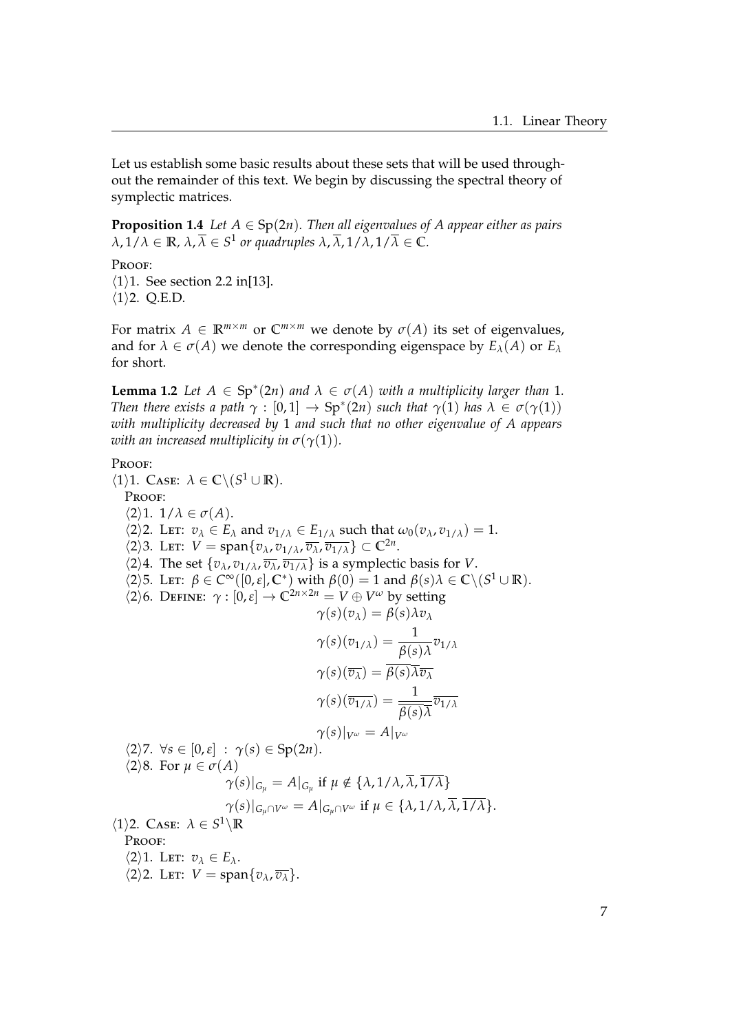Let us establish some basic results about these sets that will be used throughout the remainder of this text. We begin by discussing the spectral theory of symplectic matrices.

**Proposition 1.4** *Let $A \in \mathrm{Sp}(2n)$. Then all eigenvalues of $A$ appear either as pairs $\lambda, 1/\lambda \in \mathbb{R}$, $\lambda, \overline{\lambda} \in S^1$ or quadruples $\lambda, \overline{\lambda}, 1/\lambda, 1/\overline{\lambda} \in \mathbb{C}$.*

Proof:
$\langle 1 \rangle 1$. See section 2.2 in[13].
$\langle 1 \rangle 2$. Q.E.D.

For matrix $A \in \mathbb{R}^{m \times m}$ or $\mathbb{C}^{m \times m}$ we denote by $\sigma(A)$ its set of eigenvalues, and for $\lambda \in \sigma(A)$ we denote the corresponding eigenspace by $E_\lambda(A)$ or $E_\lambda$ for short.

**Lemma 1.2** *Let $A \in \mathrm{Sp}^*(2n)$ and $\lambda \in \sigma(A)$ with a multiplicity larger than 1. Then there exists a path $\gamma : [0,1] \to \mathrm{Sp}^*(2n)$ such that $\gamma(1)$ has $\lambda \in \sigma(\gamma(1))$ with multiplicity decreased by 1 and such that no other eigenvalue of $A$ appears with an increased multiplicity in $\sigma(\gamma(1))$.*

Proof:
$\langle 1 \rangle 1$. Case: $\lambda \in \mathbb{C} \backslash (S^1 \cup \mathbb{R})$.
Proof:
$\langle 2 \rangle 1$. $1/\lambda \in \sigma(A)$.
$\langle 2 \rangle 2$. Let: $v_\lambda \in E_\lambda$ and $v_{1/\lambda} \in E_{1/\lambda}$ such that $\omega_0(v_\lambda, v_{1/\lambda}) = 1$.
$\langle 2 \rangle 3$. Let: $V = \mathrm{span}\{v_\lambda, v_{1/\lambda}, \overline{v_\lambda}, \overline{v_{1/\lambda}}\} \subset \mathbb{C}^{2n}$.
$\langle 2 \rangle 4$. The set $\{v_\lambda, v_{1/\lambda}, \overline{v_\lambda}, \overline{v_{1/\lambda}}\}$ is a symplectic basis for $V$.
$\langle 2 \rangle 5$. Let: $\beta \in C^\infty([0,\varepsilon], \mathbb{C}^*)$ with $\beta(0) = 1$ and $\beta(s)\lambda \in \mathbb{C} \backslash (S^1 \cup \mathbb{R})$.
$\langle 2 \rangle 6$. Define: $\gamma : [0,\varepsilon] \to \mathbb{C}^{2n \times 2n} = V \oplus V^\omega$ by setting

$$\gamma(s)(v_\lambda) = \beta(s)\lambda v_\lambda$$

$$\gamma(s)(v_{1/\lambda}) = \frac{1}{\beta(s)\lambda} v_{1/\lambda}$$

$$\gamma(s)(\overline{v_\lambda}) = \overline{\beta(s)}\overline{\lambda}\overline{v_\lambda}$$

$$\gamma(s)(\overline{v_{1/\lambda}}) = \frac{1}{\overline{\beta(s)\lambda}} \overline{v_{1/\lambda}}$$

$$\gamma(s)|_{V^\omega} = A|_{V^\omega}$$

$\langle 2 \rangle 7$. $\forall s \in [0,\varepsilon] \ : \ \gamma(s) \in \mathrm{Sp}(2n)$.
$\langle 2 \rangle 8$. For $\mu \in \sigma(A)$

$$\gamma(s)|_{G_\mu} = A|_{G_\mu} \text{ if } \mu \notin \{\lambda, 1/\lambda, \overline{\lambda}, \overline{1/\lambda}\}$$

$$\gamma(s)|_{G_\mu \cap V^\omega} = A|_{G_\mu \cap V^\omega} \text{ if } \mu \in \{\lambda, 1/\lambda, \overline{\lambda}, \overline{1/\lambda}\}.$$

$\langle 1 \rangle 2$. Case: $\lambda \in S^1 \backslash \mathbb{R}$
Proof:
$\langle 2 \rangle 1$. Let: $v_\lambda \in E_\lambda$.
$\langle 2 \rangle 2$. Let: $V = \mathrm{span}\{v_\lambda, \overline{v_\lambda}\}$.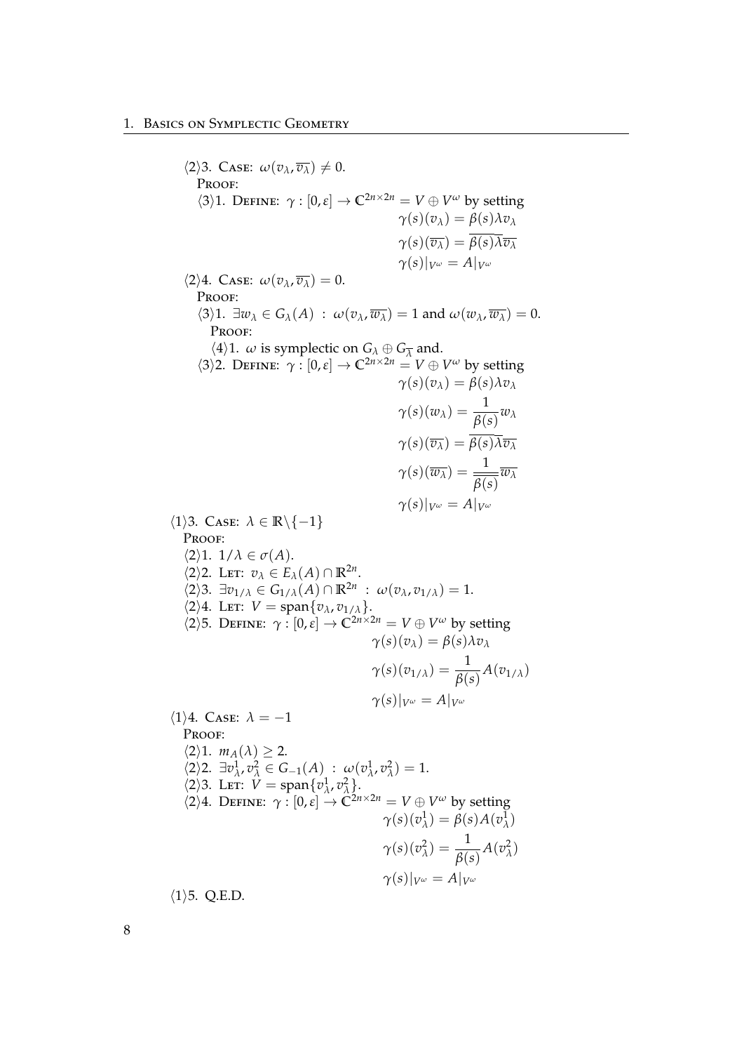⟨2⟩3. CASE: $\omega(v_\lambda, \overline{v_\lambda}) \neq 0$.

PROOF:

⟨3⟩1. DEFINE: $\gamma : [0, \varepsilon] \to \mathbb{C}^{2n \times 2n} = V \oplus V^\omega$ by setting

$$\gamma(s)(v_\lambda) = \beta(s)\lambda v_\lambda$$
$$\gamma(s)(\overline{v_\lambda}) = \overline{\beta(s)\lambda v_\lambda}$$
$$\gamma(s)|_{V^\omega} = A|_{V^\omega}$$

⟨2⟩4. CASE: $\omega(v_\lambda, \overline{v_\lambda}) = 0$.

PROOF:

⟨3⟩1. $\exists w_\lambda \in G_\lambda(A) \ : \ \omega(v_\lambda, \overline{w_\lambda}) = 1$ and $\omega(w_\lambda, \overline{w_\lambda}) = 0$.

PROOF:

⟨4⟩1. $\omega$ is symplectic on $G_\lambda \oplus G_{\overline{\lambda}}$ and.

⟨3⟩2. DEFINE: $\gamma : [0, \varepsilon] \to \mathbb{C}^{2n \times 2n} = V \oplus V^\omega$ by setting

$$\gamma(s)(v_\lambda) = \beta(s)\lambda v_\lambda$$
$$\gamma(s)(w_\lambda) = \frac{1}{\beta(s)} w_\lambda$$
$$\gamma(s)(\overline{v_\lambda}) = \overline{\beta(s)\lambda v_\lambda}$$
$$\gamma(s)(\overline{w_\lambda}) = \frac{1}{\overline{\beta(s)}} \overline{w_\lambda}$$
$$\gamma(s)|_{V^\omega} = A|_{V^\omega}$$

⟨1⟩3. CASE: $\lambda \in \mathbb{R} \backslash \{-1\}$

PROOF:

⟨2⟩1. $1/\lambda \in \sigma(A)$.

⟨2⟩2. LET: $v_\lambda \in E_\lambda(A) \cap \mathbb{R}^{2n}$.

⟨2⟩3. $\exists v_{1/\lambda} \in G_{1/\lambda}(A) \cap \mathbb{R}^{2n} \ : \ \omega(v_\lambda, v_{1/\lambda}) = 1$.

⟨2⟩4. LET: $V = \operatorname{span}\{v_\lambda, v_{1/\lambda}\}$.

⟨2⟩5. DEFINE: $\gamma : [0, \varepsilon] \to \mathbb{C}^{2n \times 2n} = V \oplus V^\omega$ by setting

$$\gamma(s)(v_\lambda) = \beta(s)\lambda v_\lambda$$
$$\gamma(s)(v_{1/\lambda}) = \frac{1}{\beta(s)} A(v_{1/\lambda})$$
$$\gamma(s)|_{V^\omega} = A|_{V^\omega}$$

⟨1⟩4. CASE: $\lambda = -1$

PROOF:

⟨2⟩1. $m_A(\lambda) \geq 2$.

⟨2⟩2. $\exists v_\lambda^1, v_\lambda^2 \in G_{-1}(A) \ : \ \omega(v_\lambda^1, v_\lambda^2) = 1$.

⟨2⟩3. LET: $V = \operatorname{span}\{v_\lambda^1, v_\lambda^2\}$.

⟨2⟩4. DEFINE: $\gamma : [0, \varepsilon] \to \mathbb{C}^{2n \times 2n} = V \oplus V^\omega$ by setting

$$\gamma(s)(v_\lambda^1) = \beta(s) A(v_\lambda^1)$$
$$\gamma(s)(v_\lambda^2) = \frac{1}{\beta(s)} A(v_\lambda^2)$$
$$\gamma(s)|_{V^\omega} = A|_{V^\omega}$$

⟨1⟩5. Q.E.D.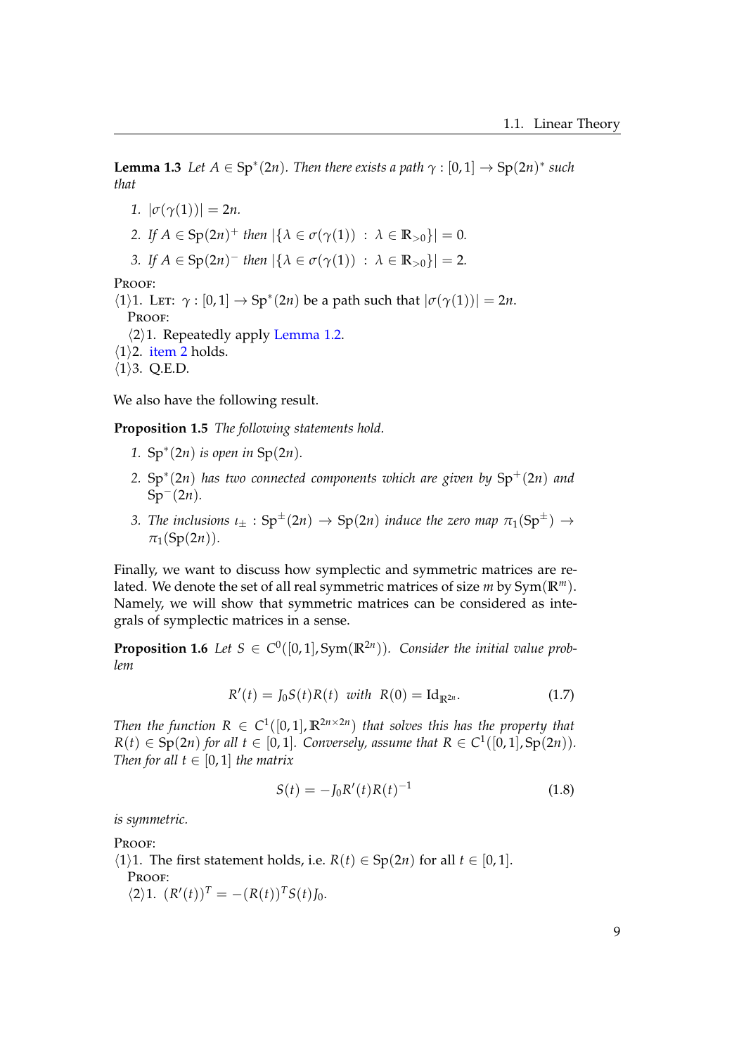**Lemma 1.3** *Let $A \in \mathrm{Sp}^*(2n)$. Then there exists a path $\gamma : [0,1] \to \mathrm{Sp}(2n)^*$ such that*

1. $|\sigma(\gamma(1))| = 2n$.
2. *If $A \in \mathrm{Sp}(2n)^+$ then* $|\{\lambda \in \sigma(\gamma(1)) \ : \ \lambda \in \mathbb{R}_{>0}\}| = 0$.
3. *If $A \in \mathrm{Sp}(2n)^-$ then* $|\{\lambda \in \sigma(\gamma(1)) \ : \ \lambda \in \mathbb{R}_{>0}\}| = 2$.

PROOF:

⟨1⟩1. LET: $\gamma : [0,1] \to \mathrm{Sp}^*(2n)$ be a path such that $|\sigma(\gamma(1))| = 2n$.

PROOF:

⟨2⟩1. Repeatedly apply Lemma 1.2.

⟨1⟩2. item 2 holds.

⟨1⟩3. Q.E.D.

We also have the following result.

**Proposition 1.5** *The following statements hold.*

1. $\mathrm{Sp}^*(2n)$ *is open in* $\mathrm{Sp}(2n)$.
2. $\mathrm{Sp}^*(2n)$ *has two connected components which are given by* $\mathrm{Sp}^+(2n)$ *and* $\mathrm{Sp}^-(2n)$.
3. *The inclusions* $\iota_\pm : \mathrm{Sp}^\pm(2n) \to \mathrm{Sp}(2n)$ *induce the zero map* $\pi_1(\mathrm{Sp}^\pm) \to \pi_1(\mathrm{Sp}(2n))$.

Finally, we want to discuss how symplectic and symmetric matrices are related. We denote the set of all real symmetric matrices of size $m$ by $\mathrm{Sym}(\mathbb{R}^m)$. Namely, we will show that symmetric matrices can be considered as integrals of symplectic matrices in a sense.

**Proposition 1.6** *Let $S \in C^0([0,1], \mathrm{Sym}(\mathbb{R}^{2n}))$. Consider the initial value problem*

$$R'(t) = J_0 S(t) R(t) \ \ \text{with} \ \ R(0) = \mathrm{Id}_{\mathbb{R}^{2n}}. \tag{1.7}$$

*Then the function $R \in C^1([0,1], \mathbb{R}^{2n\times 2n})$ that solves this has the property that $R(t) \in \mathrm{Sp}(2n)$ for all $t \in [0,1]$. Conversely, assume that $R \in C^1([0,1], \mathrm{Sp}(2n))$. Then for all $t \in [0,1]$ the matrix*

$$S(t) = -J_0 R'(t) R(t)^{-1} \tag{1.8}$$

*is symmetric.*

PROOF:

⟨1⟩1. The first statement holds, i.e. $R(t) \in \mathrm{Sp}(2n)$ for all $t \in [0,1]$.

PROOF:

⟨2⟩1. $(R'(t))^T = -(R(t))^T S(t) J_0$.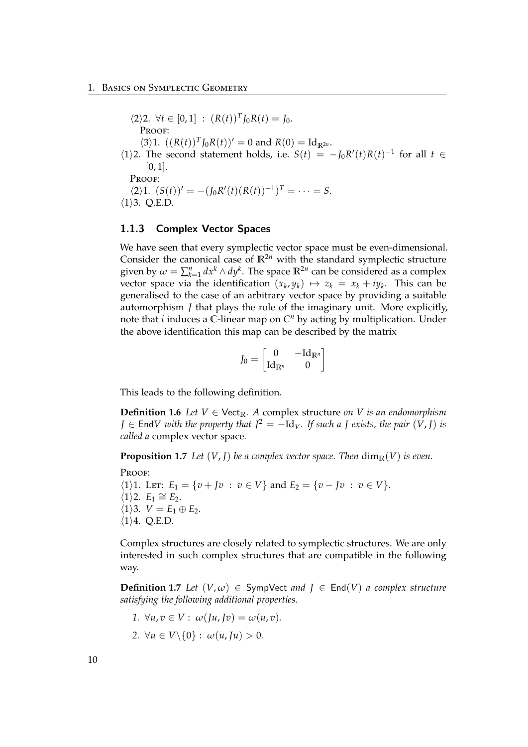⟨2⟩2. $\forall t \in [0,1] \ : \ (R(t))^T J_0 R(t) = J_0$.

PROOF:

⟨3⟩1. $((R(t))^T J_0 R(t))' = 0$ and $R(0) = \mathrm{Id}_{\mathbb{R}^{2n}}$.

⟨1⟩2. The second statement holds, i.e. $S(t) = -J_0 R'(t) R(t)^{-1}$ for all $t \in [0,1]$.

PROOF:

⟨2⟩1. $(S(t))' = -(J_0 R'(t)(R(t))^{-1})^T = \cdots = S$.

⟨1⟩3. Q.E.D.

### 1.1.3 Complex Vector Spaces

We have seen that every symplectic vector space must be even-dimensional. Consider the canonical case of $\mathbb{R}^{2n}$ with the standard symplectic structure given by $\omega = \sum_{k=1}^{n} dx^k \wedge dy^k$. The space $\mathbb{R}^{2n}$ can be considered as a complex vector space via the identification $(x_k, y_k) \mapsto z_k = x_k + iy_k$. This can be generalised to the case of an arbitrary vector space by providing a suitable automorphism $J$ that plays the role of the imaginary unit. More explicitly, note that $i$ induces a $\mathbb{C}$-linear map on $C^n$ by acting by multiplication. Under the above identification this map can be described by the matrix

$$J_0 = \begin{bmatrix} 0 & -\mathrm{Id}_{\mathbb{R}^n} \\ \mathrm{Id}_{\mathbb{R}^n} & 0 \end{bmatrix}$$

This leads to the following definition.

**Definition 1.6** *Let $V \in \mathsf{Vect}_{\mathbb{R}}$. A* complex structure *on $V$ is an endomorphism $J \in \mathsf{End}V$ with the property that $J^2 = -\mathrm{Id}_V$. If such a $J$ exists, the pair $(V, J)$ is called a* complex vector space*.*

**Proposition 1.7** *Let $(V, J)$ be a complex vector space. Then $\dim_{\mathbb{R}}(V)$ is even.*

PROOF:

⟨1⟩1. LET: $E_1 = \{v + Jv \ : \ v \in V\}$ and $E_2 = \{v - Jv \ : \ v \in V\}$.

⟨1⟩2. $E_1 \cong E_2$.

⟨1⟩3. $V = E_1 \oplus E_2$.

⟨1⟩4. Q.E.D.

Complex structures are closely related to symplectic structures. We are only interested in such complex structures that are compatible in the following way.

**Definition 1.7** *Let $(V, \omega) \in \mathsf{SympVect}$ and $J \in \mathsf{End}(V)$ a complex structure satisfying the following additional properties.*

1. *$\forall u, v \in V : \ \omega(Ju, Jv) = \omega(u, v)$.*
2. *$\forall u \in V \backslash \{0\} : \ \omega(u, Ju) > 0$.*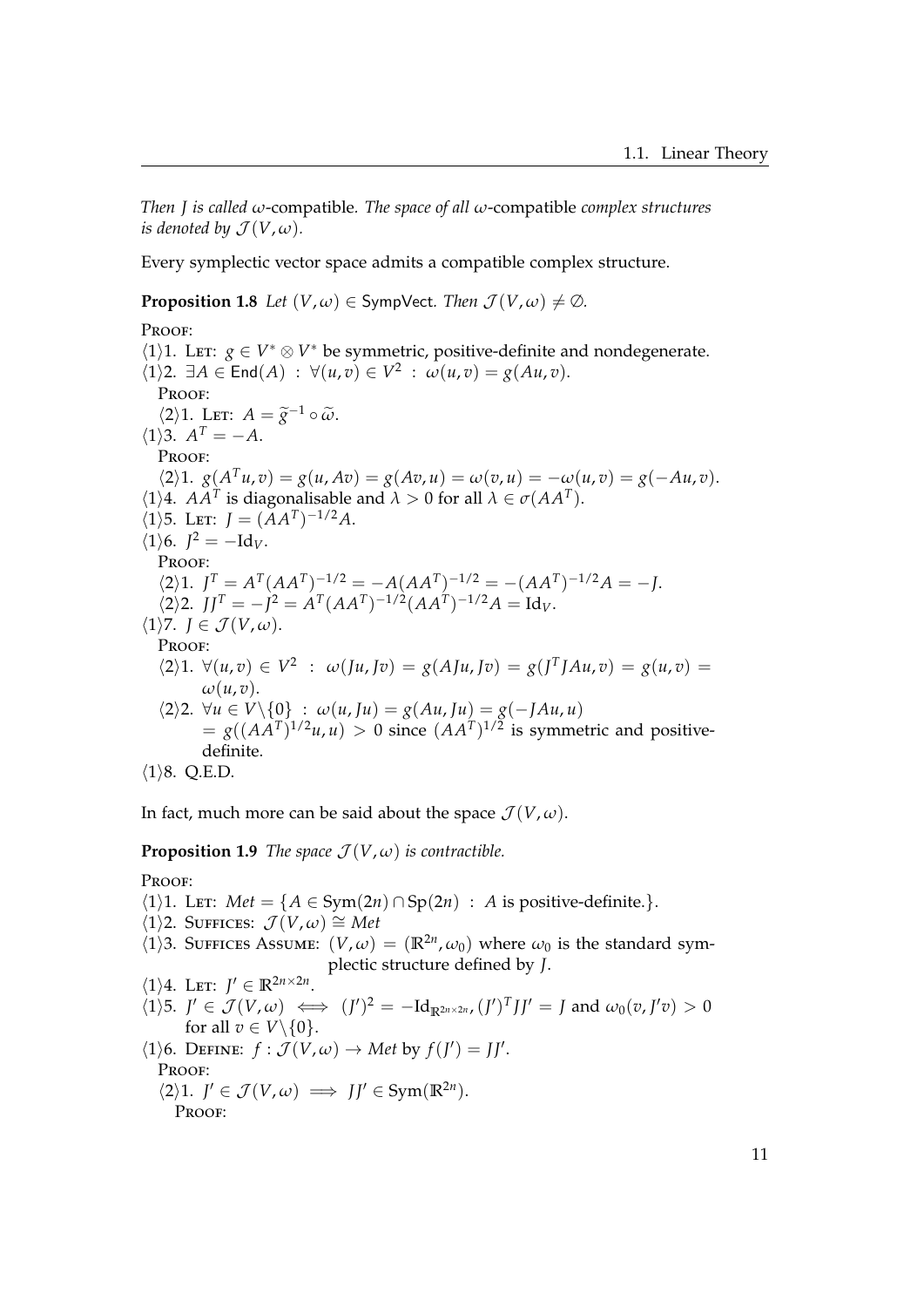*Then $J$ is called $\omega$-*compatible. *The space of all $\omega$-*compatible *complex structures is denoted by $\mathcal{J}(V,\omega)$.*

Every symplectic vector space admits a compatible complex structure.

**Proposition 1.8** *Let $(V,\omega) \in$ SympVect. Then $\mathcal{J}(V,\omega) \neq \emptyset$.*

PROOF:

$\langle 1\rangle$1. LET: $g \in V^* \otimes V^*$ be symmetric, positive-definite and nondegenerate.

$\langle 1\rangle$2. $\exists A \in \mathsf{End}(A) \ : \ \forall (u,v) \in V^2 \ : \ \omega(u,v) = g(Au,v)$.

  PROOF:

  $\langle 2\rangle$1. LET: $A = \widetilde{g}^{-1} \circ \widetilde{\omega}$.

$\langle 1\rangle$3. $A^T = -A$.

  PROOF:

  $\langle 2\rangle$1. $g(A^T u, v) = g(u, Av) = g(Av, u) = \omega(v,u) = -\omega(u,v) = g(-Au, v)$.

$\langle 1\rangle$4. $AA^T$ is diagonalisable and $\lambda > 0$ for all $\lambda \in \sigma(AA^T)$.

$\langle 1\rangle$5. LET: $J = (AA^T)^{-1/2}A$.

$\langle 1\rangle$6. $J^2 = -\mathrm{Id}_V$.

  PROOF:

  $\langle 2\rangle$1. $J^T = A^T(AA^T)^{-1/2} = -A(AA^T)^{-1/2} = -(AA^T)^{-1/2}A = -J$.

  $\langle 2\rangle$2. $JJ^T = -J^2 = A^T(AA^T)^{-1/2}(AA^T)^{-1/2}A = \mathrm{Id}_V$.

$\langle 1\rangle$7. $J \in \mathcal{J}(V,\omega)$.

  PROOF:

  $\langle 2\rangle$1. $\forall (u,v) \in V^2 \ : \ \omega(Ju, Jv) = g(AJu, Jv) = g(J^T JAu, v) = g(u,v) = \omega(u,v)$.

  $\langle 2\rangle$2. $\forall u \in V\backslash\{0\} \ : \ \omega(u, Ju) = g(Au, Ju) = g(-JAu, u)$
  $= g((AA^T)^{1/2}u, u) > 0$ since $(AA^T)^{1/2}$ is symmetric and positive-definite.

$\langle 1\rangle$8. Q.E.D.

In fact, much more can be said about the space $\mathcal{J}(V,\omega)$.

**Proposition 1.9** *The space $\mathcal{J}(V,\omega)$ is contractible.*

PROOF:

$\langle 1\rangle$1. LET: $Met = \{A \in \mathrm{Sym}(2n) \cap \mathrm{Sp}(2n) \ : \ A \text{ is positive-definite.}\}$.

$\langle 1\rangle$2. SUFFICES: $\mathcal{J}(V,\omega) \cong Met$

$\langle 1\rangle$3. SUFFICES ASSUME: $(V,\omega) = (\mathbb{R}^{2n}, \omega_0)$ where $\omega_0$ is the standard symplectic structure defined by $J$.

$\langle 1\rangle$4. LET: $J' \in \mathbb{R}^{2n\times 2n}$.

$\langle 1\rangle$5. $J' \in \mathcal{J}(V,\omega) \iff (J')^2 = -\mathrm{Id}_{\mathbb{R}^{2n\times 2n}}, (J')^T J J' = J$ and $\omega_0(v, J'v) > 0$ for all $v \in V\backslash\{0\}$.

$\langle 1\rangle$6. DEFINE: $f : \mathcal{J}(V,\omega) \to Met$ by $f(J') = JJ'$.

  PROOF:

  $\langle 2\rangle$1. $J' \in \mathcal{J}(V,\omega) \implies JJ' \in \mathrm{Sym}(\mathbb{R}^{2n})$.

    PROOF: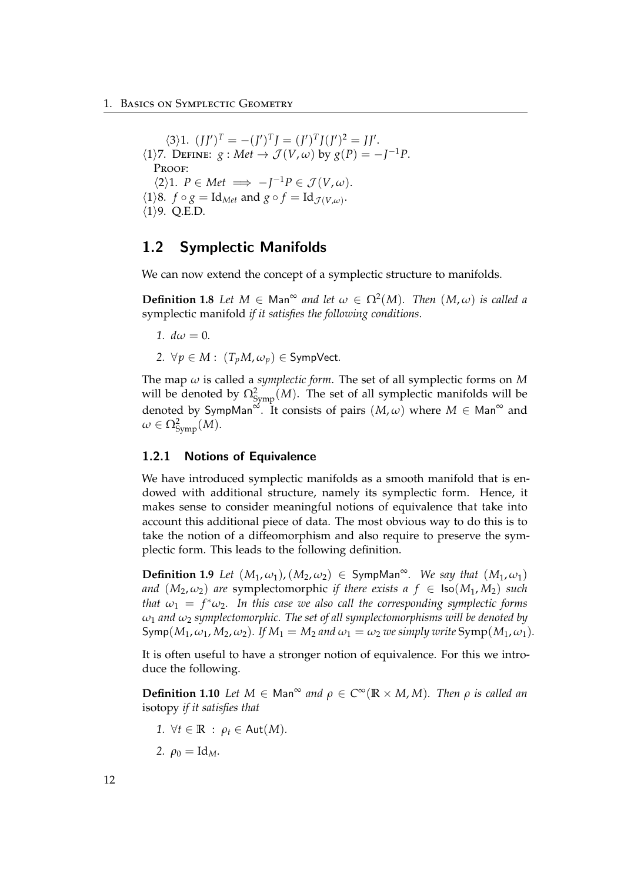⟨3⟩1. $(JJ')^T = -(J')^T J = (J')^T J (J')^2 = JJ'$.

⟨1⟩7. Define: $g : Met \to \mathcal{J}(V, \omega)$ by $g(P) = -J^{-1}P$.

Proof:

⟨2⟩1. $P \in Met \implies -J^{-1}P \in \mathcal{J}(V, \omega)$.

⟨1⟩8. $f \circ g = \mathrm{Id}_{Met}$ and $g \circ f = \mathrm{Id}_{\mathcal{J}(V,\omega)}$.

⟨1⟩9. Q.E.D.

## 1.2 Symplectic Manifolds

We can now extend the concept of a symplectic structure to manifolds.

**Definition 1.8** *Let $M \in \mathsf{Man}^\infty$ and let $\omega \in \Omega^2(M)$. Then $(M, \omega)$ is called a* symplectic manifold *if it satisfies the following conditions.*

1. $d\omega = 0$.
2. $\forall p \in M : \ (T_p M, \omega_p) \in \mathsf{SympVect}$.

The map $\omega$ is called a *symplectic form*. The set of all symplectic forms on $M$ will be denoted by $\Omega^2_{\mathrm{Symp}}(M)$. The set of all symplectic manifolds will be denoted by $\mathsf{SympMan}^\infty$. It consists of pairs $(M, \omega)$ where $M \in \mathsf{Man}^\infty$ and $\omega \in \Omega^2_{\mathrm{Symp}}(M)$.

### 1.2.1 Notions of Equivalence

We have introduced symplectic manifolds as a smooth manifold that is endowed with additional structure, namely its symplectic form. Hence, it makes sense to consider meaningful notions of equivalence that take into account this additional piece of data. The most obvious way to do this is to take the notion of a diffeomorphism and also require to preserve the symplectic form. This leads to the following definition.

**Definition 1.9** *Let $(M_1, \omega_1), (M_2, \omega_2) \in \mathsf{SympMan}^\infty$. We say that $(M_1, \omega_1)$ and $(M_2, \omega_2)$ are* symplectomorphic *if there exists a $f \in \mathsf{Iso}(M_1, M_2)$ such that $\omega_1 = f^*\omega_2$. In this case we also call the corresponding symplectic forms $\omega_1$ and $\omega_2$ symplectomorphic. The set of all symplectomorphisms will be denoted by $\mathrm{Symp}(M_1, \omega_1, M_2, \omega_2)$. If $M_1 = M_2$ and $\omega_1 = \omega_2$ we simply write $\mathrm{Symp}(M_1, \omega_1)$.*

It is often useful to have a stronger notion of equivalence. For this we introduce the following.

**Definition 1.10** *Let $M \in \mathsf{Man}^\infty$ and $\rho \in C^\infty(\mathbb{R} \times M, M)$. Then $\rho$ is called an* isotopy *if it satisfies that*

1. $\forall t \in \mathbb{R} \ : \ \rho_t \in \mathsf{Aut}(M)$.
2. $\rho_0 = \mathrm{Id}_M$.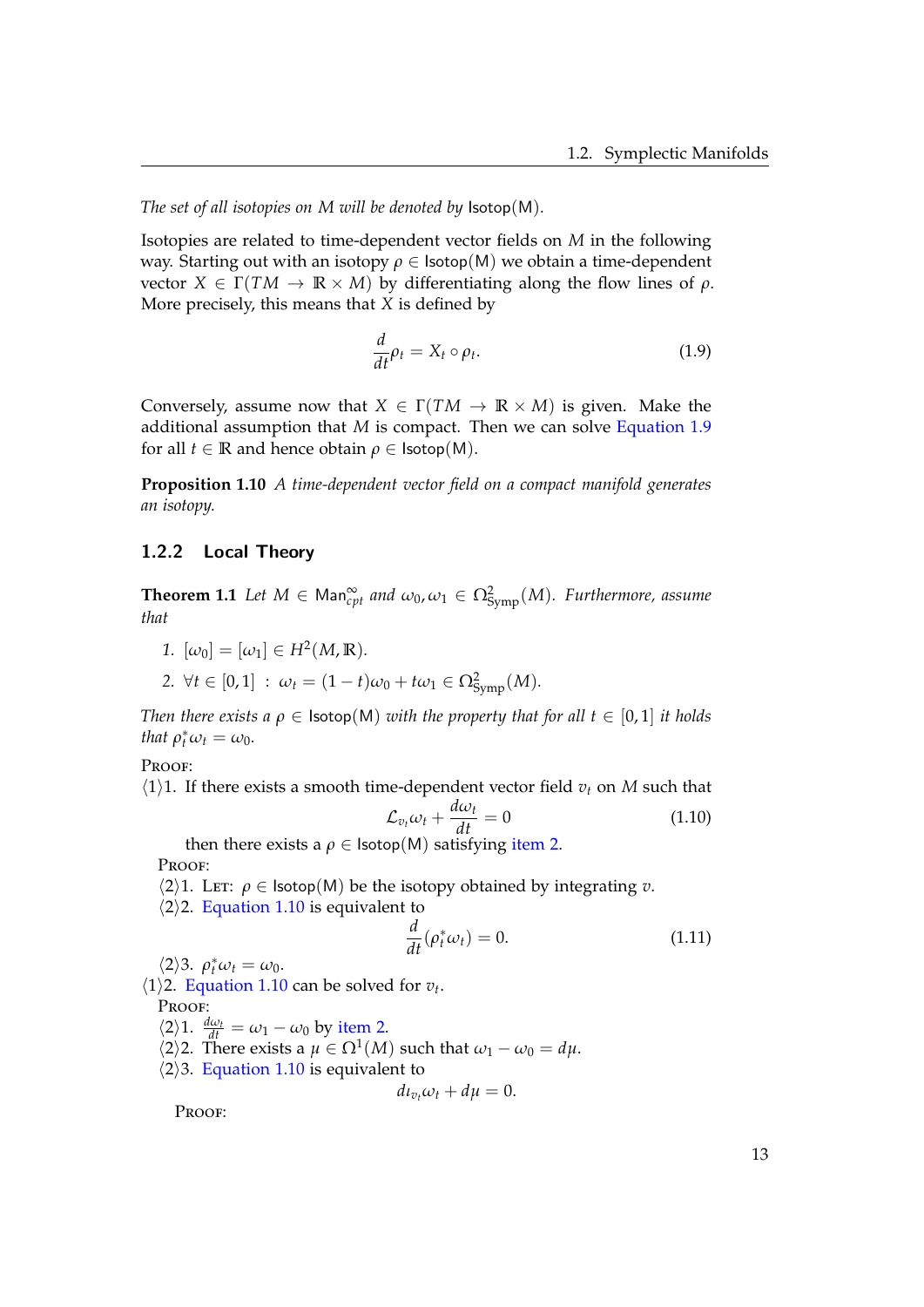*The set of all isotopies on $M$ will be denoted by* $\mathsf{Isotop(M)}$.

Isotopies are related to time-dependent vector fields on $M$ in the following way. Starting out with an isotopy $\rho \in \mathsf{Isotop(M)}$ we obtain a time-dependent vector $X \in \Gamma(TM \to \mathbb{R} \times M)$ by differentiating along the flow lines of $\rho$. More precisely, this means that $X$ is defined by

$$\frac{d}{dt}\rho_t = X_t \circ \rho_t. \tag{1.9}$$

Conversely, assume now that $X \in \Gamma(TM \to \mathbb{R} \times M)$ is given. Make the additional assumption that $M$ is compact. Then we can solve Equation 1.9 for all $t \in \mathbb{R}$ and hence obtain $\rho \in \mathsf{Isotop(M)}$.

**Proposition 1.10** *A time-dependent vector field on a compact manifold generates an isotopy.*

### 1.2.2 Local Theory

**Theorem 1.1** *Let $M \in \mathsf{Man}^{\infty}_{cpt}$ and $\omega_0, \omega_1 \in \Omega^2_{\mathrm{Symp}}(M)$. Furthermore, assume that*

1. $[\omega_0] = [\omega_1] \in H^2(M, \mathbb{R})$.
2. $\forall t \in [0,1] \; : \; \omega_t = (1-t)\omega_0 + t\omega_1 \in \Omega^2_{\mathrm{Symp}}(M)$.

*Then there exists a $\rho \in \mathsf{Isotop(M)}$ with the property that for all $t \in [0,1]$ it holds that $\rho_t^* \omega_t = \omega_0$.*

PROOF:

⟨1⟩1. If there exists a smooth time-dependent vector field $v_t$ on $M$ such that

$$\mathcal{L}_{v_t}\omega_t + \frac{d\omega_t}{dt} = 0 \tag{1.10}$$

then there exists a $\rho \in \mathsf{Isotop(M)}$ satisfying item 2.

PROOF:

⟨2⟩1. LET: $\rho \in \mathsf{Isotop(M)}$ be the isotopy obtained by integrating $v$.

⟨2⟩2. Equation 1.10 is equivalent to

$$\frac{d}{dt}(\rho_t^* \omega_t) = 0. \tag{1.11}$$

⟨2⟩3. $\rho_t^* \omega_t = \omega_0$.

⟨1⟩2. Equation 1.10 can be solved for $v_t$.

PROOF:

⟨2⟩1. $\frac{d\omega_t}{dt} = \omega_1 - \omega_0$ by item 2.

⟨2⟩2. There exists a $\mu \in \Omega^1(M)$ such that $\omega_1 - \omega_0 = d\mu$.

⟨2⟩3. Equation 1.10 is equivalent to

$$d\iota_{v_t}\omega_t + d\mu = 0.$$

PROOF: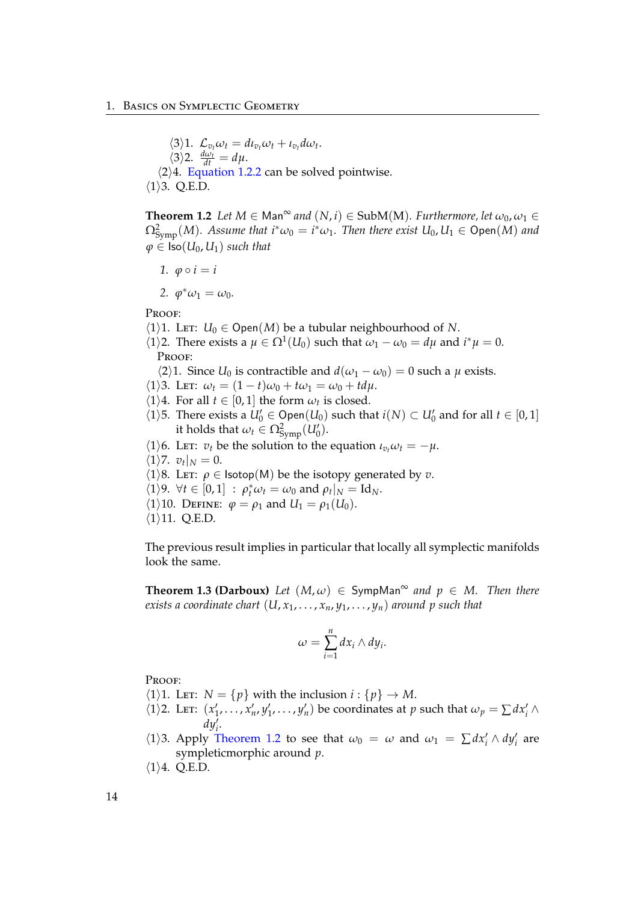⟨3⟩1. $\mathcal{L}_{v_t}\omega_t = d\iota_{v_t}\omega_t + \iota_{v_t}d\omega_t$.
⟨3⟩2. $\frac{d\omega_t}{dt} = d\mu$.
⟨2⟩4. Equation 1.2.2 can be solved pointwise.
⟨1⟩3. Q.E.D.

**Theorem 1.2** *Let $M \in \mathsf{Man}^\infty$ and $(N, i) \in \mathsf{SubM}(M)$. Furthermore, let $\omega_0, \omega_1 \in \Omega^2_{\mathsf{Symp}}(M)$. Assume that $i^*\omega_0 = i^*\omega_1$. Then there exist $U_0, U_1 \in \mathsf{Open}(M)$ and $\varphi \in \mathsf{Iso}(U_0, U_1)$ such that*

1. $\varphi \circ i = i$
2. $\varphi^*\omega_1 = \omega_0$.

Proof:
⟨1⟩1. Let: $U_0 \in \mathsf{Open}(M)$ be a tubular neighbourhood of $N$.
⟨1⟩2. There exists a $\mu \in \Omega^1(U_0)$ such that $\omega_1 - \omega_0 = d\mu$ and $i^*\mu = 0$.
Proof:
⟨2⟩1. Since $U_0$ is contractible and $d(\omega_1 - \omega_0) = 0$ such a $\mu$ exists.
⟨1⟩3. Let: $\omega_t = (1-t)\omega_0 + t\omega_1 = \omega_0 + td\mu$.
⟨1⟩4. For all $t \in [0,1]$ the form $\omega_t$ is closed.
⟨1⟩5. There exists a $U_0' \in \mathsf{Open}(U_0)$ such that $i(N) \subset U_0'$ and for all $t \in [0,1]$ it holds that $\omega_t \in \Omega^2_{\mathsf{Symp}}(U_0')$.
⟨1⟩6. Let: $v_t$ be the solution to the equation $\iota_{v_t}\omega_t = -\mu$.
⟨1⟩7. $v_t|_N = 0$.
⟨1⟩8. Let: $\rho \in \mathsf{Isotop(M)}$ be the isotopy generated by $v$.
⟨1⟩9. $\forall t \in [0,1] \; : \; \rho_t^*\omega_t = \omega_0$ and $\rho_t|_N = \mathrm{Id}_N$.
⟨1⟩10. Define: $\varphi = \rho_1$ and $U_1 = \rho_1(U_0)$.
⟨1⟩11. Q.E.D.

The previous result implies in particular that locally all symplectic manifolds look the same.

**Theorem 1.3 (Darboux)** *Let $(M, \omega) \in \mathsf{SympMan}^\infty$ and $p \in M$. Then there exists a coordinate chart $(U, x_1, \ldots, x_n, y_1, \ldots, y_n)$ around $p$ such that*

$$\omega = \sum_{i=1}^{n} dx_i \wedge dy_i.$$

Proof:
⟨1⟩1. Let: $N = \{p\}$ with the inclusion $i : \{p\} \to M$.
⟨1⟩2. Let: $(x_1', \ldots, x_n', y_1', \ldots, y_n')$ be coordinates at $p$ such that $\omega_p = \sum dx_i' \wedge dy_i'$.
⟨1⟩3. Apply Theorem 1.2 to see that $\omega_0 = \omega$ and $\omega_1 = \sum dx_i' \wedge dy_i'$ are sympleticmorphic around $p$.
⟨1⟩4. Q.E.D.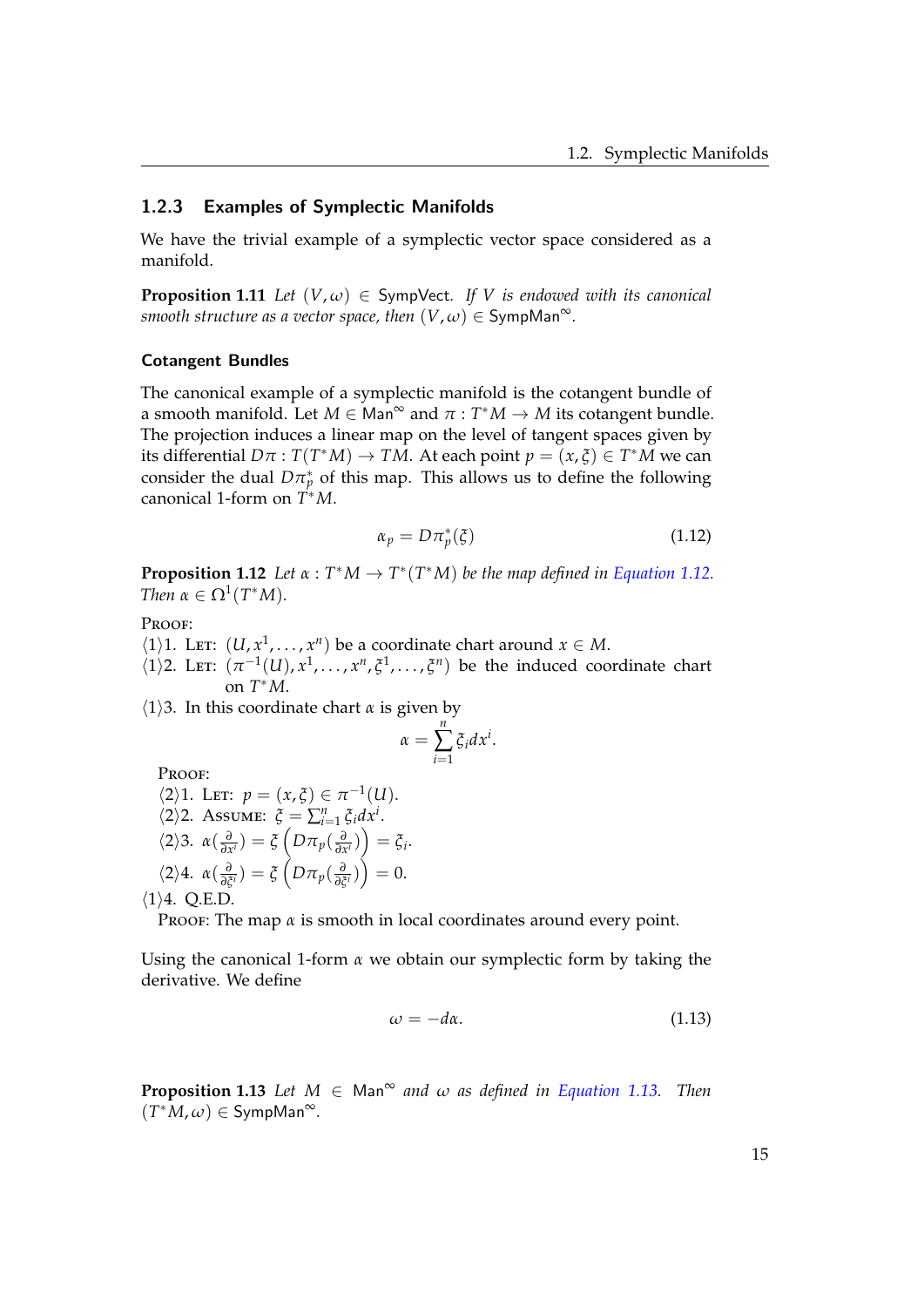### 1.2.3 Examples of Symplectic Manifolds

We have the trivial example of a symplectic vector space considered as a manifold.

**Proposition 1.11** *Let $(V, \omega) \in \mathsf{SympVect}$. If $V$ is endowed with its canonical smooth structure as a vector space, then $(V, \omega) \in \mathsf{SympMan}^{\infty}$.*

#### Cotangent Bundles

The canonical example of a symplectic manifold is the cotangent bundle of a smooth manifold. Let $M \in \mathsf{Man}^{\infty}$ and $\pi : T^*M \to M$ its cotangent bundle. The projection induces a linear map on the level of tangent spaces given by its differential $D\pi : T(T^*M) \to TM$. At each point $p = (x, \xi) \in T^*M$ we can consider the dual $D\pi_p^*$ of this map. This allows us to define the following canonical 1-form on $T^*M$.

$$\alpha_p = D\pi_p^*(\xi) \tag{1.12}$$

**Proposition 1.12** *Let $\alpha : T^*M \to T^*(T^*M)$ be the map defined in Equation 1.12. Then $\alpha \in \Omega^1(T^*M)$.*

PROOF:
$\langle 1 \rangle 1$. LET: $(U, x^1, \ldots, x^n)$ be a coordinate chart around $x \in M$.
$\langle 1 \rangle 2$. LET: $(\pi^{-1}(U), x^1, \ldots, x^n, \xi^1, \ldots, \xi^n)$ be the induced coordinate chart on $T^*M$.
$\langle 1 \rangle 3$. In this coordinate chart $\alpha$ is given by

$$\alpha = \sum_{i=1}^{n} \xi_i dx^i.$$

PROOF:
$\langle 2 \rangle 1$. LET: $p = (x, \xi) \in \pi^{-1}(U)$.
$\langle 2 \rangle 2$. ASSUME: $\xi = \sum_{i=1}^{n} \xi_i dx^i$.
$\langle 2 \rangle 3$. $\alpha(\frac{\partial}{\partial x^i}) = \xi\left(D\pi_p(\frac{\partial}{\partial x^i})\right) = \xi_i$.
$\langle 2 \rangle 4$. $\alpha(\frac{\partial}{\partial \xi^i}) = \xi\left(D\pi_p(\frac{\partial}{\partial \xi^i})\right) = 0$.
$\langle 1 \rangle 4$. Q.E.D.
PROOF: The map $\alpha$ is smooth in local coordinates around every point.

Using the canonical 1-form $\alpha$ we obtain our symplectic form by taking the derivative. We define

$$\omega = -d\alpha. \tag{1.13}$$

**Proposition 1.13** *Let $M \in \mathsf{Man}^{\infty}$ and $\omega$ as defined in Equation 1.13. Then $(T^*M, \omega) \in \mathsf{SympMan}^{\infty}$.*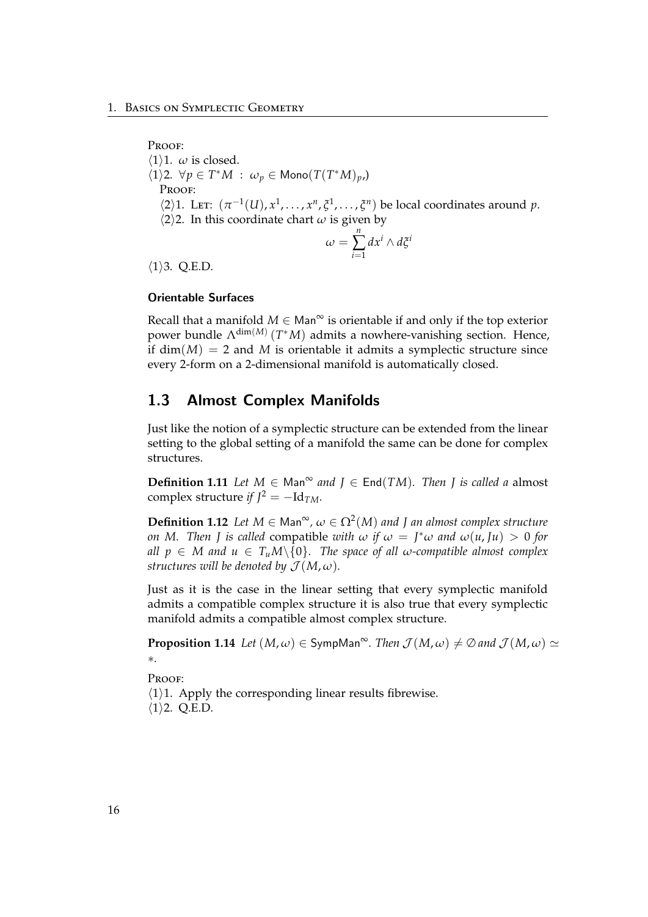PROOF:

⟨1⟩1. $\omega$ is closed.

⟨1⟩2. $\forall p \in T^*M \;:\; \omega_p \in \mathsf{Mono}(T(T^*M)_p,)$

PROOF:

⟨2⟩1. LET: $(\pi^{-1}(U), x^1, \ldots, x^n, \xi^1, \ldots, \xi^n)$ be local coordinates around $p$.

⟨2⟩2. In this coordinate chart $\omega$ is given by

$$\omega = \sum_{i=1}^{n} dx^i \wedge d\xi^i$$

⟨1⟩3. Q.E.D.

#### Orientable Surfaces

Recall that a manifold $M \in \mathsf{Man}^\infty$ is orientable if and only if the top exterior power bundle $\Lambda^{\dim(M)}(T^*M)$ admits a nowhere-vanishing section. Hence, if $\dim(M) = 2$ and $M$ is orientable it admits a symplectic structure since every 2-form on a 2-dimensional manifold is automatically closed.

## 1.3 Almost Complex Manifolds

Just like the notion of a symplectic structure can be extended from the linear setting to the global setting of a manifold the same can be done for complex structures.

**Definition 1.11** *Let $M \in \mathsf{Man}^\infty$ and $J \in \mathsf{End}(TM)$. Then $J$ is called a* almost complex structure *if $J^2 = -\mathrm{Id}_{TM}$.*

**Definition 1.12** *Let $M \in \mathsf{Man}^\infty$, $\omega \in \Omega^2(M)$ and $J$ an almost complex structure on M. Then $J$ is called* compatible *with $\omega$ if $\omega = J^*\omega$ and $\omega(u, Ju) > 0$ for all $p \in M$ and $u \in T_uM\backslash\{0\}$. The space of all $\omega$-compatible almost complex structures will be denoted by $\mathcal{J}(M,\omega)$.*

Just as it is the case in the linear setting that every symplectic manifold admits a compatible complex structure it is also true that every symplectic manifold admits a compatible almost complex structure.

**Proposition 1.14** *Let $(M,\omega) \in \mathsf{SympMan}^\infty$. Then $\mathcal{J}(M,\omega) \neq \emptyset$ and $\mathcal{J}(M,\omega) \simeq *$.*

PROOF:

⟨1⟩1. Apply the corresponding linear results fibrewise.

⟨1⟩2. Q.E.D.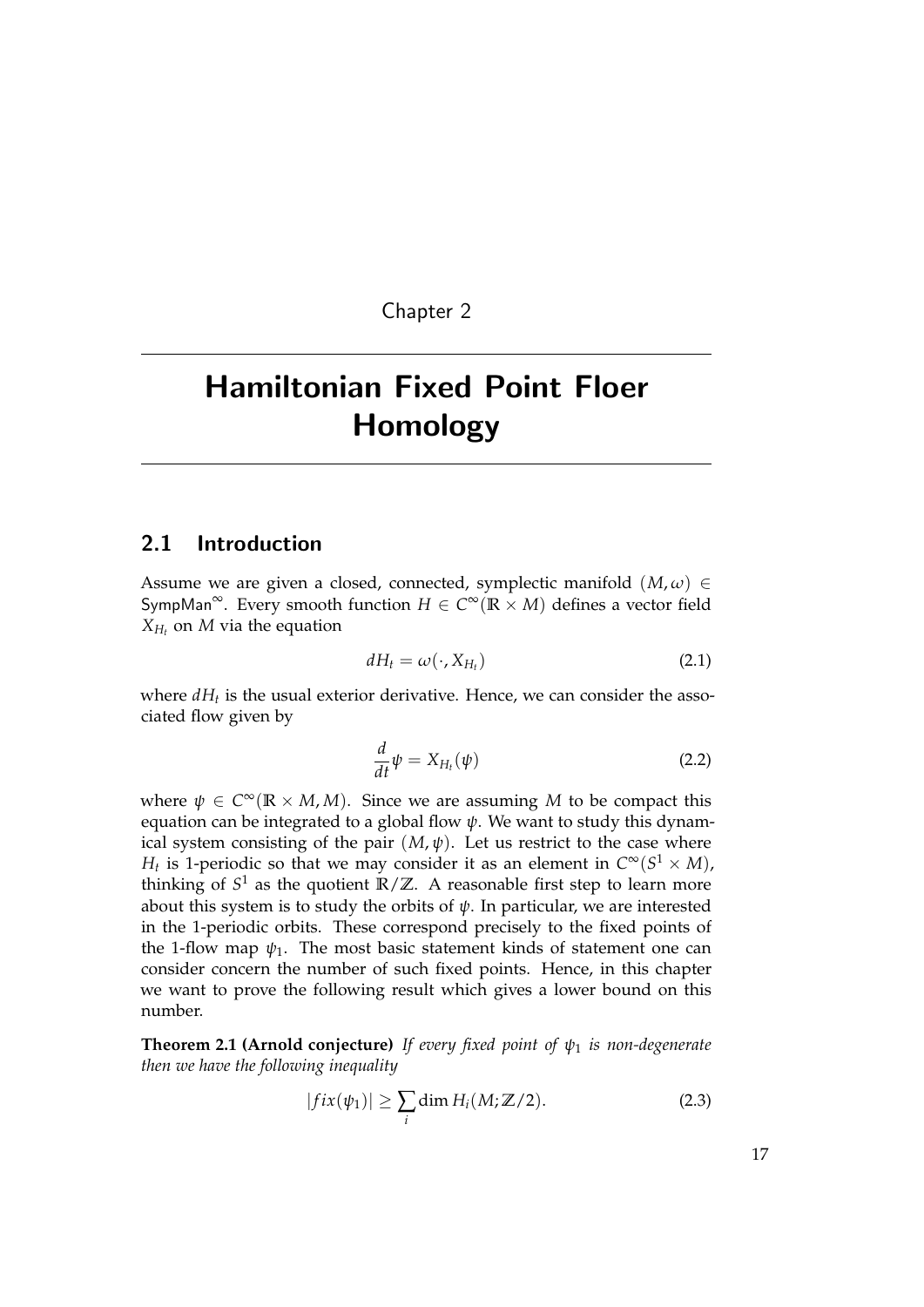Chapter 2

# Hamiltonian Fixed Point Floer Homology

## 2.1 Introduction

Assume we are given a closed, connected, symplectic manifold $(M, \omega) \in \mathsf{SympMan}^{\infty}$. Every smooth function $H \in C^{\infty}(\mathbb{R} \times M)$ defines a vector field $X_{H_t}$ on $M$ via the equation

$$dH_t = \omega(\cdot, X_{H_t}) \tag{2.1}$$

where $dH_t$ is the usual exterior derivative. Hence, we can consider the associated flow given by

$$\frac{d}{dt}\psi = X_{H_t}(\psi) \tag{2.2}$$

where $\psi \in C^{\infty}(\mathbb{R} \times M, M)$. Since we are assuming $M$ to be compact this equation can be integrated to a global flow $\psi$. We want to study this dynamical system consisting of the pair $(M, \psi)$. Let us restrict to the case where $H_t$ is 1-periodic so that we may consider it as an element in $C^{\infty}(S^1 \times M)$, thinking of $S^1$ as the quotient $\mathbb{R}/\mathbb{Z}$. A reasonable first step to learn more about this system is to study the orbits of $\psi$. In particular, we are interested in the 1-periodic orbits. These correspond precisely to the fixed points of the 1-flow map $\psi_1$. The most basic statement kinds of statement one can consider concern the number of such fixed points. Hence, in this chapter we want to prove the following result which gives a lower bound on this number.

**Theorem 2.1 (Arnold conjecture)** *If every fixed point of $\psi_1$ is non-degenerate then we have the following inequality*

$$|fix(\psi_1)| \geq \sum_i \dim H_i(M; \mathbb{Z}/2). \tag{2.3}$$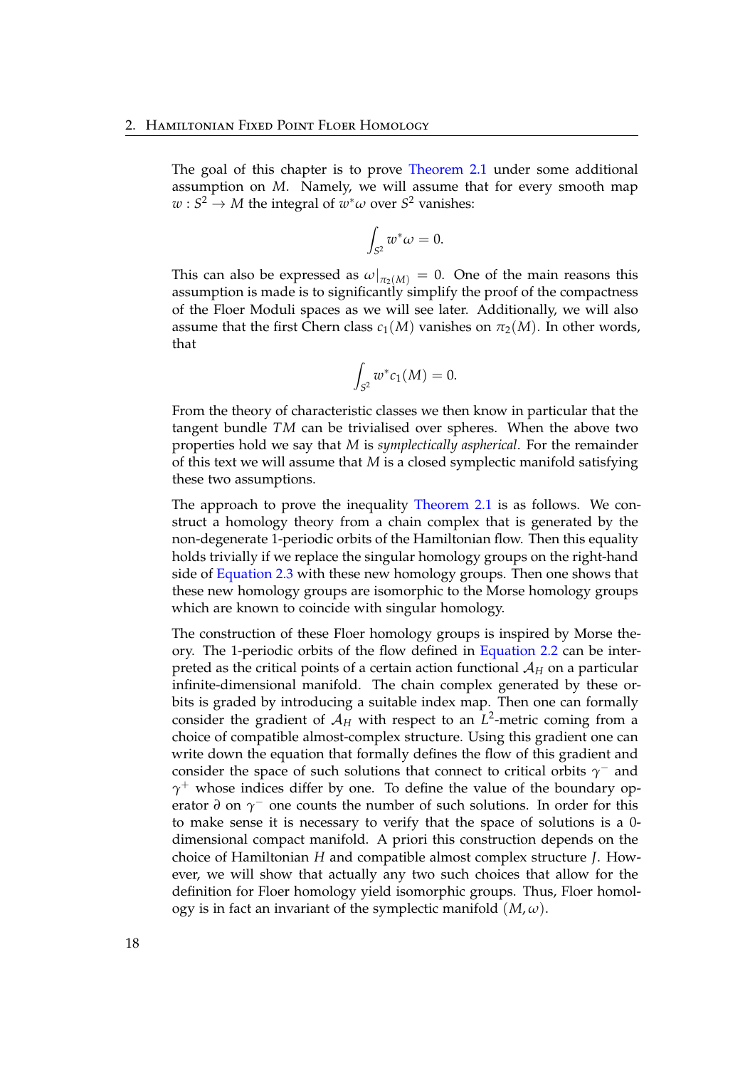The goal of this chapter is to prove Theorem 2.1 under some additional assumption on $M$. Namely, we will assume that for every smooth map $w : S^2 \to M$ the integral of $w^*\omega$ over $S^2$ vanishes:

$$\int_{S^2} w^*\omega = 0.$$

This can also be expressed as $\omega|_{\pi_2(M)} = 0$. One of the main reasons this assumption is made is to significantly simplify the proof of the compactness of the Floer Moduli spaces as we will see later. Additionally, we will also assume that the first Chern class $c_1(M)$ vanishes on $\pi_2(M)$. In other words, that

$$\int_{S^2} w^*c_1(M) = 0.$$

From the theory of characteristic classes we then know in particular that the tangent bundle $TM$ can be trivialised over spheres. When the above two properties hold we say that $M$ is *symplectically aspherical*. For the remainder of this text we will assume that $M$ is a closed symplectic manifold satisfying these two assumptions.

The approach to prove the inequality Theorem 2.1 is as follows. We construct a homology theory from a chain complex that is generated by the non-degenerate 1-periodic orbits of the Hamiltonian flow. Then this equality holds trivially if we replace the singular homology groups on the right-hand side of Equation 2.3 with these new homology groups. Then one shows that these new homology groups are isomorphic to the Morse homology groups which are known to coincide with singular homology.

The construction of these Floer homology groups is inspired by Morse theory. The 1-periodic orbits of the flow defined in Equation 2.2 can be interpreted as the critical points of a certain action functional $\mathcal{A}_H$ on a particular infinite-dimensional manifold. The chain complex generated by these orbits is graded by introducing a suitable index map. Then one can formally consider the gradient of $\mathcal{A}_H$ with respect to an $L^2$-metric coming from a choice of compatible almost-complex structure. Using this gradient one can write down the equation that formally defines the flow of this gradient and consider the space of such solutions that connect to critical orbits $\gamma^-$ and $\gamma^+$ whose indices differ by one. To define the value of the boundary operator $\partial$ on $\gamma^-$ one counts the number of such solutions. In order for this to make sense it is necessary to verify that the space of solutions is a 0-dimensional compact manifold. A priori this construction depends on the choice of Hamiltonian $H$ and compatible almost complex structure $J$. However, we will show that actually any two such choices that allow for the definition for Floer homology yield isomorphic groups. Thus, Floer homology is in fact an invariant of the symplectic manifold $(M, \omega)$.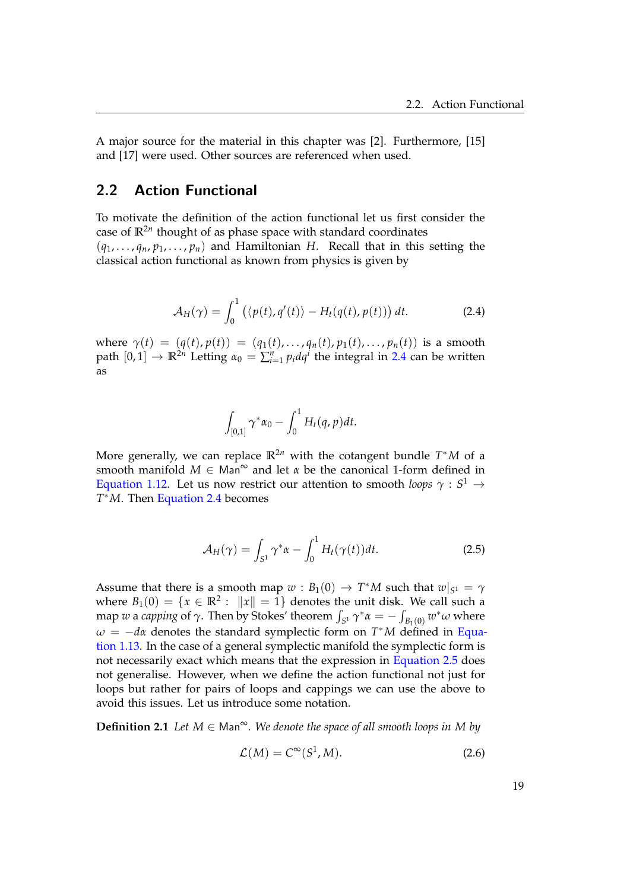A major source for the material in this chapter was [2]. Furthermore, [15] and [17] were used. Other sources are referenced when used.

## 2.2 Action Functional

To motivate the definition of the action functional let us first consider the case of $\mathbb{R}^{2n}$ thought of as phase space with standard coordinates $(q_1, \ldots, q_n, p_1, \ldots, p_n)$ and Hamiltonian $H$. Recall that in this setting the classical action functional as known from physics is given by

$$\mathcal{A}_H(\gamma) = \int_0^1 \left( \langle p(t), q'(t) \rangle - H_t(q(t), p(t)) \right) dt. \tag{2.4}$$

where $\gamma(t) = (q(t), p(t)) = (q_1(t), \ldots, q_n(t), p_1(t), \ldots, p_n(t))$ is a smooth path $[0,1] \to \mathbb{R}^{2n}$ Letting $\alpha_0 = \sum_{i=1}^n p_i dq^i$ the integral in 2.4 can be written as

$$\int_{[0,1]} \gamma^* \alpha_0 - \int_0^1 H_t(q,p) dt.$$

More generally, we can replace $\mathbb{R}^{2n}$ with the cotangent bundle $T^*M$ of a smooth manifold $M \in \mathsf{Man}^\infty$ and let $\alpha$ be the canonical 1-form defined in Equation 1.12. Let us now restrict our attention to smooth *loops* $\gamma : S^1 \to T^*M$. Then Equation 2.4 becomes

$$\mathcal{A}_H(\gamma) = \int_{S^1} \gamma^* \alpha - \int_0^1 H_t(\gamma(t)) dt. \tag{2.5}$$

Assume that there is a smooth map $w : B_1(0) \to T^*M$ such that $w|_{S^1} = \gamma$ where $B_1(0) = \{x \in \mathbb{R}^2 : \ \|x\| = 1\}$ denotes the unit disk. We call such a map $w$ a *capping* of $\gamma$. Then by Stokes' theorem $\int_{S^1} \gamma^* \alpha = -\int_{B_1(0)} w^* \omega$ where $\omega = -d\alpha$ denotes the standard symplectic form on $T^*M$ defined in Equation 1.13. In the case of a general symplectic manifold the symplectic form is not necessarily exact which means that the expression in Equation 2.5 does not generalise. However, when we define the action functional not just for loops but rather for pairs of loops and cappings we can use the above to avoid this issues. Let us introduce some notation.

**Definition 2.1** *Let $M \in \mathsf{Man}^\infty$. We denote the space of all smooth loops in $M$ by*

$$\mathcal{L}(M) = C^\infty(S^1, M). \tag{2.6}$$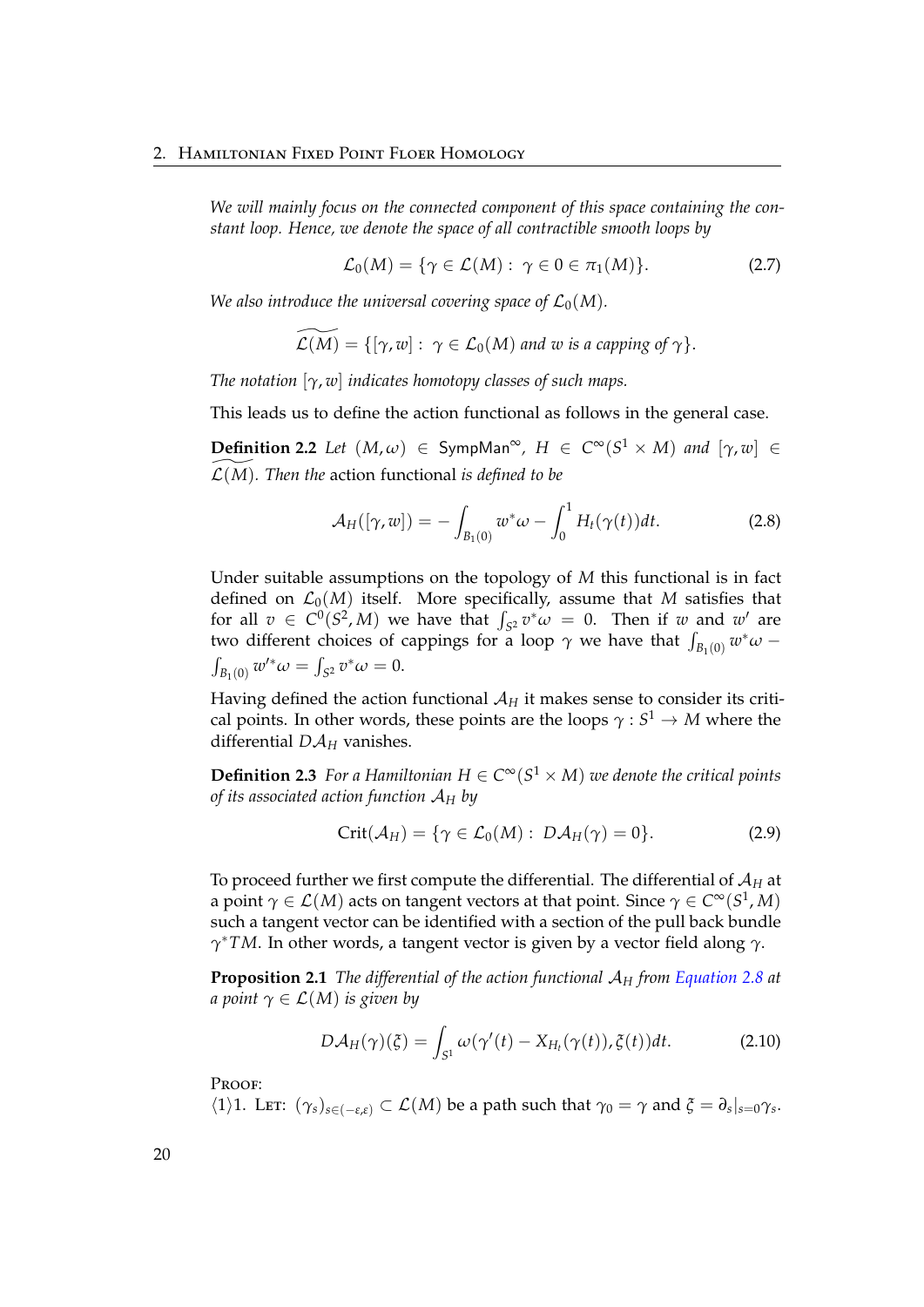*We will mainly focus on the connected component of this space containing the constant loop. Hence, we denote the space of all contractible smooth loops by*

$$\mathcal{L}_0(M) = \{\gamma \in \mathcal{L}(M) : \gamma \in 0 \in \pi_1(M)\}. \tag{2.7}$$

*We also introduce the universal covering space of $\mathcal{L}_0(M)$.*

$$\widetilde{\mathcal{L}(M)} = \{[\gamma, w] : \gamma \in \mathcal{L}_0(M) \text{ and } w \text{ is a capping of } \gamma\}.$$

*The notation $[\gamma, w]$ indicates homotopy classes of such maps.*

This leads us to define the action functional as follows in the general case.

**Definition 2.2** *Let $(M, \omega) \in \mathsf{SympMan}^\infty$, $H \in C^\infty(S^1 \times M)$ and $[\gamma, w] \in \widetilde{\mathcal{L}(M)}$. Then the* action functional *is defined to be*

$$\mathcal{A}_H([\gamma, w]) = -\int_{B_1(0)} w^*\omega - \int_0^1 H_t(\gamma(t))dt. \tag{2.8}$$

Under suitable assumptions on the topology of $M$ this functional is in fact defined on $\mathcal{L}_0(M)$ itself. More specifically, assume that $M$ satisfies that for all $v \in C^0(S^2, M)$ we have that $\int_{S^2} v^*\omega = 0$. Then if $w$ and $w'$ are two different choices of cappings for a loop $\gamma$ we have that $\int_{B_1(0)} w^*\omega - \int_{B_1(0)} w'^*\omega = \int_{S^2} v^*\omega = 0$.

Having defined the action functional $\mathcal{A}_H$ it makes sense to consider its critical points. In other words, these points are the loops $\gamma : S^1 \to M$ where the differential $D\mathcal{A}_H$ vanishes.

**Definition 2.3** *For a Hamiltonian $H \in C^\infty(S^1 \times M)$ we denote the critical points of its associated action function $\mathcal{A}_H$ by*

$$\text{Crit}(\mathcal{A}_H) = \{\gamma \in \mathcal{L}_0(M) : D\mathcal{A}_H(\gamma) = 0\}. \tag{2.9}$$

To proceed further we first compute the differential. The differential of $\mathcal{A}_H$ at a point $\gamma \in \mathcal{L}(M)$ acts on tangent vectors at that point. Since $\gamma \in C^\infty(S^1, M)$ such a tangent vector can be identified with a section of the pull back bundle $\gamma^*TM$. In other words, a tangent vector is given by a vector field along $\gamma$.

**Proposition 2.1** *The differential of the action functional $\mathcal{A}_H$ from Equation 2.8 at a point $\gamma \in \mathcal{L}(M)$ is given by*

$$D\mathcal{A}_H(\gamma)(\xi) = \int_{S^1} \omega(\gamma'(t) - X_{H_t}(\gamma(t)), \xi(t))dt. \tag{2.10}$$

Proof:
$\langle 1 \rangle 1.$ Let: $(\gamma_s)_{s \in (-\varepsilon, \varepsilon)} \subset \mathcal{L}(M)$ be a path such that $\gamma_0 = \gamma$ and $\xi = \partial_s|_{s=0}\gamma_s$.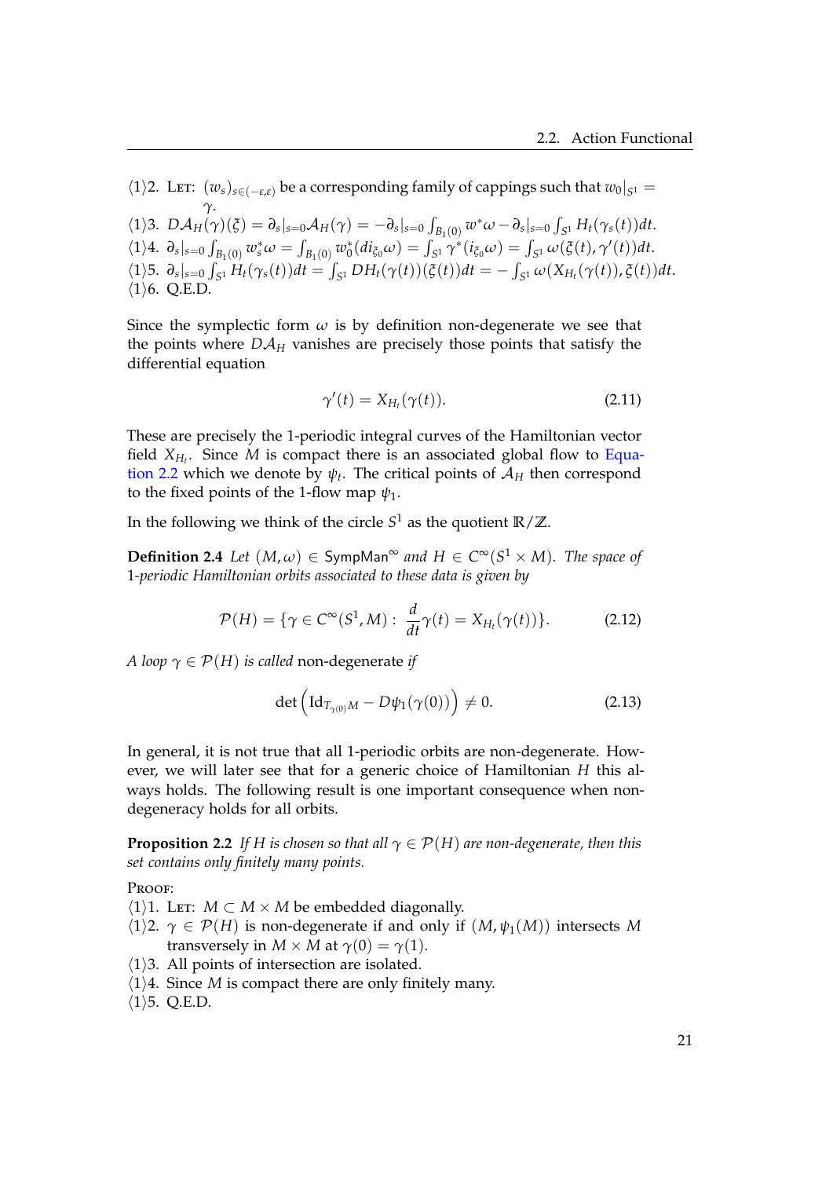⟨1⟩2. LET: $(w_s)_{s\in(-\varepsilon,\varepsilon)}$ be a corresponding family of cappings such that $w_0|_{S^1} = \gamma$.

⟨1⟩3. $D\mathcal{A}_H(\gamma)(\xi) = \partial_s|_{s=0}\mathcal{A}_H(\gamma) = -\partial_s|_{s=0}\int_{B_1(0)} w^*\omega - \partial_s|_{s=0}\int_{S^1} H_t(\gamma_s(t))dt$.

⟨1⟩4. $\partial_s|_{s=0}\int_{B_1(0)} w_s^*\omega = \int_{B_1(0)} w_0^*(di_{\xi_0}\omega) = \int_{S^1}\gamma^*(i_{\xi_0}\omega) = \int_{S^1}\omega(\xi(t),\gamma'(t))dt$.

⟨1⟩5. $\partial_s|_{s=0}\int_{S^1} H_t(\gamma_s(t))dt = \int_{S^1} DH_t(\gamma(t))(\xi(t))dt = -\int_{S^1}\omega(X_{H_t}(\gamma(t)),\xi(t))dt$.

⟨1⟩6. Q.E.D.

Since the symplectic form $\omega$ is by definition non-degenerate we see that the points where $D\mathcal{A}_H$ vanishes are precisely those points that satisfy the differential equation

$$\gamma'(t) = X_{H_t}(\gamma(t)). \tag{2.11}$$

These are precisely the 1-periodic integral curves of the Hamiltonian vector field $X_{H_t}$. Since $M$ is compact there is an associated global flow to Equation 2.2 which we denote by $\psi_t$. The critical points of $\mathcal{A}_H$ then correspond to the fixed points of the 1-flow map $\psi_1$.

In the following we think of the circle $S^1$ as the quotient $\mathbb{R}/\mathbb{Z}$.

**Definition 2.4** *Let $(M,\omega) \in \mathsf{SympMan}^\infty$ and $H \in C^\infty(S^1 \times M)$. The space of 1-periodic Hamiltonian orbits associated to these data is given by*

$$\mathcal{P}(H) = \{\gamma \in C^\infty(S^1, M) : \frac{d}{dt}\gamma(t) = X_{H_t}(\gamma(t))\}. \tag{2.12}$$

*A loop $\gamma \in \mathcal{P}(H)$ is called* non-degenerate *if*

$$\det\left(\mathrm{Id}_{T_{\gamma(0)}M} - D\psi_1(\gamma(0))\right) \neq 0. \tag{2.13}$$

In general, it is not true that all 1-periodic orbits are non-degenerate. However, we will later see that for a generic choice of Hamiltonian $H$ this always holds. The following result is one important consequence when non-degeneracy holds for all orbits.

**Proposition 2.2** *If $H$ is chosen so that all $\gamma \in \mathcal{P}(H)$ are non-degenerate, then this set contains only finitely many points.*

PROOF:

⟨1⟩1. LET: $M \subset M \times M$ be embedded diagonally.

⟨1⟩2. $\gamma \in \mathcal{P}(H)$ is non-degenerate if and only if $(M, \psi_1(M))$ intersects $M$ transversely in $M \times M$ at $\gamma(0) = \gamma(1)$.

⟨1⟩3. All points of intersection are isolated.

⟨1⟩4. Since $M$ is compact there are only finitely many.

⟨1⟩5. Q.E.D.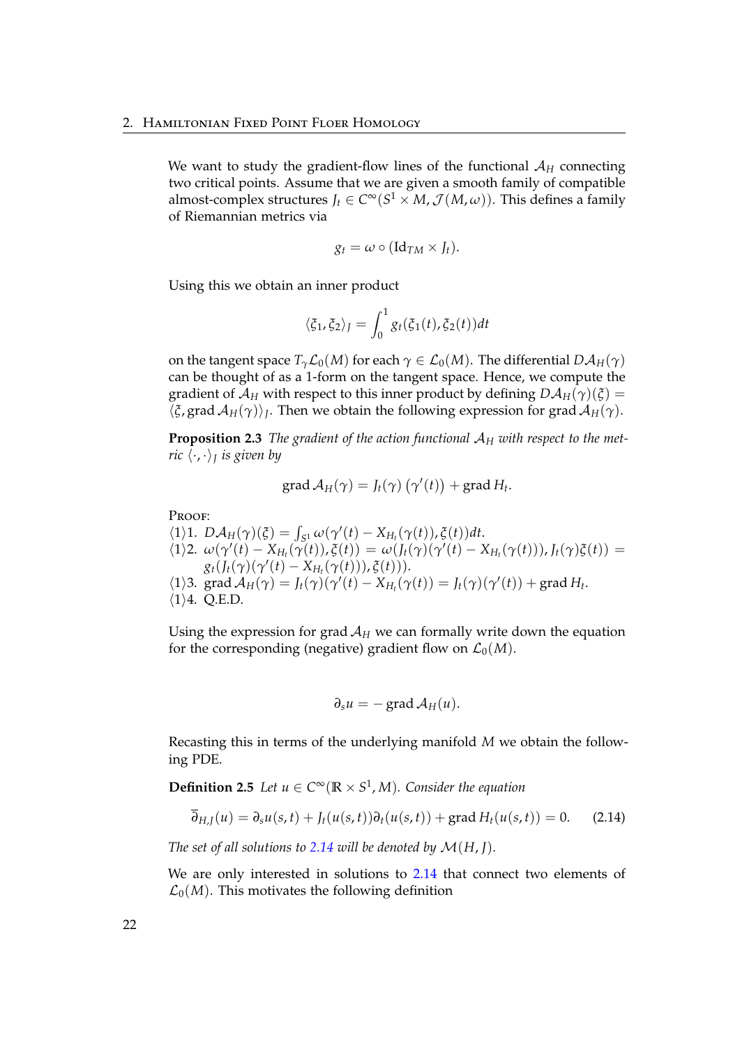We want to study the gradient-flow lines of the functional $\mathcal{A}_H$ connecting two critical points. Assume that we are given a smooth family of compatible almost-complex structures $J_t \in C^\infty(S^1 \times M, \mathcal{J}(M,\omega))$. This defines a family of Riemannian metrics via

$$g_t = \omega \circ (\mathrm{Id}_{TM} \times J_t).$$

Using this we obtain an inner product

$$\langle \xi_1, \xi_2 \rangle_J = \int_0^1 g_t(\xi_1(t), \xi_2(t))dt$$

on the tangent space $T_\gamma \mathcal{L}_0(M)$ for each $\gamma \in \mathcal{L}_0(M)$. The differential $D\mathcal{A}_H(\gamma)$ can be thought of as a 1-form on the tangent space. Hence, we compute the gradient of $\mathcal{A}_H$ with respect to this inner product by defining $D\mathcal{A}_H(\gamma)(\xi) = \langle \xi, \operatorname{grad} \mathcal{A}_H(\gamma) \rangle_J$. Then we obtain the following expression for $\operatorname{grad} \mathcal{A}_H(\gamma)$.

**Proposition 2.3** *The gradient of the action functional $\mathcal{A}_H$ with respect to the metric $\langle \cdot, \cdot \rangle_J$ is given by*

$$\operatorname{grad} \mathcal{A}_H(\gamma) = J_t(\gamma)\left(\gamma'(t)\right) + \operatorname{grad} H_t.$$

Proof:
$\langle 1 \rangle 1.$ $D\mathcal{A}_H(\gamma)(\xi) = \int_{S^1} \omega(\gamma'(t) - X_{H_t}(\gamma(t)), \xi(t))dt.$
$\langle 1 \rangle 2.$ $\omega(\gamma'(t) - X_{H_t}(\gamma(t)), \xi(t)) = \omega(J_t(\gamma)(\gamma'(t) - X_{H_t}(\gamma(t))), J_t(\gamma)\xi(t)) = g_t(J_t(\gamma)(\gamma'(t) - X_{H_t}(\gamma(t))), \xi(t)).$
$\langle 1 \rangle 3.$ $\operatorname{grad} \mathcal{A}_H(\gamma) = J_t(\gamma)(\gamma'(t) - X_{H_t}(\gamma(t)) = J_t(\gamma)(\gamma'(t)) + \operatorname{grad} H_t.$
$\langle 1 \rangle 4.$ Q.E.D.

Using the expression for $\operatorname{grad} \mathcal{A}_H$ we can formally write down the equation for the corresponding (negative) gradient flow on $\mathcal{L}_0(M)$.

$$\partial_s u = -\operatorname{grad} \mathcal{A}_H(u).$$

Recasting this in terms of the underlying manifold $M$ we obtain the following PDE.

**Definition 2.5** *Let $u \in C^\infty(\mathbb{R} \times S^1, M)$. Consider the equation*

$$\overline{\partial}_{H,J}(u) = \partial_s u(s,t) + J_t(u(s,t))\partial_t(u(s,t)) + \operatorname{grad} H_t(u(s,t)) = 0. \tag{2.14}$$

*The set of all solutions to 2.14 will be denoted by $\mathcal{M}(H,J)$.*

We are only interested in solutions to 2.14 that connect two elements of $\mathcal{L}_0(M)$. This motivates the following definition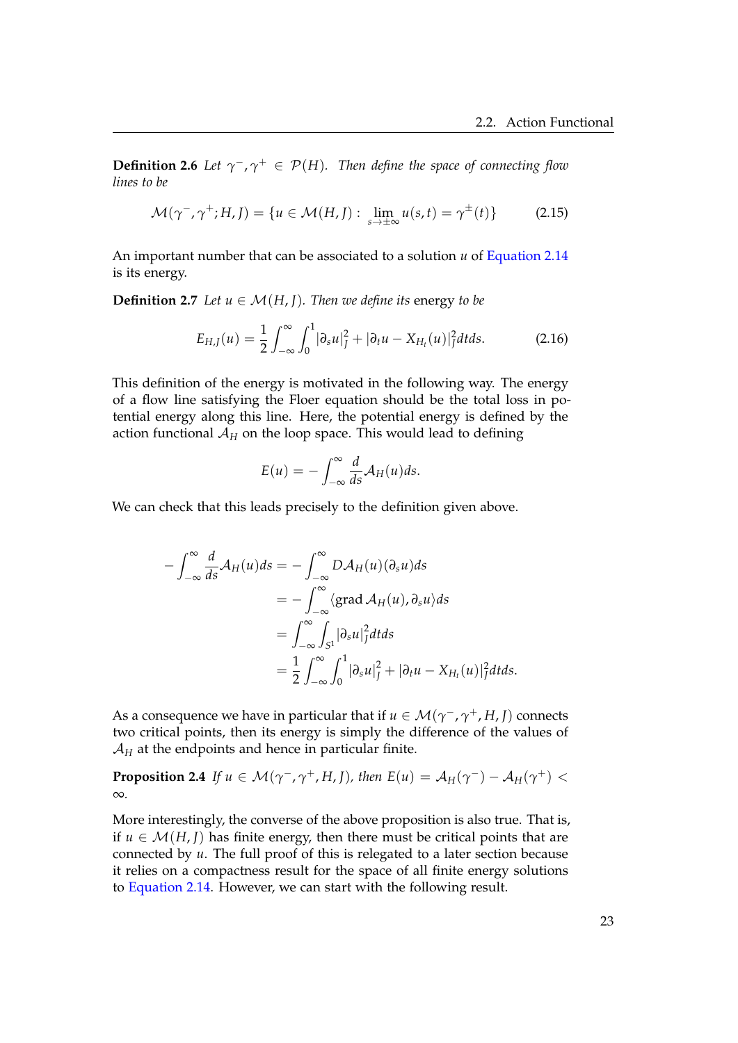**Definition 2.6** *Let $\gamma^-, \gamma^+ \in \mathcal{P}(H)$. Then define the space of connecting flow lines to be*

$$\mathcal{M}(\gamma^-, \gamma^+; H, J) = \{u \in \mathcal{M}(H, J) : \lim_{s \to \pm\infty} u(s,t) = \gamma^\pm(t)\} \tag{2.15}$$

An important number that can be associated to a solution $u$ of Equation 2.14 is its energy.

**Definition 2.7** *Let $u \in \mathcal{M}(H, J)$. Then we define its* energy *to be*

$$E_{H,J}(u) = \frac{1}{2} \int_{-\infty}^{\infty} \int_0^1 |\partial_s u|_J^2 + |\partial_t u - X_{H_t}(u)|_J^2 dt ds. \tag{2.16}$$

This definition of the energy is motivated in the following way. The energy of a flow line satisfying the Floer equation should be the total loss in potential energy along this line. Here, the potential energy is defined by the action functional $\mathcal{A}_H$ on the loop space. This would lead to defining

$$E(u) = -\int_{-\infty}^{\infty} \frac{d}{ds} \mathcal{A}_H(u) ds.$$

We can check that this leads precisely to the definition given above.

$$\begin{aligned}
-\int_{-\infty}^{\infty} \frac{d}{ds} \mathcal{A}_H(u) ds &= -\int_{-\infty}^{\infty} D\mathcal{A}_H(u)(\partial_s u) ds \\
&= -\int_{-\infty}^{\infty} \langle \operatorname{grad} \mathcal{A}_H(u), \partial_s u \rangle ds \\
&= \int_{-\infty}^{\infty} \int_{S^1} |\partial_s u|_J^2 dt ds \\
&= \frac{1}{2} \int_{-\infty}^{\infty} \int_0^1 |\partial_s u|_J^2 + |\partial_t u - X_{H_t}(u)|_J^2 dt ds.
\end{aligned}$$

As a consequence we have in particular that if $u \in \mathcal{M}(\gamma^-, \gamma^+, H, J)$ connects two critical points, then its energy is simply the difference of the values of $\mathcal{A}_H$ at the endpoints and hence in particular finite.

**Proposition 2.4** *If $u \in \mathcal{M}(\gamma^-, \gamma^+, H, J)$, then $E(u) = \mathcal{A}_H(\gamma^-) - \mathcal{A}_H(\gamma^+) < \infty$.*

More interestingly, the converse of the above proposition is also true. That is, if $u \in \mathcal{M}(H, J)$ has finite energy, then there must be critical points that are connected by $u$. The full proof of this is relegated to a later section because it relies on a compactness result for the space of all finite energy solutions to Equation 2.14. However, we can start with the following result.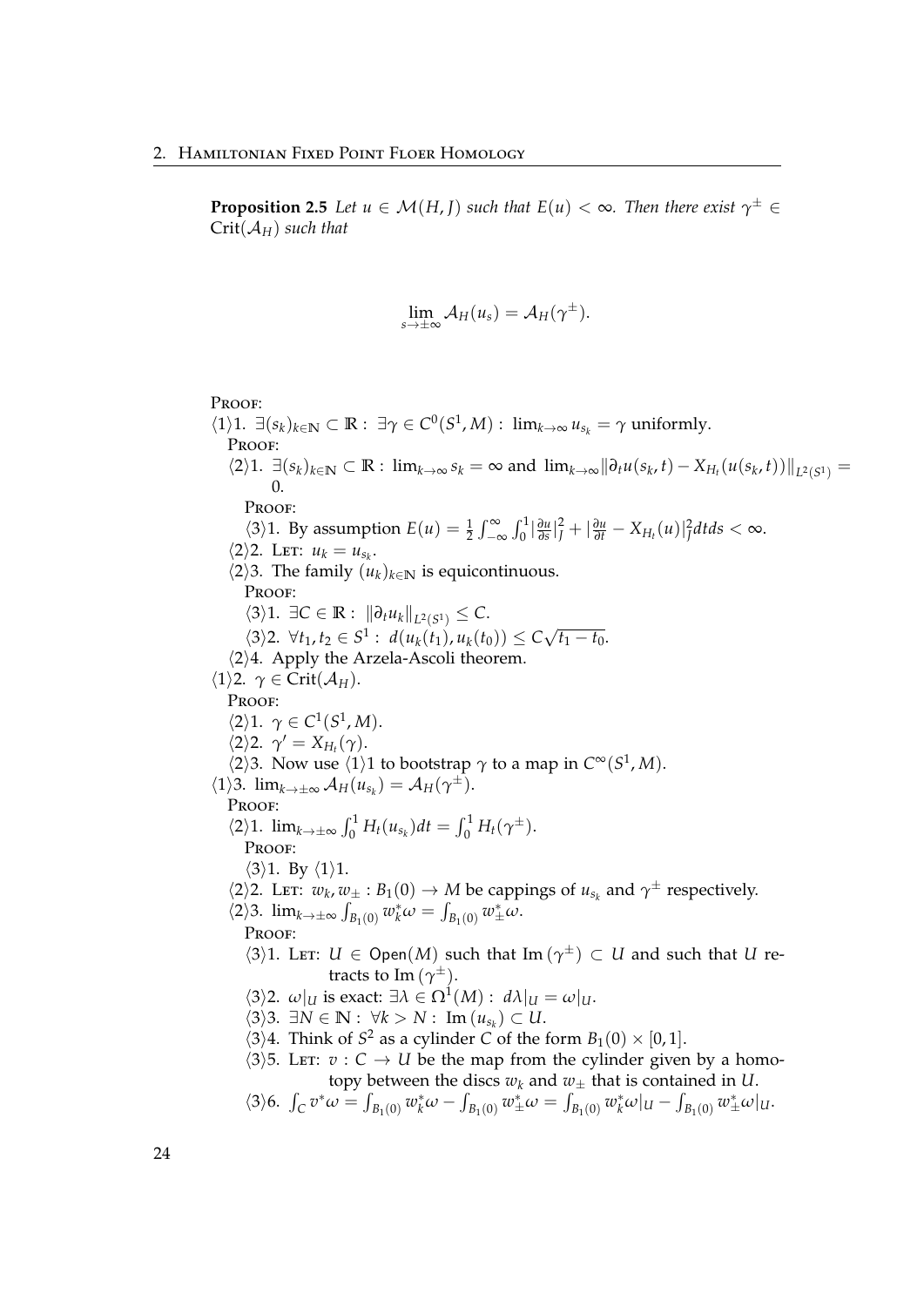**Proposition 2.5** *Let $u \in \mathcal{M}(H, J)$ such that $E(u) < \infty$. Then there exist $\gamma^{\pm} \in \mathrm{Crit}(\mathcal{A}_H)$ such that*

$$\lim_{s \to \pm\infty} \mathcal{A}_H(u_s) = \mathcal{A}_H(\gamma^{\pm}).$$

PROOF:

$\langle 1 \rangle 1.$ $\exists (s_k)_{k \in \mathbb{N}} \subset \mathbb{R} : \exists \gamma \in C^0(S^1, M) : \lim_{k \to \infty} u_{s_k} = \gamma$ uniformly.

PROOF:

$\langle 2 \rangle 1.$ $\exists (s_k)_{k \in \mathbb{N}} \subset \mathbb{R} : \lim_{k \to \infty} s_k = \infty$ and $\lim_{k \to \infty} \|\partial_t u(s_k, t) - X_{H_t}(u(s_k, t))\|_{L^2(S^1)} = 0.$

PROOF:

$\langle 3 \rangle 1.$ By assumption $E(u) = \frac{1}{2} \int_{-\infty}^{\infty} \int_0^1 |\frac{\partial u}{\partial s}|_J^2 + |\frac{\partial u}{\partial t} - X_{H_t}(u)|_J^2 dt ds < \infty.$

$\langle 2 \rangle 2.$ LET: $u_k = u_{s_k}$.

$\langle 2 \rangle 3.$ The family $(u_k)_{k \in \mathbb{N}}$ is equicontinuous.

PROOF:

$\langle 3 \rangle 1.$ $\exists C \in \mathbb{R} : \|\partial_t u_k\|_{L^2(S^1)} \leq C.$

$\langle 3 \rangle 2.$ $\forall t_1, t_2 \in S^1 : d(u_k(t_1), u_k(t_0)) \leq C\sqrt{t_1 - t_0}.$

$\langle 2 \rangle 4.$ Apply the Arzela-Ascoli theorem.

$\langle 1 \rangle 2.$ $\gamma \in \mathrm{Crit}(\mathcal{A}_H)$.

PROOF:

$\langle 2 \rangle 1.$ $\gamma \in C^1(S^1, M)$.

$\langle 2 \rangle 2.$ $\gamma' = X_{H_t}(\gamma)$.

$\langle 2 \rangle 3.$ Now use $\langle 1 \rangle 1$ to bootstrap $\gamma$ to a map in $C^{\infty}(S^1, M)$.

$\langle 1 \rangle 3.$ $\lim_{k \to \pm\infty} \mathcal{A}_H(u_{s_k}) = \mathcal{A}_H(\gamma^{\pm})$.

PROOF:

$\langle 2 \rangle 1.$ $\lim_{k \to \pm\infty} \int_0^1 H_t(u_{s_k}) dt = \int_0^1 H_t(\gamma^{\pm}).$

PROOF:

$\langle 3 \rangle 1.$ By $\langle 1 \rangle 1$.

$\langle 2 \rangle 2.$ LET: $w_k, w_{\pm} : B_1(0) \to M$ be cappings of $u_{s_k}$ and $\gamma^{\pm}$ respectively.

$\langle 2 \rangle 3.$ $\lim_{k \to \pm\infty} \int_{B_1(0)} w_k^* \omega = \int_{B_1(0)} w_{\pm}^* \omega.$

PROOF:

$\langle 3 \rangle 1.$ LET: $U \in \mathsf{Open}(M)$ such that $\mathrm{Im}\,(\gamma^{\pm}) \subset U$ and such that $U$ retracts to $\mathrm{Im}\,(\gamma^{\pm})$.

$\langle 3 \rangle 2.$ $\omega|_U$ is exact: $\exists \lambda \in \Omega^1(M) : d\lambda|_U = \omega|_U$.

$\langle 3 \rangle 3.$ $\exists N \in \mathbb{N} : \forall k > N : \mathrm{Im}\,(u_{s_k}) \subset U$.

$\langle 3 \rangle 4.$ Think of $S^2$ as a cylinder $C$ of the form $B_1(0) \times [0, 1]$.

$\langle 3 \rangle 5.$ LET: $v : C \to U$ be the map from the cylinder given by a homotopy between the discs $w_k$ and $w_{\pm}$ that is contained in $U$.

$\langle 3 \rangle 6.$ $\int_C v^* \omega = \int_{B_1(0)} w_k^* \omega - \int_{B_1(0)} w_{\pm}^* \omega = \int_{B_1(0)} w_k^* \omega|_U - \int_{B_1(0)} w_{\pm}^* \omega|_U.$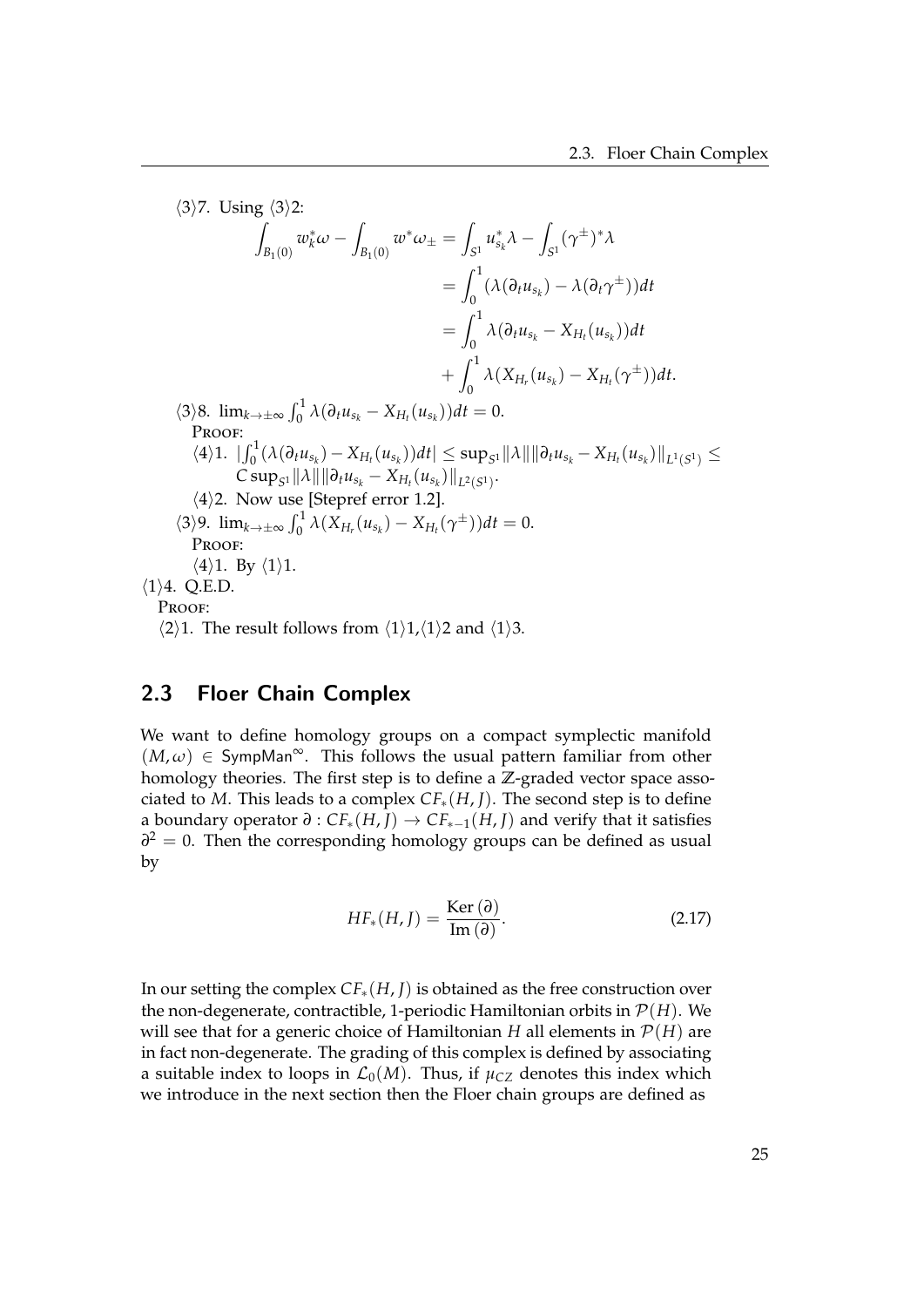⟨3⟩7. Using ⟨3⟩2:

$$\begin{aligned}
\int_{B_1(0)} w_k^*\omega - \int_{B_1(0)} w^*\omega_\pm &= \int_{S^1} u_{s_k}^*\lambda - \int_{S^1} (\gamma^\pm)^*\lambda \\
&= \int_0^1 (\lambda(\partial_t u_{s_k}) - \lambda(\partial_t \gamma^\pm))dt \\
&= \int_0^1 \lambda(\partial_t u_{s_k} - X_{H_t}(u_{s_k}))dt \\
&\quad + \int_0^1 \lambda(X_{H_r}(u_{s_k}) - X_{H_t}(\gamma^\pm))dt.
\end{aligned}$$

⟨3⟩8. $\lim_{k\to\pm\infty} \int_0^1 \lambda(\partial_t u_{s_k} - X_{H_t}(u_{s_k}))dt = 0$.

Proof:

⟨4⟩1. $|\int_0^1 (\lambda(\partial_t u_{s_k}) - X_{H_t}(u_{s_k}))dt| \leq \sup_{S^1} \|\lambda\| \|\partial_t u_{s_k} - X_{H_t}(u_{s_k})\|_{L^1(S^1)} \leq C \sup_{S^1} \|\lambda\| \|\partial_t u_{s_k} - X_{H_t}(u_{s_k})\|_{L^2(S^1)}$.

⟨4⟩2. Now use [Stepref error 1.2].

⟨3⟩9. $\lim_{k\to\pm\infty} \int_0^1 \lambda(X_{H_r}(u_{s_k}) - X_{H_t}(\gamma^\pm))dt = 0$.

Proof:

⟨4⟩1. By ⟨1⟩1.

⟨1⟩4. Q.E.D.

Proof:

⟨2⟩1. The result follows from ⟨1⟩1,⟨1⟩2 and ⟨1⟩3.

## 2.3 Floer Chain Complex

We want to define homology groups on a compact symplectic manifold $(M, \omega) \in \mathsf{SympMan}^\infty$. This follows the usual pattern familiar from other homology theories. The first step is to define a $\mathbb{Z}$-graded vector space associated to $M$. This leads to a complex $CF_*(H, J)$. The second step is to define a boundary operator $\partial : CF_*(H, J) \to CF_{*-1}(H, J)$ and verify that it satisfies $\partial^2 = 0$. Then the corresponding homology groups can be defined as usual by

$$HF_*(H, J) = \frac{\text{Ker}\,(\partial)}{\text{Im}\,(\partial)}. \tag{2.17}$$

In our setting the complex $CF_*(H, J)$ is obtained as the free construction over the non-degenerate, contractible, 1-periodic Hamiltonian orbits in $\mathcal{P}(H)$. We will see that for a generic choice of Hamiltonian $H$ all elements in $\mathcal{P}(H)$ are in fact non-degenerate. The grading of this complex is defined by associating a suitable index to loops in $\mathcal{L}_0(M)$. Thus, if $\mu_{CZ}$ denotes this index which we introduce in the next section then the Floer chain groups are defined as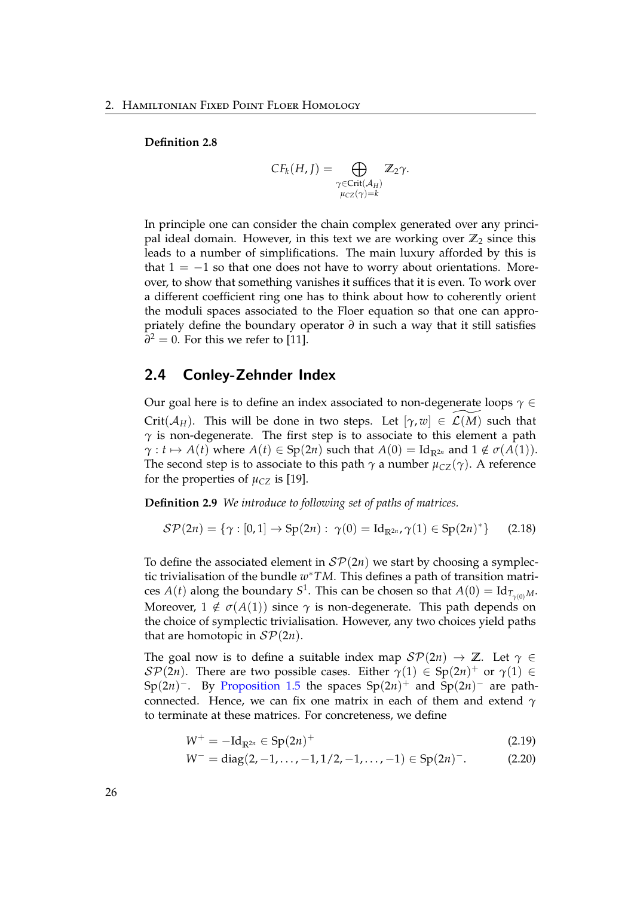**Definition 2.8**

$$CF_k(H, J) = \bigoplus_{\substack{\gamma \in \text{Crit}(\mathcal{A}_H) \\ \mu_{CZ}(\gamma) = k}} \mathbb{Z}_2 \gamma.$$

In principle one can consider the chain complex generated over any principal ideal domain. However, in this text we are working over $\mathbb{Z}_2$ since this leads to a number of simplifications. The main luxury afforded by this is that $1 = -1$ so that one does not have to worry about orientations. Moreover, to show that something vanishes it suffices that it is even. To work over a different coefficient ring one has to think about how to coherently orient the moduli spaces associated to the Floer equation so that one can appropriately define the boundary operator $\partial$ in such a way that it still satisfies $\partial^2 = 0$. For this we refer to [11].

## 2.4 Conley-Zehnder Index

Our goal here is to define an index associated to non-degenerate loops $\gamma \in \text{Crit}(\mathcal{A}_H)$. This will be done in two steps. Let $[\gamma, w] \in \widetilde{\mathcal{L}(M)}$ such that $\gamma$ is non-degenerate. The first step is to associate to this element a path $\gamma : t \mapsto A(t)$ where $A(t) \in \text{Sp}(2n)$ such that $A(0) = \text{Id}_{\mathbb{R}^{2n}}$ and $1 \notin \sigma(A(1))$. The second step is to associate to this path $\gamma$ a number $\mu_{CZ}(\gamma)$. A reference for the properties of $\mu_{CZ}$ is [19].

**Definition 2.9** *We introduce to following set of paths of matrices.*

$$\mathcal{SP}(2n) = \{\gamma : [0,1] \to \text{Sp}(2n) : \ \gamma(0) = \text{Id}_{\mathbb{R}^{2n}}, \gamma(1) \in \text{Sp}(2n)^*\} \tag{2.18}$$

To define the associated element in $\mathcal{SP}(2n)$ we start by choosing a symplectic trivialisation of the bundle $w^*TM$. This defines a path of transition matrices $A(t)$ along the boundary $S^1$. This can be chosen so that $A(0) = \text{Id}_{T_{\gamma(0)}M}$. Moreover, $1 \notin \sigma(A(1))$ since $\gamma$ is non-degenerate. This path depends on the choice of symplectic trivialisation. However, any two choices yield paths that are homotopic in $\mathcal{SP}(2n)$.

The goal now is to define a suitable index map $\mathcal{SP}(2n) \to \mathbb{Z}$. Let $\gamma \in \mathcal{SP}(2n)$. There are two possible cases. Either $\gamma(1) \in \text{Sp}(2n)^+$ or $\gamma(1) \in \text{Sp}(2n)^-$. By Proposition 1.5 the spaces $\text{Sp}(2n)^+$ and $\text{Sp}(2n)^-$ are path-connected. Hence, we can fix one matrix in each of them and extend $\gamma$ to terminate at these matrices. For concreteness, we define

$$W^+ = -\text{Id}_{\mathbb{R}^{2n}} \in \text{Sp}(2n)^+ \tag{2.19}$$

$$W^- = \text{diag}(2, -1, \ldots, -1, 1/2, -1, \ldots, -1) \in \text{Sp}(2n)^-. \tag{2.20}$$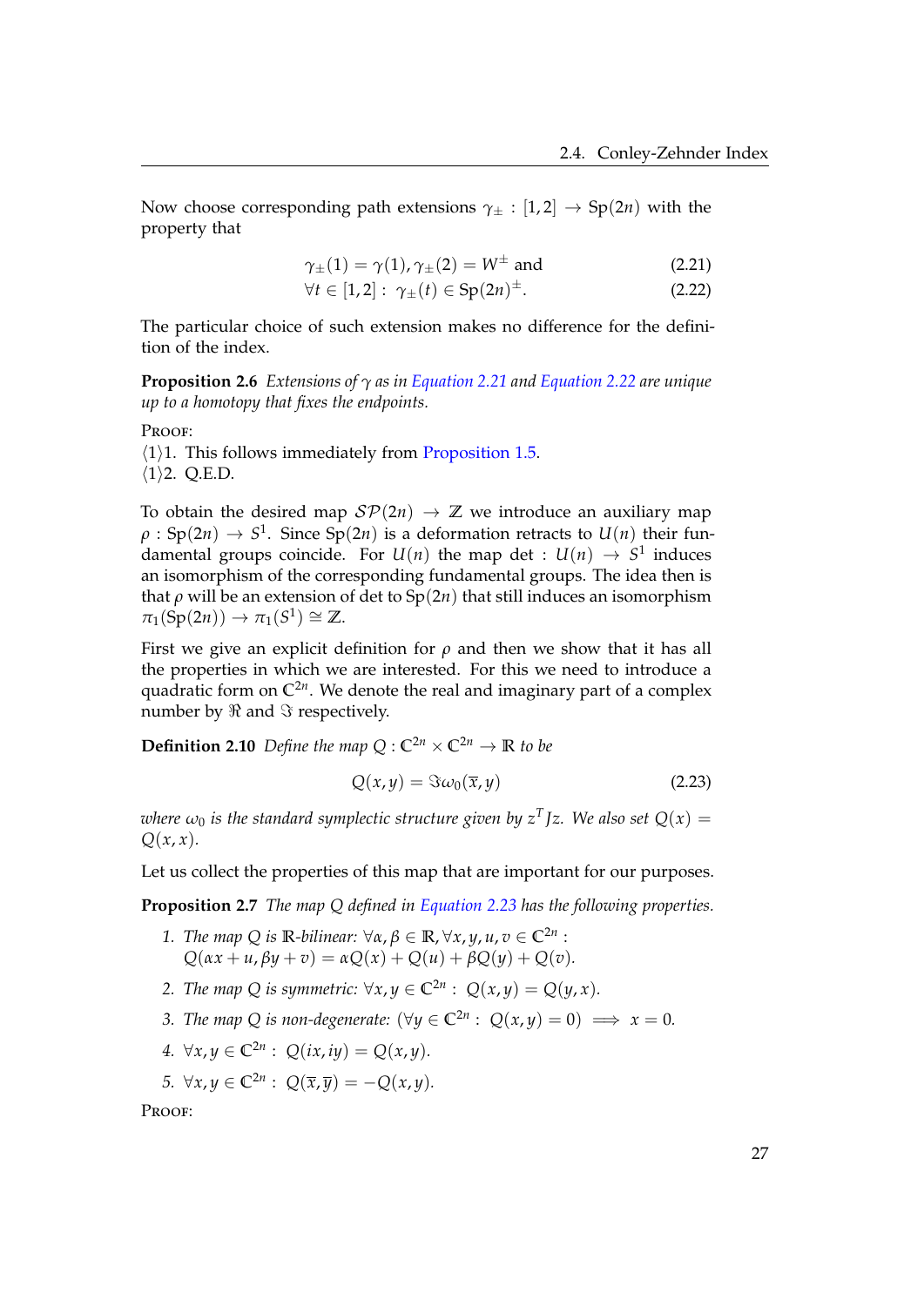Now choose corresponding path extensions $\gamma_\pm : [1,2] \to \mathrm{Sp}(2n)$ with the property that

$$\gamma_\pm(1) = \gamma(1), \gamma_\pm(2) = W^\pm \text{ and} \tag{2.21}$$

$$\forall t \in [1,2] : \ \gamma_\pm(t) \in \mathrm{Sp}(2n)^\pm. \tag{2.22}$$

The particular choice of such extension makes no difference for the definition of the index.

**Proposition 2.6** *Extensions of $\gamma$ as in Equation 2.21 and Equation 2.22 are unique up to a homotopy that fixes the endpoints.*

Proof:

$\langle 1 \rangle 1$. This follows immediately from Proposition 1.5.

$\langle 1 \rangle 2$. Q.E.D.

To obtain the desired map $\mathcal{SP}(2n) \to \mathbb{Z}$ we introduce an auxiliary map $\rho : \mathrm{Sp}(2n) \to S^1$. Since $\mathrm{Sp}(2n)$ is a deformation retracts to $U(n)$ their fundamental groups coincide. For $U(n)$ the map $\det : U(n) \to S^1$ induces an isomorphism of the corresponding fundamental groups. The idea then is that $\rho$ will be an extension of det to $\mathrm{Sp}(2n)$ that still induces an isomorphism $\pi_1(\mathrm{Sp}(2n)) \to \pi_1(S^1) \cong \mathbb{Z}$.

First we give an explicit definition for $\rho$ and then we show that it has all the properties in which we are interested. For this we need to introduce a quadratic form on $\mathbb{C}^{2n}$. We denote the real and imaginary part of a complex number by $\Re$ and $\Im$ respectively.

**Definition 2.10** *Define the map $Q : \mathbb{C}^{2n} \times \mathbb{C}^{2n} \to \mathbb{R}$ to be*

$$Q(x,y) = \Im \omega_0(\overline{x}, y) \tag{2.23}$$

*where $\omega_0$ is the standard symplectic structure given by $z^T J z$. We also set $Q(x) = Q(x,x)$.*

Let us collect the properties of this map that are important for our purposes.

**Proposition 2.7** *The map $Q$ defined in Equation 2.23 has the following properties.*

1. *The map $Q$ is $\mathbb{R}$-bilinear: $\forall \alpha, \beta \in \mathbb{R}, \forall x, y, u, v \in \mathbb{C}^{2n}$ : $Q(\alpha x + u, \beta y + v) = \alpha Q(x) + Q(u) + \beta Q(y) + Q(v)$.*
2. *The map $Q$ is symmetric: $\forall x, y \in \mathbb{C}^{2n} : \ Q(x,y) = Q(y,x)$.*
3. *The map $Q$ is non-degenerate: $(\forall y \in \mathbb{C}^{2n} : \ Q(x,y) = 0) \implies x = 0$.*
4. *$\forall x, y \in \mathbb{C}^{2n} : \ Q(ix, iy) = Q(x,y)$.*
5. *$\forall x, y \in \mathbb{C}^{2n} : \ Q(\overline{x}, \overline{y}) = -Q(x,y)$.*

Proof: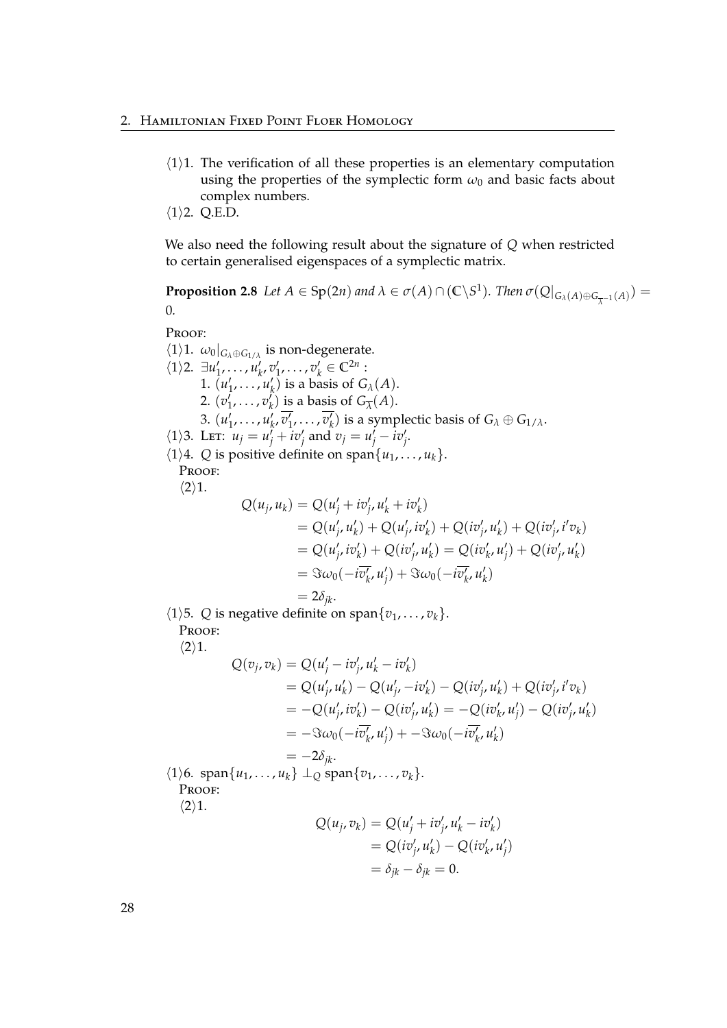⟨1⟩1. The verification of all these properties is an elementary computation using the properties of the symplectic form $\omega_0$ and basic facts about complex numbers.

⟨1⟩2. Q.E.D.

We also need the following result about the signature of $Q$ when restricted to certain generalised eigenspaces of a symplectic matrix.

**Proposition 2.8** *Let $A \in \mathrm{Sp}(2n)$ and $\lambda \in \sigma(A) \cap (\mathbb{C}\backslash S^1)$. Then $\sigma(Q|_{G_\lambda(A) \oplus G_{\overline{\lambda}^{-1}}(A)}) = 0$.*

Proof:

⟨1⟩1. $\omega_0|_{G_\lambda \oplus G_{1/\lambda}}$ is non-degenerate.

⟨1⟩2. $\exists u_1', \ldots, u_k', v_1', \ldots, v_k' \in \mathbb{C}^{2n}$ :

1. $(u_1', \ldots, u_k')$ is a basis of $G_\lambda(A)$.
2. $(v_1', \ldots, v_k')$ is a basis of $G_{\overline{\lambda}}(A)$.
3. $(u_1', \ldots, u_k', \overline{v_1'}, \ldots, \overline{v_k'})$ is a symplectic basis of $G_\lambda \oplus G_{1/\lambda}$.

⟨1⟩3. Let: $u_j = u_j' + iv_j'$ and $v_j = u_j' - iv_j'$.

⟨1⟩4. $Q$ is positive definite on $\mathrm{span}\{u_1, \ldots, u_k\}$.

Proof:

⟨2⟩1.

$$\begin{aligned}
Q(u_j, u_k) &= Q(u_j' + iv_j', u_k' + iv_k') \\
&= Q(u_j', u_k') + Q(u_j', iv_k') + Q(iv_j', u_k') + Q(iv_j', i'v_k) \\
&= Q(u_j', iv_k') + Q(iv_j', u_k') = Q(iv_k', u_j') + Q(iv_j', u_k') \\
&= \Im\omega_0(-i\overline{v_k'}, u_j') + \Im\omega_0(-i\overline{v_k'}, u_k') \\
&= 2\delta_{jk}.
\end{aligned}$$

⟨1⟩5. $Q$ is negative definite on $\mathrm{span}\{v_1, \ldots, v_k\}$.

Proof:

⟨2⟩1.

$$\begin{aligned}
Q(v_j, v_k) &= Q(u_j' - iv_j', u_k' - iv_k') \\
&= Q(u_j', u_k') - Q(u_j', -iv_k') - Q(iv_j', u_k') + Q(iv_j', i'v_k) \\
&= -Q(u_j', iv_k') - Q(iv_j', u_k') = -Q(iv_k', u_j') - Q(iv_j', u_k') \\
&= -\Im\omega_0(-i\overline{v_k'}, u_j') + -\Im\omega_0(-i\overline{v_k'}, u_k') \\
&= -2\delta_{jk}.
\end{aligned}$$

⟨1⟩6. $\mathrm{span}\{u_1, \ldots, u_k\} \perp_Q \mathrm{span}\{v_1, \ldots, v_k\}$.

Proof:

⟨2⟩1.

$$\begin{aligned}
Q(u_j, v_k) &= Q(u_j' + iv_j', u_k' - iv_k') \\
&= Q(iv_j', u_k') - Q(iv_k', u_j') \\
&= \delta_{jk} - \delta_{jk} = 0.
\end{aligned}$$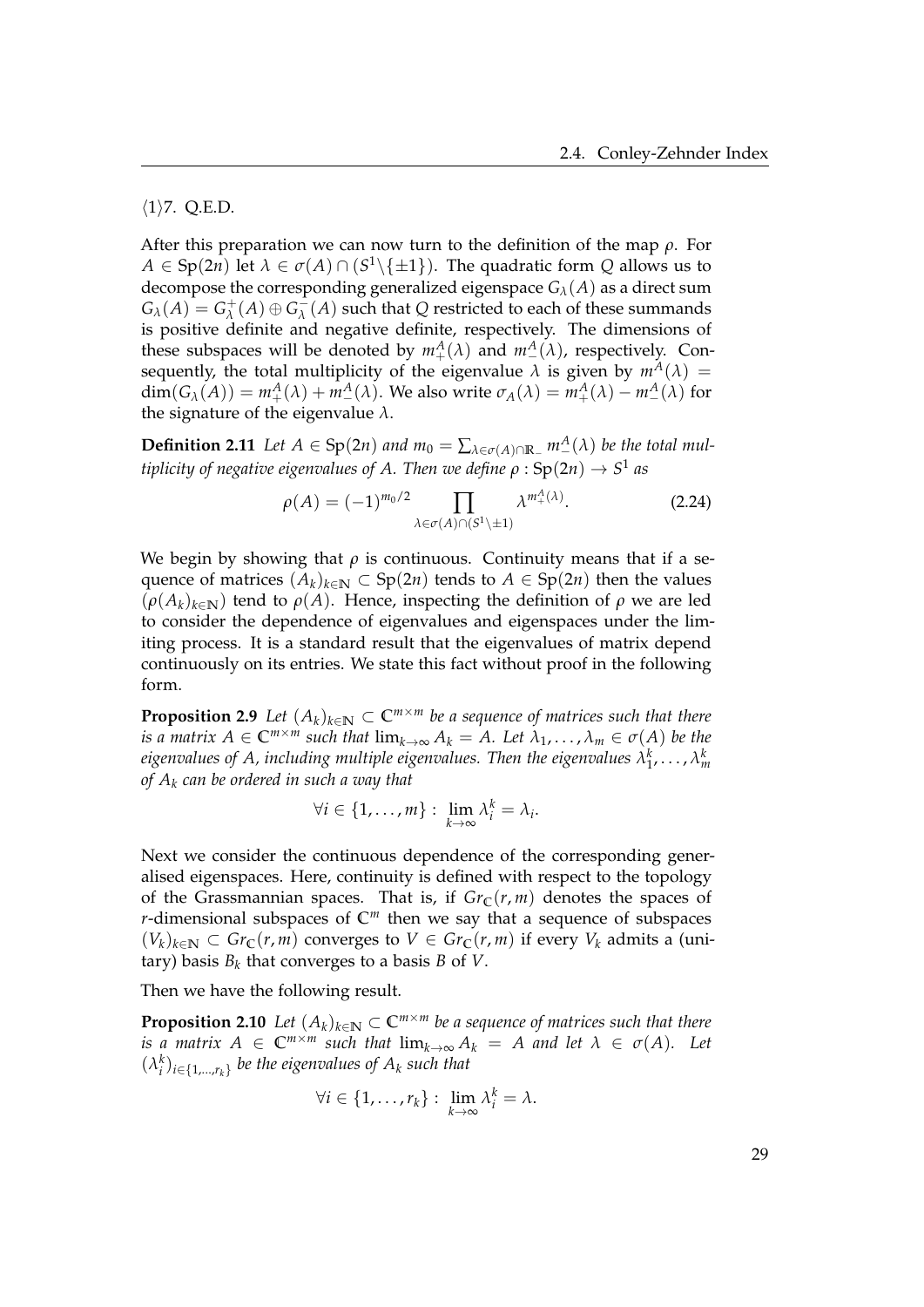⟨1⟩7. Q.E.D.

After this preparation we can now turn to the definition of the map $\rho$. For $A \in \mathrm{Sp}(2n)$ let $\lambda \in \sigma(A) \cap (S^1 \backslash \{\pm 1\})$. The quadratic form $Q$ allows us to decompose the corresponding generalized eigenspace $G_\lambda(A)$ as a direct sum $G_\lambda(A) = G_\lambda^+(A) \oplus G_\lambda^-(A)$ such that $Q$ restricted to each of these summands is positive definite and negative definite, respectively. The dimensions of these subspaces will be denoted by $m_+^A(\lambda)$ and $m_-^A(\lambda)$, respectively. Consequently, the total multiplicity of the eigenvalue $\lambda$ is given by $m^A(\lambda) = \dim(G_\lambda(A)) = m_+^A(\lambda) + m_-^A(\lambda)$. We also write $\sigma_A(\lambda) = m_+^A(\lambda) - m_-^A(\lambda)$ for the signature of the eigenvalue $\lambda$.

**Definition 2.11** *Let $A \in \mathrm{Sp}(2n)$ and $m_0 = \sum_{\lambda \in \sigma(A) \cap \mathbb{R}_-} m_-^A(\lambda)$ be the total multiplicity of negative eigenvalues of $A$. Then we define $\rho : \mathrm{Sp}(2n) \to S^1$ as*

$$\rho(A) = (-1)^{m_0/2} \prod_{\lambda \in \sigma(A) \cap (S^1 \backslash \pm 1)} \lambda^{m_+^A(\lambda)}. \tag{2.24}$$

We begin by showing that $\rho$ is continuous. Continuity means that if a sequence of matrices $(A_k)_{k \in \mathbb{N}} \subset \mathrm{Sp}(2n)$ tends to $A \in \mathrm{Sp}(2n)$ then the values $(\rho(A_k)_{k \in \mathbb{N}})$ tend to $\rho(A)$. Hence, inspecting the definition of $\rho$ we are led to consider the dependence of eigenvalues and eigenspaces under the limiting process. It is a standard result that the eigenvalues of matrix depend continuously on its entries. We state this fact without proof in the following form.

**Proposition 2.9** *Let $(A_k)_{k \in \mathbb{N}} \subset \mathbb{C}^{m \times m}$ be a sequence of matrices such that there is a matrix $A \in \mathbb{C}^{m \times m}$ such that $\lim_{k \to \infty} A_k = A$. Let $\lambda_1, \ldots, \lambda_m \in \sigma(A)$ be the eigenvalues of $A$, including multiple eigenvalues. Then the eigenvalues $\lambda_1^k, \ldots, \lambda_m^k$ of $A_k$ can be ordered in such a way that*

$$\forall i \in \{1, \ldots, m\} : \lim_{k \to \infty} \lambda_i^k = \lambda_i.$$

Next we consider the continuous dependence of the corresponding generalised eigenspaces. Here, continuity is defined with respect to the topology of the Grassmannian spaces. That is, if $Gr_{\mathbb{C}}(r, m)$ denotes the spaces of $r$-dimensional subspaces of $\mathbb{C}^m$ then we say that a sequence of subspaces $(V_k)_{k \in \mathbb{N}} \subset Gr_{\mathbb{C}}(r, m)$ converges to $V \in Gr_{\mathbb{C}}(r, m)$ if every $V_k$ admits a (unitary) basis $B_k$ that converges to a basis $B$ of $V$.

Then we have the following result.

**Proposition 2.10** *Let $(A_k)_{k \in \mathbb{N}} \subset \mathbb{C}^{m \times m}$ be a sequence of matrices such that there is a matrix $A \in \mathbb{C}^{m \times m}$ such that $\lim_{k \to \infty} A_k = A$ and let $\lambda \in \sigma(A)$. Let $(\lambda_i^k)_{i \in \{1, \ldots, r_k\}}$ be the eigenvalues of $A_k$ such that*

$$\forall i \in \{1, \ldots, r_k\} : \lim_{k \to \infty} \lambda_i^k = \lambda.$$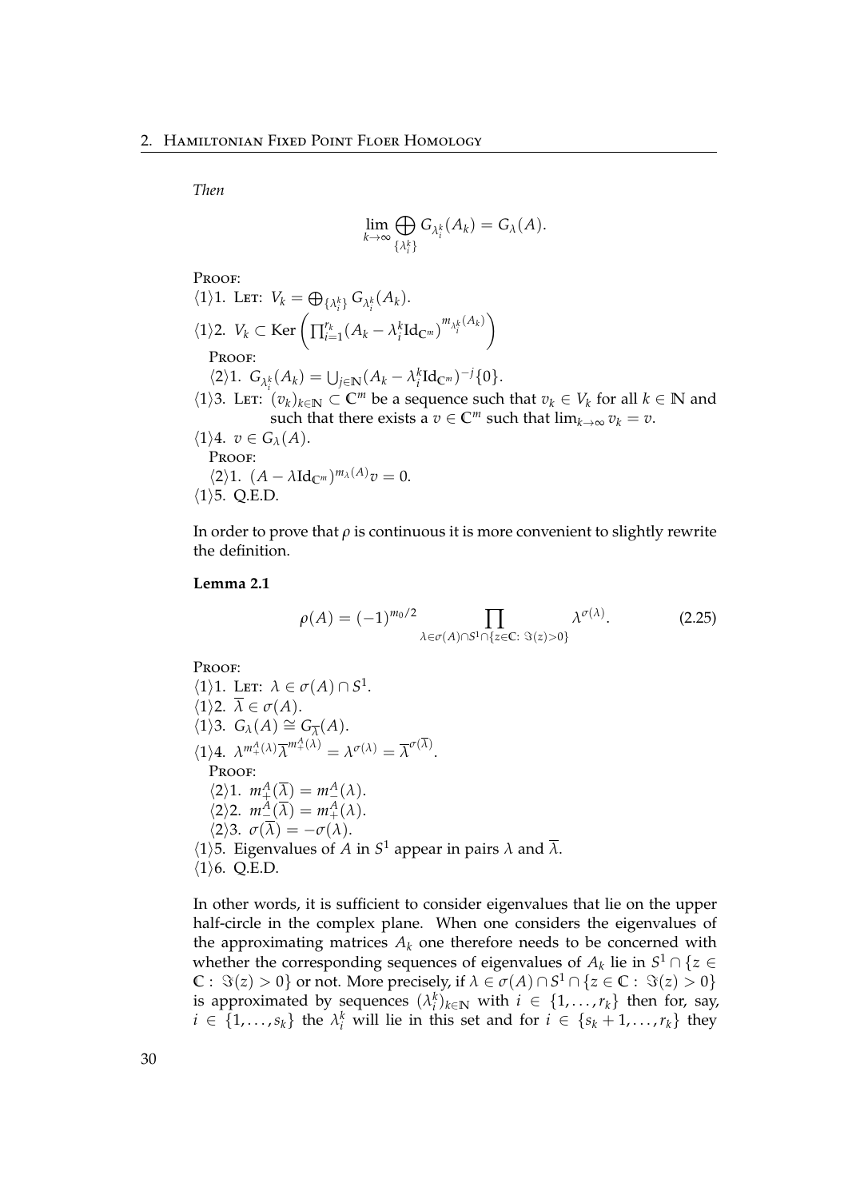*Then*

$$\lim_{k\to\infty} \bigoplus_{\{\lambda_i^k\}} G_{\lambda_i^k}(A_k) = G_\lambda(A).$$

PROOF:

$\langle 1\rangle 1.$ LET: $V_k = \bigoplus_{\{\lambda_i^k\}} G_{\lambda_i^k}(A_k)$.

$\langle 1\rangle 2.$ $V_k \subset \operatorname{Ker}\left(\prod_{i=1}^{r_k}(A_k - \lambda_i^k \mathrm{Id}_{\mathbb{C}^m})^{m_{\lambda_i^k}(A_k)}\right)$

PROOF:

$\langle 2\rangle 1.$ $G_{\lambda_i^k}(A_k) = \bigcup_{j\in\mathbb{N}}(A_k - \lambda_i^k \mathrm{Id}_{\mathbb{C}^m})^{-j}\{0\}$.

$\langle 1\rangle 3.$ LET: $(v_k)_{k\in\mathbb{N}} \subset \mathbb{C}^m$ be a sequence such that $v_k \in V_k$ for all $k \in \mathbb{N}$ and such that there exists a $v \in \mathbb{C}^m$ such that $\lim_{k\to\infty} v_k = v$.

$\langle 1\rangle 4.$ $v \in G_\lambda(A)$.

PROOF:

$\langle 2\rangle 1.$ $(A - \lambda \mathrm{Id}_{\mathbb{C}^m})^{m_\lambda(A)} v = 0$.

$\langle 1\rangle 5.$ Q.E.D.

In order to prove that $\rho$ is continuous it is more convenient to slightly rewrite the definition.

**Lemma 2.1**

$$\rho(A) = (-1)^{m_0/2} \prod_{\lambda\in\sigma(A)\cap S^1\cap\{z\in\mathbb{C}:\ \Im(z)>0\}} \lambda^{\sigma(\lambda)}. \tag{2.25}$$

PROOF:

$\langle 1\rangle 1.$ LET: $\lambda \in \sigma(A) \cap S^1$.

$\langle 1\rangle 2.$ $\overline{\lambda} \in \sigma(A)$.

$\langle 1\rangle 3.$ $G_\lambda(A) \cong G_{\overline{\lambda}}(A)$.

$\langle 1\rangle 4.$ $\lambda^{m_+^A(\lambda)}\overline{\lambda}^{m_+^A(\overline{\lambda})} = \lambda^{\sigma(\lambda)} = \overline{\lambda}^{\sigma(\overline{\lambda})}$.

PROOF:

$\langle 2\rangle 1.$ $m_+^A(\overline{\lambda}) = m_-^A(\lambda)$.

$\langle 2\rangle 2.$ $m_-^A(\overline{\lambda}) = m_+^A(\lambda)$.

$\langle 2\rangle 3.$ $\sigma(\overline{\lambda}) = -\sigma(\lambda)$.

$\langle 1\rangle 5.$ Eigenvalues of $A$ in $S^1$ appear in pairs $\lambda$ and $\overline{\lambda}$.

$\langle 1\rangle 6.$ Q.E.D.

In other words, it is sufficient to consider eigenvalues that lie on the upper half-circle in the complex plane. When one considers the eigenvalues of the approximating matrices $A_k$ one therefore needs to be concerned with whether the corresponding sequences of eigenvalues of $A_k$ lie in $S^1 \cap \{z \in \mathbb{C} :\ \Im(z) > 0\}$ or not. More precisely, if $\lambda \in \sigma(A) \cap S^1 \cap \{z \in \mathbb{C} :\ \Im(z) > 0\}$ is approximated by sequences $(\lambda_i^k)_{k\in\mathbb{N}}$ with $i \in \{1, \ldots, r_k\}$ then for, say, $i \in \{1, \ldots, s_k\}$ the $\lambda_i^k$ will lie in this set and for $i \in \{s_k + 1, \ldots, r_k\}$ they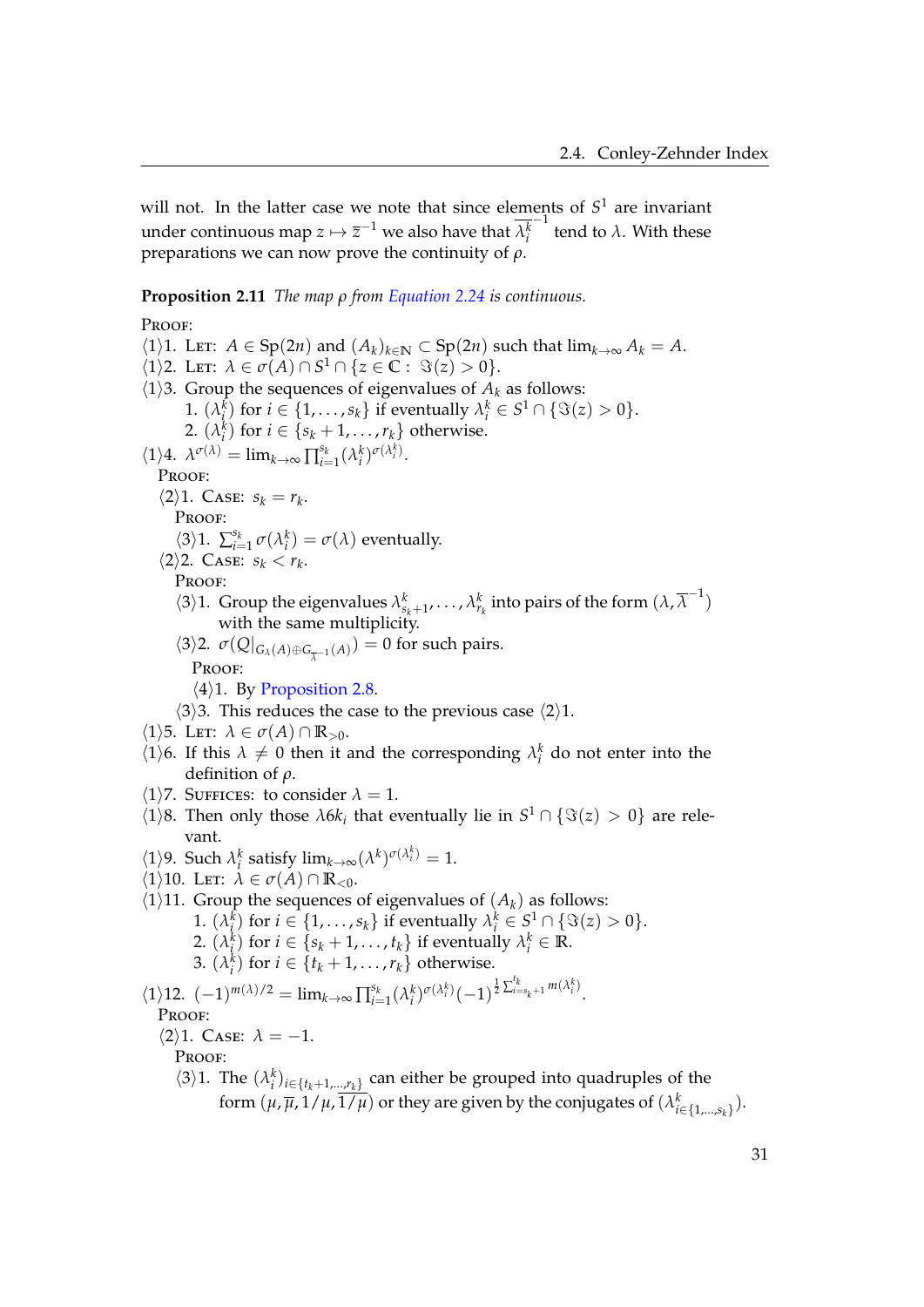will not. In the latter case we note that since elements of $S^1$ are invariant under continuous map $z \mapsto \overline{z}^{-1}$ we also have that $\overline{\lambda_i^k}^{-1}$ tend to $\lambda$. With these preparations we can now prove the continuity of $\rho$.

**Proposition 2.11** *The map $\rho$ from Equation 2.24 is continuous.*

PROOF:

⟨1⟩1. LET: $A \in \mathrm{Sp}(2n)$ and $(A_k)_{k\in\mathbb{N}} \subset \mathrm{Sp}(2n)$ such that $\lim_{k\to\infty} A_k = A$.

⟨1⟩2. LET: $\lambda \in \sigma(A) \cap S^1 \cap \{z \in \mathbb{C} : \Im(z) > 0\}$.

⟨1⟩3. Group the sequences of eigenvalues of $A_k$ as follows:

1. $(\lambda_i^k)$ for $i \in \{1, \ldots, s_k\}$ if eventually $\lambda_i^k \in S^1 \cap \{\Im(z) > 0\}$.
2. $(\lambda_i^k)$ for $i \in \{s_k + 1, \ldots, r_k\}$ otherwise.

⟨1⟩4. $\lambda^{\sigma(\lambda)} = \lim_{k\to\infty} \prod_{i=1}^{s_k} (\lambda_i^k)^{\sigma(\lambda_i^k)}$.

PROOF:

⟨2⟩1. CASE: $s_k = r_k$.

PROOF:

⟨3⟩1. $\sum_{i=1}^{s_k} \sigma(\lambda_i^k) = \sigma(\lambda)$ eventually.

⟨2⟩2. CASE: $s_k < r_k$.

PROOF:

⟨3⟩1. Group the eigenvalues $\lambda_{s_k+1}^k, \ldots, \lambda_{r_k}^k$ into pairs of the form $(\lambda, \overline{\lambda}^{-1})$ with the same multiplicity.

⟨3⟩2. $\sigma(Q|_{G_\lambda(A)\oplus G_{\overline{\lambda}^{-1}}(A)}) = 0$ for such pairs.

PROOF:

⟨4⟩1. By Proposition 2.8.

⟨3⟩3. This reduces the case to the previous case ⟨2⟩1.

⟨1⟩5. LET: $\lambda \in \sigma(A) \cap \mathbb{R}_{>0}$.

⟨1⟩6. If this $\lambda \neq 0$ then it and the corresponding $\lambda_i^k$ do not enter into the definition of $\rho$.

⟨1⟩7. SUFFICES: to consider $\lambda = 1$.

⟨1⟩8. Then only those $\lambda 6k_i$ that eventually lie in $S^1 \cap \{\Im(z) > 0\}$ are relevant.

⟨1⟩9. Such $\lambda_i^k$ satisfy $\lim_{k\to\infty} (\lambda^k)^{\sigma(\lambda_i^k)} = 1$.

⟨1⟩10. LET: $\lambda \in \sigma(A) \cap \mathbb{R}_{<0}$.

⟨1⟩11. Group the sequences of eigenvalues of $(A_k)$ as follows:

1. $(\lambda_i^k)$ for $i \in \{1, \ldots, s_k\}$ if eventually $\lambda_i^k \in S^1 \cap \{\Im(z) > 0\}$.
2. $(\lambda_i^k)$ for $i \in \{s_k + 1, \ldots, t_k\}$ if eventually $\lambda_i^k \in \mathbb{R}$.
3. $(\lambda_i^k)$ for $i \in \{t_k + 1, \ldots, r_k\}$ otherwise.

⟨1⟩12. $(-1)^{m(\lambda)/2} = \lim_{k\to\infty} \prod_{i=1}^{s_k} (\lambda_i^k)^{\sigma(\lambda_i^k)} (-1)^{\frac{1}{2}\sum_{i=s_k+1}^{t_k} m(\lambda_i^k)}$.

PROOF:

⟨2⟩1. CASE: $\lambda = -1$.

PROOF:

⟨3⟩1. The $(\lambda_i^k)_{i\in\{t_k+1,\ldots,r_k\}}$ can either be grouped into quadruples of the form $(\mu, \overline{\mu}, 1/\mu, \overline{1/\mu})$ or they are given by the conjugates of $(\lambda_{i\in\{1,\ldots,s_k\}}^k)$.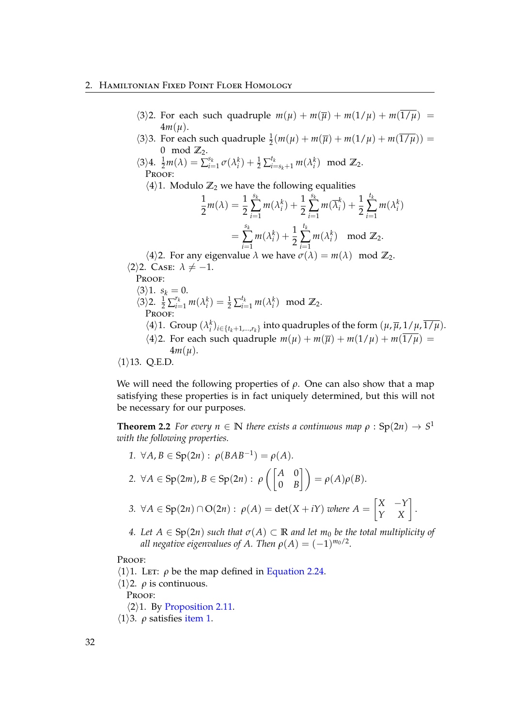⟨3⟩2. For each such quadruple $m(\mu) + m(\overline{\mu}) + m(1/\mu) + m(\overline{1/\mu}) = 4m(\mu)$.

⟨3⟩3. For each such quadruple $\frac{1}{2}(m(\mu) + m(\overline{\mu}) + m(1/\mu) + m(\overline{1/\mu})) = 0 \mod \mathbb{Z}_2$.

⟨3⟩4. $\frac{1}{2}m(\lambda) = \sum_{i=1}^{s_k} \sigma(\lambda_i^k) + \frac{1}{2}\sum_{i=s_k+1}^{t_k} m(\lambda_i^k) \mod \mathbb{Z}_2$.

PROOF:

⟨4⟩1. Modulo $\mathbb{Z}_2$ we have the following equalities

$$\begin{aligned}\frac{1}{2}m(\lambda) &= \frac{1}{2}\sum_{i=1}^{s_k} m(\lambda_i^k) + \frac{1}{2}\sum_{i=1}^{s_k} m(\overline{\lambda}_i^k) + \frac{1}{2}\sum_{i=1}^{t_k} m(\lambda_i^k) \\ &= \sum_{i=1}^{s_k} m(\lambda_i^k) + \frac{1}{2}\sum_{i=1}^{t_k} m(\lambda_i^k) \mod \mathbb{Z}_2.\end{aligned}$$

⟨4⟩2. For any eigenvalue $\lambda$ we have $\sigma(\lambda) = m(\lambda) \mod \mathbb{Z}_2$.

⟨2⟩2. CASE: $\lambda \neq -1$.

PROOF:

⟨3⟩1. $s_k = 0$.

⟨3⟩2. $\frac{1}{2}\sum_{i=1}^{r_k} m(\lambda_i^k) = \frac{1}{2}\sum_{i=1}^{t_k} m(\lambda_i^k) \mod \mathbb{Z}_2$.

PROOF:

⟨4⟩1. Group $(\lambda_i^k)_{i\in\{t_k+1,\ldots,r_k\}}$ into quadruples of the form $(\mu, \overline{\mu}, 1/\mu, \overline{1/\mu})$.

⟨4⟩2. For each such quadruple $m(\mu) + m(\overline{\mu}) + m(1/\mu) + m(\overline{1/\mu}) = 4m(\mu)$.

⟨1⟩13. Q.E.D.

We will need the following properties of $\rho$. One can also show that a map satisfying these properties is in fact uniquely determined, but this will not be necessary for our purposes.

**Theorem 2.2** *For every $n \in \mathbb{N}$ there exists a continuous map $\rho : \mathrm{Sp}(2n) \to S^1$ with the following properties.*

1. $\forall A, B \in \mathrm{Sp}(2n) : \ \rho(BAB^{-1}) = \rho(A)$.

2. $\forall A \in \mathrm{Sp}(2m), B \in \mathrm{Sp}(2n) : \ \rho\left(\begin{bmatrix} A & 0 \\ 0 & B \end{bmatrix}\right) = \rho(A)\rho(B)$.

3. $\forall A \in \mathrm{Sp}(2n) \cap \mathrm{O}(2n) : \ \rho(A) = \det(X + iY)$ *where* $A = \begin{bmatrix} X & -Y \\ Y & X \end{bmatrix}$.

4. *Let $A \in \mathrm{Sp}(2n)$ such that $\sigma(A) \subset \mathbb{R}$ and let $m_0$ be the total multiplicity of all negative eigenvalues of $A$. Then $\rho(A) = (-1)^{m_0/2}$.*

PROOF:

⟨1⟩1. LET: $\rho$ be the map defined in Equation 2.24.

⟨1⟩2. $\rho$ is continuous.

PROOF:

⟨2⟩1. By Proposition 2.11.

⟨1⟩3. $\rho$ satisfies item 1.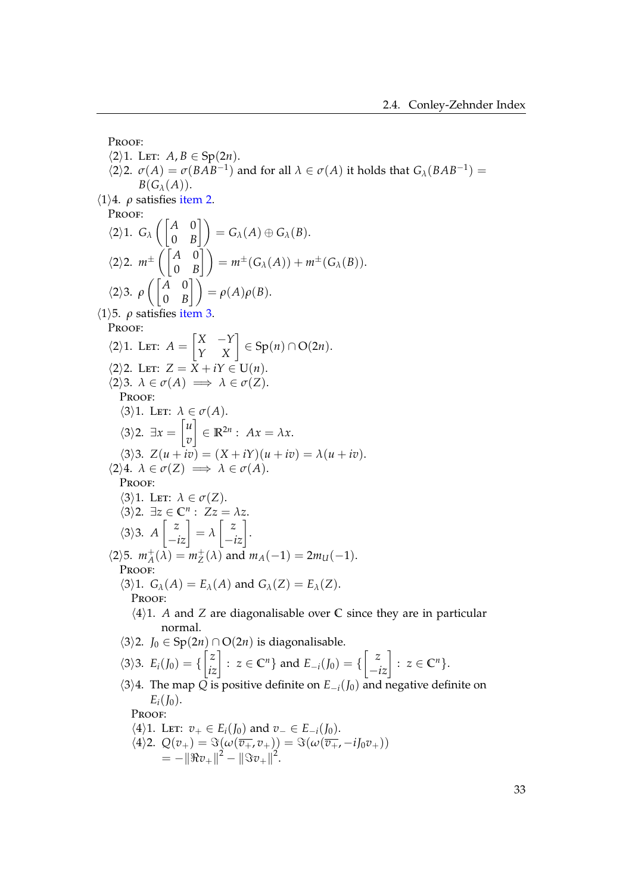PROOF:

⟨2⟩1. LET: $A, B \in \mathrm{Sp}(2n)$.

⟨2⟩2. $\sigma(A) = \sigma(BAB^{-1})$ and for all $\lambda \in \sigma(A)$ it holds that $G_\lambda(BAB^{-1}) = B(G_\lambda(A))$.

⟨1⟩4. $\rho$ satisfies item 2.

PROOF:

⟨2⟩1. $G_\lambda\left(\begin{bmatrix} A & 0 \\ 0 & B \end{bmatrix}\right) = G_\lambda(A) \oplus G_\lambda(B)$.

⟨2⟩2. $m^\pm\left(\begin{bmatrix} A & 0 \\ 0 & B \end{bmatrix}\right) = m^\pm(G_\lambda(A)) + m^\pm(G_\lambda(B))$.

⟨2⟩3. $\rho\left(\begin{bmatrix} A & 0 \\ 0 & B \end{bmatrix}\right) = \rho(A)\rho(B)$.

⟨1⟩5. $\rho$ satisfies item 3.

PROOF:

⟨2⟩1. LET: $A = \begin{bmatrix} X & -Y \\ Y & X \end{bmatrix} \in \mathrm{Sp}(n) \cap \mathrm{O}(2n)$.

⟨2⟩2. LET: $Z = X + iY \in \mathrm{U}(n)$.

⟨2⟩3. $\lambda \in \sigma(A) \implies \lambda \in \sigma(Z)$.

PROOF:

⟨3⟩1. LET: $\lambda \in \sigma(A)$.

⟨3⟩2. $\exists x = \begin{bmatrix} u \\ v \end{bmatrix} \in \mathbb{R}^{2n} : \; Ax = \lambda x$.

⟨3⟩3. $Z(u + iv) = (X + iY)(u + iv) = \lambda(u + iv)$.

⟨2⟩4. $\lambda \in \sigma(Z) \implies \lambda \in \sigma(A)$.

PROOF:

⟨3⟩1. LET: $\lambda \in \sigma(Z)$.

⟨3⟩2. $\exists z \in \mathbb{C}^n : \; Zz = \lambda z$.

⟨3⟩3. $A\begin{bmatrix} z \\ -iz \end{bmatrix} = \lambda \begin{bmatrix} z \\ -iz \end{bmatrix}$.

⟨2⟩5. $m_A^\pm(\lambda) = m_Z^\pm(\lambda)$ and $m_A(-1) = 2m_U(-1)$.

PROOF:

⟨3⟩1. $G_\lambda(A) = E_\lambda(A)$ and $G_\lambda(Z) = E_\lambda(Z)$.

PROOF:

⟨4⟩1. $A$ and $Z$ are diagonalisable over $\mathbb{C}$ since they are in particular normal.

⟨3⟩2. $J_0 \in \mathrm{Sp}(2n) \cap \mathrm{O}(2n)$ is diagonalisable.

⟨3⟩3. $E_i(J_0) = \{\begin{bmatrix} z \\ iz \end{bmatrix} : \; z \in \mathbb{C}^n\}$ and $E_{-i}(J_0) = \{\begin{bmatrix} z \\ -iz \end{bmatrix} : \; z \in \mathbb{C}^n\}$.

⟨3⟩4. The map $Q$ is positive definite on $E_{-i}(J_0)$ and negative definite on $E_i(J_0)$.

PROOF:

⟨4⟩1. LET: $v_+ \in E_i(J_0)$ and $v_- \in E_{-i}(J_0)$.

⟨4⟩2. $Q(v_+) = \Im(\omega(\overline{v_+}, v_+)) = \Im(\omega(\overline{v_+}, -iJ_0 v_+))$
$= -\|\Re v_+\|^2 - \|\Im v_+\|^2$.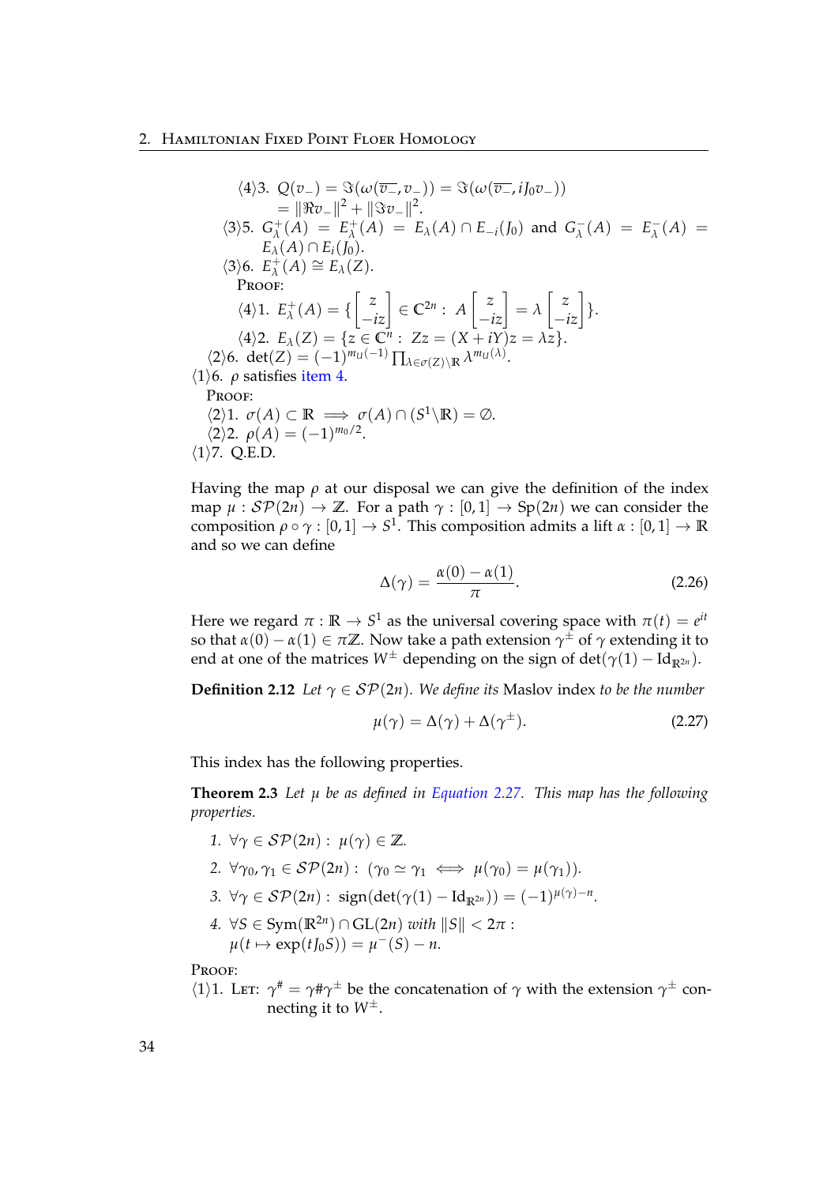⟨4⟩3. $Q(v_-) = \Im(\omega(\overline{v_-}, v_-)) = \Im(\omega(\overline{v_-}, iJ_0 v_-))$
$= \|\Re v_-\|^2 + \|\Im v_-\|^2$.

⟨3⟩5. $G^+_\lambda(A) = E^+_\lambda(A) = E_\lambda(A) \cap E_{-i}(J_0)$ and $G^-_\lambda(A) = E^-_\lambda(A) = E_\lambda(A) \cap E_i(J_0)$.

⟨3⟩6. $E^+_\lambda(A) \cong E_\lambda(Z)$.

PROOF:

⟨4⟩1. $E^+_\lambda(A) = \{ \begin{bmatrix} z \\ -iz \end{bmatrix} \in \mathbb{C}^{2n} : A \begin{bmatrix} z \\ -iz \end{bmatrix} = \lambda \begin{bmatrix} z \\ -iz \end{bmatrix} \}$.

⟨4⟩2. $E_\lambda(Z) = \{ z \in \mathbb{C}^n : Zz = (X + iY)z = \lambda z \}$.

⟨2⟩6. $\det(Z) = (-1)^{m_U(-1)} \prod_{\lambda \in \sigma(Z) \setminus \mathbb{R}} \lambda^{m_U(\lambda)}$.

⟨1⟩6. $\rho$ satisfies item 4.

PROOF:

⟨2⟩1. $\sigma(A) \subset \mathbb{R} \implies \sigma(A) \cap (S^1 \setminus \mathbb{R}) = \emptyset$.

⟨2⟩2. $\rho(A) = (-1)^{m_0/2}$.

⟨1⟩7. Q.E.D.

Having the map $\rho$ at our disposal we can give the definition of the index map $\mu : \mathcal{SP}(2n) \to \mathbb{Z}$. For a path $\gamma : [0,1] \to \mathrm{Sp}(2n)$ we can consider the composition $\rho \circ \gamma : [0,1] \to S^1$. This composition admits a lift $\alpha : [0,1] \to \mathbb{R}$ and so we can define

$$\Delta(\gamma) = \frac{\alpha(0) - \alpha(1)}{\pi}. \tag{2.26}$$

Here we regard $\pi : \mathbb{R} \to S^1$ as the universal covering space with $\pi(t) = e^{it}$ so that $\alpha(0) - \alpha(1) \in \pi\mathbb{Z}$. Now take a path extension $\gamma^\pm$ of $\gamma$ extending it to end at one of the matrices $W^\pm$ depending on the sign of $\det(\gamma(1) - \mathrm{Id}_{\mathbb{R}^{2n}})$.

**Definition 2.12** *Let $\gamma \in \mathcal{SP}(2n)$. We define its* Maslov index *to be the number*

$$\mu(\gamma) = \Delta(\gamma) + \Delta(\gamma^\pm). \tag{2.27}$$

This index has the following properties.

**Theorem 2.3** *Let $\mu$ be as defined in Equation 2.27. This map has the following properties.*

1. $\forall \gamma \in \mathcal{SP}(2n) : \ \mu(\gamma) \in \mathbb{Z}$.
2. $\forall \gamma_0, \gamma_1 \in \mathcal{SP}(2n) : \ (\gamma_0 \simeq \gamma_1 \iff \mu(\gamma_0) = \mu(\gamma_1))$.
3. $\forall \gamma \in \mathcal{SP}(2n) : \ \mathrm{sign}(\det(\gamma(1) - \mathrm{Id}_{\mathbb{R}^{2n}})) = (-1)^{\mu(\gamma) - n}$.
4. $\forall S \in \mathrm{Sym}(\mathbb{R}^{2n}) \cap \mathrm{GL}(2n)$ *with* $\|S\| < 2\pi$ :
$\mu(t \mapsto \exp(tJ_0 S)) = \mu^-(S) - n$.

PROOF:

⟨1⟩1. LET: $\gamma^\# = \gamma \# \gamma^\pm$ be the concatenation of $\gamma$ with the extension $\gamma^\pm$ connecting it to $W^\pm$.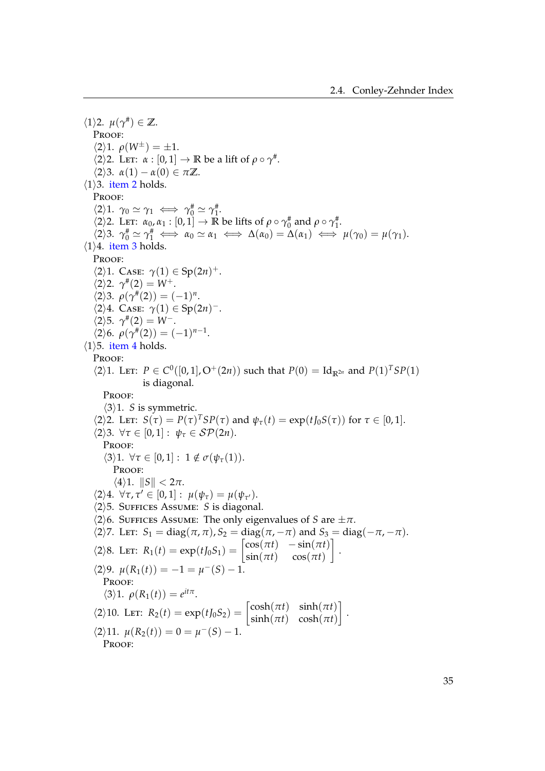⟨1⟩2. $\mu(\gamma^\#) \in \mathbb{Z}$.

PROOF:

⟨2⟩1. $\rho(W^\pm) = \pm 1$.

⟨2⟩2. LET: $\alpha : [0,1] \to \mathbb{R}$ be a lift of $\rho \circ \gamma^\#$.

⟨2⟩3. $\alpha(1) - \alpha(0) \in \pi\mathbb{Z}$.

⟨1⟩3. item 2 holds.

PROOF:

⟨2⟩1. $\gamma_0 \simeq \gamma_1 \iff \gamma_0^\# \simeq \gamma_1^\#$.

⟨2⟩2. LET: $\alpha_0, \alpha_1 : [0,1] \to \mathbb{R}$ be lifts of $\rho \circ \gamma_0^\#$ and $\rho \circ \gamma_1^\#$.

⟨2⟩3. $\gamma_0^\# \simeq \gamma_1^\# \iff \alpha_0 \simeq \alpha_1 \iff \Delta(\alpha_0) = \Delta(\alpha_1) \iff \mu(\gamma_0) = \mu(\gamma_1)$.

⟨1⟩4. item 3 holds.

PROOF:

⟨2⟩1. CASE: $\gamma(1) \in \mathrm{Sp}(2n)^+$.

⟨2⟩2. $\gamma^\#(2) = W^+$.

⟨2⟩3. $\rho(\gamma^\#(2)) = (-1)^n$.

⟨2⟩4. CASE: $\gamma(1) \in \mathrm{Sp}(2n)^-$.

⟨2⟩5. $\gamma^\#(2) = W^-$.

⟨2⟩6. $\rho(\gamma^\#(2)) = (-1)^{n-1}$.

⟨1⟩5. item 4 holds.

PROOF:

⟨2⟩1. LET: $P \in C^0([0,1], \mathrm{O}^+(2n))$ such that $P(0) = \mathrm{Id}_{\mathbb{R}^{2n}}$ and $P(1)^T S P(1)$ is diagonal.

PROOF:

⟨3⟩1. $S$ is symmetric.

⟨2⟩2. LET: $S(\tau) = P(\tau)^T S P(\tau)$ and $\psi_\tau(t) = \exp(t J_0 S(\tau))$ for $\tau \in [0,1]$.

⟨2⟩3. $\forall \tau \in [0,1] :\ \psi_\tau \in \mathcal{SP}(2n)$.

PROOF:

⟨3⟩1. $\forall \tau \in [0,1] :\ 1 \notin \sigma(\psi_\tau(1))$.

PROOF:

⟨4⟩1. $\|S\| < 2\pi$.

⟨2⟩4. $\forall \tau, \tau' \in [0,1] :\ \mu(\psi_\tau) = \mu(\psi_{\tau'})$.

⟨2⟩5. SUFFICES ASSUME: $S$ is diagonal.

⟨2⟩6. SUFFICES ASSUME: The only eigenvalues of $S$ are $\pm\pi$.

⟨2⟩7. LET: $S_1 = \mathrm{diag}(\pi, \pi), S_2 = \mathrm{diag}(\pi, -\pi)$ and $S_3 = \mathrm{diag}(-\pi, -\pi)$.

⟨2⟩8. LET: $R_1(t) = \exp(t J_0 S_1) = \begin{bmatrix} \cos(\pi t) & -\sin(\pi t) \\ \sin(\pi t) & \cos(\pi t) \end{bmatrix}$.

⟨2⟩9. $\mu(R_1(t)) = -1 = \mu^-(S) - 1$.

PROOF:

⟨3⟩1. $\rho(R_1(t)) = e^{it\pi}$.

⟨2⟩10. LET: $R_2(t) = \exp(t J_0 S_2) = \begin{bmatrix} \cosh(\pi t) & \sinh(\pi t) \\ \sinh(\pi t) & \cosh(\pi t) \end{bmatrix}$.

⟨2⟩11. $\mu(R_2(t)) = 0 = \mu^-(S) - 1$.

PROOF: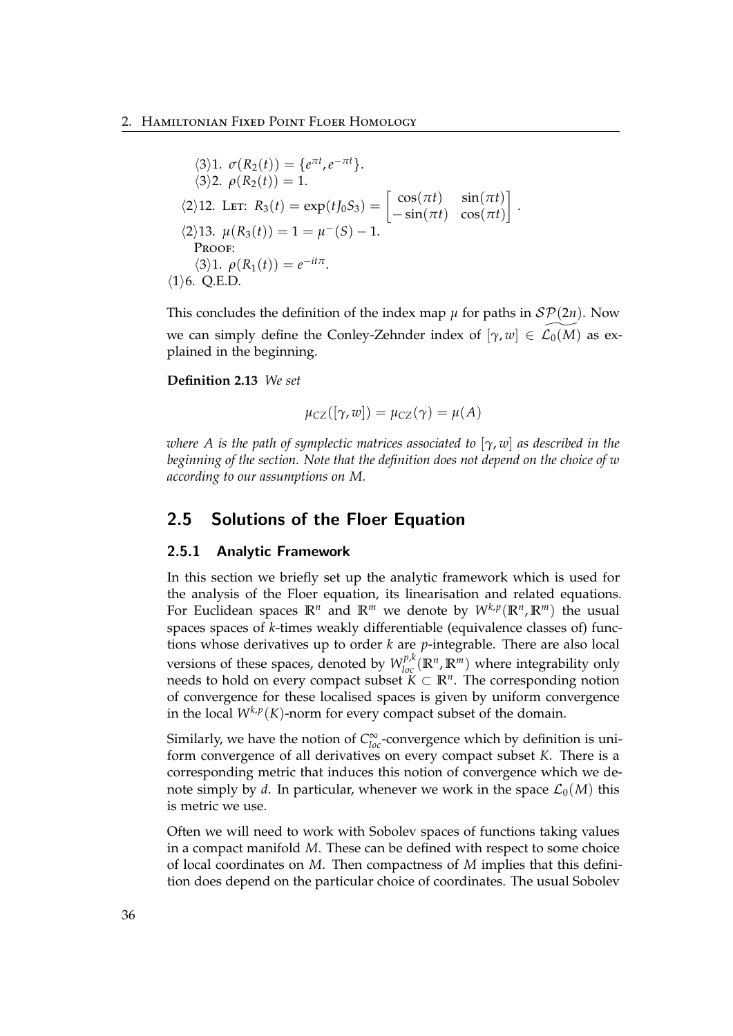⟨3⟩1. $\sigma(R_2(t)) = \{e^{\pi t}, e^{-\pi t}\}$.
⟨3⟩2. $\rho(R_2(t)) = 1$.

⟨2⟩12. LET: $R_3(t) = \exp(tJ_0S_3) = \begin{bmatrix} \cos(\pi t) & \sin(\pi t) \\ -\sin(\pi t) & \cos(\pi t) \end{bmatrix}$.

⟨2⟩13. $\mu(R_3(t)) = 1 = \mu^-(S) - 1$.

PROOF:

⟨3⟩1. $\rho(R_1(t)) = e^{-it\pi}$.

⟨1⟩6. Q.E.D.

This concludes the definition of the index map $\mu$ for paths in $\mathcal{SP}(2n)$. Now we can simply define the Conley-Zehnder index of $[\gamma, w] \in \widetilde{\mathcal{L}_0(M)}$ as explained in the beginning.

**Definition 2.13** *We set*

$$\mu_{CZ}([\gamma, w]) = \mu_{CZ}(\gamma) = \mu(A)$$

*where $A$ is the path of symplectic matrices associated to $[\gamma, w]$ as described in the beginning of the section. Note that the definition does not depend on the choice of $w$ according to our assumptions on $M$.*

## 2.5 Solutions of the Floer Equation

### 2.5.1 Analytic Framework

In this section we briefly set up the analytic framework which is used for the analysis of the Floer equation, its linearisation and related equations. For Euclidean spaces $\mathbb{R}^n$ and $\mathbb{R}^m$ we denote by $W^{k,p}(\mathbb{R}^n, \mathbb{R}^m)$ the usual spaces spaces of $k$-times weakly differentiable (equivalence classes of) functions whose derivatives up to order $k$ are $p$-integrable. There are also local versions of these spaces, denoted by $W^{p,k}_{loc}(\mathbb{R}^n, \mathbb{R}^m)$ where integrability only needs to hold on every compact subset $K \subset \mathbb{R}^n$. The corresponding notion of convergence for these localised spaces is given by uniform convergence in the local $W^{k,p}(K)$-norm for every compact subset of the domain.

Similarly, we have the notion of $C^\infty_{loc}$-convergence which by definition is uniform convergence of all derivatives on every compact subset $K$. There is a corresponding metric that induces this notion of convergence which we denote simply by $d$. In particular, whenever we work in the space $\mathcal{L}_0(M)$ this is metric we use.

Often we will need to work with Sobolev spaces of functions taking values in a compact manifold $M$. These can be defined with respect to some choice of local coordinates on $M$. Then compactness of $M$ implies that this definition does depend on the particular choice of coordinates. The usual Sobolev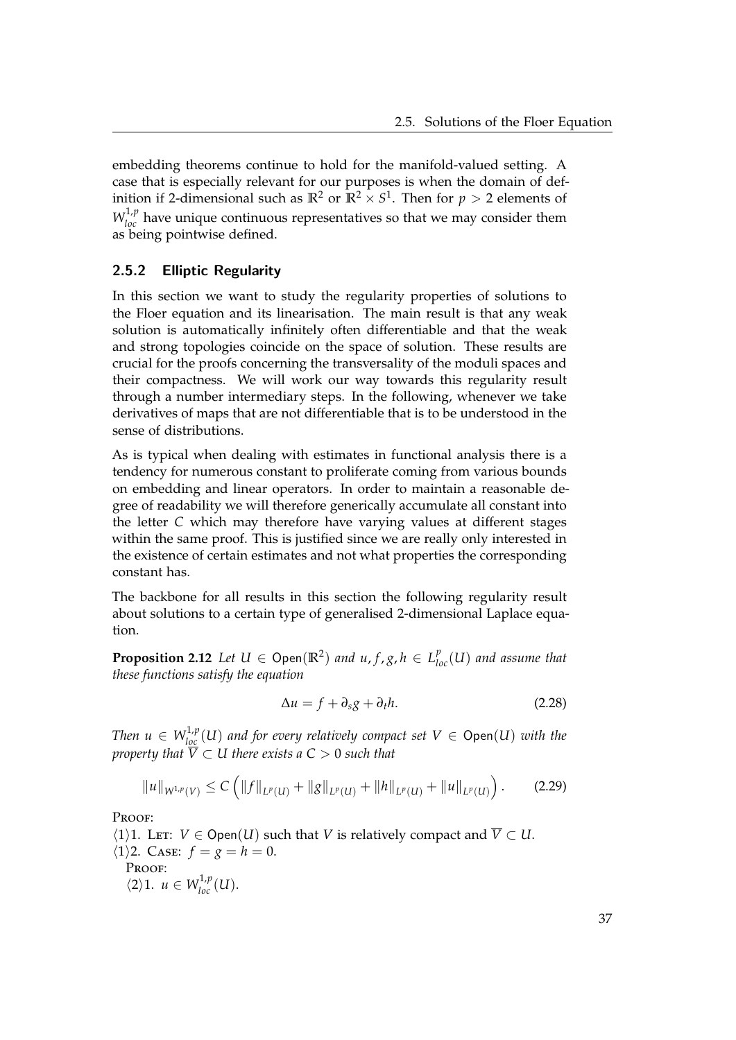embedding theorems continue to hold for the manifold-valued setting. A case that is especially relevant for our purposes is when the domain of definition if 2-dimensional such as $\mathbb{R}^2$ or $\mathbb{R}^2 \times S^1$. Then for $p > 2$ elements of $W^{1,p}_{loc}$ have unique continuous representatives so that we may consider them as being pointwise defined.

### 2.5.2 Elliptic Regularity

In this section we want to study the regularity properties of solutions to the Floer equation and its linearisation. The main result is that any weak solution is automatically infinitely often differentiable and that the weak and strong topologies coincide on the space of solution. These results are crucial for the proofs concerning the transversality of the moduli spaces and their compactness. We will work our way towards this regularity result through a number intermediary steps. In the following, whenever we take derivatives of maps that are not differentiable that is to be understood in the sense of distributions.

As is typical when dealing with estimates in functional analysis there is a tendency for numerous constant to proliferate coming from various bounds on embedding and linear operators. In order to maintain a reasonable degree of readability we will therefore generically accumulate all constant into the letter $C$ which may therefore have varying values at different stages within the same proof. This is justified since we are really only interested in the existence of certain estimates and not what properties the corresponding constant has.

The backbone for all results in this section the following regularity result about solutions to a certain type of generalised 2-dimensional Laplace equation.

**Proposition 2.12** *Let $U \in \mathsf{Open}(\mathbb{R}^2)$ and $u, f, g, h \in L^p_{loc}(U)$ and assume that these functions satisfy the equation*

$$\Delta u = f + \partial_s g + \partial_t h. \tag{2.28}$$

*Then $u \in W^{1,p}_{loc}(U)$ and for every relatively compact set $V \in \mathsf{Open}(U)$ with the property that $\overline{V} \subset U$ there exists a $C > 0$ such that*

$$\|u\|_{W^{1,p}(V)} \leq C \left( \|f\|_{L^p(U)} + \|g\|_{L^p(U)} + \|h\|_{L^p(U)} + \|u\|_{L^p(U)} \right). \tag{2.29}$$

PROOF:
$\langle 1 \rangle 1$. LET: $V \in \mathsf{Open}(U)$ such that $V$ is relatively compact and $\overline{V} \subset U$.
$\langle 1 \rangle 2$. CASE: $f = g = h = 0$.
PROOF:
$\langle 2 \rangle 1$. $u \in W^{1,p}_{loc}(U)$.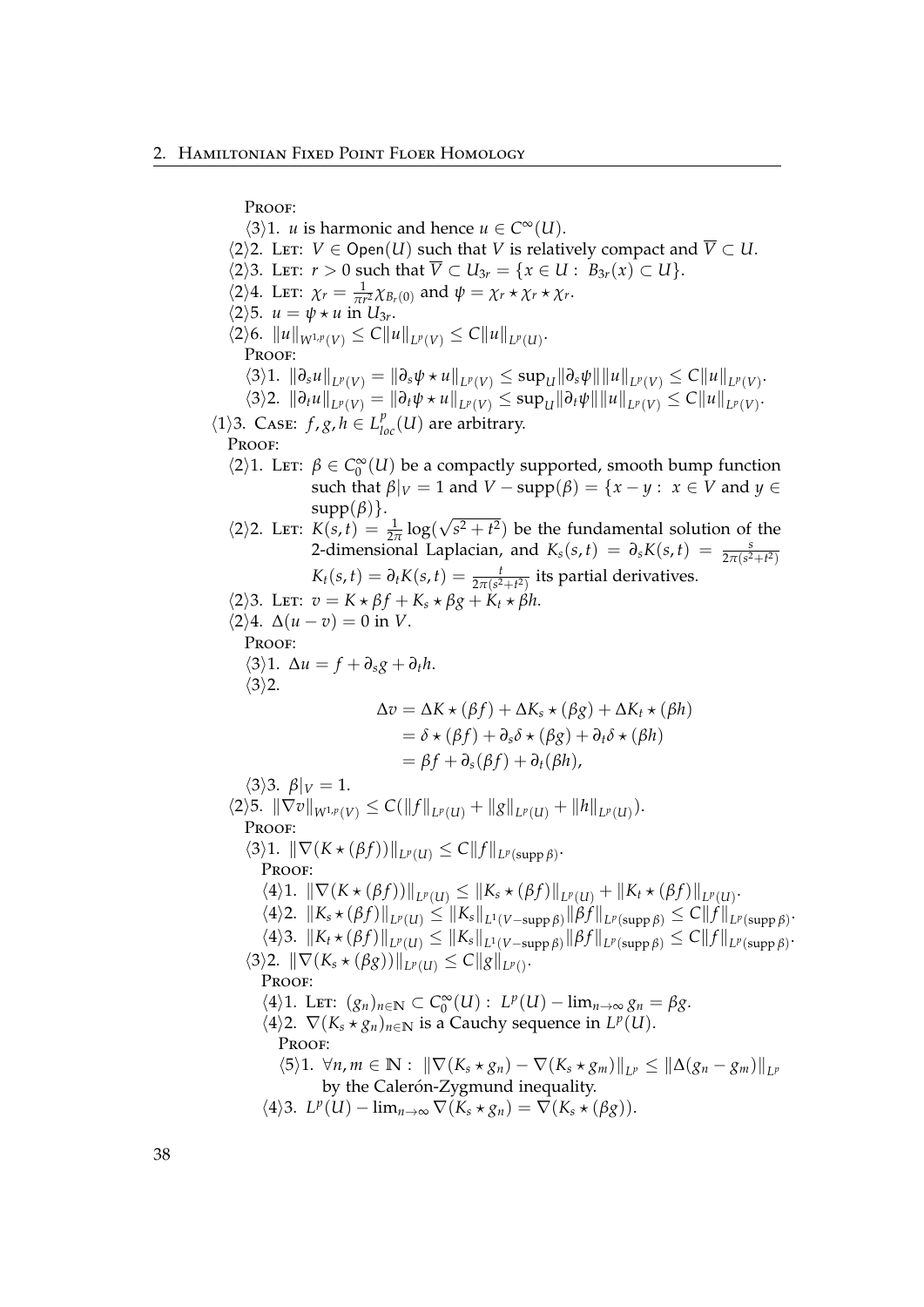Proof:

⟨3⟩1. $u$ is harmonic and hence $u \in C^\infty(U)$.

⟨2⟩2. Let: $V \in \mathsf{Open}(U)$ such that $V$ is relatively compact and $\overline{V} \subset U$.

⟨2⟩3. Let: $r > 0$ such that $\overline{V} \subset U_{3r} = \{x \in U : B_{3r}(x) \subset U\}$.

⟨2⟩4. Let: $\chi_r = \frac{1}{\pi r^2}\chi_{B_r(0)}$ and $\psi = \chi_r \star \chi_r \star \chi_r$.

⟨2⟩5. $u = \psi \star u$ in $U_{3r}$.

⟨2⟩6. $\|u\|_{W^{1,p}(V)} \leq C\|u\|_{L^p(V)} \leq C\|u\|_{L^p(U)}$.

Proof:

⟨3⟩1. $\|\partial_s u\|_{L^p(V)} = \|\partial_s \psi \star u\|_{L^p(V)} \leq \sup_U \|\partial_s \psi\| \|u\|_{L^p(V)} \leq C\|u\|_{L^p(V)}$.

⟨3⟩2. $\|\partial_t u\|_{L^p(V)} = \|\partial_t \psi \star u\|_{L^p(V)} \leq \sup_U \|\partial_t \psi\| \|u\|_{L^p(V)} \leq C\|u\|_{L^p(V)}$.

⟨1⟩3. Case: $f, g, h \in L^p_{loc}(U)$ are arbitrary.

Proof:

⟨2⟩1. Let: $\beta \in C_0^\infty(U)$ be a compactly supported, smooth bump function such that $\beta|_V = 1$ and $V - \operatorname{supp}(\beta) = \{x - y : x \in V \text{ and } y \in \operatorname{supp}(\beta)\}$.

⟨2⟩2. Let: $K(s,t) = \frac{1}{2\pi}\log(\sqrt{s^2+t^2})$ be the fundamental solution of the 2-dimensional Laplacian, and $K_s(s,t) = \partial_s K(s,t) = \frac{s}{2\pi(s^2+t^2)}$ $K_t(s,t) = \partial_t K(s,t) = \frac{t}{2\pi(s^2+t^2)}$ its partial derivatives.

⟨2⟩3. Let: $v = K \star \beta f + K_s \star \beta g + K_t \star \beta h$.

⟨2⟩4. $\Delta(u - v) = 0$ in $V$.

Proof:

⟨3⟩1. $\Delta u = f + \partial_s g + \partial_t h$.

⟨3⟩2.

$$
\begin{aligned}
\Delta v &= \Delta K \star (\beta f) + \Delta K_s \star (\beta g) + \Delta K_t \star (\beta h) \\
&= \delta \star (\beta f) + \partial_s \delta \star (\beta g) + \partial_t \delta \star (\beta h) \\
&= \beta f + \partial_s(\beta f) + \partial_t(\beta h),
\end{aligned}
$$

⟨3⟩3. $\beta|_V = 1$.

⟨2⟩5. $\|\nabla v\|_{W^{1,p}(V)} \leq C(\|f\|_{L^p(U)} + \|g\|_{L^p(U)} + \|h\|_{L^p(U)})$.

Proof:

⟨3⟩1. $\|\nabla(K \star (\beta f))\|_{L^p(U)} \leq C\|f\|_{L^p(\operatorname{supp}\beta)}$.

Proof:

⟨4⟩1. $\|\nabla(K \star (\beta f))\|_{L^p(U)} \leq \|K_s \star (\beta f)\|_{L^p(U)} + \|K_t \star (\beta f)\|_{L^p(U)}$.

⟨4⟩2. $\|K_s \star (\beta f)\|_{L^p(U)} \leq \|K_s\|_{L^1(V - \operatorname{supp}\beta)} \|\beta f\|_{L^p(\operatorname{supp}\beta)} \leq C\|f\|_{L^p(\operatorname{supp}\beta)}$.

⟨4⟩3. $\|K_t \star (\beta f)\|_{L^p(U)} \leq \|K_s\|_{L^1(V - \operatorname{supp}\beta)} \|\beta f\|_{L^p(\operatorname{supp}\beta)} \leq C\|f\|_{L^p(\operatorname{supp}\beta)}$.

⟨3⟩2. $\|\nabla(K_s \star (\beta g))\|_{L^p(U)} \leq C\|g\|_{L^p()}$.

Proof:

⟨4⟩1. Let: $(g_n)_{n \in \mathbb{N}} \subset C_0^\infty(U) : L^p(U) - \lim_{n\to\infty} g_n = \beta g$.

⟨4⟩2. $\nabla(K_s \star g_n)_{n \in \mathbb{N}}$ is a Cauchy sequence in $L^p(U)$.

Proof:

⟨5⟩1. $\forall n, m \in \mathbb{N} : \|\nabla(K_s \star g_n) - \nabla(K_s \star g_m)\|_{L^p} \leq \|\Delta(g_n - g_m)\|_{L^p}$ by the Calerón-Zygmund inequality.

⟨4⟩3. $L^p(U) - \lim_{n\to\infty} \nabla(K_s \star g_n) = \nabla(K_s \star (\beta g))$.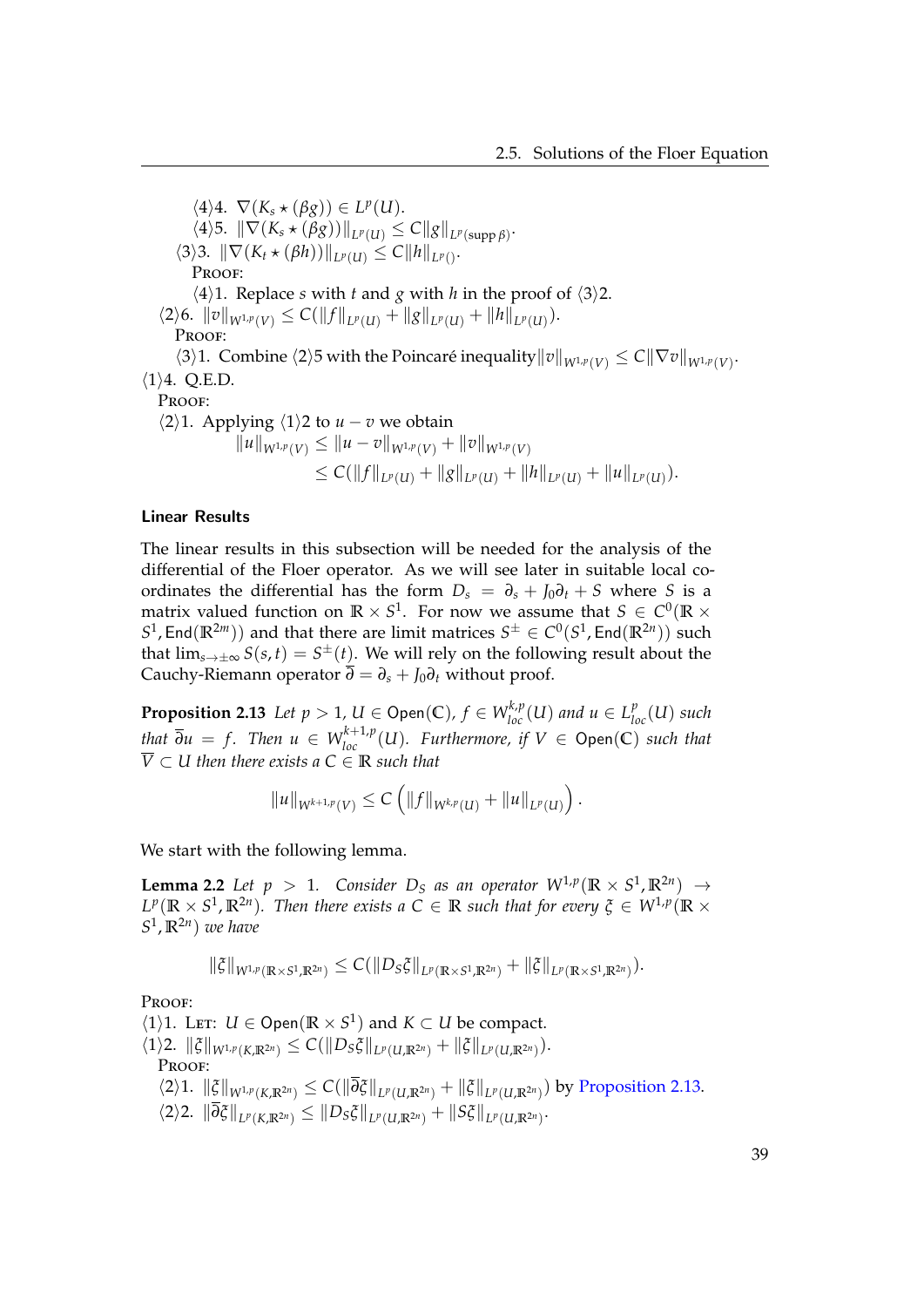⟨4⟩4. $\nabla(K_s \star (\beta g)) \in L^p(U)$.

⟨4⟩5. $\|\nabla(K_s \star (\beta g))\|_{L^p(U)} \leq C\|g\|_{L^p(\operatorname{supp}\beta)}$.

⟨3⟩3. $\|\nabla(K_t \star (\beta h))\|_{L^p(U)} \leq C\|h\|_{L^p()}$.

PROOF:

⟨4⟩1. Replace $s$ with $t$ and $g$ with $h$ in the proof of ⟨3⟩2.

⟨2⟩6. $\|v\|_{W^{1,p}(V)} \leq C(\|f\|_{L^p(U)} + \|g\|_{L^p(U)} + \|h\|_{L^p(U)})$.

PROOF:

⟨3⟩1. Combine ⟨2⟩5 with the Poincaré inequality $\|v\|_{W^{1,p}(V)} \leq C\|\nabla v\|_{W^{1,p}(V)}$.

⟨1⟩4. Q.E.D.

PROOF:

⟨2⟩1. Applying ⟨1⟩2 to $u - v$ we obtain

$$\begin{aligned}\|u\|_{W^{1,p}(V)} &\leq \|u - v\|_{W^{1,p}(V)} + \|v\|_{W^{1,p}(V)} \\ &\leq C(\|f\|_{L^p(U)} + \|g\|_{L^p(U)} + \|h\|_{L^p(U)} + \|u\|_{L^p(U)}).\end{aligned}$$

### Linear Results

The linear results in this subsection will be needed for the analysis of the differential of the Floer operator. As we will see later in suitable local coordinates the differential has the form $D_s = \partial_s + J_0\partial_t + S$ where $S$ is a matrix valued function on $\mathbb{R} \times S^1$. For now we assume that $S \in C^0(\mathbb{R} \times S^1, \mathsf{End}(\mathbb{R}^{2m}))$ and that there are limit matrices $S^\pm \in C^0(S^1, \mathsf{End}(\mathbb{R}^{2n}))$ such that $\lim_{s\to\pm\infty} S(s,t) = S^\pm(t)$. We will rely on the following result about the Cauchy-Riemann operator $\overline{\partial} = \partial_s + J_0\partial_t$ without proof.

**Proposition 2.13** *Let $p > 1$, $U \in \mathsf{Open}(\mathbb{C})$, $f \in W^{k,p}_{loc}(U)$ and $u \in L^p_{loc}(U)$ such that $\overline{\partial}u = f$. Then $u \in W^{k+1,p}_{loc}(U)$. Furthermore, if $V \in \mathsf{Open}(\mathbb{C})$ such that $\overline{V} \subset U$ then there exists a $C \in \mathbb{R}$ such that*

$$\|u\|_{W^{k+1,p}(V)} \leq C\left(\|f\|_{W^{k,p}(U)} + \|u\|_{L^p(U)}\right).$$

We start with the following lemma.

**Lemma 2.2** *Let $p > 1$. Consider $D_S$ as an operator $W^{1,p}(\mathbb{R} \times S^1, \mathbb{R}^{2n}) \to L^p(\mathbb{R} \times S^1, \mathbb{R}^{2n})$. Then there exists a $C \in \mathbb{R}$ such that for every $\xi \in W^{1,p}(\mathbb{R} \times S^1, \mathbb{R}^{2n})$ we have*

$$\|\xi\|_{W^{1,p}(\mathbb{R}\times S^1,\mathbb{R}^{2n})} \leq C(\|D_S\xi\|_{L^p(\mathbb{R}\times S^1,\mathbb{R}^{2n})} + \|\xi\|_{L^p(\mathbb{R}\times S^1,\mathbb{R}^{2n})}).$$

PROOF:

⟨1⟩1. LET: $U \in \mathsf{Open}(\mathbb{R} \times S^1)$ and $K \subset U$ be compact.

⟨1⟩2. $\|\xi\|_{W^{1,p}(K,\mathbb{R}^{2n})} \leq C(\|D_S\xi\|_{L^p(U,\mathbb{R}^{2n})} + \|\xi\|_{L^p(U,\mathbb{R}^{2n})})$.

PROOF:

⟨2⟩1. $\|\xi\|_{W^{1,p}(K,\mathbb{R}^{2n})} \leq C(\|\overline{\partial}\xi\|_{L^p(U,\mathbb{R}^{2n})} + \|\xi\|_{L^p(U,\mathbb{R}^{2n})})$ by Proposition 2.13.

⟨2⟩2. $\|\overline{\partial}\xi\|_{L^p(K,\mathbb{R}^{2n})} \leq \|D_S\xi\|_{L^p(U,\mathbb{R}^{2n})} + \|S\xi\|_{L^p(U,\mathbb{R}^{2n})}$.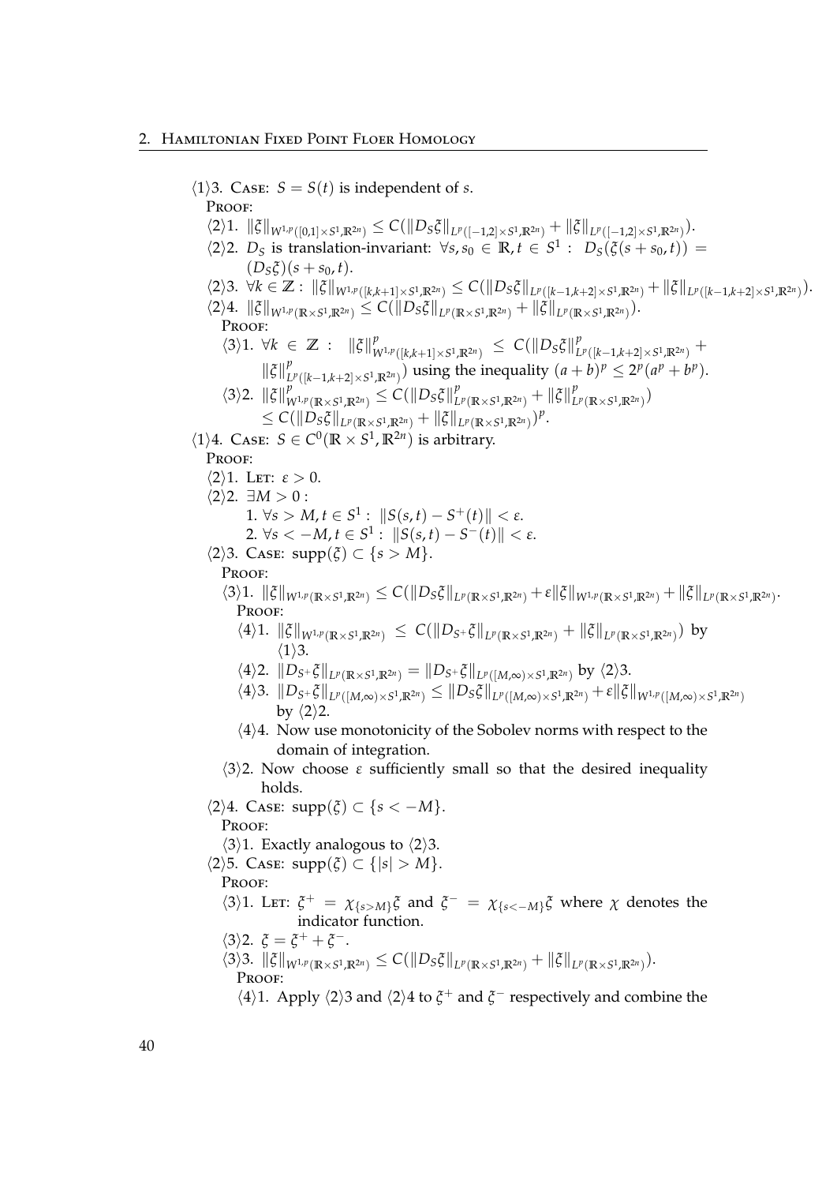⟨1⟩3. Case: $S = S(t)$ is independent of $s$.

Proof:

⟨2⟩1. $\|\xi\|_{W^{1,p}([0,1]\times S^1,\mathbb{R}^{2n})} \le C(\|D_S\xi\|_{L^p([-1,2]\times S^1,\mathbb{R}^{2n})} + \|\xi\|_{L^p([-1,2]\times S^1,\mathbb{R}^{2n})})$.

⟨2⟩2. $D_S$ is translation-invariant: $\forall s, s_0 \in \mathbb{R}, t \in S^1 :\ D_S(\xi(s+s_0,t)) = (D_S\xi)(s+s_0,t)$.

⟨2⟩3. $\forall k \in \mathbb{Z} :\ \|\xi\|_{W^{1,p}([k,k+1]\times S^1,\mathbb{R}^{2n})} \le C(\|D_S\xi\|_{L^p([k-1,k+2]\times S^1,\mathbb{R}^{2n})} + \|\xi\|_{L^p([k-1,k+2]\times S^1,\mathbb{R}^{2n})})$.

⟨2⟩4. $\|\xi\|_{W^{1,p}(\mathbb{R}\times S^1,\mathbb{R}^{2n})} \le C(\|D_S\xi\|_{L^p(\mathbb{R}\times S^1,\mathbb{R}^{2n})} + \|\xi\|_{L^p(\mathbb{R}\times S^1,\mathbb{R}^{2n})})$.

Proof:

⟨3⟩1. $\forall k \in \mathbb{Z} :\ \|\xi\|^p_{W^{1,p}([k,k+1]\times S^1,\mathbb{R}^{2n})} \le C(\|D_S\xi\|^p_{L^p([k-1,k+2]\times S^1,\mathbb{R}^{2n})} + \|\xi\|^p_{L^p([k-1,k+2]\times S^1,\mathbb{R}^{2n})})$ using the inequality $(a+b)^p \le 2^p(a^p + b^p)$.

⟨3⟩2. $\|\xi\|^p_{W^{1,p}(\mathbb{R}\times S^1,\mathbb{R}^{2n})} \le C(\|D_S\xi\|^p_{L^p(\mathbb{R}\times S^1,\mathbb{R}^{2n})} + \|\xi\|^p_{L^p(\mathbb{R}\times S^1,\mathbb{R}^{2n})})$
$\le C(\|D_S\xi\|_{L^p(\mathbb{R}\times S^1,\mathbb{R}^{2n})} + \|\xi\|_{L^p(\mathbb{R}\times S^1,\mathbb{R}^{2n})})^p$.

⟨1⟩4. Case: $S \in C^0(\mathbb{R}\times S^1, \mathbb{R}^{2n})$ is arbitrary.

Proof:

⟨2⟩1. Let: $\varepsilon > 0$.

⟨2⟩2. $\exists M > 0$ :
1. $\forall s > M, t \in S^1 :\ \|S(s,t) - S^+(t)\| < \varepsilon$.
2. $\forall s < -M, t \in S^1 :\ \|S(s,t) - S^-(t)\| < \varepsilon$.

⟨2⟩3. Case: $\mathrm{supp}(\xi) \subset \{s > M\}$.

Proof:

⟨3⟩1. $\|\xi\|_{W^{1,p}(\mathbb{R}\times S^1,\mathbb{R}^{2n})} \le C(\|D_S\xi\|_{L^p(\mathbb{R}\times S^1,\mathbb{R}^{2n})} + \varepsilon\|\xi\|_{W^{1,p}(\mathbb{R}\times S^1,\mathbb{R}^{2n})} + \|\xi\|_{L^p(\mathbb{R}\times S^1,\mathbb{R}^{2n})}$.

Proof:

⟨4⟩1. $\|\xi\|_{W^{1,p}(\mathbb{R}\times S^1,\mathbb{R}^{2n})} \le C(\|D_{S^+}\xi\|_{L^p(\mathbb{R}\times S^1,\mathbb{R}^{2n})} + \|\xi\|_{L^p(\mathbb{R}\times S^1,\mathbb{R}^{2n})})$ by ⟨1⟩3.

⟨4⟩2. $\|D_{S^+}\xi\|_{L^p(\mathbb{R}\times S^1,\mathbb{R}^{2n})} = \|D_{S^+}\xi\|_{L^p([M,\infty)\times S^1,\mathbb{R}^{2n})}$ by ⟨2⟩3.

⟨4⟩3. $\|D_{S^+}\xi\|_{L^p([M,\infty)\times S^1,\mathbb{R}^{2n})} \le \|D_S\xi\|_{L^p([M,\infty)\times S^1,\mathbb{R}^{2n})} + \varepsilon\|\xi\|_{W^{1,p}([M,\infty)\times S^1,\mathbb{R}^{2n})}$ by ⟨2⟩2.

⟨4⟩4. Now use monotonicity of the Sobolev norms with respect to the domain of integration.

⟨3⟩2. Now choose $\varepsilon$ sufficiently small so that the desired inequality holds.

⟨2⟩4. Case: $\mathrm{supp}(\xi) \subset \{s < -M\}$.

Proof:

⟨3⟩1. Exactly analogous to ⟨2⟩3.

⟨2⟩5. Case: $\mathrm{supp}(\xi) \subset \{|s| > M\}$.

Proof:

⟨3⟩1. Let: $\xi^+ = \chi_{\{s>M\}}\xi$ and $\xi^- = \chi_{\{s<-M\}}\xi$ where $\chi$ denotes the indicator function.

⟨3⟩2. $\xi = \xi^+ + \xi^-$.

⟨3⟩3. $\|\xi\|_{W^{1,p}(\mathbb{R}\times S^1,\mathbb{R}^{2n})} \le C(\|D_S\xi\|_{L^p(\mathbb{R}\times S^1,\mathbb{R}^{2n})} + \|\xi\|_{L^p(\mathbb{R}\times S^1,\mathbb{R}^{2n})})$.

Proof:

⟨4⟩1. Apply ⟨2⟩3 and ⟨2⟩4 to $\xi^+$ and $\xi^-$ respectively and combine the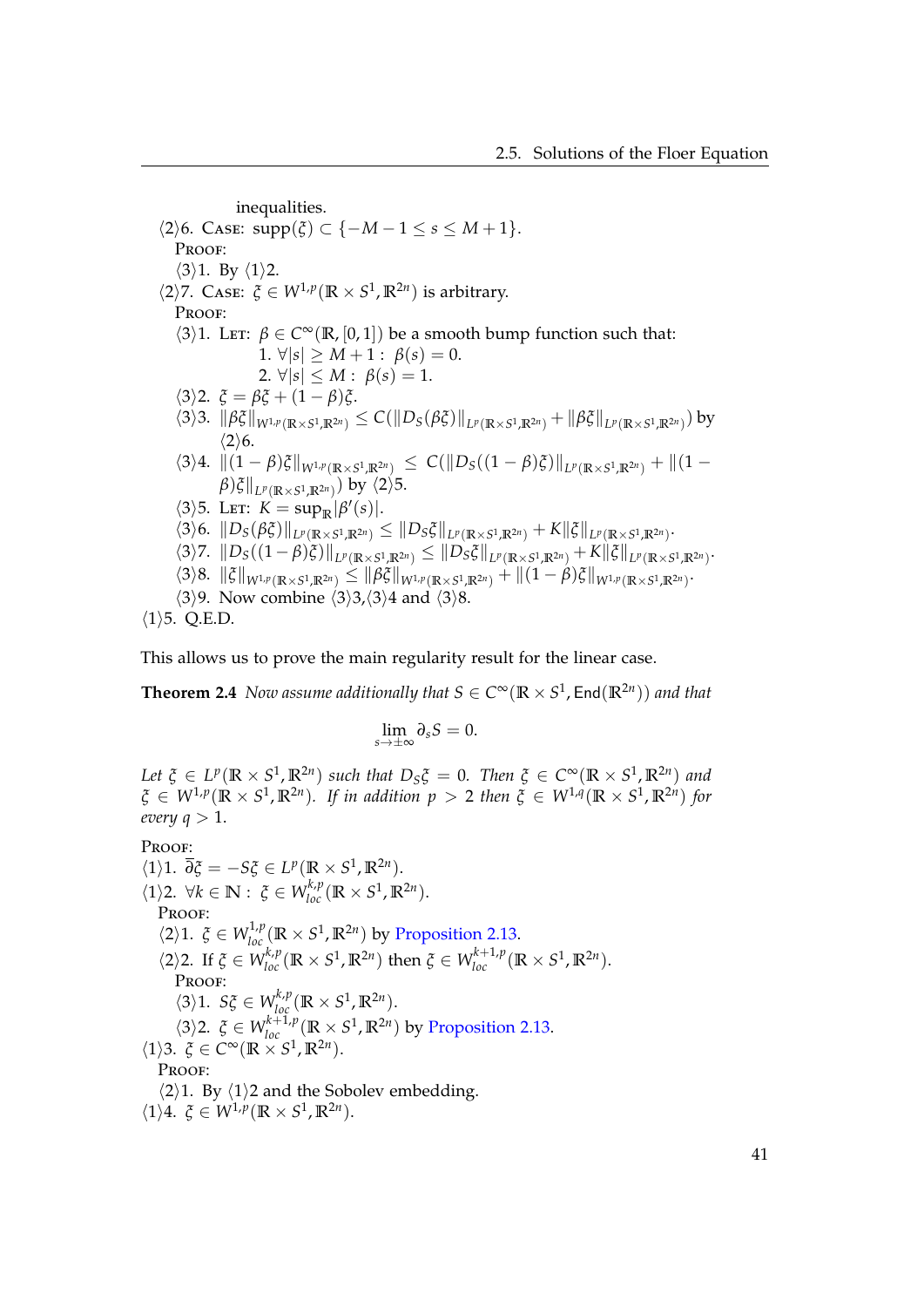inequalities.

⟨2⟩6. Case: $\mathrm{supp}(\xi) \subset \{-M-1 \leq s \leq M+1\}$.

Proof:

⟨3⟩1. By ⟨1⟩2.

⟨2⟩7. Case: $\xi \in W^{1,p}(\mathbb{R} \times S^1, \mathbb{R}^{2n})$ is arbitrary.

Proof:

⟨3⟩1. Let: $\beta \in C^\infty(\mathbb{R}, [0,1])$ be a smooth bump function such that:

1. $\forall |s| \geq M+1 : \ \beta(s) = 0$.
2. $\forall |s| \leq M : \ \beta(s) = 1$.

⟨3⟩2. $\xi = \beta\xi + (1-\beta)\xi$.

⟨3⟩3. $\|\beta\xi\|_{W^{1,p}(\mathbb{R}\times S^1,\mathbb{R}^{2n})} \leq C(\|D_S(\beta\xi)\|_{L^p(\mathbb{R}\times S^1,\mathbb{R}^{2n})} + \|\beta\xi\|_{L^p(\mathbb{R}\times S^1,\mathbb{R}^{2n})})$ by ⟨2⟩6.

⟨3⟩4. $\|(1-\beta)\xi\|_{W^{1,p}(\mathbb{R}\times S^1,\mathbb{R}^{2n})} \leq C(\|D_S((1-\beta)\xi)\|_{L^p(\mathbb{R}\times S^1,\mathbb{R}^{2n})} + \|(1-\beta)\xi\|_{L^p(\mathbb{R}\times S^1,\mathbb{R}^{2n})})$ by ⟨2⟩5.

⟨3⟩5. Let: $K = \sup_{\mathbb{R}} |\beta'(s)|$.

⟨3⟩6. $\|D_S(\beta\xi)\|_{L^p(\mathbb{R}\times S^1,\mathbb{R}^{2n})} \leq \|D_S\xi\|_{L^p(\mathbb{R}\times S^1,\mathbb{R}^{2n})} + K\|\xi\|_{L^p(\mathbb{R}\times S^1,\mathbb{R}^{2n})}$.

⟨3⟩7. $\|D_S((1-\beta)\xi)\|_{L^p(\mathbb{R}\times S^1,\mathbb{R}^{2n})} \leq \|D_S\xi\|_{L^p(\mathbb{R}\times S^1,\mathbb{R}^{2n})} + K\|\xi\|_{L^p(\mathbb{R}\times S^1,\mathbb{R}^{2n})}$.

⟨3⟩8. $\|\xi\|_{W^{1,p}(\mathbb{R}\times S^1,\mathbb{R}^{2n})} \leq \|\beta\xi\|_{W^{1,p}(\mathbb{R}\times S^1,\mathbb{R}^{2n})} + \|(1-\beta)\xi\|_{W^{1,p}(\mathbb{R}\times S^1,\mathbb{R}^{2n})}$.

⟨3⟩9. Now combine ⟨3⟩3,⟨3⟩4 and ⟨3⟩8.

⟨1⟩5. Q.E.D.

This allows us to prove the main regularity result for the linear case.

**Theorem 2.4** *Now assume additionally that $S \in C^\infty(\mathbb{R} \times S^1, \mathsf{End}(\mathbb{R}^{2n}))$ and that*

$$\lim_{s\to\pm\infty} \partial_s S = 0.$$

*Let $\xi \in L^p(\mathbb{R} \times S^1, \mathbb{R}^{2n})$ such that $D_S\xi = 0$. Then $\xi \in C^\infty(\mathbb{R} \times S^1, \mathbb{R}^{2n})$ and $\xi \in W^{1,p}(\mathbb{R} \times S^1, \mathbb{R}^{2n})$. If in addition $p > 2$ then $\xi \in W^{1,q}(\mathbb{R} \times S^1, \mathbb{R}^{2n})$ for every $q > 1$.*

Proof:

⟨1⟩1. $\bar{\partial}\xi = -S\xi \in L^p(\mathbb{R} \times S^1, \mathbb{R}^{2n})$.

⟨1⟩2. $\forall k \in \mathbb{N} : \ \xi \in W^{k,p}_{loc}(\mathbb{R} \times S^1, \mathbb{R}^{2n})$.

Proof:

⟨2⟩1. $\xi \in W^{1,p}_{loc}(\mathbb{R} \times S^1, \mathbb{R}^{2n})$ by Proposition 2.13.

⟨2⟩2. If $\xi \in W^{k,p}_{loc}(\mathbb{R} \times S^1, \mathbb{R}^{2n})$ then $\xi \in W^{k+1,p}_{loc}(\mathbb{R} \times S^1, \mathbb{R}^{2n})$.

Proof:

⟨3⟩1. $S\xi \in W^{k,p}_{loc}(\mathbb{R} \times S^1, \mathbb{R}^{2n})$.

⟨3⟩2. $\xi \in W^{k+1,p}_{loc}(\mathbb{R} \times S^1, \mathbb{R}^{2n})$ by Proposition 2.13.

⟨1⟩3. $\xi \in C^\infty(\mathbb{R} \times S^1, \mathbb{R}^{2n})$.

Proof:

⟨2⟩1. By ⟨1⟩2 and the Sobolev embedding.

⟨1⟩4. $\xi \in W^{1,p}(\mathbb{R} \times S^1, \mathbb{R}^{2n})$.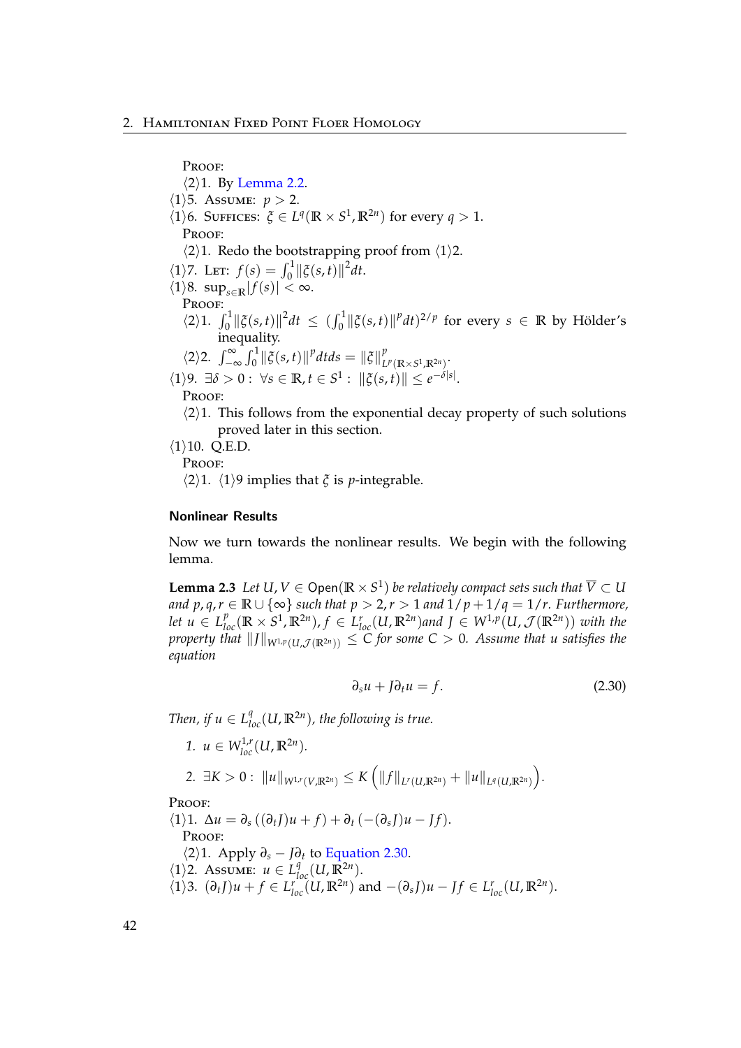PROOF:

⟨2⟩1. By Lemma 2.2.

⟨1⟩5. ASSUME: $p > 2$.

⟨1⟩6. SUFFICES: $\xi \in L^q(\mathbb{R} \times S^1, \mathbb{R}^{2n})$ for every $q > 1$.

PROOF:

⟨2⟩1. Redo the bootstrapping proof from ⟨1⟩2.

⟨1⟩7. LET: $f(s) = \int_0^1 \|\xi(s,t)\|^2 dt$.

⟨1⟩8. $\sup_{s \in \mathbb{R}} |f(s)| < \infty$.

PROOF:

⟨2⟩1. $\int_0^1 \|\xi(s,t)\|^2 dt \le (\int_0^1 \|\xi(s,t)\|^p dt)^{2/p}$ for every $s \in \mathbb{R}$ by Hölder's inequality.

⟨2⟩2. $\int_{-\infty}^{\infty} \int_0^1 \|\xi(s,t)\|^p dt ds = \|\xi\|^p_{L^p(\mathbb{R} \times S^1, \mathbb{R}^{2n})}$.

⟨1⟩9. $\exists \delta > 0 : \ \forall s \in \mathbb{R}, t \in S^1 : \ \|\xi(s,t)\| \le e^{-\delta |s|}$.

PROOF:

⟨2⟩1. This follows from the exponential decay property of such solutions proved later in this section.

⟨1⟩10. Q.E.D.

PROOF:

⟨2⟩1. ⟨1⟩9 implies that $\xi$ is $p$-integrable.

### Nonlinear Results

Now we turn towards the nonlinear results. We begin with the following lemma.

**Lemma 2.3** *Let $U, V \in \mathsf{Open}(\mathbb{R} \times S^1)$ be relatively compact sets such that $\overline{V} \subset U$ and $p, q, r \in \mathbb{R} \cup \{\infty\}$ such that $p > 2, r > 1$ and $1/p + 1/q = 1/r$. Furthermore, let $u \in L^p_{loc}(\mathbb{R} \times S^1, \mathbb{R}^{2n})$, $f \in L^r_{loc}(U, \mathbb{R}^{2n})$and $J \in W^{1,p}(U, \mathcal{J}(\mathbb{R}^{2n}))$ with the property that $\|J\|_{W^{1,p}(U, \mathcal{J}(\mathbb{R}^{2n}))} \le C$ for some $C > 0$. Assume that $u$ satisfies the equation*

$$\partial_s u + J \partial_t u = f. \tag{2.30}$$

*Then, if $u \in L^q_{loc}(U, \mathbb{R}^{2n})$, the following is true.*

1. *$u \in W^{1,r}_{loc}(U, \mathbb{R}^{2n})$.*
2. *$\exists K > 0 : \ \|u\|_{W^{1,r}(V, \mathbb{R}^{2n})} \le K \left( \|f\|_{L^r(U, \mathbb{R}^{2n})} + \|u\|_{L^q(U, \mathbb{R}^{2n})} \right)$.*

PROOF:

⟨1⟩1. $\Delta u = \partial_s ((\partial_t J) u + f) + \partial_t (-(\partial_s J) u - J f)$.

PROOF:

⟨2⟩1. Apply $\partial_s - J \partial_t$ to Equation 2.30.

⟨1⟩2. ASSUME: $u \in L^q_{loc}(U, \mathbb{R}^{2n})$.

⟨1⟩3. $(\partial_t J) u + f \in L^r_{loc}(U, \mathbb{R}^{2n})$ and $-(\partial_s J) u - J f \in L^r_{loc}(U, \mathbb{R}^{2n})$.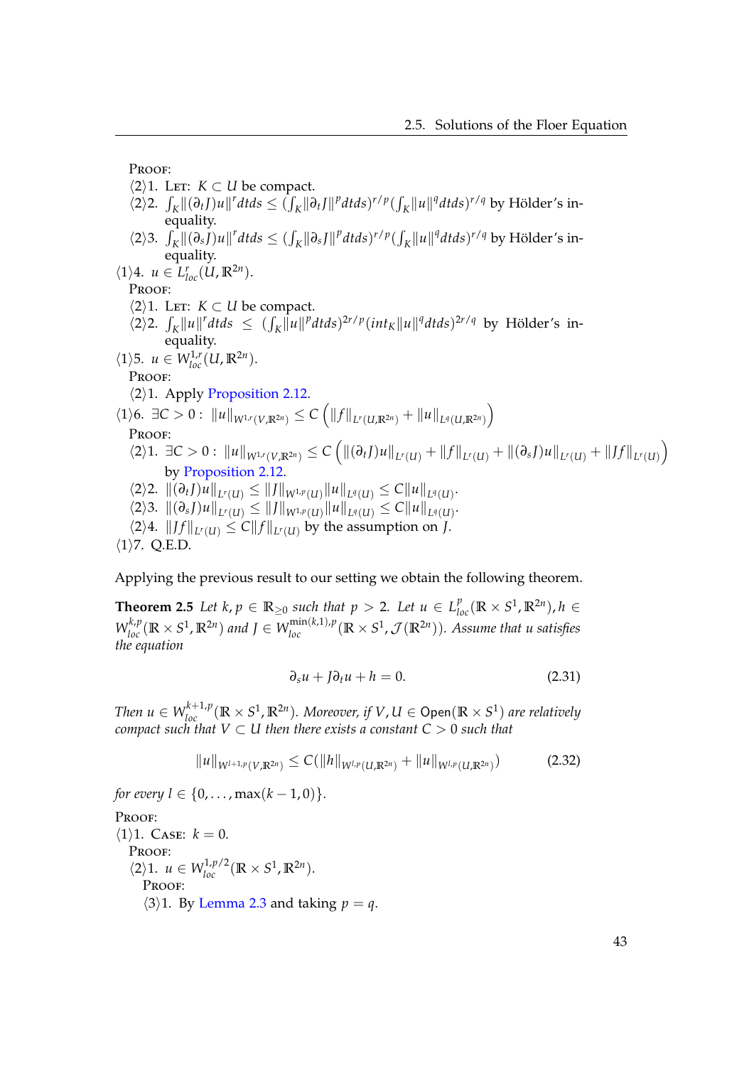PROOF:

⟨2⟩1. LET: $K \subset U$ be compact.

⟨2⟩2. $\int_K \|(\partial_t J)u\|^r dtds \leq (\int_K \|\partial_t J\|^p dtds)^{r/p} (\int_K \|u\|^q dtds)^{r/q}$ by Hölder's inequality.

⟨2⟩3. $\int_K \|(\partial_s J)u\|^r dtds \leq (\int_K \|\partial_s J\|^p dtds)^{r/p} (\int_K \|u\|^q dtds)^{r/q}$ by Hölder's inequality.

⟨1⟩4. $u \in L^r_{loc}(U, \mathbb{R}^{2n})$.

PROOF:

⟨2⟩1. LET: $K \subset U$ be compact.

⟨2⟩2. $\int_K \|u\|^r dtds \leq (\int_K \|u\|^p dtds)^{2r/p} (int_K \|u\|^q dtds)^{2r/q}$ by Hölder's inequality.

⟨1⟩5. $u \in W^{1,r}_{loc}(U, \mathbb{R}^{2n})$.

PROOF:

⟨2⟩1. Apply Proposition 2.12.

⟨1⟩6. $\exists C > 0 : \|u\|_{W^{1,r}(V,\mathbb{R}^{2n})} \leq C \left( \|f\|_{L^r(U,\mathbb{R}^{2n})} + \|u\|_{L^q(U,\mathbb{R}^{2n})} \right)$

PROOF:

⟨2⟩1. $\exists C > 0 : \|u\|_{W^{1,r}(V,\mathbb{R}^{2n})} \leq C \left( \|(\partial_t J)u\|_{L^r(U)} + \|f\|_{L^r(U)} + \|(\partial_s J)u\|_{L^r(U)} + \|Jf\|_{L^r(U)} \right)$ by Proposition 2.12.

⟨2⟩2. $\|(\partial_t J)u\|_{L^r(U)} \leq \|J\|_{W^{1,p}(U)} \|u\|_{L^q(U)} \leq C\|u\|_{L^q(U)}$.

⟨2⟩3. $\|(\partial_s J)u\|_{L^r(U)} \leq \|J\|_{W^{1,p}(U)} \|u\|_{L^q(U)} \leq C\|u\|_{L^q(U)}$.

⟨2⟩4. $\|Jf\|_{L^r(U)} \leq C\|f\|_{L^r(U)}$ by the assumption on $J$.

⟨1⟩7. Q.E.D.

Applying the previous result to our setting we obtain the following theorem.

**Theorem 2.5** *Let $k, p \in \mathbb{R}_{\geq 0}$ such that $p > 2$. Let $u \in L^p_{loc}(\mathbb{R} \times S^1, \mathbb{R}^{2n}), h \in W^{k,p}_{loc}(\mathbb{R} \times S^1, \mathbb{R}^{2n})$ and $J \in W^{\min(k,1),p}_{loc}(\mathbb{R} \times S^1, \mathcal{J}(\mathbb{R}^{2n}))$. Assume that $u$ satisfies the equation*

$$\partial_s u + J\partial_t u + h = 0. \tag{2.31}$$

*Then $u \in W^{k+1,p}_{loc}(\mathbb{R} \times S^1, \mathbb{R}^{2n})$. Moreover, if $V, U \in \mathsf{Open}(\mathbb{R} \times S^1)$ are relatively compact such that $V \subset U$ then there exists a constant $C > 0$ such that*

$$\|u\|_{W^{l+1,p}(V,\mathbb{R}^{2n})} \leq C(\|h\|_{W^{l,p}(U,\mathbb{R}^{2n})} + \|u\|_{W^{l,p}(U,\mathbb{R}^{2n})}) \tag{2.32}$$

*for every $l \in \{0, \ldots, \max(k-1, 0)\}$.*

PROOF:

⟨1⟩1. CASE: $k = 0$.

PROOF:

⟨2⟩1. $u \in W^{1,p/2}_{loc}(\mathbb{R} \times S^1, \mathbb{R}^{2n})$.

PROOF:

⟨3⟩1. By Lemma 2.3 and taking $p = q$.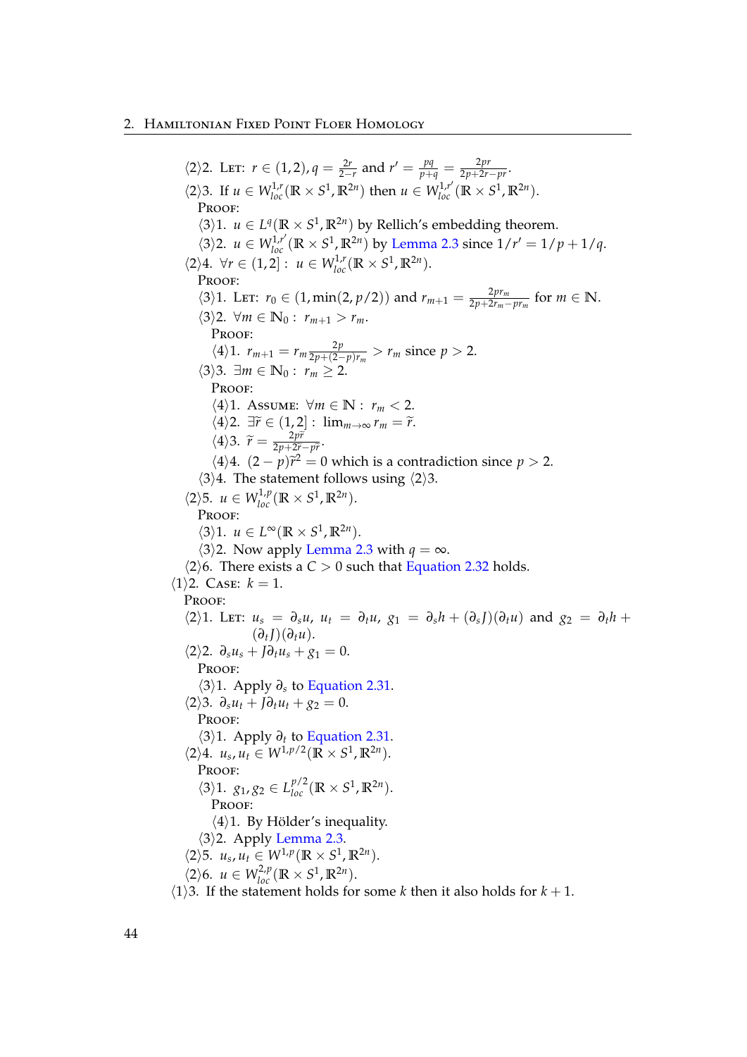⟨2⟩2. Let: $r \in (1,2), q = \frac{2r}{2-r}$ and $r' = \frac{pq}{p+q} = \frac{2pr}{2p+2r-pr}$.

⟨2⟩3. If $u \in W^{1,r}_{loc}(\mathbb{R} \times S^1, \mathbb{R}^{2n})$ then $u \in W^{1,r'}_{loc}(\mathbb{R} \times S^1, \mathbb{R}^{2n})$.

Proof:

⟨3⟩1. $u \in L^q(\mathbb{R} \times S^1, \mathbb{R}^{2n})$ by Rellich's embedding theorem.

⟨3⟩2. $u \in W^{1,r'}_{loc}(\mathbb{R} \times S^1, \mathbb{R}^{2n})$ by Lemma 2.3 since $1/r' = 1/p + 1/q$.

⟨2⟩4. $\forall r \in (1,2] : u \in W^{1,r}_{loc}(\mathbb{R} \times S^1, \mathbb{R}^{2n})$.

Proof:

⟨3⟩1. Let: $r_0 \in (1, \min(2, p/2))$ and $r_{m+1} = \frac{2pr_m}{2p+2r_m-pr_m}$ for $m \in \mathbb{N}$.

⟨3⟩2. $\forall m \in \mathbb{N}_0 : r_{m+1} > r_m$.

Proof:

⟨4⟩1. $r_{m+1} = r_m \frac{2p}{2p+(2-p)r_m} > r_m$ since $p > 2$.

⟨3⟩3. $\exists m \in \mathbb{N}_0 : r_m \geq 2$.

Proof:

⟨4⟩1. Assume: $\forall m \in \mathbb{N} : r_m < 2$.

⟨4⟩2. $\exists \tilde{r} \in (1,2] : \lim_{m\to\infty} r_m = \tilde{r}$.

⟨4⟩3. $\tilde{r} = \frac{2p\tilde{r}}{2p+2\tilde{r}-p\tilde{r}}$.

⟨4⟩4. $(2-p)\tilde{r}^2 = 0$ which is a contradiction since $p > 2$.

⟨3⟩4. The statement follows using ⟨2⟩3.

⟨2⟩5. $u \in W^{1,p}_{loc}(\mathbb{R} \times S^1, \mathbb{R}^{2n})$.

Proof:

⟨3⟩1. $u \in L^\infty(\mathbb{R} \times S^1, \mathbb{R}^{2n})$.

⟨3⟩2. Now apply Lemma 2.3 with $q = \infty$.

⟨2⟩6. There exists a $C > 0$ such that Equation 2.32 holds.

⟨1⟩2. Case: $k = 1$.

Proof:

⟨2⟩1. Let: $u_s = \partial_s u$, $u_t = \partial_t u$, $g_1 = \partial_s h + (\partial_s J)(\partial_t u)$ and $g_2 = \partial_t h + (\partial_t J)(\partial_t u)$.

⟨2⟩2. $\partial_s u_s + J\partial_t u_s + g_1 = 0$.

Proof:

⟨3⟩1. Apply $\partial_s$ to Equation 2.31.

⟨2⟩3. $\partial_s u_t + J\partial_t u_t + g_2 = 0$.

Proof:

⟨3⟩1. Apply $\partial_t$ to Equation 2.31.

⟨2⟩4. $u_s, u_t \in W^{1,p/2}(\mathbb{R} \times S^1, \mathbb{R}^{2n})$.

Proof:

⟨3⟩1. $g_1, g_2 \in L^{p/2}_{loc}(\mathbb{R} \times S^1, \mathbb{R}^{2n})$.

Proof:

⟨4⟩1. By Hölder's inequality.

⟨3⟩2. Apply Lemma 2.3.

⟨2⟩5. $u_s, u_t \in W^{1,p}(\mathbb{R} \times S^1, \mathbb{R}^{2n})$.

⟨2⟩6. $u \in W^{2,p}_{loc}(\mathbb{R} \times S^1, \mathbb{R}^{2n})$.

⟨1⟩3. If the statement holds for some $k$ then it also holds for $k+1$.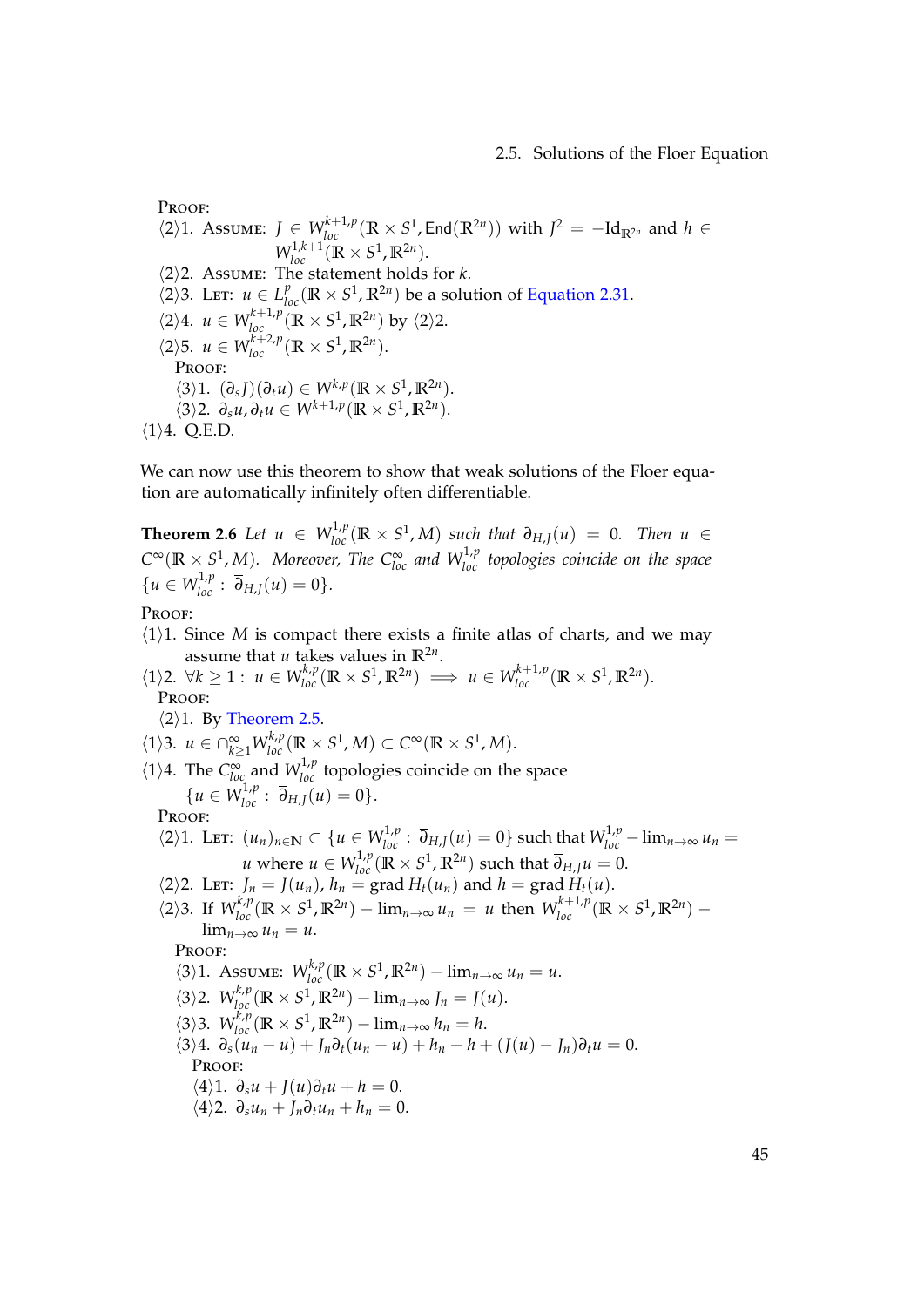PROOF:

⟨2⟩1. ASSUME: $J \in W^{k+1,p}_{loc}(\mathbb{R} \times S^1, \mathsf{End}(\mathbb{R}^{2n}))$ with $J^2 = -\mathrm{Id}_{\mathbb{R}^{2n}}$ and $h \in W^{1,k+1}_{loc}(\mathbb{R} \times S^1, \mathbb{R}^{2n})$.

⟨2⟩2. ASSUME: The statement holds for $k$.

⟨2⟩3. LET: $u \in L^p_{loc}(\mathbb{R} \times S^1, \mathbb{R}^{2n})$ be a solution of Equation 2.31.

⟨2⟩4. $u \in W^{k+1,p}_{loc}(\mathbb{R} \times S^1, \mathbb{R}^{2n})$ by ⟨2⟩2.

⟨2⟩5. $u \in W^{k+2,p}_{loc}(\mathbb{R} \times S^1, \mathbb{R}^{2n})$.

PROOF:

⟨3⟩1. $(\partial_s J)(\partial_t u) \in W^{k,p}(\mathbb{R} \times S^1, \mathbb{R}^{2n})$.

⟨3⟩2. $\partial_s u, \partial_t u \in W^{k+1,p}(\mathbb{R} \times S^1, \mathbb{R}^{2n})$.

⟨1⟩4. Q.E.D.

We can now use this theorem to show that weak solutions of the Floer equation are automatically infinitely often differentiable.

**Theorem 2.6** *Let $u \in W^{1,p}_{loc}(\mathbb{R} \times S^1, M)$ such that $\overline{\partial}_{H,J}(u) = 0$. Then $u \in C^\infty(\mathbb{R} \times S^1, M)$. Moreover, The $C^\infty_{loc}$ and $W^{1,p}_{loc}$ topologies coincide on the space $\{u \in W^{1,p}_{loc} : \overline{\partial}_{H,J}(u) = 0\}$.*

PROOF:

⟨1⟩1. Since $M$ is compact there exists a finite atlas of charts, and we may assume that $u$ takes values in $\mathbb{R}^{2n}$.

⟨1⟩2. $\forall k \geq 1 : \ u \in W^{k,p}_{loc}(\mathbb{R} \times S^1, \mathbb{R}^{2n}) \implies u \in W^{k+1,p}_{loc}(\mathbb{R} \times S^1, \mathbb{R}^{2n})$.

PROOF:

⟨2⟩1. By Theorem 2.5.

⟨1⟩3. $u \in \bigcap_{k \geq 1}^{\infty} W^{k,p}_{loc}(\mathbb{R} \times S^1, M) \subset C^\infty(\mathbb{R} \times S^1, M)$.

⟨1⟩4. The $C^\infty_{loc}$ and $W^{1,p}_{loc}$ topologies coincide on the space $\{u \in W^{1,p}_{loc} : \overline{\partial}_{H,J}(u) = 0\}$.

PROOF:

⟨2⟩1. LET: $(u_n)_{n \in \mathbb{N}} \subset \{u \in W^{1,p}_{loc} : \overline{\partial}_{H,J}(u) = 0\}$ such that $W^{1,p}_{loc} - \lim_{n\to\infty} u_n = u$ where $u \in W^{1,p}_{loc}(\mathbb{R} \times S^1, \mathbb{R}^{2n})$ such that $\overline{\partial}_{H,J} u = 0$.

⟨2⟩2. LET: $J_n = J(u_n)$, $h_n = \operatorname{grad} H_t(u_n)$ and $h = \operatorname{grad} H_t(u)$.

⟨2⟩3. If $W^{k,p}_{loc}(\mathbb{R} \times S^1, \mathbb{R}^{2n}) - \lim_{n\to\infty} u_n = u$ then $W^{k+1,p}_{loc}(\mathbb{R} \times S^1, \mathbb{R}^{2n}) - \lim_{n\to\infty} u_n = u$.

PROOF:

⟨3⟩1. ASSUME: $W^{k,p}_{loc}(\mathbb{R} \times S^1, \mathbb{R}^{2n}) - \lim_{n\to\infty} u_n = u$.

⟨3⟩2. $W^{k,p}_{loc}(\mathbb{R} \times S^1, \mathbb{R}^{2n}) - \lim_{n\to\infty} J_n = J(u)$.

⟨3⟩3. $W^{k,p}_{loc}(\mathbb{R} \times S^1, \mathbb{R}^{2n}) - \lim_{n\to\infty} h_n = h$.

⟨3⟩4. $\partial_s(u_n - u) + J_n \partial_t(u_n - u) + h_n - h + (J(u) - J_n)\partial_t u = 0$.

PROOF:

⟨4⟩1. $\partial_s u + J(u)\partial_t u + h = 0$.

⟨4⟩2. $\partial_s u_n + J_n \partial_t u_n + h_n = 0$.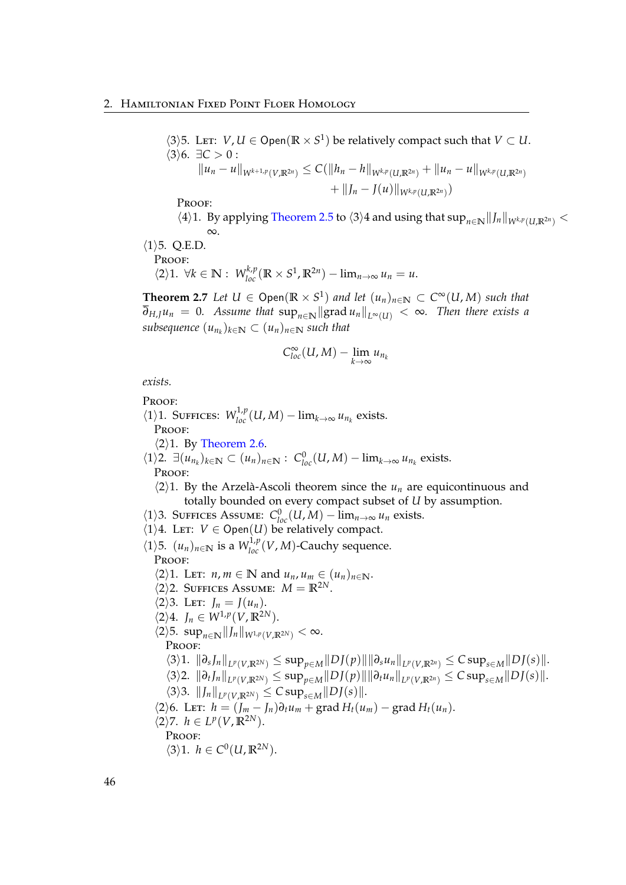⟨3⟩5. Let: $V, U \in \mathsf{Open}(\mathbb{R} \times S^1)$ be relatively compact such that $V \subset U$.

⟨3⟩6. $\exists C > 0$ :

$$\|u_n - u\|_{W^{k+1,p}(V,\mathbb{R}^{2n})} \leq C(\|h_n - h\|_{W^{k,p}(U,\mathbb{R}^{2n})} + \|u_n - u\|_{W^{k,p}(U,\mathbb{R}^{2n})} + \|J_n - J(u)\|_{W^{k,p}(U,\mathbb{R}^{2n})})$$

Proof:

⟨4⟩1. By applying Theorem 2.5 to ⟨3⟩4 and using that $\sup_{n\in\mathbb{N}} \|J_n\|_{W^{k,p}(U,\mathbb{R}^{2n})} < \infty$.

⟨1⟩5. Q.E.D.

Proof:

⟨2⟩1. $\forall k \in \mathbb{N} : \ W^{k,p}_{loc}(\mathbb{R} \times S^1, \mathbb{R}^{2n}) - \lim_{n\to\infty} u_n = u$.

**Theorem 2.7** *Let $U \in \mathsf{Open}(\mathbb{R} \times S^1)$ and let $(u_n)_{n\in\mathbb{N}} \subset C^\infty(U, M)$ such that $\overline{\partial}_{H,J} u_n = 0$. Assume that $\sup_{n\in\mathbb{N}} \|\operatorname{grad} u_n\|_{L^\infty(U)} < \infty$. Then there exists a subsequence $(u_{n_k})_{k\in\mathbb{N}} \subset (u_n)_{n\in\mathbb{N}}$ such that*

$$C^\infty_{loc}(U, M) - \lim_{k\to\infty} u_{n_k}$$

*exists.*

Proof:

⟨1⟩1. Suffices: $W^{1,p}_{loc}(U, M) - \lim_{k\to\infty} u_{n_k}$ exists.

Proof:

⟨2⟩1. By Theorem 2.6.

⟨1⟩2. $\exists (u_{n_k})_{k\in\mathbb{N}} \subset (u_n)_{n\in\mathbb{N}} : \ C^0_{loc}(U, M) - \lim_{k\to\infty} u_{n_k}$ exists.

Proof:

⟨2⟩1. By the Arzelà-Ascoli theorem since the $u_n$ are equicontinuous and totally bounded on every compact subset of $U$ by assumption.

⟨1⟩3. Suffices Assume: $C^0_{loc}(U, M) - \lim_{n\to\infty} u_n$ exists.

⟨1⟩4. Let: $V \in \mathsf{Open}(U)$ be relatively compact.

⟨1⟩5. $(u_n)_{n\in\mathbb{N}}$ is a $W^{1,p}_{loc}(V, M)$-Cauchy sequence.

Proof:

⟨2⟩1. Let: $n, m \in \mathbb{N}$ and $u_n, u_m \in (u_n)_{n\in\mathbb{N}}$.

⟨2⟩2. Suffices Assume: $M = \mathbb{R}^{2N}$.

⟨2⟩3. Let: $J_n = J(u_n)$.

⟨2⟩4. $J_n \in W^{1,p}(V, \mathbb{R}^{2N})$.

⟨2⟩5. $\sup_{n\in\mathbb{N}} \|J_n\|_{W^{1,p}(V,\mathbb{R}^{2N})} < \infty$.

Proof:

⟨3⟩1. $\|\partial_s J_n\|_{L^p(V,\mathbb{R}^{2N})} \leq \sup_{p\in M} \|DJ(p)\| \|\partial_s u_n\|_{L^p(V,\mathbb{R}^{2n})} \leq C \sup_{s\in M} \|DJ(s)\|$.

⟨3⟩2. $\|\partial_t J_n\|_{L^p(V,\mathbb{R}^{2N})} \leq \sup_{p\in M} \|DJ(p)\| \|\partial_t u_n\|_{L^p(V,\mathbb{R}^{2n})} \leq C \sup_{s\in M} \|DJ(s)\|$.

⟨3⟩3. $\|J_n\|_{L^p(V,\mathbb{R}^{2N})} \leq C \sup_{s\in M} \|DJ(s)\|$.

⟨2⟩6. Let: $h = (J_m - J_n)\partial_t u_m + \operatorname{grad} H_t(u_m) - \operatorname{grad} H_t(u_n)$.

⟨2⟩7. $h \in L^p(V, \mathbb{R}^{2N})$.

Proof:

⟨3⟩1. $h \in C^0(U, \mathbb{R}^{2N})$.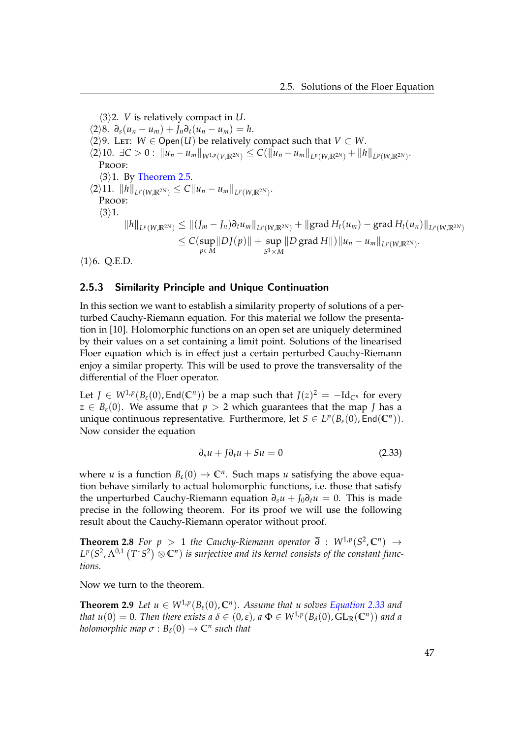⟨3⟩2. $V$ is relatively compact in $U$.

⟨2⟩8. $\partial_s(u_n - u_m) + J_n\partial_t(u_n - u_m) = h$.

⟨2⟩9. LET: $W \in \mathsf{Open}(U)$ be relatively compact such that $V \subset W$.

⟨2⟩10. $\exists C > 0 : \|u_n - u_m\|_{W^{1,p}(V,\mathbb{R}^{2N})} \leq C(\|u_n - u_m\|_{L^p(W,\mathbb{R}^{2N})} + \|h\|_{L^p(W,\mathbb{R}^{2N})}$.

PROOF:

⟨3⟩1. By Theorem 2.5.

⟨2⟩11. $\|h\|_{L^p(W,\mathbb{R}^{2N})} \leq C\|u_n - u_m\|_{L^p(W,\mathbb{R}^{2N})}$.

PROOF:

⟨3⟩1.

$$
\begin{aligned}
\|h\|_{L^p(W,\mathbb{R}^{2N})} &\leq \|(J_m - J_n)\partial_t u_m\|_{L^p(W,\mathbb{R}^{2N})} + \|\operatorname{grad} H_t(u_m) - \operatorname{grad} H_t(u_n)\|_{L^p(W,\mathbb{R}^{2N})} \\
&\leq C(\sup_{p\in M}\|DJ(p)\| + \sup_{S^1\times M}\|D\operatorname{grad} H\|)\|u_n - u_m\|_{L^p(W,\mathbb{R}^{2N})}.
\end{aligned}
$$

⟨1⟩6. Q.E.D.

### 2.5.3 Similarity Principle and Unique Continuation

In this section we want to establish a similarity property of solutions of a perturbed Cauchy-Riemann equation. For this material we follow the presentation in [10]. Holomorphic functions on an open set are uniquely determined by their values on a set containing a limit point. Solutions of the linearised Floer equation which is in effect just a certain perturbed Cauchy-Riemann enjoy a similar property. This will be used to prove the transversality of the differential of the Floer operator.

Let $J \in W^{1,p}(B_\varepsilon(0), \mathsf{End}(\mathbb{C}^n))$ be a map such that $J(z)^2 = -\mathrm{Id}_{\mathbb{C}^n}$ for every $z \in B_\varepsilon(0)$. We assume that $p > 2$ which guarantees that the map $J$ has a unique continuous representative. Furthermore, let $S \in L^p(B_\varepsilon(0), \mathsf{End}(\mathbb{C}^n))$. Now consider the equation

$$
\partial_s u + J\partial_t u + Su = 0 \tag{2.33}
$$

where $u$ is a function $B_\varepsilon(0) \to \mathbb{C}^n$. Such maps $u$ satisfying the above equation behave similarly to actual holomorphic functions, i.e. those that satisfy the unperturbed Cauchy-Riemann equation $\partial_s u + J_0\partial_t u = 0$. This is made precise in the following theorem. For its proof we will use the following result about the Cauchy-Riemann operator without proof.

**Theorem 2.8** *For $p > 1$ the Cauchy-Riemann operator $\overline{\partial} : W^{1,p}(S^2, \mathbb{C}^n) \to L^p(S^2, \Lambda^{0,1}(T^*S^2) \otimes \mathbb{C}^n)$ is surjective and its kernel consists of the constant functions.*

Now we turn to the theorem.

**Theorem 2.9** *Let $u \in W^{1,p}(B_\varepsilon(0), \mathbb{C}^n)$. Assume that $u$ solves Equation 2.33 and that $u(0) = 0$. Then there exists a $\delta \in (0, \varepsilon)$, a $\Phi \in W^{1,p}(B_\delta(0), \mathrm{GL}_\mathbb{R}(\mathbb{C}^n))$ and a holomorphic map $\sigma : B_\delta(0) \to \mathbb{C}^n$ such that*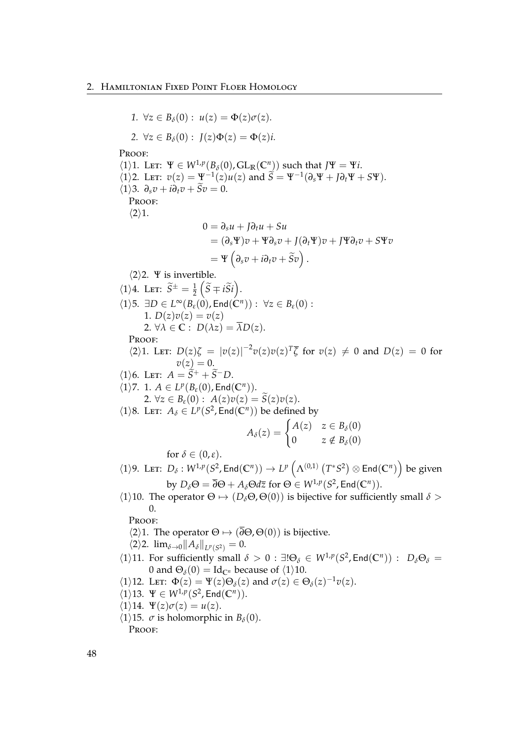*1.* $\forall z \in B_\delta(0): \; u(z) = \Phi(z)\sigma(z)$.

*2.* $\forall z \in B_\delta(0): \; J(z)\Phi(z) = \Phi(z)i$.

PROOF:

⟨1⟩1. LET: $\Psi \in W^{1,p}(B_\delta(0), \mathrm{GL}_{\mathbb{R}}(\mathbb{C}^n))$ such that $J\Psi = \Psi i$.

⟨1⟩2. LET: $v(z) = \Psi^{-1}(z)u(z)$ and $\widetilde{S} = \Psi^{-1}(\partial_s\Psi + J\partial_t\Psi + S\Psi)$.

⟨1⟩3. $\partial_s v + i\partial_t v + \widetilde{S}v = 0$.

PROOF:

⟨2⟩1.

$$
\begin{aligned}
0 &= \partial_s u + J\partial_t u + Su \\
&= (\partial_s\Psi)v + \Psi\partial_s v + J(\partial_t\Psi)v + J\Psi\partial_t v + S\Psi v \\
&= \Psi\left(\partial_s v + i\partial_t v + \widetilde{S}v\right).
\end{aligned}
$$

⟨2⟩2. $\Psi$ is invertible.

⟨1⟩4. LET: $\widetilde{S}^\pm = \frac{1}{2}\left(\widetilde{S} \mp i\widetilde{S}i\right)$.

⟨1⟩5. $\exists D \in L^\infty(B_\varepsilon(0), \mathsf{End}(\mathbb{C}^n)): \; \forall z \in B_\varepsilon(0):$

1. $D(z)v(z) = v(z)$
2. $\forall \lambda \in \mathbb{C}: \; D(\lambda z) = \overline{\lambda}D(z)$.

PROOF:

⟨2⟩1. LET: $D(z)\zeta = |v(z)|^{-2}v(z)v(z)^T\overline{\zeta}$ for $v(z) \neq 0$ and $D(z) = 0$ for $v(z) = 0$.

⟨1⟩6. LET: $A = \widetilde{S}^+ + \widetilde{S}^- D$.

⟨1⟩7. 1. $A \in L^p(B_\varepsilon(0), \mathsf{End}(\mathbb{C}^n))$.

2. $\forall z \in B_\varepsilon(0): \; A(z)v(z) = \widetilde{S}(z)v(z)$.

⟨1⟩8. LET: $A_\delta \in L^p(S^2, \mathsf{End}(\mathbb{C}^n))$ be defined by

$$
A_\delta(z) = \begin{cases} A(z) & z \in B_\delta(0) \\ 0 & z \notin B_\delta(0) \end{cases}
$$

for $\delta \in (0, \varepsilon)$.

⟨1⟩9. LET: $D_\delta : W^{1,p}(S^2, \mathsf{End}(\mathbb{C}^n)) \to L^p\left(\Lambda^{(0,1)}\left(T^*S^2\right) \otimes \mathsf{End}(\mathbb{C}^n)\right)$ be given by $D_\delta\Theta = \overline{\partial}\Theta + A_\delta\Theta d\overline{z}$ for $\Theta \in W^{1,p}(S^2, \mathsf{End}(\mathbb{C}^n))$.

⟨1⟩10. The operator $\Theta \mapsto (D_\delta\Theta, \Theta(0))$ is bijective for sufficiently small $\delta > 0$.

PROOF:

⟨2⟩1. The operator $\Theta \mapsto (\overline{\partial}\Theta, \Theta(0))$ is bijective.

⟨2⟩2. $\lim_{\delta \to 0}\|A_\delta\|_{L^p(S^2)} = 0$.

⟨1⟩11. For sufficiently small $\delta > 0: \exists!\Theta_\delta \in W^{1,p}(S^2, \mathsf{End}(\mathbb{C}^n)): \; D_\delta\Theta_\delta = 0$ and $\Theta_\delta(0) = \mathrm{Id}_{\mathbb{C}^n}$ because of ⟨1⟩10.

⟨1⟩12. LET: $\Phi(z) = \Psi(z)\Theta_\delta(z)$ and $\sigma(z) \in \Theta_\delta(z)^{-1}v(z)$.

⟨1⟩13. $\Psi \in W^{1,p}(S^2, \mathsf{End}(\mathbb{C}^n))$.

⟨1⟩14. $\Psi(z)\sigma(z) = u(z)$.

⟨1⟩15. $\sigma$ is holomorphic in $B_\delta(0)$.

PROOF: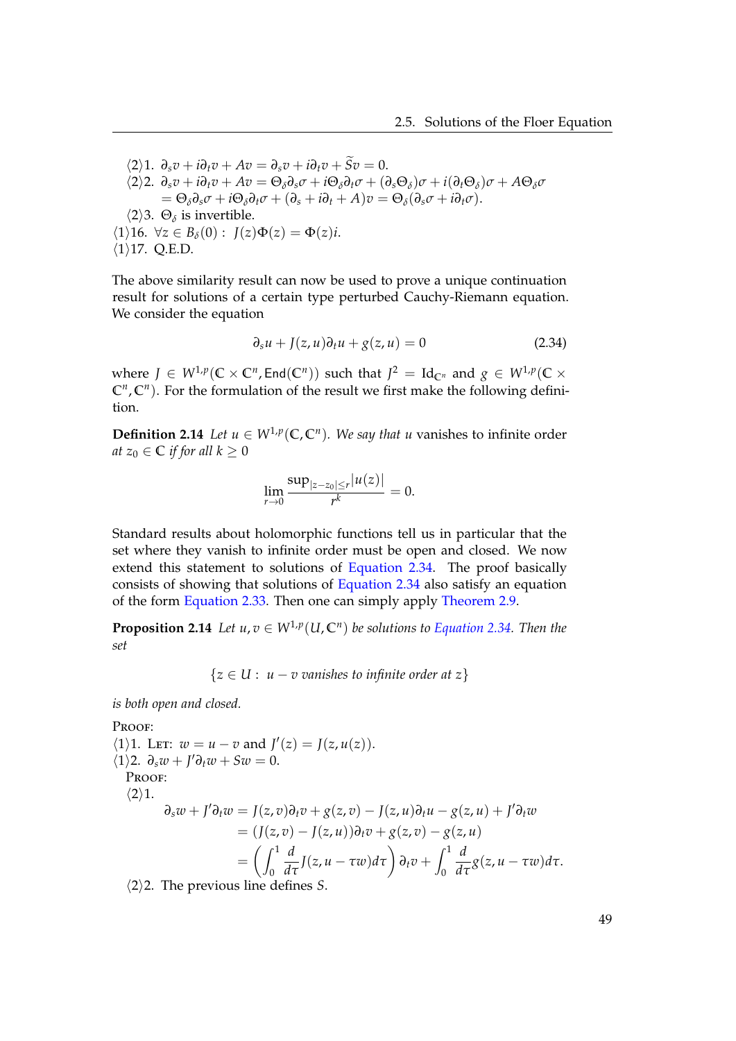⟨2⟩1. $\partial_s v + i\partial_t v + Av = \partial_s v + i\partial_t v + \widetilde{S}v = 0$.

⟨2⟩2. $\partial_s v + i\partial_t v + Av = \Theta_\delta \partial_s \sigma + i\Theta_\delta \partial_t \sigma + (\partial_s \Theta_\delta)\sigma + i(\partial_t \Theta_\delta)\sigma + A\Theta_\delta \sigma$
$= \Theta_\delta \partial_s \sigma + i\Theta_\delta \partial_t \sigma + (\partial_s + i\partial_t + A)v = \Theta_\delta(\partial_s \sigma + i\partial_t \sigma)$.

⟨2⟩3. $\Theta_\delta$ is invertible.

⟨1⟩16. $\forall z \in B_\delta(0):\ J(z)\Phi(z) = \Phi(z)i$.

⟨1⟩17. Q.E.D.

The above similarity result can now be used to prove a unique continuation result for solutions of a certain type perturbed Cauchy-Riemann equation. We consider the equation

$$\partial_s u + J(z,u)\partial_t u + g(z,u) = 0 \tag{2.34}$$

where $J \in W^{1,p}(\mathbb{C} \times \mathbb{C}^n, \mathsf{End}(\mathbb{C}^n))$ such that $J^2 = \mathrm{Id}_{\mathbb{C}^n}$ and $g \in W^{1,p}(\mathbb{C} \times \mathbb{C}^n, \mathbb{C}^n)$. For the formulation of the result we first make the following definition.

**Definition 2.14** *Let $u \in W^{1,p}(\mathbb{C}, \mathbb{C}^n)$. We say that $u$* vanishes to infinite order *at $z_0 \in \mathbb{C}$ if for all $k \geq 0$*

$$\lim_{r \to 0} \frac{\sup_{|z-z_0| \leq r} |u(z)|}{r^k} = 0.$$

Standard results about holomorphic functions tell us in particular that the set where they vanish to infinite order must be open and closed. We now extend this statement to solutions of Equation 2.34. The proof basically consists of showing that solutions of Equation 2.34 also satisfy an equation of the form Equation 2.33. Then one can simply apply Theorem 2.9.

**Proposition 2.14** *Let $u, v \in W^{1,p}(U, \mathbb{C}^n)$ be solutions to Equation 2.34. Then the set*

$$\{z \in U :\ u - v \text{ vanishes to infinite order at } z\}$$

*is both open and closed.*

Proof:

⟨1⟩1. Let: $w = u - v$ and $J'(z) = J(z, u(z))$.

⟨1⟩2. $\partial_s w + J'\partial_t w + Sw = 0$.

Proof:

⟨2⟩1.

$$\begin{aligned}
\partial_s w + J'\partial_t w &= J(z,v)\partial_t v + g(z,v) - J(z,u)\partial_t u - g(z,u) + J'\partial_t w \\
&= (J(z,v) - J(z,u))\partial_t v + g(z,v) - g(z,u) \\
&= \left(\int_0^1 \frac{d}{d\tau} J(z, u - \tau w)\, d\tau\right)\partial_t v + \int_0^1 \frac{d}{d\tau} g(z, u - \tau w)\, d\tau.
\end{aligned}$$

⟨2⟩2. The previous line defines $S$.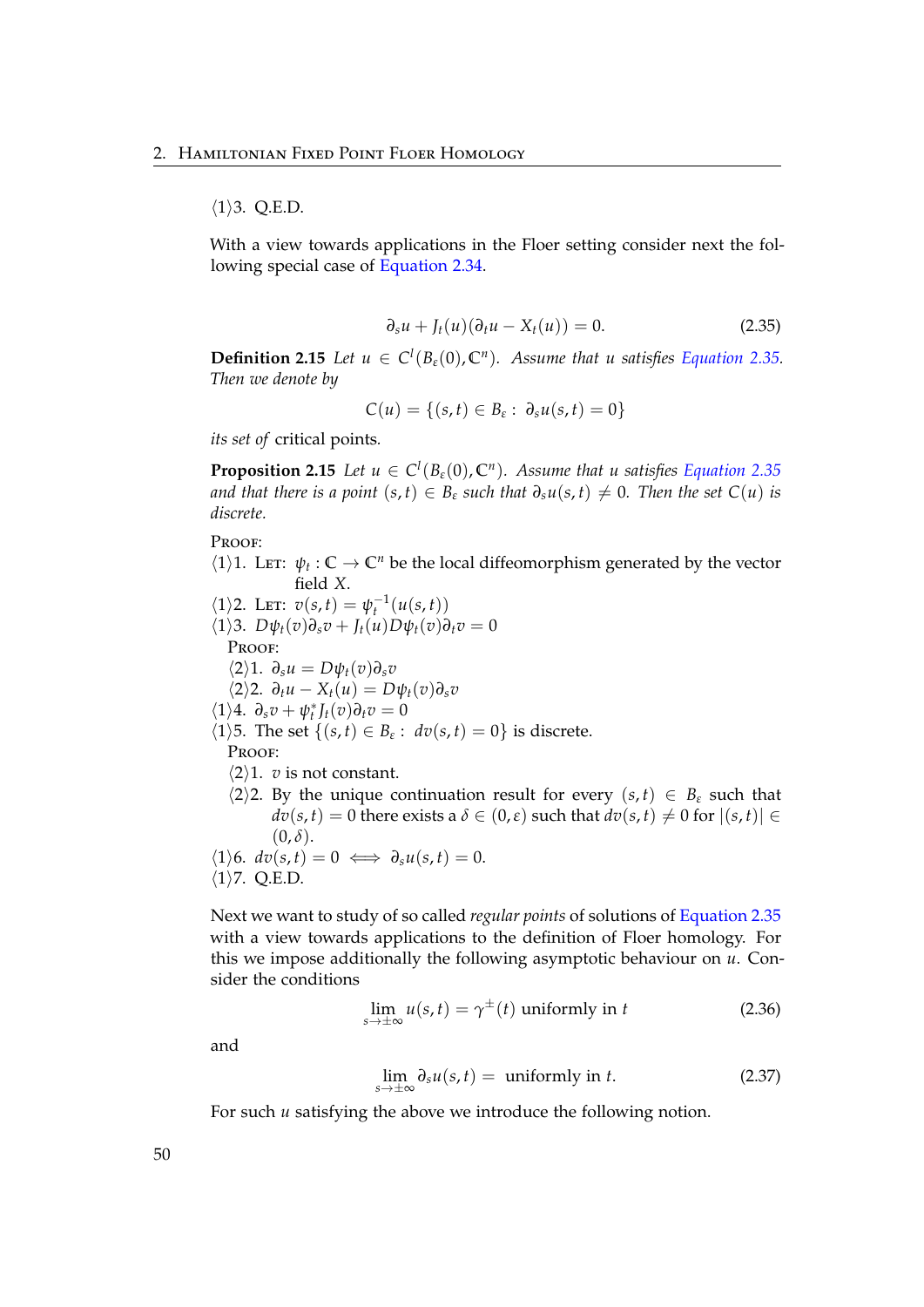⟨1⟩3. Q.E.D.

With a view towards applications in the Floer setting consider next the following special case of Equation 2.34.

$$\partial_s u + J_t(u)(\partial_t u - X_t(u)) = 0. \tag{2.35}$$

**Definition 2.15** *Let $u \in C^l(B_\varepsilon(0), \mathbb{C}^n)$. Assume that $u$ satisfies Equation 2.35. Then we denote by*

$$C(u) = \{(s,t) \in B_\varepsilon : \partial_s u(s,t) = 0\}$$

*its set of* critical points.

**Proposition 2.15** *Let $u \in C^l(B_\varepsilon(0), \mathbb{C}^n)$. Assume that $u$ satisfies Equation 2.35 and that there is a point $(s,t) \in B_\varepsilon$ such that $\partial_s u(s,t) \neq 0$. Then the set $C(u)$ is discrete.*

PROOF:

⟨1⟩1. LET: $\psi_t : \mathbb{C} \to \mathbb{C}^n$ be the local diffeomorphism generated by the vector field $X$.

⟨1⟩2. LET: $v(s,t) = \psi_t^{-1}(u(s,t))$

⟨1⟩3. $D\psi_t(v)\partial_s v + J_t(u) D\psi_t(v)\partial_t v = 0$

PROOF:

⟨2⟩1. $\partial_s u = D\psi_t(v)\partial_s v$

⟨2⟩2. $\partial_t u - X_t(u) = D\psi_t(v)\partial_s v$

⟨1⟩4. $\partial_s v + \psi_t^* J_t(v)\partial_t v = 0$

⟨1⟩5. The set $\{(s,t) \in B_\varepsilon : dv(s,t) = 0\}$ is discrete.

PROOF:

⟨2⟩1. $v$ is not constant.

⟨2⟩2. By the unique continuation result for every $(s,t) \in B_\varepsilon$ such that $dv(s,t) = 0$ there exists a $\delta \in (0,\varepsilon)$ such that $dv(s,t) \neq 0$ for $|(s,t)| \in (0,\delta)$.

⟨1⟩6. $dv(s,t) = 0 \iff \partial_s u(s,t) = 0$.

⟨1⟩7. Q.E.D.

Next we want to study of so called *regular points* of solutions of Equation 2.35 with a view towards applications to the definition of Floer homology. For this we impose additionally the following asymptotic behaviour on $u$. Consider the conditions

$$\lim_{s \to \pm\infty} u(s,t) = \gamma^{\pm}(t) \text{ uniformly in } t \tag{2.36}$$

and

$$\lim_{s \to \pm\infty} \partial_s u(s,t) = \text{ uniformly in } t. \tag{2.37}$$

For such $u$ satisfying the above we introduce the following notion.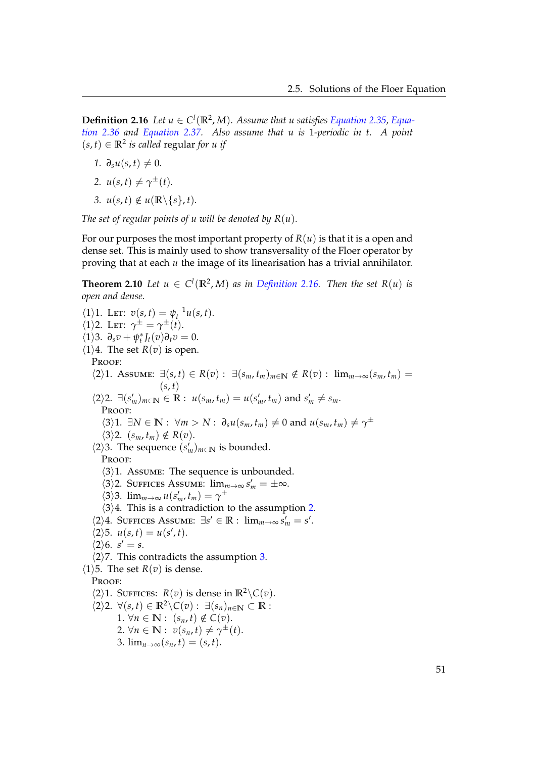**Definition 2.16** *Let $u \in C^l(\mathbb{R}^2, M)$. Assume that $u$ satisfies Equation 2.35, Equation 2.36 and Equation 2.37. Also assume that $u$ is 1-periodic in $t$. A point $(s,t) \in \mathbb{R}^2$ is called* regular *for $u$ if*

1. $\partial_s u(s,t) \neq 0$.
2. $u(s,t) \neq \gamma^{\pm}(t)$.
3. $u(s,t) \notin u(\mathbb{R}\backslash\{s\}, t)$.

*The set of regular points of $u$ will be denoted by $R(u)$.*

For our purposes the most important property of $R(u)$ is that it is a open and dense set. This is mainly used to show transversality of the Floer operator by proving that at each $u$ the image of its linearisation has a trivial annihilator.

**Theorem 2.10** *Let $u \in C^l(\mathbb{R}^2, M)$ as in Definition 2.16. Then the set $R(u)$ is open and dense.*

⟨1⟩1. Let: $v(s,t) = \psi_t^{-1} u(s,t)$.
⟨1⟩2. Let: $\gamma^{\pm} = \gamma^{\pm}(t)$.
⟨1⟩3. $\partial_s v + \psi_t^* J_t(v) \partial_t v = 0$.
⟨1⟩4. The set $R(v)$ is open.
  Proof:
  ⟨2⟩1. Assume: $\exists (s,t) \in R(v) : \exists (s_m, t_m)_{m \in \mathbb{N}} \notin R(v) : \lim_{m \to \infty} (s_m, t_m) = (s,t)$
  ⟨2⟩2. $\exists (s'_m)_{m \in \mathbb{N}} \in \mathbb{R} : u(s_m, t_m) = u(s'_m, t_m)$ and $s'_m \neq s_m$.
    Proof:
    ⟨3⟩1. $\exists N \in \mathbb{N} : \forall m > N : \partial_s u(s_m, t_m) \neq 0$ and $u(s_m, t_m) \neq \gamma^{\pm}$
    ⟨3⟩2. $(s_m, t_m) \notin R(v)$.
  ⟨2⟩3. The sequence $(s'_m)_{m \in \mathbb{N}}$ is bounded.
    Proof:
    ⟨3⟩1. Assume: The sequence is unbounded.
    ⟨3⟩2. Suffices Assume: $\lim_{m \to \infty} s'_m = \pm\infty$.
    ⟨3⟩3. $\lim_{m \to \infty} u(s'_m, t_m) = \gamma^{\pm}$
    ⟨3⟩4. This is a contradiction to the assumption 2.
  ⟨2⟩4. Suffices Assume: $\exists s' \in \mathbb{R} : \lim_{m \to \infty} s'_m = s'$.
  ⟨2⟩5. $u(s,t) = u(s',t)$.
  ⟨2⟩6. $s' = s$.
  ⟨2⟩7. This contradicts the assumption 3.
⟨1⟩5. The set $R(v)$ is dense.
  Proof:
  ⟨2⟩1. Suffices: $R(v)$ is dense in $\mathbb{R}^2 \backslash C(v)$.
  ⟨2⟩2. $\forall (s,t) \in \mathbb{R}^2 \backslash C(v) : \exists (s_n)_{n \in \mathbb{N}} \subset \mathbb{R}$ :
    1. $\forall n \in \mathbb{N} : (s_n, t) \notin C(v)$.
    2. $\forall n \in \mathbb{N} : v(s_n, t) \neq \gamma^{\pm}(t)$.
    3. $\lim_{n \to \infty} (s_n, t) = (s,t)$.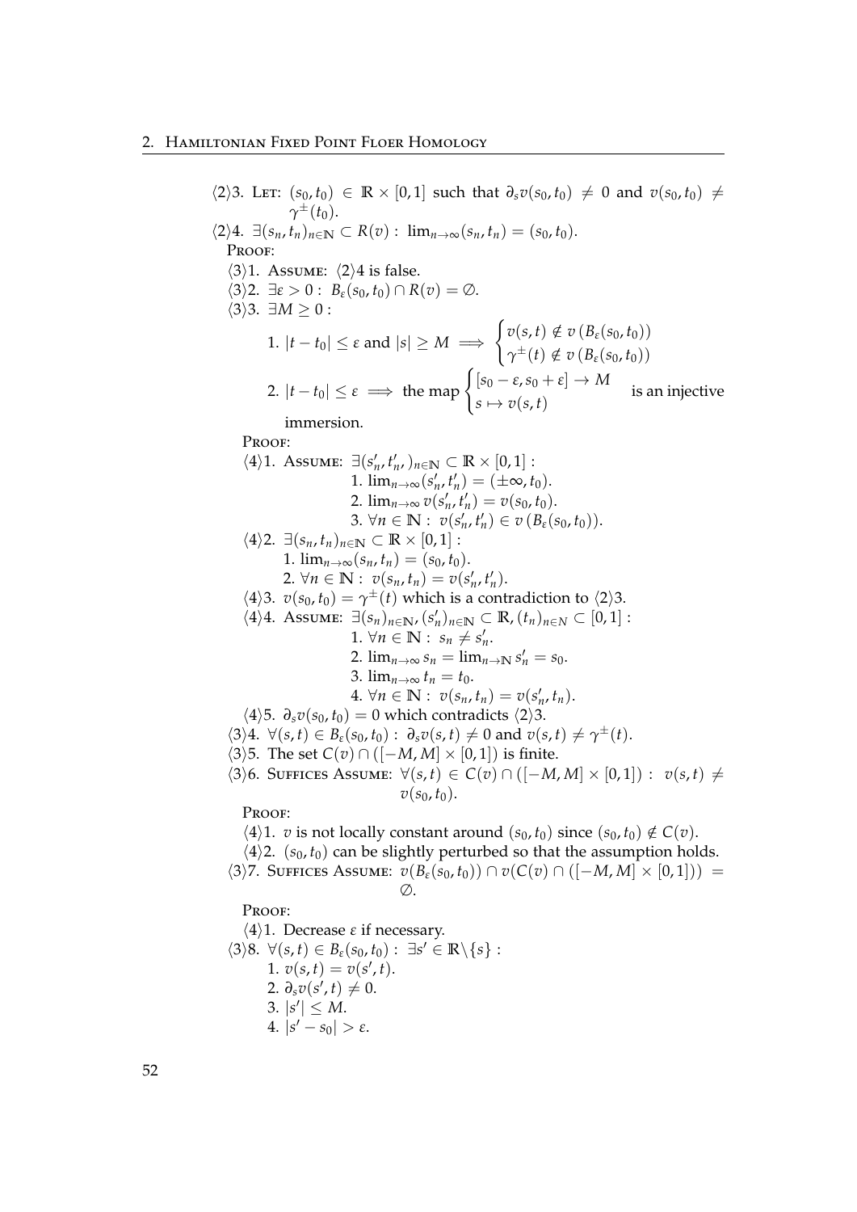⟨2⟩3. Let: $(s_0, t_0) \in \mathbb{R} \times [0,1]$ such that $\partial_s v(s_0,t_0) \neq 0$ and $v(s_0,t_0) \neq \gamma^\pm(t_0)$.

⟨2⟩4. $\exists (s_n, t_n)_{n\in\mathbb{N}} \subset R(v) : \lim_{n\to\infty}(s_n,t_n) = (s_0,t_0)$.

Proof:

⟨3⟩1. Assume: ⟨2⟩4 is false.

⟨3⟩2. $\exists \varepsilon > 0 : B_\varepsilon(s_0,t_0) \cap R(v) = \emptyset$.

⟨3⟩3. $\exists M \geq 0$ :

1. $|t - t_0| \leq \varepsilon$ and $|s| \geq M \implies \begin{cases} v(s,t) \notin v\left(B_\varepsilon(s_0,t_0)\right) \\ \gamma^\pm(t) \notin v\left(B_\varepsilon(s_0,t_0)\right) \end{cases}$

2. $|t - t_0| \leq \varepsilon \implies$ the map $\begin{cases} [s_0 - \varepsilon, s_0 + \varepsilon] \to M \\ s \mapsto v(s,t) \end{cases}$ is an injective immersion.

Proof:

⟨4⟩1. Assume: $\exists (s'_n, t'_n)_{n\in\mathbb{N}} \subset \mathbb{R} \times [0,1]$ :
1. $\lim_{n\to\infty}(s'_n,t'_n) = (\pm\infty, t_0)$.
2. $\lim_{n\to\infty} v(s'_n,t'_n) = v(s_0,t_0)$.
3. $\forall n \in \mathbb{N} : v(s'_n,t'_n) \in v\left(B_\varepsilon(s_0,t_0)\right)$.

⟨4⟩2. $\exists (s_n, t_n)_{n\in\mathbb{N}} \subset \mathbb{R} \times [0,1]$ :
1. $\lim_{n\to\infty}(s_n,t_n) = (s_0,t_0)$.
2. $\forall n \in \mathbb{N} : v(s_n,t_n) = v(s'_n,t'_n)$.

⟨4⟩3. $v(s_0,t_0) = \gamma^\pm(t)$ which is a contradiction to ⟨2⟩3.

⟨4⟩4. Assume: $\exists (s_n)_{n\in\mathbb{N}}, (s'_n)_{n\in\mathbb{N}} \subset \mathbb{R}, (t_n)_{n\in N} \subset [0,1]$ :
1. $\forall n \in \mathbb{N} : s_n \neq s'_n$.
2. $\lim_{n\to\infty} s_n = \lim_{n\to\mathbb{N}} s'_n = s_0$.
3. $\lim_{n\to\infty} t_n = t_0$.
4. $\forall n \in \mathbb{N} : v(s_n,t_n) = v(s'_n,t_n)$.

⟨4⟩5. $\partial_s v(s_0,t_0) = 0$ which contradicts ⟨2⟩3.

⟨3⟩4. $\forall (s,t) \in B_\varepsilon(s_0,t_0) : \partial_s v(s,t) \neq 0$ and $v(s,t) \neq \gamma^\pm(t)$.

⟨3⟩5. The set $C(v) \cap ([-M,M] \times [0,1])$ is finite.

⟨3⟩6. Suffices Assume: $\forall (s,t) \in C(v) \cap ([-M,M] \times [0,1]) : v(s,t) \neq v(s_0,t_0)$.

Proof:

⟨4⟩1. $v$ is not locally constant around $(s_0,t_0)$ since $(s_0,t_0) \notin C(v)$.

⟨4⟩2. $(s_0,t_0)$ can be slightly perturbed so that the assumption holds.

⟨3⟩7. Suffices Assume: $v(B_\varepsilon(s_0,t_0)) \cap v(C(v) \cap ([-M,M] \times [0,1])) = \emptyset$.

Proof:

⟨4⟩1. Decrease $\varepsilon$ if necessary.

⟨3⟩8. $\forall (s,t) \in B_\varepsilon(s_0,t_0) : \exists s' \in \mathbb{R}\backslash\{s\}$ :
1. $v(s,t) = v(s',t)$.
2. $\partial_s v(s',t) \neq 0$.
3. $|s'| \leq M$.
4. $|s' - s_0| > \varepsilon$.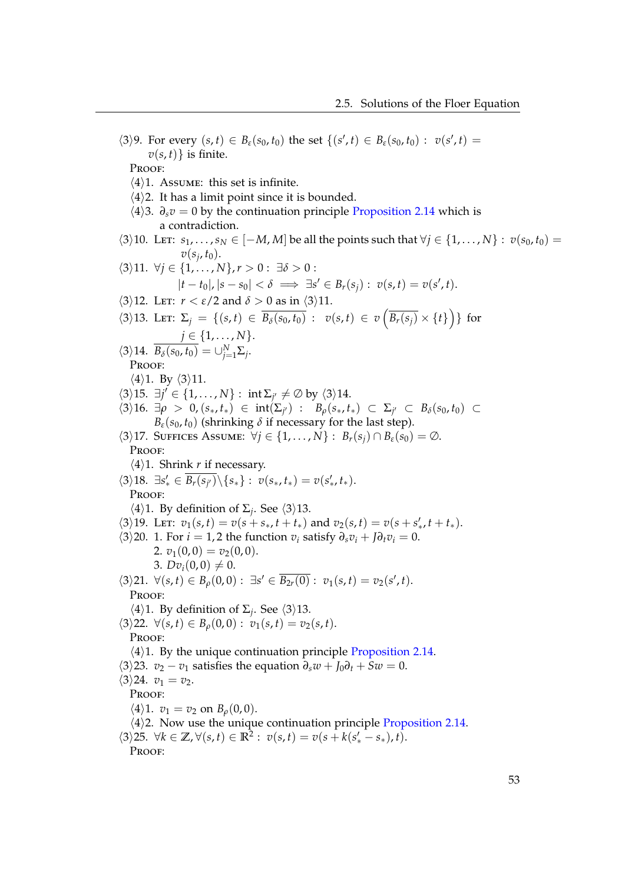⟨3⟩9. For every $(s,t) \in B_\varepsilon(s_0,t_0)$ the set $\{(s',t) \in B_\varepsilon(s_0,t_0) : v(s',t) = v(s,t)\}$ is finite.

PROOF:

⟨4⟩1. ASSUME: this set is infinite.

⟨4⟩2. It has a limit point since it is bounded.

⟨4⟩3. $\partial_s v = 0$ by the continuation principle Proposition 2.14 which is a contradiction.

⟨3⟩10. LET: $s_1, \ldots, s_N \in [-M, M]$ be all the points such that $\forall j \in \{1, \ldots, N\} : v(s_0,t_0) = v(s_j,t_0)$.

⟨3⟩11. $\forall j \in \{1,\ldots,N\}, r > 0 : \exists \delta > 0 :$

$$|t-t_0|, |s-s_0| < \delta \implies \exists s' \in B_r(s_j) : v(s,t) = v(s',t).$$

⟨3⟩12. LET: $r < \varepsilon/2$ and $\delta > 0$ as in ⟨3⟩11.

⟨3⟩13. LET: $\Sigma_j = \{(s,t) \in \overline{B_\delta(s_0,t_0)} : v(s,t) \in v\left(\overline{B_r(s_j)} \times \{t\}\right)\}$ for $j \in \{1,\ldots,N\}$.

⟨3⟩14. $\overline{B_\delta(s_0,t_0)} = \cup_{j=1}^N \Sigma_j$.

PROOF:

⟨4⟩1. By ⟨3⟩11.

⟨3⟩15. $\exists j' \in \{1,\ldots,N\} : \operatorname{int} \Sigma_{j'} \neq \emptyset$ by ⟨3⟩14.

⟨3⟩16. $\exists \rho > 0, (s_*,t_*) \in \operatorname{int}(\Sigma_{j'}) : B_\rho(s_*,t_*) \subset \Sigma_{j'} \subset B_\delta(s_0,t_0) \subset B_\varepsilon(s_0,t_0)$ (shrinking $\delta$ if necessary for the last step).

⟨3⟩17. SUFFICES ASSUME: $\forall j \in \{1,\ldots,N\} : B_r(s_j) \cap B_\varepsilon(s_0) = \emptyset$.

PROOF:

⟨4⟩1. Shrink $r$ if necessary.

⟨3⟩18. $\exists s'_* \in \overline{B_r(s_{j'})} \setminus \{s_*\} : v(s_*,t_*) = v(s'_*,t_*)$.

PROOF:

⟨4⟩1. By definition of $\Sigma_j$. See ⟨3⟩13.

⟨3⟩19. LET: $v_1(s,t) = v(s+s_*, t+t_*)$ and $v_2(s,t) = v(s+s'_*, t+t_*)$.

⟨3⟩20. 1. For $i = 1,2$ the function $v_i$ satisfy $\partial_s v_i + J\partial_t v_i = 0$.
2. $v_1(0,0) = v_2(0,0)$.
3. $Dv_i(0,0) \neq 0$.

⟨3⟩21. $\forall (s,t) \in B_\rho(0,0) : \exists s' \in \overline{B_{2r}(0)} : v_1(s,t) = v_2(s',t)$.

PROOF:

⟨4⟩1. By definition of $\Sigma_j$. See ⟨3⟩13.

⟨3⟩22. $\forall (s,t) \in B_\rho(0,0) : v_1(s,t) = v_2(s,t)$.

PROOF:

⟨4⟩1. By the unique continuation principle Proposition 2.14.

⟨3⟩23. $v_2 - v_1$ satisfies the equation $\partial_s w + J_0 \partial_t + Sw = 0$.

⟨3⟩24. $v_1 = v_2$.

PROOF:

⟨4⟩1. $v_1 = v_2$ on $B_\rho(0,0)$.

⟨4⟩2. Now use the unique continuation principle Proposition 2.14.

⟨3⟩25. $\forall k \in \mathbb{Z}, \forall (s,t) \in \mathbb{R}^2 : v(s,t) = v(s + k(s'_* - s_*), t)$.

PROOF: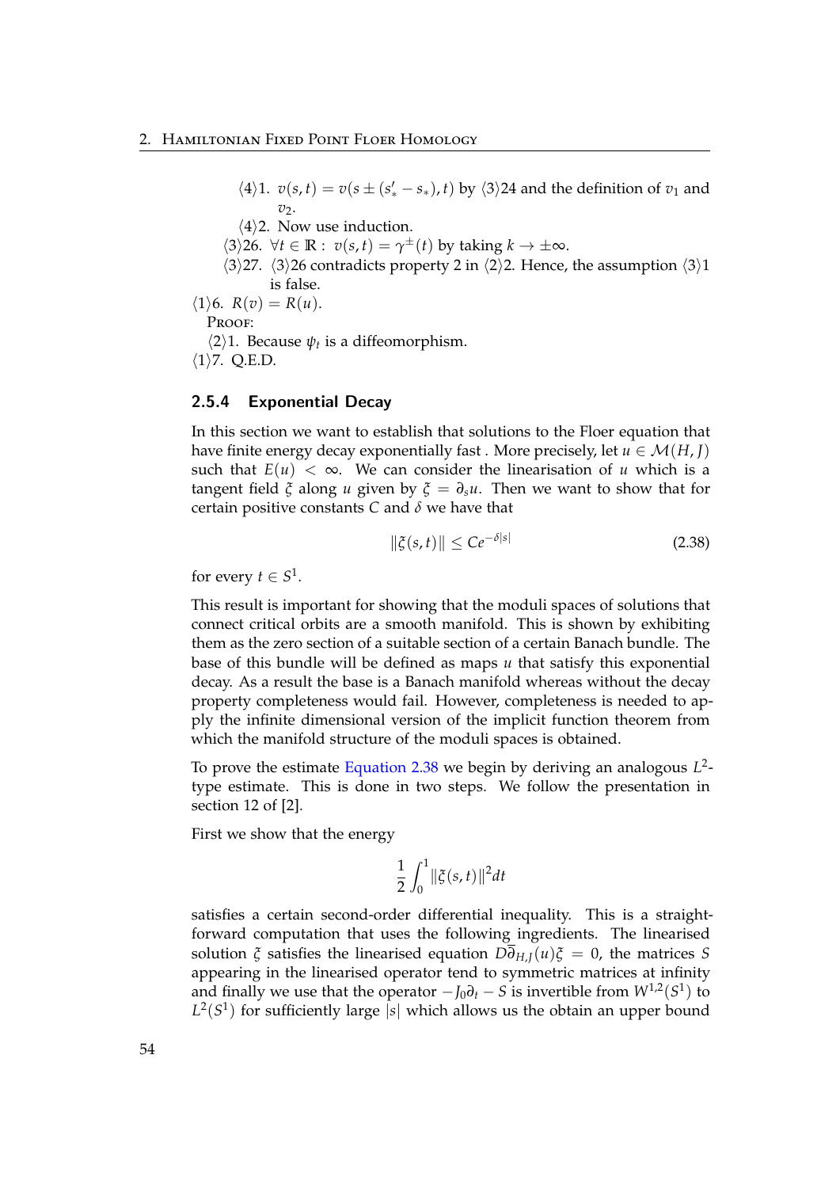⟨4⟩1. $v(s,t) = v(s \pm (s'_* - s_*), t)$ by ⟨3⟩24 and the definition of $v_1$ and $v_2$.

⟨4⟩2. Now use induction.

⟨3⟩26. $\forall t \in \mathbb{R} : \; v(s,t) = \gamma^{\pm}(t)$ by taking $k \to \pm\infty$.

⟨3⟩27. ⟨3⟩26 contradicts property 2 in ⟨2⟩2. Hence, the assumption ⟨3⟩1 is false.

⟨1⟩6. $R(v) = R(u)$.

PROOF:

⟨2⟩1. Because $\psi_t$ is a diffeomorphism.

⟨1⟩7. Q.E.D.

### 2.5.4 Exponential Decay

In this section we want to establish that solutions to the Floer equation that have finite energy decay exponentially fast . More precisely, let $u \in \mathcal{M}(H,J)$ such that $E(u) < \infty$. We can consider the linearisation of $u$ which is a tangent field $\xi$ along $u$ given by $\xi = \partial_s u$. Then we want to show that for certain positive constants $C$ and $\delta$ we have that

$$\|\xi(s,t)\| \leq Ce^{-\delta|s|} \tag{2.38}$$

for every $t \in S^1$.

This result is important for showing that the moduli spaces of solutions that connect critical orbits are a smooth manifold. This is shown by exhibiting them as the zero section of a suitable section of a certain Banach bundle. The base of this bundle will be defined as maps $u$ that satisfy this exponential decay. As a result the base is a Banach manifold whereas without the decay property completeness would fail. However, completeness is needed to apply the infinite dimensional version of the implicit function theorem from which the manifold structure of the moduli spaces is obtained.

To prove the estimate Equation 2.38 we begin by deriving an analogous $L^2$-type estimate. This is done in two steps. We follow the presentation in section 12 of [2].

First we show that the energy

$$\frac{1}{2}\int_0^1 \|\xi(s,t)\|^2 dt$$

satisfies a certain second-order differential inequality. This is a straightforward computation that uses the following ingredients. The linearised solution $\xi$ satisfies the linearised equation $D\overline{\partial}_{H,J}(u)\xi = 0$, the matrices $S$ appearing in the linearised operator tend to symmetric matrices at infinity and finally we use that the operator $-J_0\partial_t - S$ is invertible from $W^{1,2}(S^1)$ to $L^2(S^1)$ for sufficiently large $|s|$ which allows us the obtain an upper bound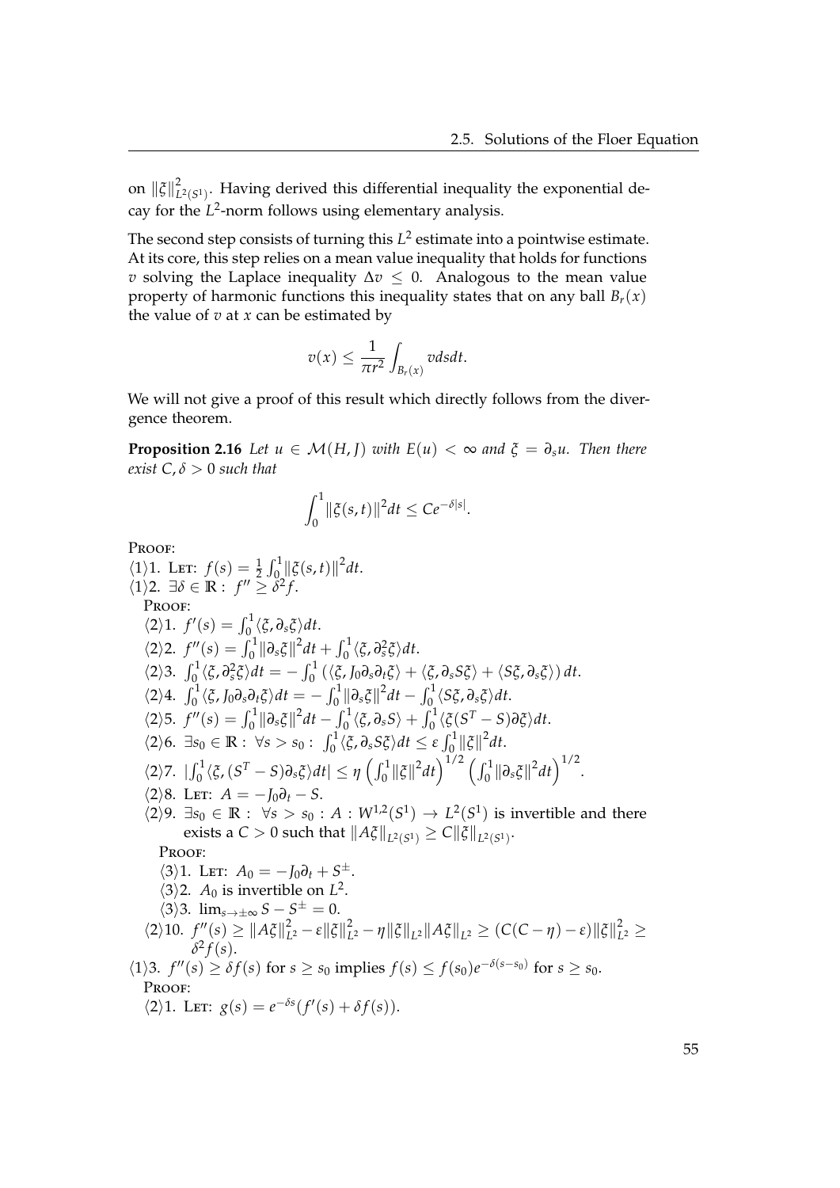on $\|\xi\|^2_{L^2(S^1)}$. Having derived this differential inequality the exponential decay for the $L^2$-norm follows using elementary analysis.

The second step consists of turning this $L^2$ estimate into a pointwise estimate. At its core, this step relies on a mean value inequality that holds for functions $v$ solving the Laplace inequality $\Delta v \leq 0$. Analogous to the mean value property of harmonic functions this inequality states that on any ball $B_r(x)$ the value of $v$ at $x$ can be estimated by

$$v(x) \leq \frac{1}{\pi r^2} \int_{B_r(x)} v ds dt.$$

We will not give a proof of this result which directly follows from the divergence theorem.

**Proposition 2.16** *Let $u \in \mathcal{M}(H, J)$ with $E(u) < \infty$ and $\xi = \partial_s u$. Then there exist $C, \delta > 0$ such that*

$$\int_0^1 \|\xi(s,t)\|^2 dt \leq C e^{-\delta|s|}.$$

PROOF:

$\langle 1 \rangle 1.$ LET: $f(s) = \frac{1}{2} \int_0^1 \|\xi(s,t)\|^2 dt$.

$\langle 1 \rangle 2.$ $\exists \delta \in \mathbb{R} : f'' \geq \delta^2 f$.

PROOF:

$\langle 2 \rangle 1.$ $f'(s) = \int_0^1 \langle \xi, \partial_s \xi \rangle dt$.

$\langle 2 \rangle 2.$ $f''(s) = \int_0^1 \|\partial_s \xi\|^2 dt + \int_0^1 \langle \xi, \partial_s^2 \xi \rangle dt$.

$\langle 2 \rangle 3.$ $\int_0^1 \langle \xi, \partial_s^2 \xi \rangle dt = -\int_0^1 \left( \langle \xi, J_0 \partial_s \partial_t \xi \rangle + \langle \xi, \partial_s S \xi \rangle + \langle S\xi, \partial_s \xi \rangle \right) dt$.

$\langle 2 \rangle 4.$ $\int_0^1 \langle \xi, J_0 \partial_s \partial_t \xi \rangle dt = -\int_0^1 \|\partial_s \xi\|^2 dt - \int_0^1 \langle S\xi, \partial_s \xi \rangle dt$.

$\langle 2 \rangle 5.$ $f''(s) = \int_0^1 \|\partial_s \xi\|^2 dt - \int_0^1 \langle \xi, \partial_s S \rangle + \int_0^1 \langle \xi (S^T - S) \partial \xi \rangle dt$.

$\langle 2 \rangle 6.$ $\exists s_0 \in \mathbb{R} : \forall s > s_0 : \int_0^1 \langle \xi, \partial_s S \xi \rangle dt \leq \varepsilon \int_0^1 \|\xi\|^2 dt$.

$\langle 2 \rangle 7.$ $|\int_0^1 \langle \xi, (S^T - S) \partial_s \xi \rangle dt| \leq \eta \left( \int_0^1 \|\xi\|^2 dt \right)^{1/2} \left( \int_0^1 \|\partial_s \xi\|^2 dt \right)^{1/2}$.

$\langle 2 \rangle 8.$ LET: $A = -J_0 \partial_t - S$.

$\langle 2 \rangle 9.$ $\exists s_0 \in \mathbb{R} : \forall s > s_0 : A : W^{1,2}(S^1) \to L^2(S^1)$ is invertible and there exists a $C > 0$ such that $\|A\xi\|_{L^2(S^1)} \geq C \|\xi\|_{L^2(S^1)}$.

PROOF:

$\langle 3 \rangle 1.$ LET: $A_0 = -J_0 \partial_t + S^{\pm}$.

$\langle 3 \rangle 2.$ $A_0$ is invertible on $L^2$.

$\langle 3 \rangle 3.$ $\lim_{s \to \pm\infty} S - S^{\pm} = 0$.

$\langle 2 \rangle 10.$ $f''(s) \geq \|A\xi\|^2_{L^2} - \varepsilon \|\xi\|^2_{L^2} - \eta \|\xi\|_{L^2} \|A\xi\|_{L^2} \geq (C(C - \eta) - \varepsilon) \|\xi\|^2_{L^2} \geq \delta^2 f(s)$.

$\langle 1 \rangle 3.$ $f''(s) \geq \delta f(s)$ for $s \geq s_0$ implies $f(s) \leq f(s_0) e^{-\delta(s - s_0)}$ for $s \geq s_0$.

PROOF:

$\langle 2 \rangle 1.$ LET: $g(s) = e^{-\delta s}(f'(s) + \delta f(s))$.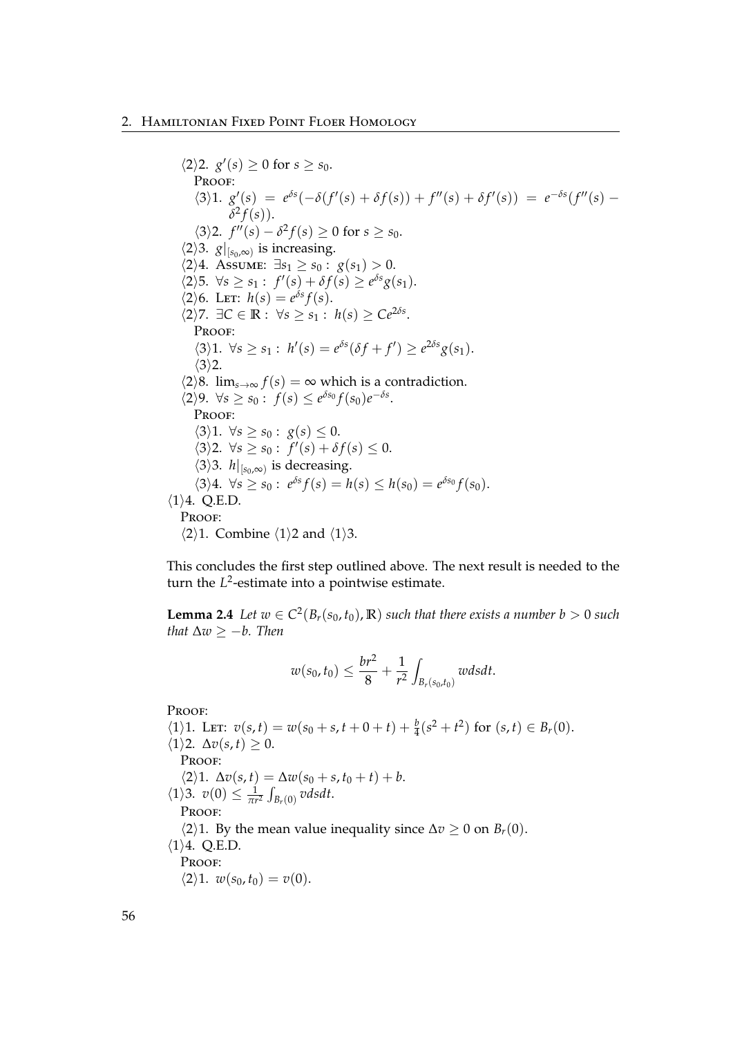⟨2⟩2. $g'(s) \geq 0$ for $s \geq s_0$.

PROOF:

⟨3⟩1. $g'(s) = e^{\delta s}(-\delta(f'(s) + \delta f(s)) + f''(s) + \delta f'(s)) = e^{-\delta s}(f''(s) - \delta^2 f(s))$.

⟨3⟩2. $f''(s) - \delta^2 f(s) \geq 0$ for $s \geq s_0$.

⟨2⟩3. $g|_{[s_0,\infty)}$ is increasing.

⟨2⟩4. ASSUME: $\exists s_1 \geq s_0 : \; g(s_1) > 0$.

⟨2⟩5. $\forall s \geq s_1 : \; f'(s) + \delta f(s) \geq e^{\delta s} g(s_1)$.

⟨2⟩6. LET: $h(s) = e^{\delta s} f(s)$.

⟨2⟩7. $\exists C \in \mathbb{R} : \; \forall s \geq s_1 : \; h(s) \geq C e^{2\delta s}$.

PROOF:

⟨3⟩1. $\forall s \geq s_1 : \; h'(s) = e^{\delta s}(\delta f + f') \geq e^{2\delta s} g(s_1)$.

⟨3⟩2.

⟨2⟩8. $\lim_{s\to\infty} f(s) = \infty$ which is a contradiction.

⟨2⟩9. $\forall s \geq s_0 : \; f(s) \leq e^{\delta s_0} f(s_0) e^{-\delta s}$.

PROOF:

⟨3⟩1. $\forall s \geq s_0 : \; g(s) \leq 0$.

⟨3⟩2. $\forall s \geq s_0 : \; f'(s) + \delta f(s) \leq 0$.

⟨3⟩3. $h|_{[s_0,\infty)}$ is decreasing.

⟨3⟩4. $\forall s \geq s_0 : \; e^{\delta s} f(s) = h(s) \leq h(s_0) = e^{\delta s_0} f(s_0)$.

⟨1⟩4. Q.E.D.

PROOF:

⟨2⟩1. Combine ⟨1⟩2 and ⟨1⟩3.

This concludes the first step outlined above. The next result is needed to the turn the $L^2$-estimate into a pointwise estimate.

**Lemma 2.4** *Let $w \in C^2(B_r(s_0, t_0), \mathbb{R})$ such that there exists a number $b > 0$ such that $\Delta w \geq -b$. Then*

$$w(s_0, t_0) \leq \frac{br^2}{8} + \frac{1}{r^2} \int_{B_r(s_0,t_0)} w dsdt.$$

PROOF:

⟨1⟩1. LET: $v(s,t) = w(s_0 + s, t + 0 + t) + \frac{b}{4}(s^2 + t^2)$ for $(s,t) \in B_r(0)$.

⟨1⟩2. $\Delta v(s,t) \geq 0$.

PROOF:

⟨2⟩1. $\Delta v(s,t) = \Delta w(s_0 + s, t_0 + t) + b$.

⟨1⟩3. $v(0) \leq \frac{1}{\pi r^2} \int_{B_r(0)} v dsdt$.

PROOF:

⟨2⟩1. By the mean value inequality since $\Delta v \geq 0$ on $B_r(0)$.

⟨1⟩4. Q.E.D.

PROOF:

⟨2⟩1. $w(s_0, t_0) = v(0)$.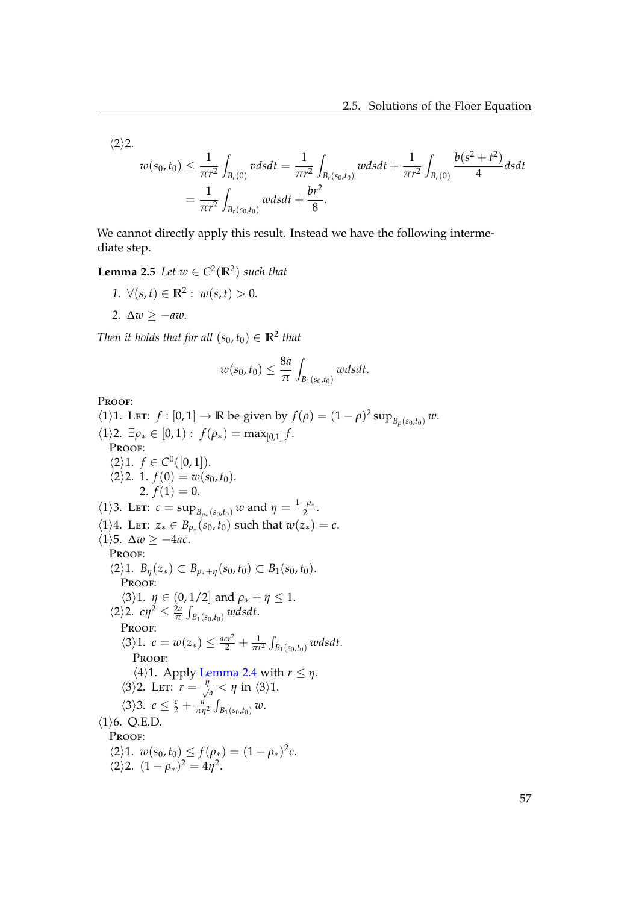⟨2⟩2.

$$w(s_0,t_0) \leq \frac{1}{\pi r^2}\int_{B_r(0)} v dsdt = \frac{1}{\pi r^2}\int_{B_r(s_0,t_0)} w dsdt + \frac{1}{\pi r^2}\int_{B_r(0)} \frac{b(s^2+t^2)}{4} dsdt$$
$$= \frac{1}{\pi r^2}\int_{B_r(s_0,t_0)} w dsdt + \frac{br^2}{8}.$$

We cannot directly apply this result. Instead we have the following intermediate step.

**Lemma 2.5** *Let $w \in C^2(\mathbb{R}^2)$ such that*

1. *$\forall (s,t) \in \mathbb{R}^2 : \ w(s,t) > 0$.*
2. *$\Delta w \geq -aw$.*

*Then it holds that for all $(s_0,t_0) \in \mathbb{R}^2$ that*

$$w(s_0,t_0) \leq \frac{8a}{\pi}\int_{B_1(s_0,t_0)} w dsdt.$$

PROOF:
⟨1⟩1. LET: $f : [0,1] \to \mathbb{R}$ be given by $f(\rho) = (1-\rho)^2 \sup_{B_\rho(s_0,t_0)} w$.
⟨1⟩2. $\exists \rho_* \in [0,1) : \ f(\rho_*) = \max_{[0,1]} f$.
  PROOF:
  ⟨2⟩1. $f \in C^0([0,1])$.
  ⟨2⟩2. 1. $f(0) = w(s_0,t_0)$.
       2. $f(1) = 0$.
⟨1⟩3. LET: $c = \sup_{B_{\rho_*}(s_0,t_0)} w$ and $\eta = \frac{1-\rho_*}{2}$.
⟨1⟩4. LET: $z_* \in B_{\rho_*}(s_0,t_0)$ such that $w(z_*) = c$.
⟨1⟩5. $\Delta w \geq -4ac$.
  PROOF:
  ⟨2⟩1. $B_\eta(z_*) \subset B_{\rho_*+\eta}(s_0,t_0) \subset B_1(s_0,t_0)$.
    PROOF:
    ⟨3⟩1. $\eta \in (0,1/2]$ and $\rho_* + \eta \leq 1$.
  ⟨2⟩2. $c\eta^2 \leq \frac{2a}{\pi}\int_{B_1(s_0,t_0)} w dsdt$.
    PROOF:
    ⟨3⟩1. $c = w(z_*) \leq \frac{acr^2}{2} + \frac{1}{\pi r^2}\int_{B_1(s_0,t_0)} w dsdt$.
      PROOF:
      ⟨4⟩1. Apply Lemma 2.4 with $r \leq \eta$.
    ⟨3⟩2. LET: $r = \frac{\eta}{\sqrt{a}} < \eta$ in ⟨3⟩1.
    ⟨3⟩3. $c \leq \frac{c}{2} + \frac{a}{\pi\eta^2}\int_{B_1(s_0,t_0)} w$.
⟨1⟩6. Q.E.D.
  PROOF:
  ⟨2⟩1. $w(s_0,t_0) \leq f(\rho_*) = (1-\rho_*)^2 c$.
  ⟨2⟩2. $(1-\rho_*)^2 = 4\eta^2$.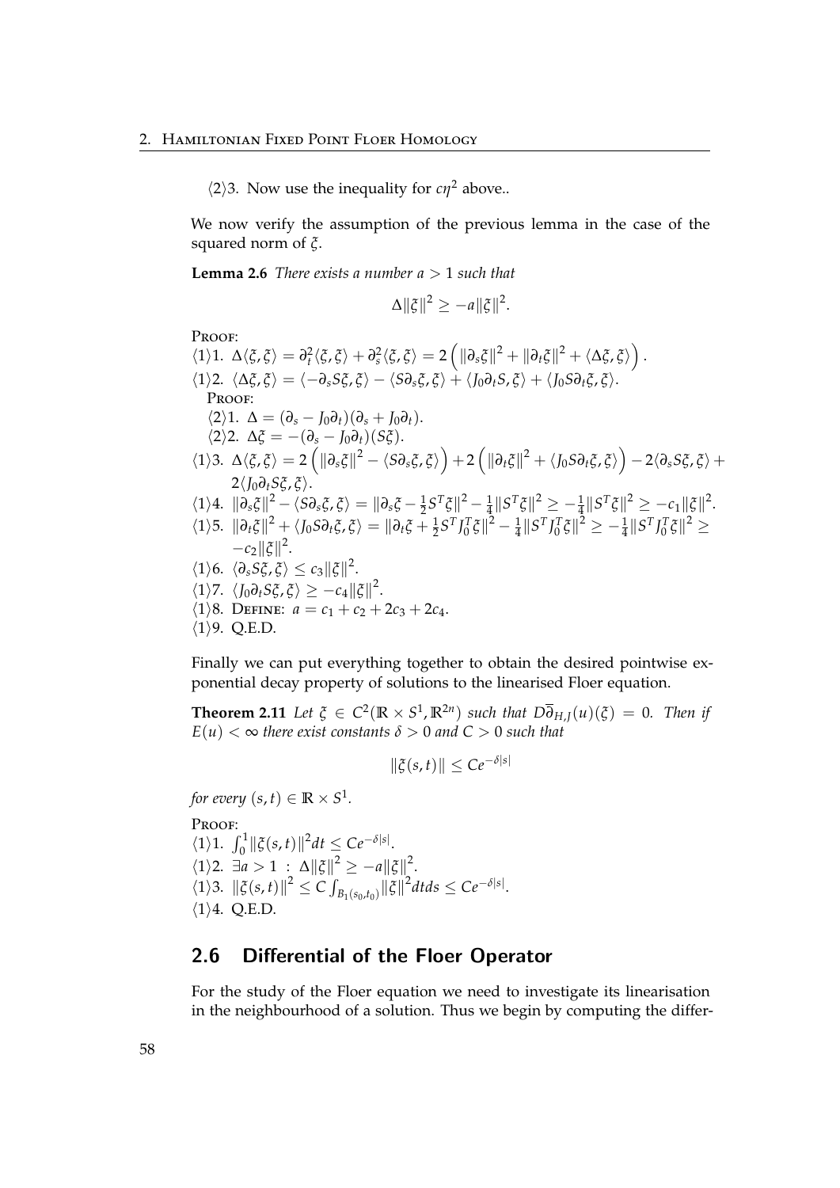⟨2⟩3. Now use the inequality for $c\eta^2$ above..

We now verify the assumption of the previous lemma in the case of the squared norm of $\xi$.

**Lemma 2.6** *There exists a number $a > 1$ such that*

$$\Delta\|\xi\|^2 \geq -a\|\xi\|^2.$$

Proof:
⟨1⟩1. $\Delta\langle\xi,\xi\rangle = \partial_t^2\langle\xi,\xi\rangle + \partial_s^2\langle\xi,\xi\rangle = 2\left(\|\partial_s\xi\|^2 + \|\partial_t\xi\|^2 + \langle\Delta\xi,\xi\rangle\right).$
⟨1⟩2. $\langle\Delta\xi,\xi\rangle = \langle -\partial_s S\xi,\xi\rangle - \langle S\partial_s\xi,\xi\rangle + \langle J_0\partial_t S,\xi\rangle + \langle J_0 S\partial_t\xi,\xi\rangle.$
  Proof:
  ⟨2⟩1. $\Delta = (\partial_s - J_0\partial_t)(\partial_s + J_0\partial_t).$
  ⟨2⟩2. $\Delta\xi = -(\partial_s - J_0\partial_t)(S\xi).$
⟨1⟩3. $\Delta\langle\xi,\xi\rangle = 2\left(\|\partial_s\xi\|^2 - \langle S\partial_s\xi,\xi\rangle\right) + 2\left(\|\partial_t\xi\|^2 + \langle J_0 S\partial_t\xi,\xi\rangle\right) - 2\langle\partial_s S\xi,\xi\rangle + 2\langle J_0\partial_t S\xi,\xi\rangle.$
⟨1⟩4. $\|\partial_s\xi\|^2 - \langle S\partial_s\xi,\xi\rangle = \|\partial_s\xi - \frac{1}{2}S^T\xi\|^2 - \frac{1}{4}\|S^T\xi\|^2 \geq -\frac{1}{4}\|S^T\xi\|^2 \geq -c_1\|\xi\|^2.$
⟨1⟩5. $\|\partial_t\xi\|^2 + \langle J_0 S\partial_t\xi,\xi\rangle = \|\partial_t\xi + \frac{1}{2}S^T J_0^T\xi\|^2 - \frac{1}{4}\|S^T J_0^T\xi\|^2 \geq -\frac{1}{4}\|S^T J_0^T\xi\|^2 \geq -c_2\|\xi\|^2.$
⟨1⟩6. $\langle\partial_s S\xi,\xi\rangle \leq c_3\|\xi\|^2.$
⟨1⟩7. $\langle J_0\partial_t S\xi,\xi\rangle \geq -c_4\|\xi\|^2.$
⟨1⟩8. Define: $a = c_1 + c_2 + 2c_3 + 2c_4.$
⟨1⟩9. Q.E.D.

Finally we can put everything together to obtain the desired pointwise exponential decay property of solutions to the linearised Floer equation.

**Theorem 2.11** *Let $\xi \in C^2(\mathbb{R}\times S^1,\mathbb{R}^{2n})$ such that $D\overline{\partial}_{H,J}(u)(\xi) = 0$. Then if $E(u) < \infty$ there exist constants $\delta > 0$ and $C > 0$ such that*

$$\|\xi(s,t)\| \leq Ce^{-\delta|s|}$$

*for every $(s,t) \in \mathbb{R}\times S^1$.*

Proof:
⟨1⟩1. $\int_0^1\|\xi(s,t)\|^2 dt \leq Ce^{-\delta|s|}.$
⟨1⟩2. $\exists a > 1 \;:\; \Delta\|\xi\|^2 \geq -a\|\xi\|^2.$
⟨1⟩3. $\|\xi(s,t)\|^2 \leq C\int_{B_1(s_0,t_0)}\|\xi\|^2 dtds \leq Ce^{-\delta|s|}.$
⟨1⟩4. Q.E.D.

## 2.6 Differential of the Floer Operator

For the study of the Floer equation we need to investigate its linearisation in the neighbourhood of a solution. Thus we begin by computing the differ-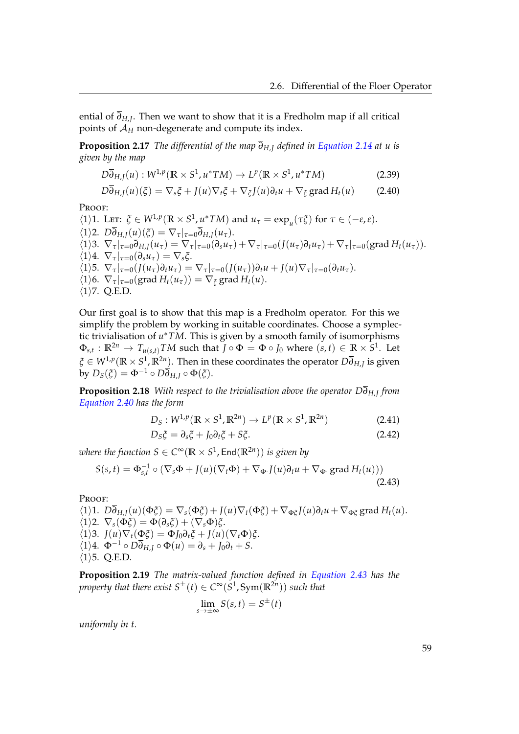ential of $\overline{\partial}_{H,J}$. Then we want to show that it is a Fredholm map if all critical points of $\mathcal{A}_H$ non-degenerate and compute its index.

**Proposition 2.17** *The differential of the map $\overline{\partial}_{H,J}$ defined in Equation 2.14 at $u$ is given by the map*

$$D\overline{\partial}_{H,J}(u) : W^{1,p}(\mathbb{R} \times S^1, u^*TM) \to L^p(\mathbb{R} \times S^1, u^*TM) \tag{2.39}$$

$$D\overline{\partial}_{H,J}(u)(\xi) = \nabla_s \xi + J(u)\nabla_t \xi + \nabla_\xi J(u)\partial_t u + \nabla_\xi \operatorname{grad} H_t(u) \tag{2.40}$$

PROOF:
$\langle 1 \rangle 1.$ LET: $\xi \in W^{1,p}(\mathbb{R} \times S^1, u^*TM)$ and $u_\tau = \exp_u(\tau\xi)$ for $\tau \in (-\varepsilon, \varepsilon)$.
$\langle 1 \rangle 2.$ $D\overline{\partial}_{H,J}(u)(\xi) = \nabla_\tau|_{\tau=0}\overline{\partial}_{H,J}(u_\tau)$.
$\langle 1 \rangle 3.$ $\nabla_\tau|_{\tau=0}\overline{\partial}_{H,J}(u_\tau) = \nabla_\tau|_{\tau=0}(\partial_s u_\tau) + \nabla_\tau|_{\tau=0}(J(u_\tau)\partial_t u_\tau) + \nabla_\tau|_{\tau=0}(\operatorname{grad} H_t(u_\tau))$.
$\langle 1 \rangle 4.$ $\nabla_\tau|_{\tau=0}(\partial_s u_\tau) = \nabla_s \xi$.
$\langle 1 \rangle 5.$ $\nabla_\tau|_{\tau=0}(J(u_\tau)\partial_t u_\tau) = \nabla_\tau|_{\tau=0}(J(u_\tau))\partial_t u + J(u)\nabla_\tau|_{\tau=0}(\partial_t u_\tau)$.
$\langle 1 \rangle 6.$ $\nabla_\tau|_{\tau=0}(\operatorname{grad} H_t(u_\tau)) = \nabla_\xi \operatorname{grad} H_t(u)$.
$\langle 1 \rangle 7.$ Q.E.D.

Our first goal is to show that this map is a Fredholm operator. For this we simplify the problem by working in suitable coordinates. Choose a symplectic trivialisation of $u^*TM$. This is given by a smooth family of isomorphisms $\Phi_{s,t} : \mathbb{R}^{2n} \to T_{u(s,t)}TM$ such that $J \circ \Phi = \Phi \circ J_0$ where $(s,t) \in \mathbb{R} \times S^1$. Let $\xi \in W^{1,p}(\mathbb{R} \times S^1, \mathbb{R}^{2n})$. Then in these coordinates the operator $D\overline{\partial}_{H,J}$ is given by $D_S(\xi) = \Phi^{-1} \circ D\overline{\partial}_{H,J} \circ \Phi(\xi)$.

**Proposition 2.18** *With respect to the trivialisation above the operator $D\overline{\partial}_{H,J}$ from Equation 2.40 has the form*

$$D_S : W^{1,p}(\mathbb{R} \times S^1, \mathbb{R}^{2n}) \to L^p(\mathbb{R} \times S^1, \mathbb{R}^{2n}) \tag{2.41}$$

$$D_S\xi = \partial_s\xi + J_0\partial_t\xi + S\xi. \tag{2.42}$$

*where the function $S \in C^\infty(\mathbb{R} \times S^1, \mathsf{End}(\mathbb{R}^{2n}))$ is given by*

$$S(s,t) = \Phi_{s,t}^{-1} \circ (\nabla_s\Phi + J(u)(\nabla_t\Phi) + \nabla_{\Phi\cdot} J(u)\partial_t u + \nabla_{\Phi\cdot} \operatorname{grad} H_t(u)) \tag{2.43}$$

PROOF:
$\langle 1 \rangle 1.$ $D\overline{\partial}_{H,J}(u)(\Phi\xi) = \nabla_s(\Phi\xi) + J(u)\nabla_t(\Phi\xi) + \nabla_{\Phi\xi} J(u)\partial_t u + \nabla_{\Phi\xi} \operatorname{grad} H_t(u)$.
$\langle 1 \rangle 2.$ $\nabla_s(\Phi\xi) = \Phi(\partial_s\xi) + (\nabla_s\Phi)\xi$.
$\langle 1 \rangle 3.$ $J(u)\nabla_t(\Phi\xi) = \Phi J_0\partial_t\xi + J(u)(\nabla_t\Phi)\xi$.
$\langle 1 \rangle 4.$ $\Phi^{-1} \circ D\overline{\partial}_{H,J} \circ \Phi(u) = \partial_s + J_0\partial_t + S$.
$\langle 1 \rangle 5.$ Q.E.D.

**Proposition 2.19** *The matrix-valued function defined in Equation 2.43 has the property that there exist $S^\pm(t) \in C^\infty(S^1, \mathsf{Sym}(\mathbb{R}^{2n}))$ such that*

$$\lim_{s \to \pm\infty} S(s,t) = S^\pm(t)$$

*uniformly in $t$.*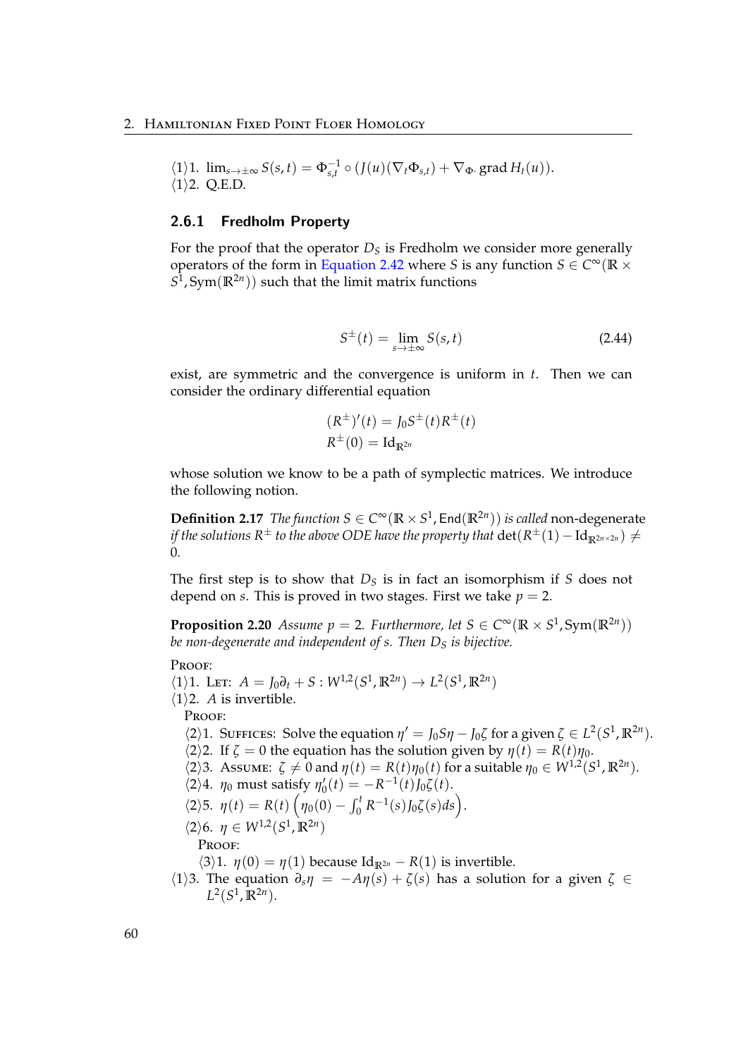⟨1⟩1. $\lim_{s\to\pm\infty} S(s,t) = \Phi_{s,t}^{-1} \circ (J(u)(\nabla_t \Phi_{s,t}) + \nabla_{\Phi\cdot} \operatorname{grad} H_t(u))$.
⟨1⟩2. Q.E.D.

### 2.6.1 Fredholm Property

For the proof that the operator $D_S$ is Fredholm we consider more generally operators of the form in Equation 2.42 where $S$ is any function $S \in C^\infty(\mathbb{R} \times S^1, \operatorname{Sym}(\mathbb{R}^{2n}))$ such that the limit matrix functions

$$S^\pm(t) = \lim_{s\to\pm\infty} S(s,t) \tag{2.44}$$

exist, are symmetric and the convergence is uniform in $t$. Then we can consider the ordinary differential equation

$$(R^\pm)'(t) = J_0 S^\pm(t) R^\pm(t)$$
$$R^\pm(0) = \operatorname{Id}_{\mathbb{R}^{2n}}$$

whose solution we know to be a path of symplectic matrices. We introduce the following notion.

**Definition 2.17** *The function $S \in C^\infty(\mathbb{R} \times S^1, \operatorname{End}(\mathbb{R}^{2n}))$ is called* non-degenerate *if the solutions $R^\pm$ to the above ODE have the property that $\det(R^\pm(1) - \operatorname{Id}_{\mathbb{R}^{2n\times 2n}}) \neq 0$.*

The first step is to show that $D_S$ is in fact an isomorphism if $S$ does not depend on $s$. This is proved in two stages. First we take $p = 2$.

**Proposition 2.20** *Assume $p = 2$. Furthermore, let $S \in C^\infty(\mathbb{R} \times S^1, \operatorname{Sym}(\mathbb{R}^{2n}))$ be non-degenerate and independent of $s$. Then $D_S$ is bijective.*

Proof:
⟨1⟩1. Let: $A = J_0\partial_t + S : W^{1,2}(S^1, \mathbb{R}^{2n}) \to L^2(S^1, \mathbb{R}^{2n})$
⟨1⟩2. $A$ is invertible.
  Proof:
  ⟨2⟩1. Suffices: Solve the equation $\eta' = J_0 S\eta - J_0\zeta$ for a given $\zeta \in L^2(S^1, \mathbb{R}^{2n})$.
  ⟨2⟩2. If $\zeta = 0$ the equation has the solution given by $\eta(t) = R(t)\eta_0$.
  ⟨2⟩3. Assume: $\zeta \neq 0$ and $\eta(t) = R(t)\eta_0(t)$ for a suitable $\eta_0 \in W^{1,2}(S^1, \mathbb{R}^{2n})$.
  ⟨2⟩4. $\eta_0$ must satisfy $\eta_0'(t) = -R^{-1}(t)J_0\zeta(t)$.
  ⟨2⟩5. $\eta(t) = R(t)\left(\eta_0(0) - \int_0^t R^{-1}(s)J_0\zeta(s)ds\right)$.
  ⟨2⟩6. $\eta \in W^{1,2}(S^1, \mathbb{R}^{2n})$
    Proof:
    ⟨3⟩1. $\eta(0) = \eta(1)$ because $\operatorname{Id}_{\mathbb{R}^{2n}} - R(1)$ is invertible.
⟨1⟩3. The equation $\partial_s \eta = -A\eta(s) + \zeta(s)$ has a solution for a given $\zeta \in L^2(S^1, \mathbb{R}^{2n})$.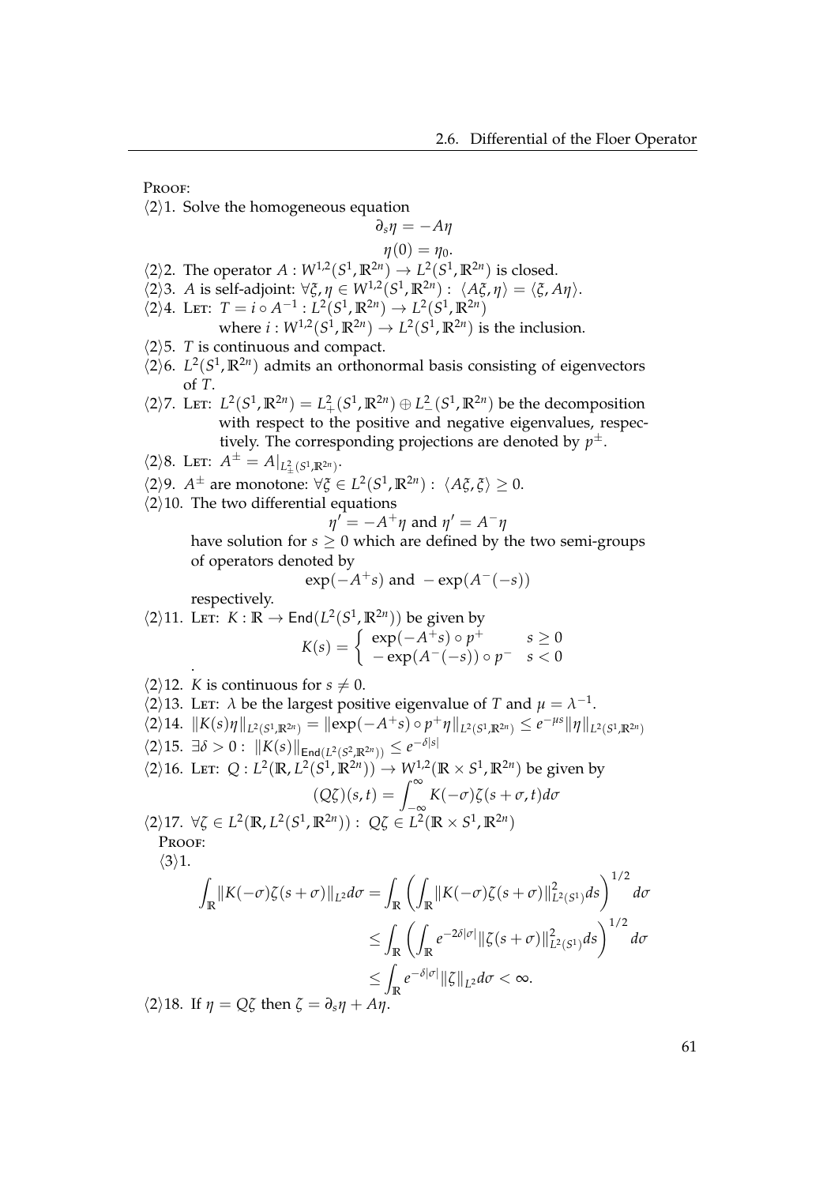PROOF:

⟨2⟩1. Solve the homogeneous equation

$$\partial_s \eta = -A\eta$$
$$\eta(0) = \eta_0.$$

⟨2⟩2. The operator $A : W^{1,2}(S^1, \mathbb{R}^{2n}) \to L^2(S^1, \mathbb{R}^{2n})$ is closed.

⟨2⟩3. $A$ is self-adjoint: $\forall \xi, \eta \in W^{1,2}(S^1, \mathbb{R}^{2n}) : \langle A\xi, \eta \rangle = \langle \xi, A\eta \rangle$.

⟨2⟩4. LET: $T = i \circ A^{-1} : L^2(S^1, \mathbb{R}^{2n}) \to L^2(S^1, \mathbb{R}^{2n})$
where $i : W^{1,2}(S^1, \mathbb{R}^{2n}) \to L^2(S^1, \mathbb{R}^{2n})$ is the inclusion.

⟨2⟩5. $T$ is continuous and compact.

⟨2⟩6. $L^2(S^1, \mathbb{R}^{2n})$ admits an orthonormal basis consisting of eigenvectors of $T$.

⟨2⟩7. LET: $L^2(S^1, \mathbb{R}^{2n}) = L^2_+(S^1, \mathbb{R}^{2n}) \oplus L^2_-(S^1, \mathbb{R}^{2n})$ be the decomposition with respect to the positive and negative eigenvalues, respectively. The corresponding projections are denoted by $p^\pm$.

⟨2⟩8. LET: $A^\pm = A|_{L^2_\pm(S^1, \mathbb{R}^{2n})}$.

⟨2⟩9. $A^\pm$ are monotone: $\forall \xi \in L^2(S^1, \mathbb{R}^{2n}) : \langle A\xi, \xi \rangle \geq 0$.

⟨2⟩10. The two differential equations

$$\eta' = -A^+\eta \text{ and } \eta' = A^-\eta$$

have solution for $s \geq 0$ which are defined by the two semi-groups of operators denoted by

$$\exp(-A^+s) \text{ and } -\exp(A^-(-s))$$

respectively.

⟨2⟩11. LET: $K : \mathbb{R} \to \mathsf{End}(L^2(S^1, \mathbb{R}^{2n}))$ be given by

$$K(s) = \begin{cases} \exp(-A^+s) \circ p^+ & s \geq 0 \\ -\exp(A^-(-s)) \circ p^- & s < 0 \end{cases}$$

.

⟨2⟩12. $K$ is continuous for $s \neq 0$.

⟨2⟩13. LET: $\lambda$ be the largest positive eigenvalue of $T$ and $\mu = \lambda^{-1}$.

⟨2⟩14. $\|K(s)\eta\|_{L^2(S^1,\mathbb{R}^{2n})} = \|\exp(-A^+s) \circ p^+\eta\|_{L^2(S^1,\mathbb{R}^{2n})} \leq e^{-\mu s}\|\eta\|_{L^2(S^1,\mathbb{R}^{2n})}$

⟨2⟩15. $\exists \delta > 0 : \|K(s)\|_{\mathsf{End}(L^2(S^2,\mathbb{R}^{2n}))} \leq e^{-\delta|s|}$

⟨2⟩16. LET: $Q : L^2(\mathbb{R}, L^2(S^1, \mathbb{R}^{2n})) \to W^{1,2}(\mathbb{R} \times S^1, \mathbb{R}^{2n})$ be given by

$$(Q\zeta)(s,t) = \int_{-\infty}^{\infty} K(-\sigma)\zeta(s+\sigma, t) d\sigma$$

⟨2⟩17. $\forall \zeta \in L^2(\mathbb{R}, L^2(S^1, \mathbb{R}^{2n})) : Q\zeta \in L^2(\mathbb{R} \times S^1, \mathbb{R}^{2n})$

PROOF:

⟨3⟩1.

$$\begin{aligned}
\int_{\mathbb{R}} \|K(-\sigma)\zeta(s+\sigma)\|_{L^2} d\sigma &= \int_{\mathbb{R}} \left( \int_{\mathbb{R}} \|K(-\sigma)\zeta(s+\sigma)\|^2_{L^2(S^1)} ds \right)^{1/2} d\sigma \\
&\leq \int_{\mathbb{R}} \left( \int_{\mathbb{R}} e^{-2\delta|\sigma|} \|\zeta(s+\sigma)\|^2_{L^2(S^1)} ds \right)^{1/2} d\sigma \\
&\leq \int_{\mathbb{R}} e^{-\delta|\sigma|} \|\zeta\|_{L^2} d\sigma < \infty.
\end{aligned}$$

⟨2⟩18. If $\eta = Q\zeta$ then $\zeta = \partial_s \eta + A\eta$.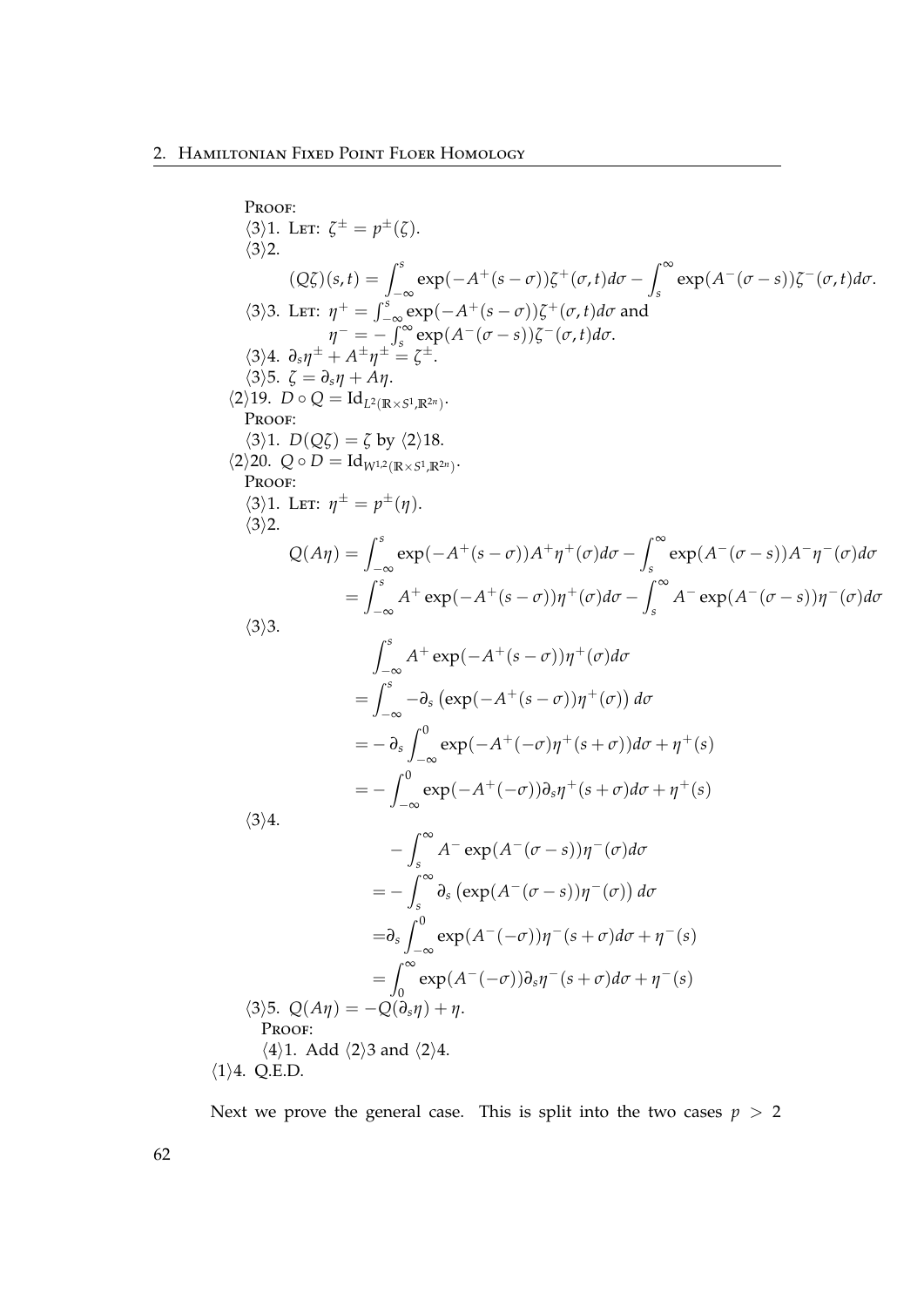PROOF:

⟨3⟩1. LET: $\zeta^\pm = p^\pm(\zeta)$.

⟨3⟩2.

$$(Q\zeta)(s,t) = \int_{-\infty}^{s} \exp(-A^+(s-\sigma))\zeta^+(\sigma,t)d\sigma - \int_{s}^{\infty} \exp(A^-(\sigma-s))\zeta^-(\sigma,t)d\sigma.$$

⟨3⟩3. LET: $\eta^+ = \int_{-\infty}^{s} \exp(-A^+(s-\sigma))\zeta^+(\sigma,t)d\sigma$ and
$\eta^- = -\int_{s}^{\infty} \exp(A^-(\sigma-s))\zeta^-(\sigma,t)d\sigma$.

⟨3⟩4. $\partial_s\eta^\pm + A^\pm\eta^\pm = \zeta^\pm$.

⟨3⟩5. $\zeta = \partial_s\eta + A\eta$.

⟨2⟩19. $D \circ Q = \mathrm{Id}_{L^2(\mathbb{R}\times S^1,\mathbb{R}^{2n})}$.

PROOF:

⟨3⟩1. $D(Q\zeta) = \zeta$ by ⟨2⟩18.

⟨2⟩20. $Q \circ D = \mathrm{Id}_{W^{1,2}(\mathbb{R}\times S^1,\mathbb{R}^{2n})}$.

PROOF:

⟨3⟩1. LET: $\eta^\pm = p^\pm(\eta)$.

⟨3⟩2.

$$\begin{aligned}
Q(A\eta) &= \int_{-\infty}^{s} \exp(-A^+(s-\sigma))A^+\eta^+(\sigma)d\sigma - \int_{s}^{\infty} \exp(A^-(\sigma-s))A^-\eta^-(\sigma)d\sigma \\
&= \int_{-\infty}^{s} A^+\exp(-A^+(s-\sigma))\eta^+(\sigma)d\sigma - \int_{s}^{\infty} A^-\exp(A^-(\sigma-s))\eta^-(\sigma)d\sigma
\end{aligned}$$

⟨3⟩3.

$$\begin{aligned}
&\int_{-\infty}^{s} A^+\exp(-A^+(s-\sigma))\eta^+(\sigma)d\sigma \\
&= \int_{-\infty}^{s} -\partial_s\left(\exp(-A^+(s-\sigma))\eta^+(\sigma)\right)d\sigma \\
&= -\partial_s\int_{-\infty}^{0} \exp(-A^+(-\sigma)\eta^+(s+\sigma))d\sigma + \eta^+(s) \\
&= -\int_{-\infty}^{0} \exp(-A^+(-\sigma))\partial_s\eta^+(s+\sigma)d\sigma + \eta^+(s)
\end{aligned}$$

⟨3⟩4.

$$\begin{aligned}
&-\int_{s}^{\infty} A^-\exp(A^-(\sigma-s))\eta^-(\sigma)d\sigma \\
&= -\int_{s}^{\infty} \partial_s\left(\exp(A^-(\sigma-s))\eta^-(\sigma)\right)d\sigma \\
&= \partial_s\int_{-\infty}^{0} \exp(A^-(-\sigma))\eta^-(s+\sigma)d\sigma + \eta^-(s) \\
&= \int_{0}^{\infty} \exp(A^-(-\sigma))\partial_s\eta^-(s+\sigma)d\sigma + \eta^-(s)
\end{aligned}$$

⟨3⟩5. $Q(A\eta) = -Q(\partial_s\eta) + \eta$.

PROOF:

⟨4⟩1. Add ⟨2⟩3 and ⟨2⟩4.

⟨1⟩4. Q.E.D.

Next we prove the general case. This is split into the two cases $p > 2$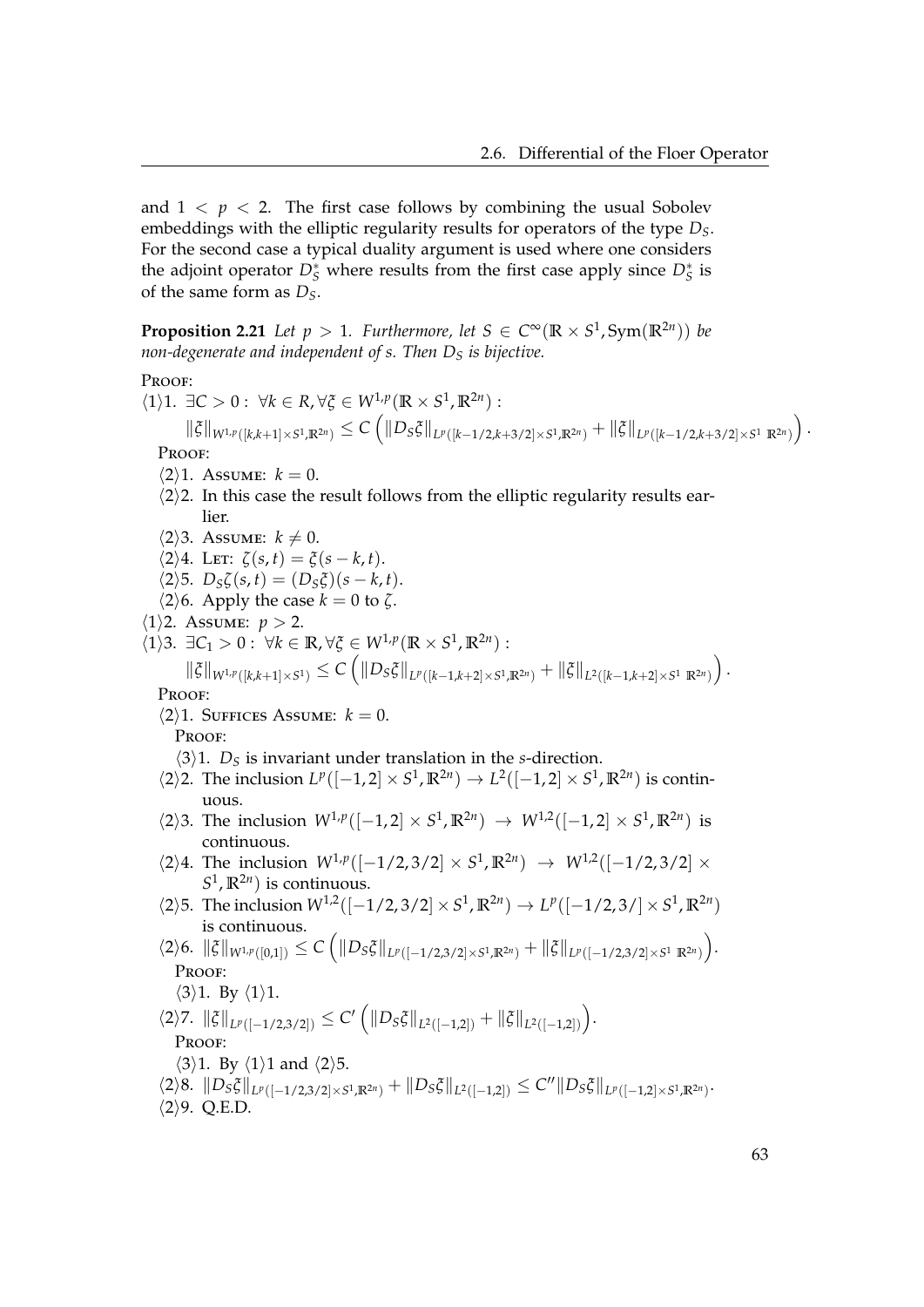and $1 < p < 2$. The first case follows by combining the usual Sobolev embeddings with the elliptic regularity results for operators of the type $D_S$. For the second case a typical duality argument is used where one considers the adjoint operator $D_S^*$ where results from the first case apply since $D_S^*$ is of the same form as $D_S$.

**Proposition 2.21** *Let $p > 1$. Furthermore, let $S \in C^\infty(\mathbb{R} \times S^1, \mathrm{Sym}(\mathbb{R}^{2n}))$ be non-degenerate and independent of s. Then $D_S$ is bijective.*

PROOF:

$\langle 1 \rangle 1.$ $\exists C > 0 : \forall k \in R, \forall \xi \in W^{1,p}(\mathbb{R} \times S^1, \mathbb{R}^{2n})$ :

$$\|\xi\|_{W^{1,p}([k,k+1]\times S^1,\mathbb{R}^{2n})} \leq C \left( \|D_S\xi\|_{L^p([k-1/2,k+3/2]\times S^1,\mathbb{R}^{2n})} + \|\xi\|_{L^p([k-1/2,k+3/2]\times S^1\ \mathbb{R}^{2n})} \right).$$

PROOF:

- $\langle 2 \rangle 1.$ ASSUME: $k = 0$.
- $\langle 2 \rangle 2.$ In this case the result follows from the elliptic regularity results earlier.
- $\langle 2 \rangle 3.$ ASSUME: $k \neq 0$.
- $\langle 2 \rangle 4.$ LET: $\zeta(s,t) = \xi(s-k,t)$.
- $\langle 2 \rangle 5.$ $D_S\zeta(s,t) = (D_S\xi)(s-k,t)$.
- $\langle 2 \rangle 6.$ Apply the case $k = 0$ to $\zeta$.

$\langle 1 \rangle 2.$ ASSUME: $p > 2$.

$\langle 1 \rangle 3.$ $\exists C_1 > 0 : \forall k \in \mathbb{R}, \forall \xi \in W^{1,p}(\mathbb{R} \times S^1, \mathbb{R}^{2n})$ :

$$\|\xi\|_{W^{1,p}([k,k+1]\times S^1)} \leq C \left( \|D_S\xi\|_{L^p([k-1,k+2]\times S^1,\mathbb{R}^{2n})} + \|\xi\|_{L^2([k-1,k+2]\times S^1\ \mathbb{R}^{2n})} \right).$$

PROOF:

- $\langle 2 \rangle 1.$ SUFFICES ASSUME: $k = 0$.

  PROOF:

  $\langle 3 \rangle 1.$ $D_S$ is invariant under translation in the $s$-direction.
- $\langle 2 \rangle 2.$ The inclusion $L^p([-1,2] \times S^1, \mathbb{R}^{2n}) \to L^2([-1,2] \times S^1, \mathbb{R}^{2n})$ is continuous.
- $\langle 2 \rangle 3.$ The inclusion $W^{1,p}([-1,2] \times S^1, \mathbb{R}^{2n}) \to W^{1,2}([-1,2] \times S^1, \mathbb{R}^{2n})$ is continuous.
- $\langle 2 \rangle 4.$ The inclusion $W^{1,p}([-1/2,3/2] \times S^1, \mathbb{R}^{2n}) \to W^{1,2}([-1/2,3/2] \times S^1, \mathbb{R}^{2n})$ is continuous.
- $\langle 2 \rangle 5.$ The inclusion $W^{1,2}([-1/2,3/2] \times S^1, \mathbb{R}^{2n}) \to L^p([-1/2,3/] \times S^1, \mathbb{R}^{2n})$ is continuous.
- $\langle 2 \rangle 6.$ $\|\xi\|_{W^{1,p}([0,1])} \leq C \left( \|D_S\xi\|_{L^p([-1/2,3/2]\times S^1,\mathbb{R}^{2n})} + \|\xi\|_{L^p([-1/2,3/2]\times S^1\ \mathbb{R}^{2n})} \right)$.

  PROOF:

  $\langle 3 \rangle 1.$ By $\langle 1 \rangle 1$.
- $\langle 2 \rangle 7.$ $\|\xi\|_{L^p([-1/2,3/2])} \leq C' \left( \|D_S\xi\|_{L^2([-1,2])} + \|\xi\|_{L^2([-1,2])} \right)$.

  PROOF:

  $\langle 3 \rangle 1.$ By $\langle 1 \rangle 1$ and $\langle 2 \rangle 5$.
- $\langle 2 \rangle 8.$ $\|D_S\xi\|_{L^p([-1/2,3/2]\times S^1,\mathbb{R}^{2n})} + \|D_S\xi\|_{L^2([-1,2])} \leq C''\|D_S\xi\|_{L^p([-1,2]\times S^1,\mathbb{R}^{2n})}$.
- $\langle 2 \rangle 9.$ Q.E.D.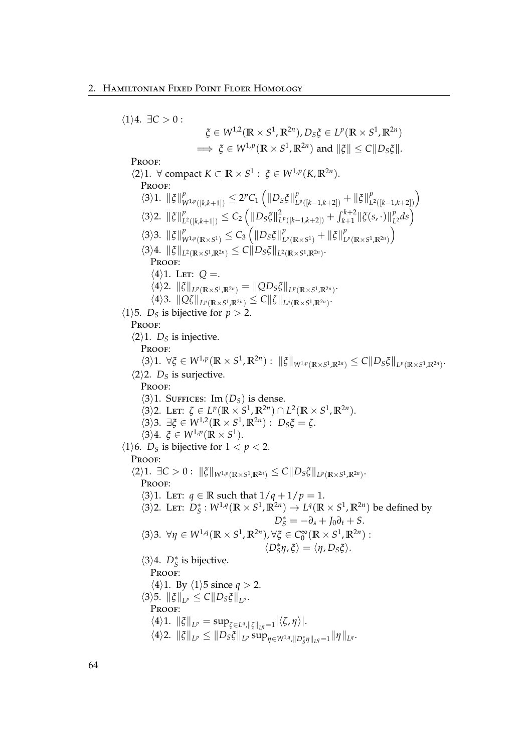⟨1⟩4. $\exists C > 0:$

$$\xi \in W^{1,2}(\mathbb{R} \times S^1, \mathbb{R}^{2n}), D_S\xi \in L^p(\mathbb{R} \times S^1, \mathbb{R}^{2n})$$
$$\implies \xi \in W^{1,p}(\mathbb{R} \times S^1, \mathbb{R}^{2n}) \text{ and } \|\xi\| \leq C\|D_S\xi\|.$$

PROOF:

⟨2⟩1. $\forall$ compact $K \subset \mathbb{R} \times S^1: \ \xi \in W^{1,p}(K, \mathbb{R}^{2n})$.

PROOF:

⟨3⟩1. $\|\xi\|^p_{W^{1,p}([k,k+1])} \leq 2^p C_1 \left( \|D_S\xi\|^p_{L^p([k-1,k+2])} + \|\xi\|^p_{L^2([k-1,k+2])} \right)$

⟨3⟩2. $\|\xi\|^p_{L^2([k,k+1])} \leq C_2 \left( \|D_S\xi\|^2_{L^p([k-1,k+2])} + \int_{k+1}^{k+2} \|\xi(s,\cdot)\|^p_{L^2} ds \right)$

⟨3⟩3. $\|\xi\|^p_{W^{1,p}(\mathbb{R}\times S^1)} \leq C_3 \left( \|D_S\xi\|^p_{L^p(\mathbb{R}\times S^1)} + \|\xi\|^p_{L^p(\mathbb{R}\times S^1,\mathbb{R}^{2n})} \right)$

⟨3⟩4. $\|\xi\|_{L^2(\mathbb{R}\times S^1,\mathbb{R}^{2n})} \leq C\|D_S\xi\|_{L^2(\mathbb{R}\times S^1,\mathbb{R}^{2n})}$.

PROOF:

⟨4⟩1. LET: $Q =$.

⟨4⟩2. $\|\xi\|_{L^p(\mathbb{R}\times S^1,\mathbb{R}^{2n})} = \|QD_S\xi\|_{L^p(\mathbb{R}\times S^1,\mathbb{R}^{2n})}$.

⟨4⟩3. $\|Q\zeta\|_{L^p(\mathbb{R}\times S^1,\mathbb{R}^{2n})} \leq C\|\zeta\|_{L^p(\mathbb{R}\times S^1,\mathbb{R}^{2n})}$.

⟨1⟩5. $D_S$ is bijective for $p > 2$.

PROOF:

⟨2⟩1. $D_S$ is injective.

PROOF:

⟨3⟩1. $\forall \xi \in W^{1,p}(\mathbb{R} \times S^1, \mathbb{R}^{2n}): \ \|\xi\|_{W^{1,p}(\mathbb{R}\times S^1,\mathbb{R}^{2n})} \leq C\|D_S\xi\|_{L^p(\mathbb{R}\times S^1,\mathbb{R}^{2n})}$.

⟨2⟩2. $D_S$ is surjective.

PROOF:

⟨3⟩1. SUFFICES: $\mathrm{Im}\,(D_S)$ is dense.

⟨3⟩2. LET: $\zeta \in L^p(\mathbb{R} \times S^1, \mathbb{R}^{2n}) \cap L^2(\mathbb{R} \times S^1, \mathbb{R}^{2n})$.

⟨3⟩3. $\exists \xi \in W^{1,2}(\mathbb{R} \times S^1, \mathbb{R}^{2n}): \ D_S\xi = \zeta$.

⟨3⟩4. $\xi \in W^{1,p}(\mathbb{R} \times S^1)$.

⟨1⟩6. $D_S$ is bijective for $1 < p < 2$.

PROOF:

⟨2⟩1. $\exists C > 0: \ \|\xi\|_{W^{1,p}(\mathbb{R}\times S^1,\mathbb{R}^{2n})} \leq C\|D_S\xi\|_{L^p(\mathbb{R}\times S^1,\mathbb{R}^{2n})}$.

PROOF:

⟨3⟩1. LET: $q \in \mathbb{R}$ such that $1/q + 1/p = 1$.

⟨3⟩2. LET: $D_S^* : W^{1,q}(\mathbb{R} \times S^1, \mathbb{R}^{2n}) \to L^q(\mathbb{R} \times S^1, \mathbb{R}^{2n})$ be defined by

$$D_S^* = -\partial_s + J_0\partial_t + S.$$

⟨3⟩3. $\forall \eta \in W^{1,q}(\mathbb{R} \times S^1, \mathbb{R}^{2n}), \forall \xi \in C_0^\infty(\mathbb{R} \times S^1, \mathbb{R}^{2n}):$

$$\langle D_S^*\eta, \xi \rangle = \langle \eta, D_S\xi \rangle.$$

⟨3⟩4. $D_S^*$ is bijective.

PROOF:

⟨4⟩1. By ⟨1⟩5 since $q > 2$.

⟨3⟩5. $\|\xi\|_{L^p} \leq C\|D_S\xi\|_{L^p}$.

PROOF:

⟨4⟩1. $\|\xi\|_{L^p} = \sup_{\zeta \in L^q, \|\zeta\|_{L^q}=1} |\langle \zeta, \eta \rangle|$.

⟨4⟩2. $\|\xi\|_{L^p} \leq \|D_S\xi\|_{L^p} \sup_{\eta \in W^{1,q}, \|D_S^*\eta\|_{L^q}=1} \|\eta\|_{L^q}$.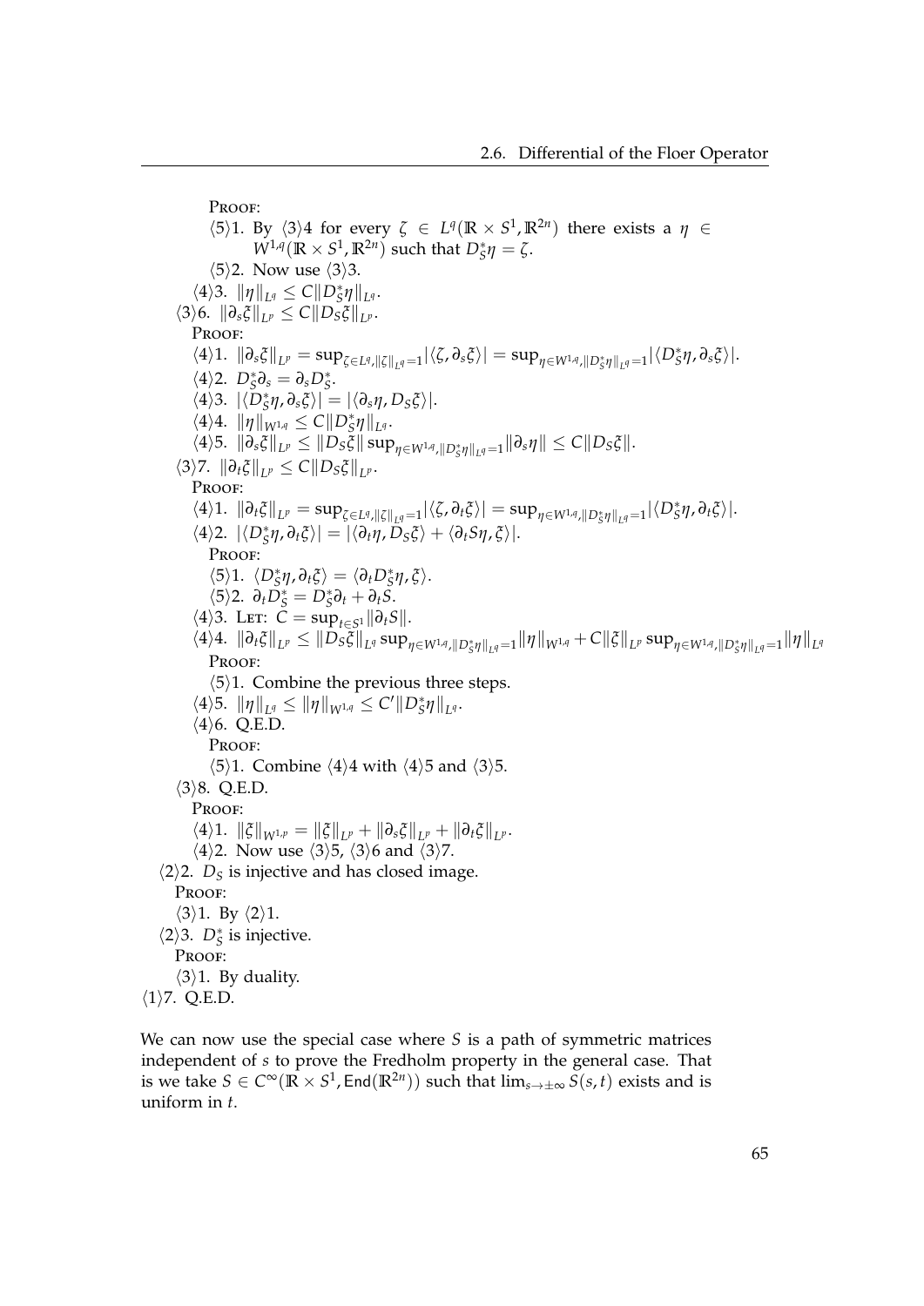PROOF:

⟨5⟩1. By ⟨3⟩4 for every $\zeta \in L^q(\mathbb{R} \times S^1, \mathbb{R}^{2n})$ there exists a $\eta \in W^{1,q}(\mathbb{R} \times S^1, \mathbb{R}^{2n})$ such that $D_S^* \eta = \zeta$.

⟨5⟩2. Now use ⟨3⟩3.

⟨4⟩3. $\|\eta\|_{L^q} \leq C \|D_S^* \eta\|_{L^q}$.

⟨3⟩6. $\|\partial_s \xi\|_{L^p} \leq C \|D_S \xi\|_{L^p}$.

PROOF:

⟨4⟩1. $\|\partial_s \xi\|_{L^p} = \sup_{\zeta \in L^q, \|\zeta\|_{L^q}=1} |\langle \zeta, \partial_s \xi \rangle| = \sup_{\eta \in W^{1,q}, \|D_S^* \eta\|_{L^q}=1} |\langle D_S^* \eta, \partial_s \xi \rangle|$.

⟨4⟩2. $D_S^* \partial_s = \partial_s D_S^*$.

⟨4⟩3. $|\langle D_S^* \eta, \partial_s \xi \rangle| = |\langle \partial_s \eta, D_S \xi \rangle|$.

⟨4⟩4. $\|\eta\|_{W^{1,q}} \leq C \|D_S^* \eta\|_{L^q}$.

⟨4⟩5. $\|\partial_s \xi\|_{L^p} \leq \|D_S \xi\| \sup_{\eta \in W^{1,q}, \|D_S^* \eta\|_{L^q}=1} \|\partial_s \eta\| \leq C \|D_S \xi\|$.

⟨3⟩7. $\|\partial_t \xi\|_{L^p} \leq C \|D_S \xi\|_{L^p}$.

PROOF:

⟨4⟩1. $\|\partial_t \xi\|_{L^p} = \sup_{\zeta \in L^q, \|\zeta\|_{L^q}=1} |\langle \zeta, \partial_t \xi \rangle| = \sup_{\eta \in W^{1,q}, \|D_S^* \eta\|_{L^q}=1} |\langle D_S^* \eta, \partial_t \xi \rangle|$.

⟨4⟩2. $|\langle D_S^* \eta, \partial_t \xi \rangle| = |\langle \partial_t \eta, D_S \xi \rangle + \langle \partial_t S \eta, \xi \rangle|$.

PROOF:

⟨5⟩1. $\langle D_S^* \eta, \partial_t \xi \rangle = \langle \partial_t D_S^* \eta, \xi \rangle$.

⟨5⟩2. $\partial_t D_S^* = D_S^* \partial_t + \partial_t S$.

⟨4⟩3. LET: $C = \sup_{t \in S^1} \|\partial_t S\|$.

⟨4⟩4. $\|\partial_t \xi\|_{L^p} \leq \|D_S \xi\|_{L^q} \sup_{\eta \in W^{1,q}, \|D_S^* \eta\|_{L^q}=1} \|\eta\|_{W^{1,q}} + C \|\xi\|_{L^p} \sup_{\eta \in W^{1,q}, \|D_S^* \eta\|_{L^q}=1} \|\eta\|_{L^q}$

PROOF:

⟨5⟩1. Combine the previous three steps.

⟨4⟩5. $\|\eta\|_{L^q} \leq \|\eta\|_{W^{1,q}} \leq C' \|D_S^* \eta\|_{L^q}$.

⟨4⟩6. Q.E.D.

PROOF:

⟨5⟩1. Combine ⟨4⟩4 with ⟨4⟩5 and ⟨3⟩5.

⟨3⟩8. Q.E.D.

PROOF:

⟨4⟩1. $\|\xi\|_{W^{1,p}} = \|\xi\|_{L^p} + \|\partial_s \xi\|_{L^p} + \|\partial_t \xi\|_{L^p}$.

⟨4⟩2. Now use ⟨3⟩5, ⟨3⟩6 and ⟨3⟩7.

⟨2⟩2. $D_S$ is injective and has closed image.

PROOF:

⟨3⟩1. By ⟨2⟩1.

⟨2⟩3. $D_S^*$ is injective.

PROOF:

⟨3⟩1. By duality.

⟨1⟩7. Q.E.D.

We can now use the special case where $S$ is a path of symmetric matrices independent of $s$ to prove the Fredholm property in the general case. That is we take $S \in C^\infty(\mathbb{R} \times S^1, \mathsf{End}(\mathbb{R}^{2n}))$ such that $\lim_{s \to \pm\infty} S(s,t)$ exists and is uniform in $t$.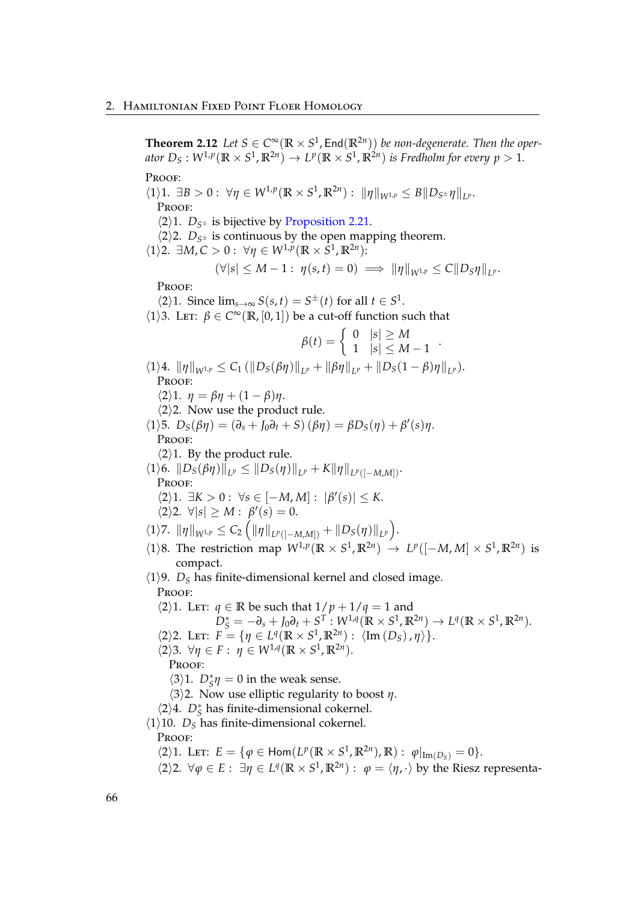**Theorem 2.12** *Let $S \in C^\infty(\mathbb{R} \times S^1, \mathsf{End}(\mathbb{R}^{2n}))$ be non-degenerate. Then the operator $D_S : W^{1,p}(\mathbb{R} \times S^1, \mathbb{R}^{2n}) \to L^p(\mathbb{R} \times S^1, \mathbb{R}^{2n})$ is Fredholm for every $p > 1$.*

PROOF:

$\langle 1 \rangle 1.$ $\exists B > 0 : \ \forall \eta \in W^{1,p}(\mathbb{R} \times S^1, \mathbb{R}^{2n}) : \ \|\eta\|_{W^{1,p}} \le B \|D_{S^\pm} \eta\|_{L^p}$.

PROOF:

$\langle 2 \rangle 1.$ $D_{S^\pm}$ is bijective by Proposition 2.21.

$\langle 2 \rangle 2.$ $D_{S^\pm}$ is continuous by the open mapping theorem.

$\langle 1 \rangle 2.$ $\exists M, C > 0 : \ \forall \eta \in W^{1,p}(\mathbb{R} \times S^1, \mathbb{R}^{2n})$:

$$(\forall |s| \le M - 1 : \ \eta(s,t) = 0) \implies \|\eta\|_{W^{1,p}} \le C \|D_S \eta\|_{L^p}.$$

PROOF:

$\langle 2 \rangle 1.$ Since $\lim_{s \to \infty} S(s,t) = S^\pm(t)$ for all $t \in S^1$.

$\langle 1 \rangle 3.$ LET: $\beta \in C^\infty(\mathbb{R}, [0,1])$ be a cut-off function such that

$$\beta(t) = \left\{ \begin{array}{ll} 0 & |s| \ge M \\ 1 & |s| \le M - 1 \end{array} \right. .$$

$\langle 1 \rangle 4.$ $\|\eta\|_{W^{1,p}} \le C_1 \left( \|D_S(\beta\eta)\|_{L^p} + \|\beta\eta\|_{L^p} + \|D_S(1-\beta)\eta\|_{L^p} \right)$.

PROOF:

$\langle 2 \rangle 1.$ $\eta = \beta\eta + (1-\beta)\eta$.

$\langle 2 \rangle 2.$ Now use the product rule.

$\langle 1 \rangle 5.$ $D_S(\beta\eta) = (\partial_s + J_0 \partial_t + S)(\beta\eta) = \beta D_S(\eta) + \beta'(s)\eta$.

PROOF:

$\langle 2 \rangle 1.$ By the product rule.

$\langle 1 \rangle 6.$ $\|D_S(\beta\eta)\|_{L^p} \le \|D_S(\eta)\|_{L^p} + K \|\eta\|_{L^p([-M,M])}$.

PROOF:

$\langle 2 \rangle 1.$ $\exists K > 0 : \ \forall s \in [-M, M] : \ |\beta'(s)| \le K$.

$\langle 2 \rangle 2.$ $\forall |s| \ge M : \ \beta'(s) = 0$.

$\langle 1 \rangle 7.$ $\|\eta\|_{W^{1,p}} \le C_2 \left( \|\eta\|_{L^p([-M,M])} + \|D_S(\eta)\|_{L^p} \right)$.

$\langle 1 \rangle 8.$ The restriction map $W^{1,p}(\mathbb{R} \times S^1, \mathbb{R}^{2n}) \to L^p([-M,M] \times S^1, \mathbb{R}^{2n})$ is compact.

$\langle 1 \rangle 9.$ $D_S$ has finite-dimensional kernel and closed image.

PROOF:

$\langle 2 \rangle 1.$ LET: $q \in \mathbb{R}$ be such that $1/p + 1/q = 1$ and
$D_S^* = -\partial_s + J_0 \partial_t + S^T : W^{1,q}(\mathbb{R} \times S^1, \mathbb{R}^{2n}) \to L^q(\mathbb{R} \times S^1, \mathbb{R}^{2n})$.

$\langle 2 \rangle 2.$ LET: $F = \{ \eta \in L^q(\mathbb{R} \times S^1, \mathbb{R}^{2n}) : \ \langle \mathrm{Im}\,(D_S), \eta \rangle \}$.

$\langle 2 \rangle 3.$ $\forall \eta \in F : \ \eta \in W^{1,q}(\mathbb{R} \times S^1, \mathbb{R}^{2n})$.

PROOF:

$\langle 3 \rangle 1.$ $D_S^* \eta = 0$ in the weak sense.

$\langle 3 \rangle 2.$ Now use elliptic regularity to boost $\eta$.

$\langle 2 \rangle 4.$ $D_S^*$ has finite-dimensional cokernel.

$\langle 1 \rangle 10.$ $D_S$ has finite-dimensional cokernel.

PROOF:

$\langle 2 \rangle 1.$ LET: $E = \{ \varphi \in \mathsf{Hom}(L^p(\mathbb{R} \times S^1, \mathbb{R}^{2n}), \mathbb{R}) : \ \varphi|_{\mathrm{Im}(D_S)} = 0 \}$.

$\langle 2 \rangle 2.$ $\forall \varphi \in E : \ \exists \eta \in L^q(\mathbb{R} \times S^1, \mathbb{R}^{2n}) : \ \varphi = \langle \eta, \cdot \rangle$ by the Riesz representa-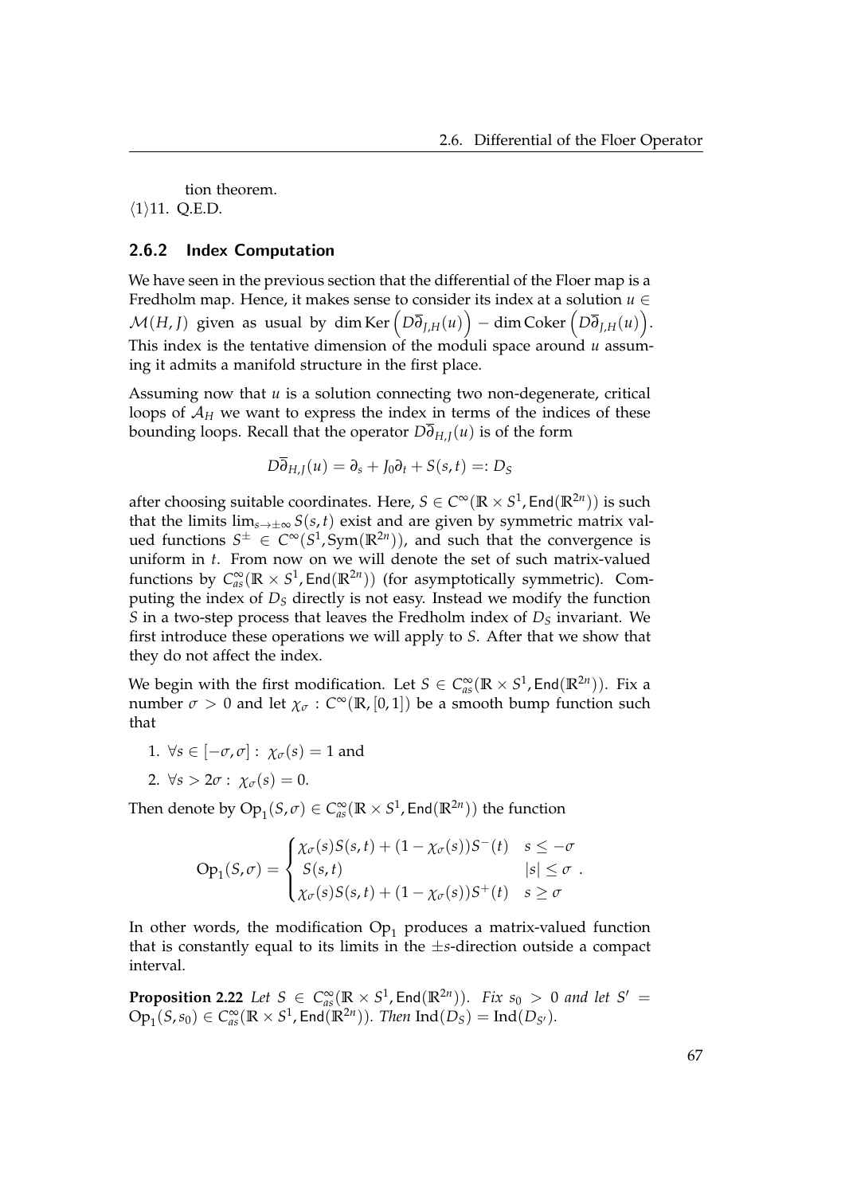tion theorem.

⟨1⟩11. Q.E.D.

### 2.6.2 Index Computation

We have seen in the previous section that the differential of the Floer map is a Fredholm map. Hence, it makes sense to consider its index at a solution $u \in \mathcal{M}(H, J)$ given as usual by $\dim \operatorname{Ker}\left(D\overline{\partial}_{J,H}(u)\right) - \dim \operatorname{Coker}\left(D\overline{\partial}_{J,H}(u)\right)$. This index is the tentative dimension of the moduli space around $u$ assuming it admits a manifold structure in the first place.

Assuming now that $u$ is a solution connecting two non-degenerate, critical loops of $\mathcal{A}_H$ we want to express the index in terms of the indices of these bounding loops. Recall that the operator $D\overline{\partial}_{H,J}(u)$ is of the form

$$D\overline{\partial}_{H,J}(u) = \partial_s + J_0 \partial_t + S(s,t) =: D_S$$

after choosing suitable coordinates. Here, $S \in C^\infty(\mathbb{R} \times S^1, \mathsf{End}(\mathbb{R}^{2n}))$ is such that the limits $\lim_{s \to \pm\infty} S(s,t)$ exist and are given by symmetric matrix valued functions $S^\pm \in C^\infty(S^1, \mathrm{Sym}(\mathbb{R}^{2n}))$, and such that the convergence is uniform in $t$. From now on we will denote the set of such matrix-valued functions by $C^\infty_{as}(\mathbb{R} \times S^1, \mathsf{End}(\mathbb{R}^{2n}))$ (for asymptotically symmetric). Computing the index of $D_S$ directly is not easy. Instead we modify the function $S$ in a two-step process that leaves the Fredholm index of $D_S$ invariant. We first introduce these operations we will apply to $S$. After that we show that they do not affect the index.

We begin with the first modification. Let $S \in C^\infty_{as}(\mathbb{R} \times S^1, \mathsf{End}(\mathbb{R}^{2n}))$. Fix a number $\sigma > 0$ and let $\chi_\sigma : C^\infty(\mathbb{R}, [0,1])$ be a smooth bump function such that

1. $\forall s \in [-\sigma, \sigma] : \ \chi_\sigma(s) = 1$ and
2. $\forall s > 2\sigma : \ \chi_\sigma(s) = 0$.

Then denote by $\mathrm{Op}_1(S, \sigma) \in C^\infty_{as}(\mathbb{R} \times S^1, \mathsf{End}(\mathbb{R}^{2n}))$ the function

$$\mathrm{Op}_1(S, \sigma) = \begin{cases} \chi_\sigma(s) S(s,t) + (1 - \chi_\sigma(s)) S^-(t) & s \leq -\sigma \\ S(s,t) & |s| \leq \sigma \\ \chi_\sigma(s) S(s,t) + (1 - \chi_\sigma(s)) S^+(t) & s \geq \sigma \end{cases}.$$

In other words, the modification $\mathrm{Op}_1$ produces a matrix-valued function that is constantly equal to its limits in the $\pm s$-direction outside a compact interval.

**Proposition 2.22** *Let $S \in C^\infty_{as}(\mathbb{R} \times S^1, \mathsf{End}(\mathbb{R}^{2n}))$. Fix $s_0 > 0$ and let $S' = \mathrm{Op}_1(S, s_0) \in C^\infty_{as}(\mathbb{R} \times S^1, \mathsf{End}(\mathbb{R}^{2n}))$. Then $\mathrm{Ind}(D_S) = \mathrm{Ind}(D_{S'})$.*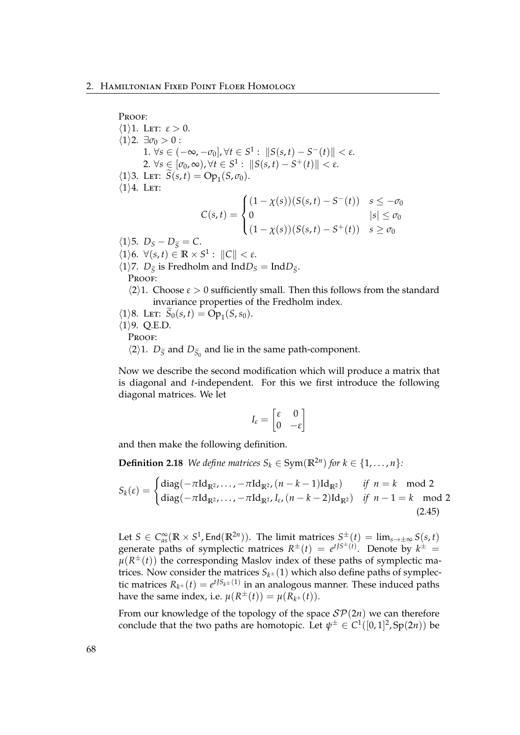PROOF:

$\langle 1 \rangle 1$. LET: $\varepsilon > 0$.

$\langle 1 \rangle 2$. $\exists \sigma_0 > 0$ :

1. $\forall s \in (-\infty, -\sigma_0], \forall t \in S^1 : \; \|S(s,t) - S^-(t)\| < \varepsilon$.
2. $\forall s \in [\sigma_0, \infty), \forall t \in S^1 : \; \|S(s,t) - S^+(t)\| < \varepsilon$.

$\langle 1 \rangle 3$. LET: $\widetilde{S}(s,t) = \mathrm{Op}_1(S, \sigma_0)$.

$\langle 1 \rangle 4$. LET:

$$C(s,t) = \begin{cases} (1-\chi(s))(S(s,t) - S^-(t)) & s \le -\sigma_0 \\ 0 & |s| \le \sigma_0 \\ (1-\chi(s))(S(s,t) - S^+(t)) & s \ge \sigma_0 \end{cases}$$

$\langle 1 \rangle 5$. $D_S - D_{\widetilde{S}} = C$.

$\langle 1 \rangle 6$. $\forall (s,t) \in \mathbb{R} \times S^1 : \; \|C\| < \varepsilon$.

$\langle 1 \rangle 7$. $D_{\widetilde{S}}$ is Fredholm and $\mathrm{Ind} D_S = \mathrm{Ind} D_{\widetilde{S}}$.

PROOF:

$\langle 2 \rangle 1$. Choose $\varepsilon > 0$ sufficiently small. Then this follows from the standard invariance properties of the Fredholm index.

$\langle 1 \rangle 8$. LET: $\widetilde{S}_0(s,t) = \mathrm{Op}_1(S, s_0)$.

$\langle 1 \rangle 9$. Q.E.D.

PROOF:

$\langle 2 \rangle 1$. $D_{\widetilde{S}}$ and $D_{\widetilde{S}_0}$ and lie in the same path-component.

Now we describe the second modification which will produce a matrix that is diagonal and $t$-independent. For this we first introduce the following diagonal matrices. We let

$$I_\varepsilon = \begin{bmatrix} \varepsilon & 0 \\ 0 & -\varepsilon \end{bmatrix}$$

and then make the following definition.

**Definition 2.18** *We define matrices $S_k \in \mathrm{Sym}(\mathbb{R}^{2n})$ for $k \in \{1, \dots, n\}$:*

$$S_k(\varepsilon) = \begin{cases} \mathrm{diag}(-\pi \mathrm{Id}_{\mathbb{R}^2}, \dots, -\pi \mathrm{Id}_{\mathbb{R}^2}, (n-k-1)\mathrm{Id}_{\mathbb{R}^2}) & \text{if } n = k \mod 2 \\ \mathrm{diag}(-\pi \mathrm{Id}_{\mathbb{R}^2}, \dots, -\pi \mathrm{Id}_{\mathbb{R}^2}, I_\varepsilon, (n-k-2)\mathrm{Id}_{\mathbb{R}^2}) & \text{if } n-1 = k \mod 2 \end{cases} \tag{2.45}$$

Let $S \in C^\infty_{as}(\mathbb{R} \times S^1, \mathsf{End}(\mathbb{R}^{2n}))$. The limit matrices $S^\pm(t) = \lim_{s \to \pm\infty} S(s,t)$ generate paths of symplectic matrices $R^\pm(t) = e^{tJS^\pm(t)}$. Denote by $k^\pm = \mu(R^\pm(t))$ the corresponding Maslov index of these paths of symplectic matrices. Now consider the matrices $S_{k^\pm}(1)$ which also define paths of symplectic matrices $R_{k^\pm}(t) = e^{tJS_{k^\pm}(1)}$ in an analogous manner. These induced paths have the same index, i.e. $\mu(R^\pm(t)) = \mu(R_{k^\pm}(t))$.

From our knowledge of the topology of the space $\mathcal{SP}(2n)$ we can therefore conclude that the two paths are homotopic. Let $\psi^\pm \in C^1([0,1]^2, \mathrm{Sp}(2n))$ be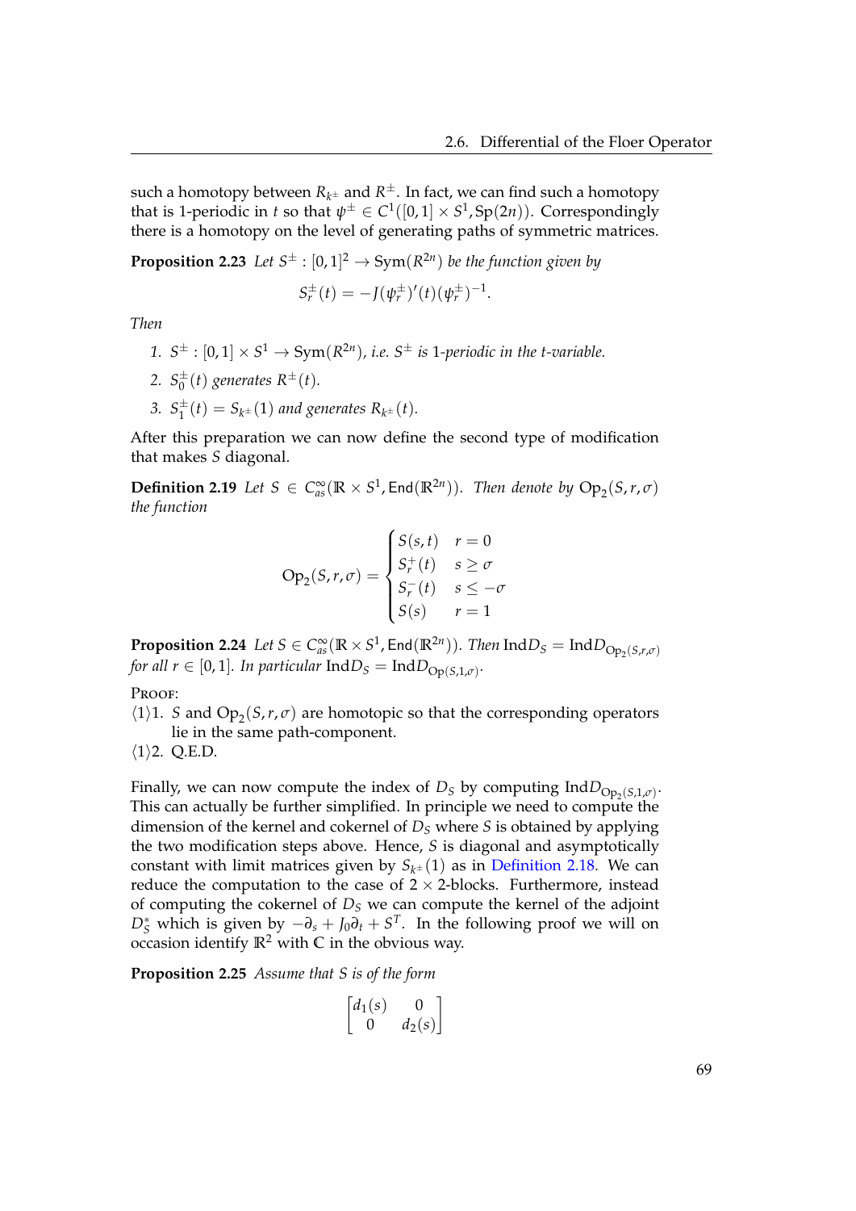such a homotopy between $R_{k^\pm}$ and $R^\pm$. In fact, we can find such a homotopy that is 1-periodic in $t$ so that $\psi^\pm \in C^1([0,1] \times S^1, \mathrm{Sp}(2n))$. Correspondingly there is a homotopy on the level of generating paths of symmetric matrices.

**Proposition 2.23** *Let $S^\pm : [0,1]^2 \to \mathrm{Sym}(R^{2n})$ be the function given by*

$$S_r^\pm(t) = -J(\psi_r^\pm)'(t)(\psi_r^\pm)^{-1}.$$

*Then*

1. *$S^\pm : [0,1] \times S^1 \to \mathrm{Sym}(R^{2n})$, i.e. $S^\pm$ is 1-periodic in the $t$-variable.*
2. *$S_0^\pm(t)$ generates $R^\pm(t)$.*
3. *$S_1^\pm(t) = S_{k^\pm}(1)$ and generates $R_{k^\pm}(t)$.*

After this preparation we can now define the second type of modification that makes $S$ diagonal.

**Definition 2.19** *Let $S \in C^\infty_{as}(\mathbb{R} \times S^1, \mathsf{End}(\mathbb{R}^{2n}))$. Then denote by $\mathrm{Op}_2(S, r, \sigma)$ the function*

$$\mathrm{Op}_2(S, r, \sigma) = \begin{cases} S(s,t) & r = 0 \\ S_r^+(t) & s \geq \sigma \\ S_r^-(t) & s \leq -\sigma \\ S(s) & r = 1 \end{cases}$$

**Proposition 2.24** *Let $S \in C^\infty_{as}(\mathbb{R} \times S^1, \mathsf{End}(\mathbb{R}^{2n}))$. Then $\mathrm{Ind} D_S = \mathrm{Ind} D_{\mathrm{Op}_2(S,r,\sigma)}$ for all $r \in [0,1]$. In particular $\mathrm{Ind} D_S = \mathrm{Ind} D_{\mathrm{Op}(S,1,\sigma)}$.*

PROOF:

$\langle 1 \rangle 1.$ $S$ and $\mathrm{Op}_2(S, r, \sigma)$ are homotopic so that the corresponding operators lie in the same path-component.

$\langle 1 \rangle 2.$ Q.E.D.

Finally, we can now compute the index of $D_S$ by computing $\mathrm{Ind} D_{\mathrm{Op}_2(S,1,\sigma)}$. This can actually be further simplified. In principle we need to compute the dimension of the kernel and cokernel of $D_S$ where $S$ is obtained by applying the two modification steps above. Hence, $S$ is diagonal and asymptotically constant with limit matrices given by $S_{k^\pm}(1)$ as in Definition 2.18. We can reduce the computation to the case of $2 \times 2$-blocks. Furthermore, instead of computing the cokernel of $D_S$ we can compute the kernel of the adjoint $D_S^*$ which is given by $-\partial_s + J_0 \partial_t + S^T$. In the following proof we will on occasion identify $\mathbb{R}^2$ with $\mathbb{C}$ in the obvious way.

**Proposition 2.25** *Assume that $S$ is of the form*

$$\begin{bmatrix} d_1(s) & 0 \\ 0 & d_2(s) \end{bmatrix}$$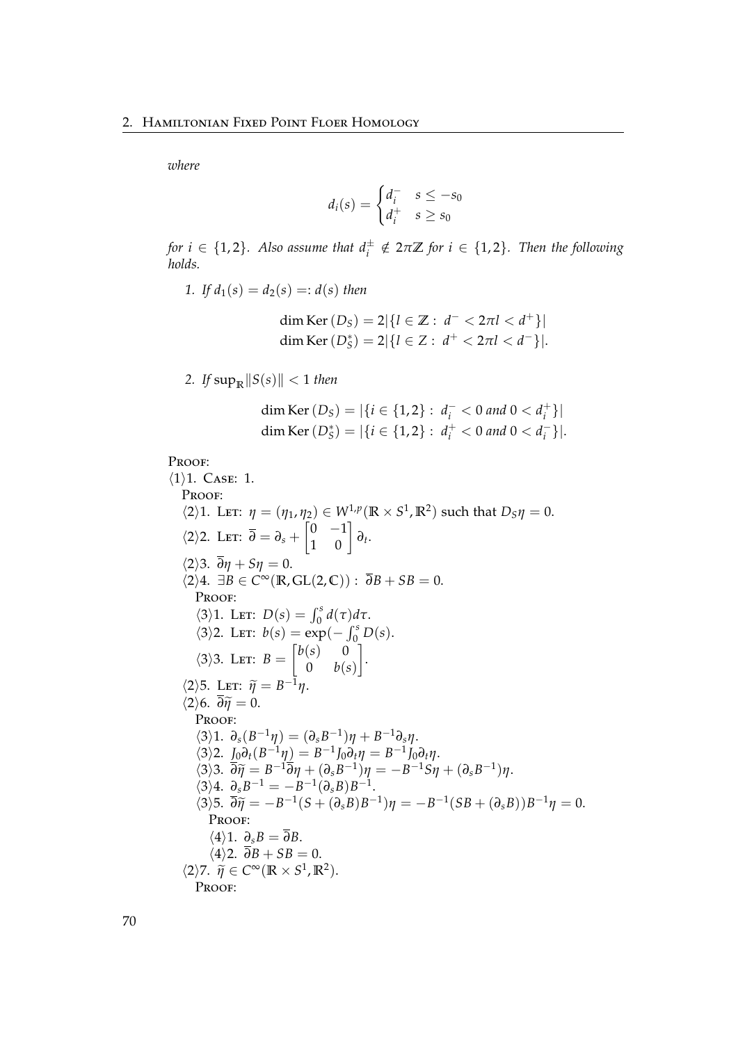*where*

$$d_i(s) = \begin{cases} d_i^- & s \leq -s_0 \\ d_i^+ & s \geq s_0 \end{cases}$$

*for $i \in \{1,2\}$. Also assume that $d_i^\pm \notin 2\pi\mathbb{Z}$ for $i \in \{1,2\}$. Then the following holds.*

1. *If $d_1(s) = d_2(s) =: d(s)$ then*

$$\dim \operatorname{Ker}(D_S) = 2|\{l \in \mathbb{Z} : \ d^- < 2\pi l < d^+\}|$$
$$\dim \operatorname{Ker}(D_S^*) = 2|\{l \in Z : \ d^+ < 2\pi l < d^-\}|.$$

2. *If $\sup_{\mathbb{R}} \|S(s)\| < 1$ then*

$$\dim \operatorname{Ker}(D_S) = |\{i \in \{1,2\} : \ d_i^- < 0 \text{ and } 0 < d_i^+\}|$$
$$\dim \operatorname{Ker}(D_S^*) = |\{i \in \{1,2\} : \ d_i^+ < 0 \text{ and } 0 < d_i^-\}|.$$

PROOF:

$\langle 1 \rangle 1$. CASE: 1.

PROOF:

$\langle 2 \rangle 1$. LET: $\eta = (\eta_1, \eta_2) \in W^{1,p}(\mathbb{R} \times S^1, \mathbb{R}^2)$ such that $D_S \eta = 0$.

$\langle 2 \rangle 2$. LET: $\overline{\partial} = \partial_s + \begin{bmatrix} 0 & -1 \\ 1 & 0 \end{bmatrix} \partial_t$.

$\langle 2 \rangle 3$. $\overline{\partial} \eta + S\eta = 0$.

$\langle 2 \rangle 4$. $\exists B \in C^\infty(\mathbb{R}, \mathrm{GL}(2, \mathbb{C})) : \ \overline{\partial} B + SB = 0$.

PROOF:

$\langle 3 \rangle 1$. LET: $D(s) = \int_0^s d(\tau) d\tau$.

$\langle 3 \rangle 2$. LET: $b(s) = \exp(-\int_0^s D(s)$.

$\langle 3 \rangle 3$. LET: $B = \begin{bmatrix} b(s) & 0 \\ 0 & b(s) \end{bmatrix}$.

$\langle 2 \rangle 5$. LET: $\widetilde{\eta} = B^{-1}\eta$.

$\langle 2 \rangle 6$. $\overline{\partial}\widetilde{\eta} = 0$.

PROOF:

$\langle 3 \rangle 1$. $\partial_s(B^{-1}\eta) = (\partial_s B^{-1})\eta + B^{-1}\partial_s \eta$.

$\langle 3 \rangle 2$. $J_0 \partial_t (B^{-1}\eta) = B^{-1} J_0 \partial_t \eta = B^{-1} J_0 \partial_t \eta$.

$\langle 3 \rangle 3$. $\overline{\partial}\widetilde{\eta} = B^{-1}\overline{\partial}\eta + (\partial_s B^{-1})\eta = -B^{-1}S\eta + (\partial_s B^{-1})\eta$.

$\langle 3 \rangle 4$. $\partial_s B^{-1} = -B^{-1}(\partial_s B)B^{-1}$.

$\langle 3 \rangle 5$. $\overline{\partial}\widetilde{\eta} = -B^{-1}(S + (\partial_s B)B^{-1})\eta = -B^{-1}(SB + (\partial_s B))B^{-1}\eta = 0$.

PROOF:

$\langle 4 \rangle 1$. $\partial_s B = \overline{\partial} B$.

$\langle 4 \rangle 2$. $\overline{\partial} B + SB = 0$.

$\langle 2 \rangle 7$. $\widetilde{\eta} \in C^\infty(\mathbb{R} \times S^1, \mathbb{R}^2)$.

PROOF: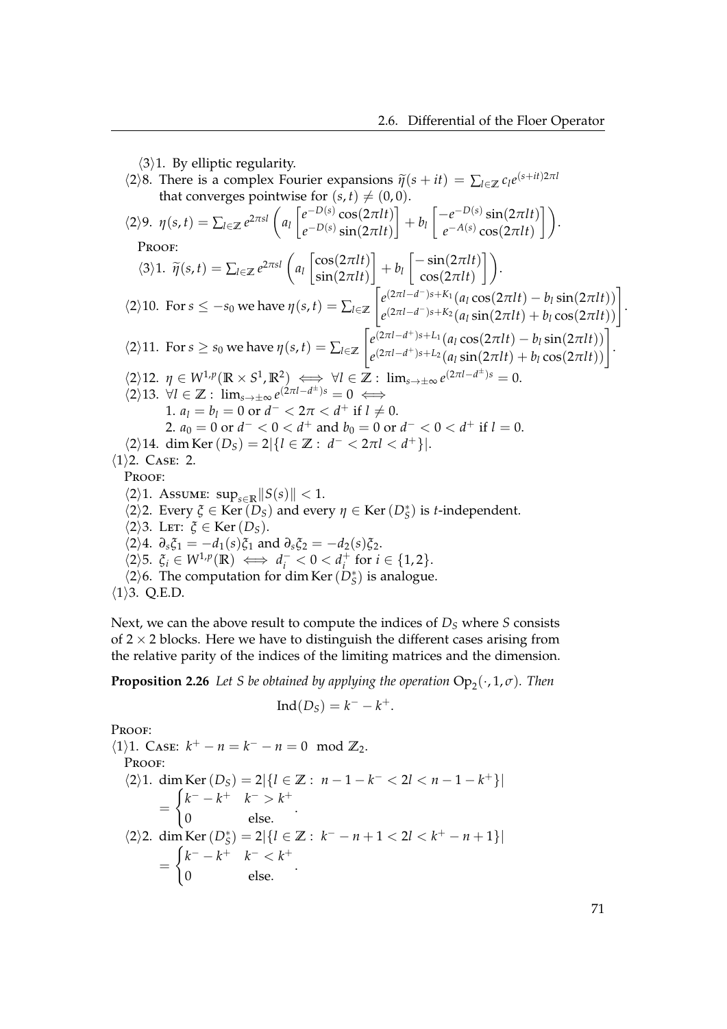⟨3⟩1. By elliptic regularity.

⟨2⟩8. There is a complex Fourier expansions $\widetilde{\eta}(s+it) = \sum_{l\in\mathbb{Z}} c_l e^{(s+it)2\pi l}$ that converges pointwise for $(s,t) \neq (0,0)$.

⟨2⟩9. $\eta(s,t) = \sum_{l\in\mathbb{Z}} e^{2\pi sl}\left( a_l \begin{bmatrix} e^{-D(s)}\cos(2\pi lt) \\ e^{-D(s)}\sin(2\pi lt)\end{bmatrix} + b_l \begin{bmatrix} -e^{-D(s)}\sin(2\pi lt) \\ e^{-A(s)}\cos(2\pi lt)\end{bmatrix}\right)$.

Proof:

⟨3⟩1. $\widetilde{\eta}(s,t) = \sum_{l\in\mathbb{Z}} e^{2\pi sl}\left( a_l \begin{bmatrix} \cos(2\pi lt) \\ \sin(2\pi lt)\end{bmatrix} + b_l \begin{bmatrix} -\sin(2\pi lt) \\ \cos(2\pi lt)\end{bmatrix}\right)$.

⟨2⟩10. For $s \leq -s_0$ we have $\eta(s,t) = \sum_{l\in\mathbb{Z}} \begin{bmatrix} e^{(2\pi l - d^-)s+K_1}(a_l\cos(2\pi lt) - b_l\sin(2\pi lt)) \\ e^{(2\pi l - d^-)s+K_2}(a_l\sin(2\pi lt) + b_l\cos(2\pi lt))\end{bmatrix}$.

⟨2⟩11. For $s \geq s_0$ we have $\eta(s,t) = \sum_{l\in\mathbb{Z}} \begin{bmatrix} e^{(2\pi l - d^+)s+L_1}(a_l\cos(2\pi lt) - b_l\sin(2\pi lt)) \\ e^{(2\pi l - d^+)s+L_2}(a_l\sin(2\pi lt) + b_l\cos(2\pi lt))\end{bmatrix}$.

⟨2⟩12. $\eta \in W^{1,p}(\mathbb{R}\times S^1, \mathbb{R}^2) \iff \forall l \in \mathbb{Z}: \lim_{s\to\pm\infty} e^{(2\pi l - d^{\pm})s} = 0$.

⟨2⟩13. $\forall l \in \mathbb{Z}: \lim_{s\to\pm\infty} e^{(2\pi l - d^{\pm})s} = 0 \iff$

1. $a_l = b_l = 0$ or $d^- < 2\pi < d^+$ if $l \neq 0$.
2. $a_0 = 0$ or $d^- < 0 < d^+$ and $b_0 = 0$ or $d^- < 0 < d^+$ if $l = 0$.

⟨2⟩14. $\dim \operatorname{Ker}(D_S) = 2|\{l \in \mathbb{Z}: d^- < 2\pi l < d^+\}|$.

⟨1⟩2. Case: 2.

Proof:

⟨2⟩1. Assume: $\sup_{s\in\mathbb{R}} \|S(s)\| < 1$.

⟨2⟩2. Every $\xi \in \operatorname{Ker}(D_S)$ and every $\eta \in \operatorname{Ker}(D_S^*)$ is $t$-independent.

⟨2⟩3. Let: $\xi \in \operatorname{Ker}(D_S)$.

⟨2⟩4. $\partial_s \xi_1 = -d_1(s)\xi_1$ and $\partial_s\xi_2 = -d_2(s)\xi_2$.

⟨2⟩5. $\xi_i \in W^{1,p}(\mathbb{R}) \iff d_i^- < 0 < d_i^+$ for $i \in \{1,2\}$.

⟨2⟩6. The computation for $\dim\operatorname{Ker}(D_S^*)$ is analogue.

⟨1⟩3. Q.E.D.

Next, we can the above result to compute the indices of $D_S$ where $S$ consists of $2\times 2$ blocks. Here we have to distinguish the different cases arising from the relative parity of the indices of the limiting matrices and the dimension.

**Proposition 2.26** *Let $S$ be obtained by applying the operation $\mathrm{Op}_2(\cdot, 1, \sigma)$. Then*

$$\operatorname{Ind}(D_S) = k^- - k^+.$$

Proof:

⟨1⟩1. Case: $k^+ - n = k^- - n = 0 \mod \mathbb{Z}_2$.

Proof:

⟨2⟩1. $\dim\operatorname{Ker}(D_S) = 2|\{l \in \mathbb{Z}: n-1-k^- < 2l < n-1-k^+\}|$

$$= \begin{cases} k^- - k^+ & k^- > k^+ \\ 0 & \text{else.}\end{cases}$$

⟨2⟩2. $\dim\operatorname{Ker}(D_S^*) = 2|\{l \in \mathbb{Z}: k^- - n + 1 < 2l < k^+ - n + 1\}|$

$$= \begin{cases} k^- - k^+ & k^- < k^+ \\ 0 & \text{else.}\end{cases}$$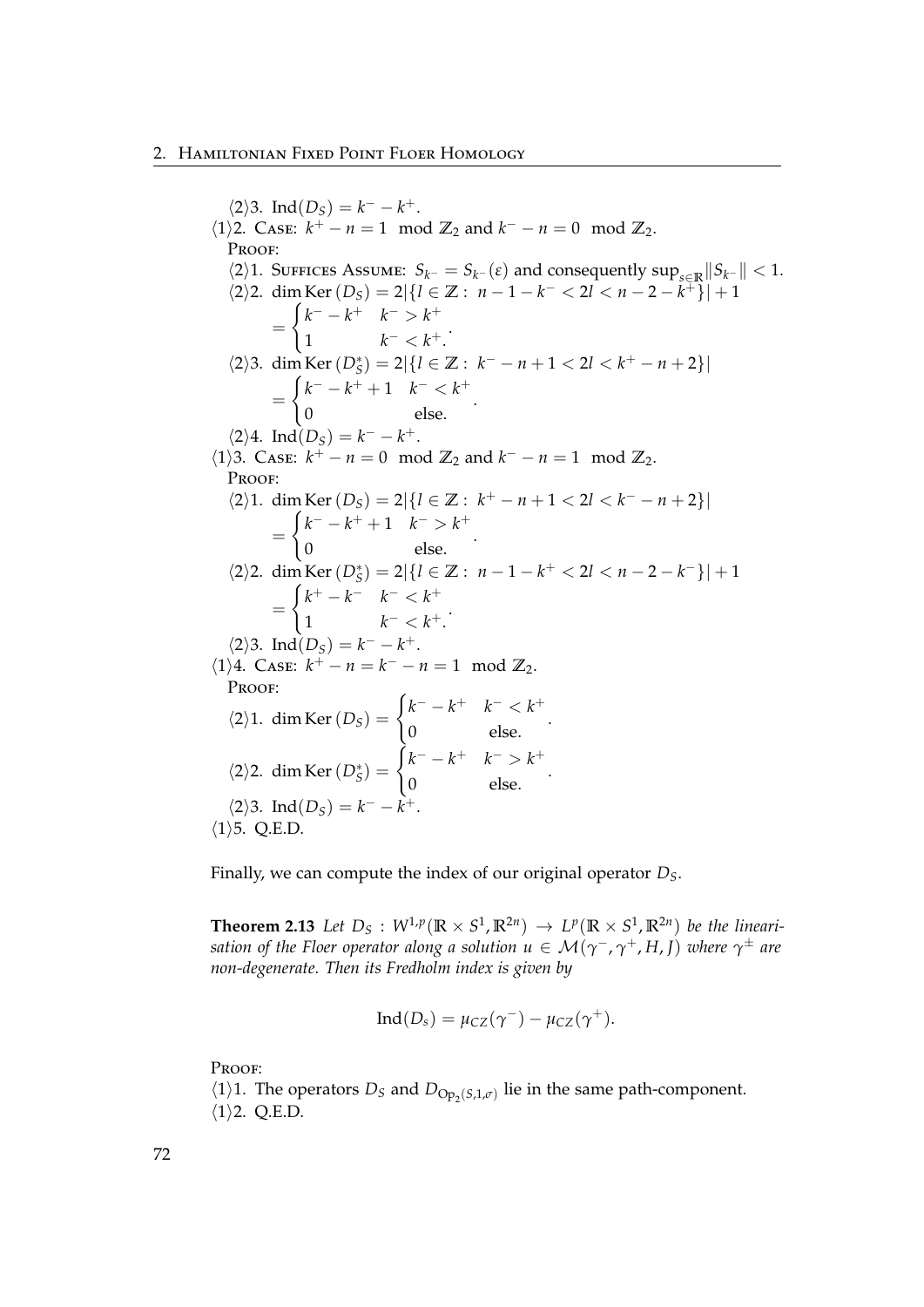⟨2⟩3. $\mathrm{Ind}(D_S) = k^- - k^+$.

⟨1⟩2. Case: $k^+ - n = 1 \mod \mathbb{Z}_2$ and $k^- - n = 0 \mod \mathbb{Z}_2$.

Proof:

⟨2⟩1. Suffices Assume: $S_{k^-} = S_{k^-}(\varepsilon)$ and consequently $\sup_{s\in\mathbb{R}} \|S_{k^-}\| < 1$.

⟨2⟩2. $\dim \mathrm{Ker}\,(D_S) = 2|\{l \in \mathbb{Z} : \ n - 1 - k^- < 2l < n - 2 - k^+\}| + 1$

$$= \begin{cases} k^- - k^+ & k^- > k^+ \\ 1 & k^- < k^+ \end{cases}.$$

⟨2⟩3. $\dim \mathrm{Ker}\,(D_S^*) = 2|\{l \in \mathbb{Z} : \ k^- - n + 1 < 2l < k^+ - n + 2\}|$

$$= \begin{cases} k^- - k^+ + 1 & k^- < k^+ \\ 0 & \text{else.} \end{cases}.$$

⟨2⟩4. $\mathrm{Ind}(D_S) = k^- - k^+$.

⟨1⟩3. Case: $k^+ - n = 0 \mod \mathbb{Z}_2$ and $k^- - n = 1 \mod \mathbb{Z}_2$.

Proof:

⟨2⟩1. $\dim \mathrm{Ker}\,(D_S) = 2|\{l \in \mathbb{Z} : \ k^+ - n + 1 < 2l < k^- - n + 2\}|$

$$= \begin{cases} k^- - k^+ + 1 & k^- > k^+ \\ 0 & \text{else.} \end{cases}.$$

⟨2⟩2. $\dim \mathrm{Ker}\,(D_S^*) = 2|\{l \in \mathbb{Z} : \ n - 1 - k^+ < 2l < n - 2 - k^-\}| + 1$

$$= \begin{cases} k^+ - k^- & k^- < k^+ \\ 1 & k^- < k^+ \end{cases}.$$

⟨2⟩3. $\mathrm{Ind}(D_S) = k^- - k^+$.

⟨1⟩4. Case: $k^+ - n = k^- - n = 1 \mod \mathbb{Z}_2$.

Proof:

⟨2⟩1. $\dim \mathrm{Ker}\,(D_S) = \begin{cases} k^- - k^+ & k^- < k^+ \\ 0 & \text{else.} \end{cases}.$

⟨2⟩2. $\dim \mathrm{Ker}\,(D_S^*) = \begin{cases} k^- - k^+ & k^- > k^+ \\ 0 & \text{else.} \end{cases}.$

⟨2⟩3. $\mathrm{Ind}(D_S) = k^- - k^+$.

⟨1⟩5. Q.E.D.

Finally, we can compute the index of our original operator $D_S$.

**Theorem 2.13** *Let $D_S : W^{1,p}(\mathbb{R} \times S^1, \mathbb{R}^{2n}) \to L^p(\mathbb{R} \times S^1, \mathbb{R}^{2n})$ be the linearisation of the Floer operator along a solution $u \in \mathcal{M}(\gamma^-, \gamma^+, H, J)$ where $\gamma^\pm$ are non-degenerate. Then its Fredholm index is given by*

$$\mathrm{Ind}(D_s) = \mu_{CZ}(\gamma^-) - \mu_{CZ}(\gamma^+).$$

Proof:

⟨1⟩1. The operators $D_S$ and $D_{\mathrm{Op}_2(S,1,\sigma)}$ lie in the same path-component.

⟨1⟩2. Q.E.D.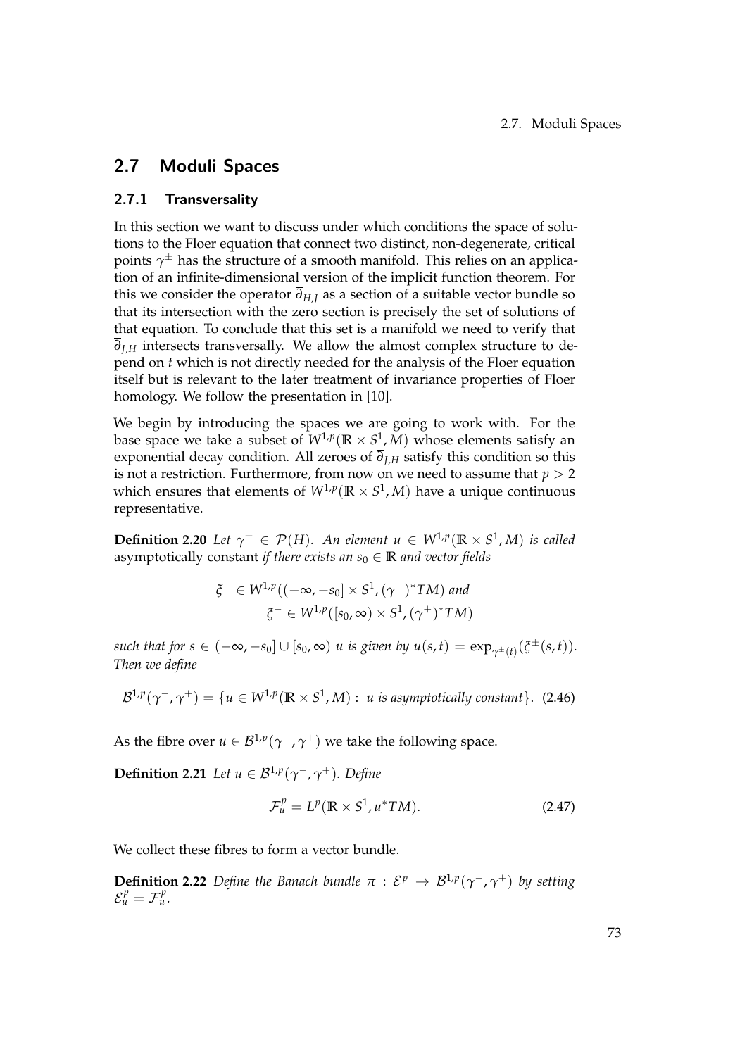## 2.7 Moduli Spaces

### 2.7.1 Transversality

In this section we want to discuss under which conditions the space of solutions to the Floer equation that connect two distinct, non-degenerate, critical points $\gamma^{\pm}$ has the structure of a smooth manifold. This relies on an application of an infinite-dimensional version of the implicit function theorem. For this we consider the operator $\overline{\partial}_{H,J}$ as a section of a suitable vector bundle so that its intersection with the zero section is precisely the set of solutions of that equation. To conclude that this set is a manifold we need to verify that $\overline{\partial}_{J,H}$ intersects transversally. We allow the almost complex structure to depend on $t$ which is not directly needed for the analysis of the Floer equation itself but is relevant to the later treatment of invariance properties of Floer homology. We follow the presentation in [10].

We begin by introducing the spaces we are going to work with. For the base space we take a subset of $W^{1,p}(\mathbb{R} \times S^1, M)$ whose elements satisfy an exponential decay condition. All zeroes of $\overline{\partial}_{J,H}$ satisfy this condition so this is not a restriction. Furthermore, from now on we need to assume that $p > 2$ which ensures that elements of $W^{1,p}(\mathbb{R} \times S^1, M)$ have a unique continuous representative.

**Definition 2.20** *Let $\gamma^{\pm} \in \mathcal{P}(H)$. An element $u \in W^{1,p}(\mathbb{R} \times S^1, M)$ is called* asymptotically constant *if there exists an $s_0 \in \mathbb{R}$ and vector fields*

$$\xi^{-} \in W^{1,p}((-\infty, -s_0] \times S^1, (\gamma^{-})^*TM) \text{ and}$$
$$\xi^{-} \in W^{1,p}([s_0, \infty) \times S^1, (\gamma^{+})^*TM)$$

*such that for $s \in (-\infty, -s_0] \cup [s_0, \infty)$ $u$ is given by $u(s,t) = \exp_{\gamma^{\pm}(t)}(\xi^{\pm}(s,t))$. Then we define*

$$\mathcal{B}^{1,p}(\gamma^{-}, \gamma^{+}) = \{u \in W^{1,p}(\mathbb{R} \times S^1, M) : \text{ } u \text{ is asymptotically constant}\}. \quad (2.46)$$

As the fibre over $u \in \mathcal{B}^{1,p}(\gamma^{-}, \gamma^{+})$ we take the following space.

**Definition 2.21** *Let $u \in \mathcal{B}^{1,p}(\gamma^{-}, \gamma^{+})$. Define*

$$\mathcal{F}^p_u = L^p(\mathbb{R} \times S^1, u^*TM). \quad (2.47)$$

We collect these fibres to form a vector bundle.

**Definition 2.22** *Define the Banach bundle $\pi : \mathcal{E}^p \to \mathcal{B}^{1,p}(\gamma^{-}, \gamma^{+})$ by setting $\mathcal{E}^p_u = \mathcal{F}^p_u$.*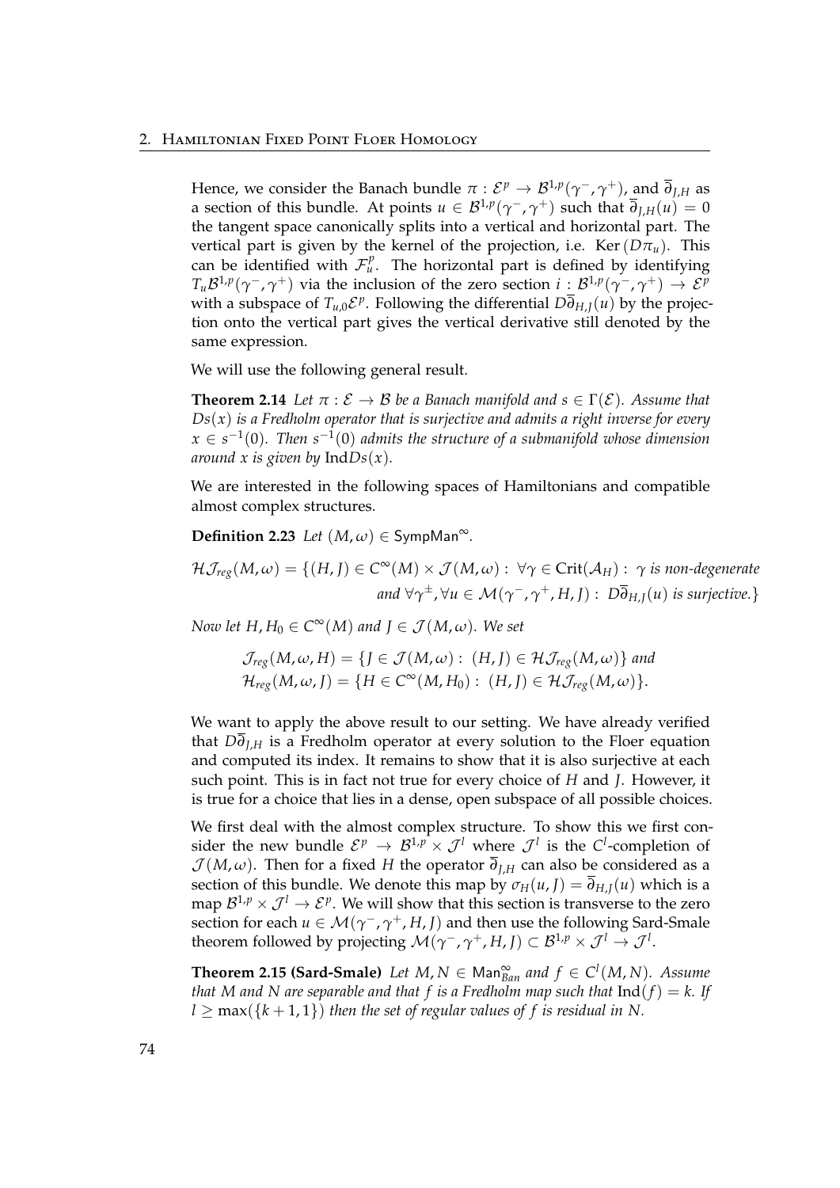Hence, we consider the Banach bundle $\pi : \mathcal{E}^p \to \mathcal{B}^{1,p}(\gamma^-, \gamma^+)$, and $\overline{\partial}_{J,H}$ as a section of this bundle. At points $u \in \mathcal{B}^{1,p}(\gamma^-, \gamma^+)$ such that $\overline{\partial}_{J,H}(u) = 0$ the tangent space canonically splits into a vertical and horizontal part. The vertical part is given by the kernel of the projection, i.e. $\operatorname{Ker}(D\pi_u)$. This can be identified with $\mathcal{F}^p_u$. The horizontal part is defined by identifying $T_u\mathcal{B}^{1,p}(\gamma^-, \gamma^+)$ via the inclusion of the zero section $i : \mathcal{B}^{1,p}(\gamma^-, \gamma^+) \to \mathcal{E}^p$ with a subspace of $T_{u,0}\mathcal{E}^p$. Following the differential $D\overline{\partial}_{H,J}(u)$ by the projection onto the vertical part gives the vertical derivative still denoted by the same expression.

We will use the following general result.

**Theorem 2.14** *Let $\pi : \mathcal{E} \to \mathcal{B}$ be a Banach manifold and $s \in \Gamma(\mathcal{E})$. Assume that $Ds(x)$ is a Fredholm operator that is surjective and admits a right inverse for every $x \in s^{-1}(0)$. Then $s^{-1}(0)$ admits the structure of a submanifold whose dimension around $x$ is given by $\operatorname{Ind}Ds(x)$.*

We are interested in the following spaces of Hamiltonians and compatible almost complex structures.

**Definition 2.23** *Let $(M, \omega) \in \mathsf{SympMan}^\infty$.*

$$\mathcal{HJ}_{reg}(M, \omega) = \{(H, J) \in C^\infty(M) \times \mathcal{J}(M, \omega) : \ \forall \gamma \in \operatorname{Crit}(\mathcal{A}_H) : \ \gamma \text{ is non-degenerate and } \forall \gamma^\pm, \forall u \in \mathcal{M}(\gamma^-, \gamma^+, H, J) : \ D\overline{\partial}_{H,J}(u) \text{ is surjective.}\}$$

*Now let $H, H_0 \in C^\infty(M)$ and $J \in \mathcal{J}(M, \omega)$. We set*

$$\mathcal{J}_{reg}(M, \omega, H) = \{J \in \mathcal{J}(M, \omega) : \ (H, J) \in \mathcal{HJ}_{reg}(M, \omega)\} \text{ and}$$
$$\mathcal{H}_{reg}(M, \omega, J) = \{H \in C^\infty(M, H_0) : \ (H, J) \in \mathcal{HJ}_{reg}(M, \omega)\}.$$

We want to apply the above result to our setting. We have already verified that $D\overline{\partial}_{J,H}$ is a Fredholm operator at every solution to the Floer equation and computed its index. It remains to show that it is also surjective at each such point. This is in fact not true for every choice of $H$ and $J$. However, it is true for a choice that lies in a dense, open subspace of all possible choices.

We first deal with the almost complex structure. To show this we first consider the new bundle $\mathcal{E}^p \to \mathcal{B}^{1,p} \times \mathcal{J}^l$ where $\mathcal{J}^l$ is the $C^l$-completion of $\mathcal{J}(M, \omega)$. Then for a fixed $H$ the operator $\overline{\partial}_{J,H}$ can also be considered as a section of this bundle. We denote this map by $\sigma_H(u, J) = \overline{\partial}_{H,J}(u)$ which is a map $\mathcal{B}^{1,p} \times \mathcal{J}^l \to \mathcal{E}^p$. We will show that this section is transverse to the zero section for each $u \in \mathcal{M}(\gamma^-, \gamma^+, H, J)$ and then use the following Sard-Smale theorem followed by projecting $\mathcal{M}(\gamma^-, \gamma^+, H, J) \subset \mathcal{B}^{1,p} \times \mathcal{J}^l \to \mathcal{J}^l$.

**Theorem 2.15 (Sard-Smale)** *Let $M, N \in \mathsf{Man}^\infty_{Ban}$ and $f \in C^l(M, N)$. Assume that $M$ and $N$ are separable and that $f$ is a Fredholm map such that $\operatorname{Ind}(f) = k$. If $l \geq \max(\{k+1, 1\})$ then the set of regular values of $f$ is residual in $N$.*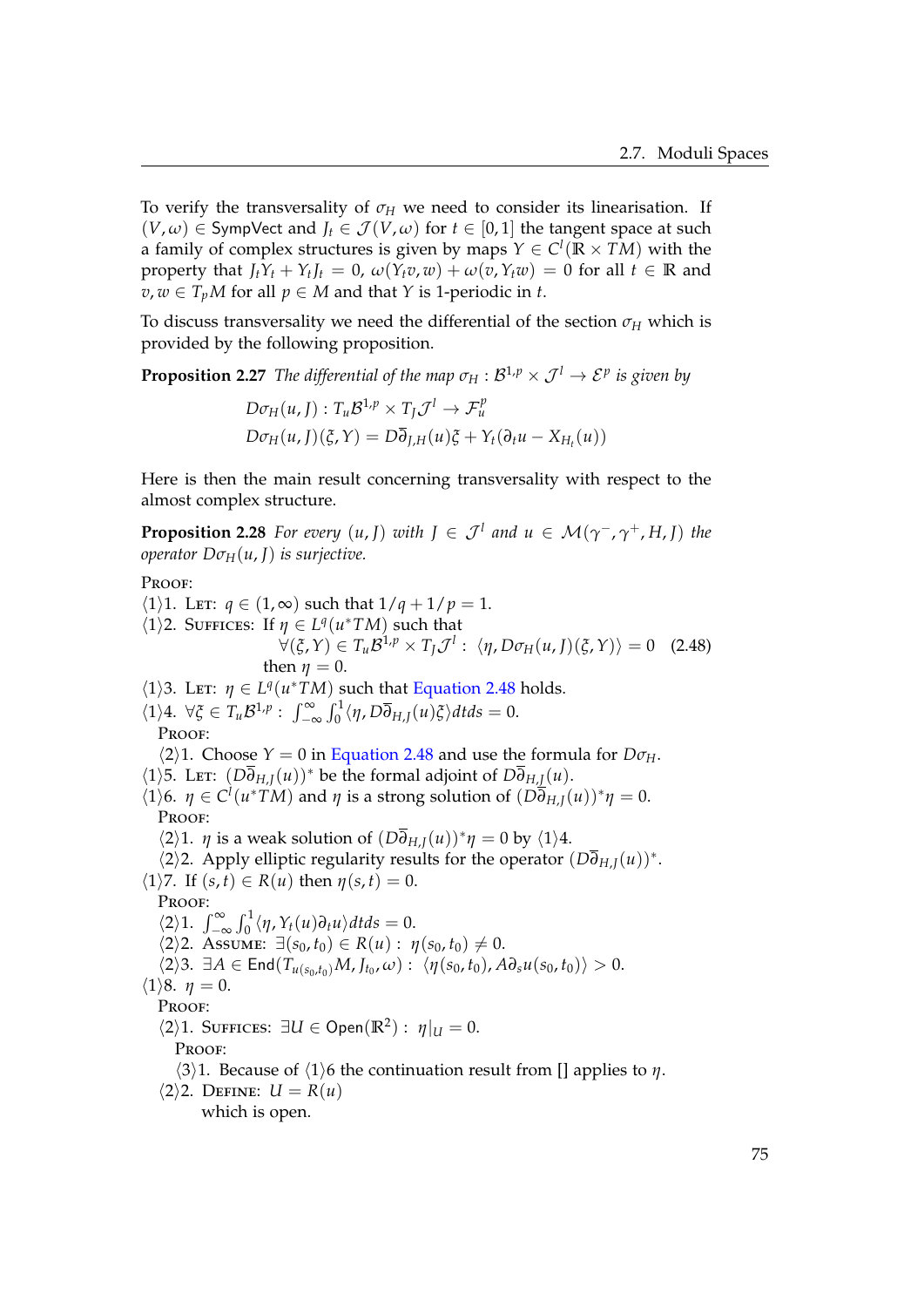To verify the transversality of $\sigma_H$ we need to consider its linearisation. If $(V,\omega) \in \mathsf{SympVect}$ and $J_t \in \mathcal{J}(V,\omega)$ for $t \in [0,1]$ the tangent space at such a family of complex structures is given by maps $Y \in C^l(\mathbb{R} \times TM)$ with the property that $J_tY_t + Y_tJ_t = 0$, $\omega(Y_tv, w) + \omega(v, Y_tw) = 0$ for all $t \in \mathbb{R}$ and $v, w \in T_pM$ for all $p \in M$ and that $Y$ is 1-periodic in $t$.

To discuss transversality we need the differential of the section $\sigma_H$ which is provided by the following proposition.

**Proposition 2.27** *The differential of the map $\sigma_H : \mathcal{B}^{1,p} \times \mathcal{J}^l \to \mathcal{E}^p$ is given by*

$$D\sigma_H(u,J) : T_u\mathcal{B}^{1,p} \times T_J\mathcal{J}^l \to \mathcal{F}_u^p$$
$$D\sigma_H(u,J)(\xi, Y) = D\overline{\partial}_{J,H}(u)\xi + Y_t(\partial_t u - X_{H_t}(u))$$

Here is then the main result concerning transversality with respect to the almost complex structure.

**Proposition 2.28** *For every $(u,J)$ with $J \in \mathcal{J}^l$ and $u \in \mathcal{M}(\gamma^-, \gamma^+, H, J)$ the operator $D\sigma_H(u,J)$ is surjective.*

Proof:

⟨1⟩1. Let: $q \in (1,\infty)$ such that $1/q + 1/p = 1$.

⟨1⟩2. Suffices: If $\eta \in L^q(u^*TM)$ such that
$$\forall (\xi, Y) \in T_u\mathcal{B}^{1,p} \times T_J\mathcal{J}^l : \langle \eta, D\sigma_H(u,J)(\xi,Y)\rangle = 0 \quad (2.48)$$
then $\eta = 0$.

⟨1⟩3. Let: $\eta \in L^q(u^*TM)$ such that Equation 2.48 holds.

⟨1⟩4. $\forall \xi \in T_u\mathcal{B}^{1,p} : \int_{-\infty}^{\infty}\int_0^1 \langle \eta, D\overline{\partial}_{H,J}(u)\xi\rangle dtds = 0$.

Proof:

⟨2⟩1. Choose $Y = 0$ in Equation 2.48 and use the formula for $D\sigma_H$.

⟨1⟩5. Let: $(D\overline{\partial}_{H,J}(u))^*$ be the formal adjoint of $D\overline{\partial}_{H,J}(u)$.

⟨1⟩6. $\eta \in C^l(u^*TM)$ and $\eta$ is a strong solution of $(D\overline{\partial}_{H,J}(u))^*\eta = 0$.

Proof:

⟨2⟩1. $\eta$ is a weak solution of $(D\overline{\partial}_{H,J}(u))^*\eta = 0$ by ⟨1⟩4.

⟨2⟩2. Apply elliptic regularity results for the operator $(D\overline{\partial}_{H,J}(u))^*$.

⟨1⟩7. If $(s,t) \in R(u)$ then $\eta(s,t) = 0$.

Proof:

⟨2⟩1. $\int_{-\infty}^{\infty}\int_0^1 \langle \eta, Y_t(u)\partial_t u\rangle dtds = 0$.

⟨2⟩2. Assume: $\exists (s_0,t_0) \in R(u) : \eta(s_0,t_0) \neq 0$.

⟨2⟩3. $\exists A \in \mathsf{End}(T_{u(s_0,t_0)}M, J_{t_0}, \omega) : \langle \eta(s_0,t_0), A\partial_s u(s_0,t_0)\rangle > 0$.

⟨1⟩8. $\eta = 0$.

Proof:

⟨2⟩1. Suffices: $\exists U \in \mathsf{Open}(\mathbb{R}^2) : \eta|_U = 0$.

Proof:

⟨3⟩1. Because of ⟨1⟩6 the continuation result from [] applies to $\eta$.

⟨2⟩2. Define: $U = R(u)$
which is open.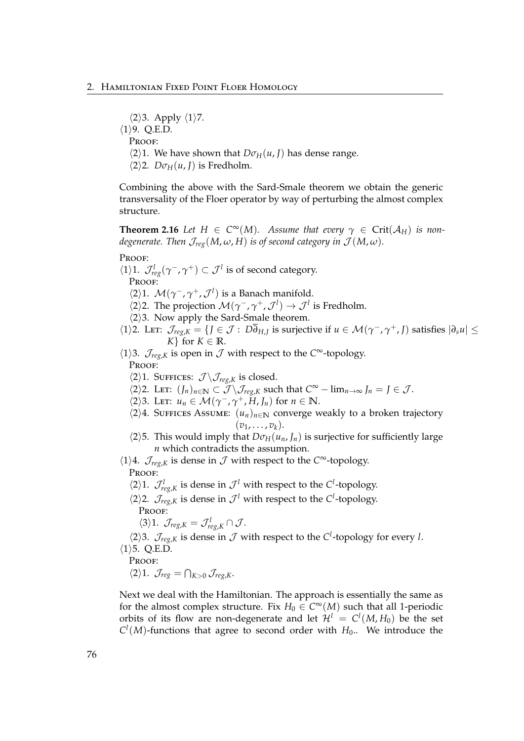⟨2⟩3. Apply ⟨1⟩7.

⟨1⟩9. Q.E.D.

Proof:

⟨2⟩1. We have shown that $D\sigma_H(u, J)$ has dense range.

⟨2⟩2. $D\sigma_H(u, J)$ is Fredholm.

Combining the above with the Sard-Smale theorem we obtain the generic transversality of the Floer operator by way of perturbing the almost complex structure.

**Theorem 2.16** *Let $H \in C^\infty(M)$. Assume that every $\gamma \in \mathrm{Crit}(\mathcal{A}_H)$ is non-degenerate. Then $\mathcal{J}_{reg}(M, \omega, H)$ is of second category in $\mathcal{J}(M, \omega)$.*

Proof:

⟨1⟩1. $\mathcal{J}^l_{reg}(\gamma^-, \gamma^+) \subset \mathcal{J}^l$ is of second category.

Proof:

⟨2⟩1. $\mathcal{M}(\gamma^-, \gamma^+, \mathcal{J}^l)$ is a Banach manifold.

⟨2⟩2. The projection $\mathcal{M}(\gamma^-, \gamma^+, \mathcal{J}^l) \to \mathcal{J}^l$ is Fredholm.

⟨2⟩3. Now apply the Sard-Smale theorem.

⟨1⟩2. Let: $\mathcal{J}_{reg,K} = \{J \in \mathcal{J} : D\overline{\partial}_{H,J}$ is surjective if $u \in \mathcal{M}(\gamma^-, \gamma^+, J)$ satisfies $|\partial_s u| \leq K\}$ for $K \in \mathbb{R}$.

⟨1⟩3. $\mathcal{J}_{reg,K}$ is open in $\mathcal{J}$ with respect to the $C^\infty$-topology.

Proof:

⟨2⟩1. Suffices: $\mathcal{J} \backslash \mathcal{J}_{reg,K}$ is closed.

⟨2⟩2. Let: $(J_n)_{n \in \mathbb{N}} \subset \mathcal{J} \backslash \mathcal{J}_{reg,K}$ such that $C^\infty - \lim_{n \to \infty} J_n = J \in \mathcal{J}$.

⟨2⟩3. Let: $u_n \in \mathcal{M}(\gamma^-, \gamma^+, H, J_n)$ for $n \in \mathbb{N}$.

⟨2⟩4. Suffices Assume: $(u_n)_{n \in \mathbb{N}}$ converge weakly to a broken trajectory $(v_1, \ldots, v_k)$.

⟨2⟩5. This would imply that $D\sigma_H(u_n, J_n)$ is surjective for sufficiently large $n$ which contradicts the assumption.

⟨1⟩4. $\mathcal{J}_{reg,K}$ is dense in $\mathcal{J}$ with respect to the $C^\infty$-topology.

Proof:

⟨2⟩1. $\mathcal{J}^l_{reg,K}$ is dense in $\mathcal{J}^l$ with respect to the $C^l$-topology.

⟨2⟩2. $\mathcal{J}_{reg,K}$ is dense in $\mathcal{J}^l$ with respect to the $C^l$-topology.

Proof:

⟨3⟩1. $\mathcal{J}_{reg,K} = \mathcal{J}^l_{reg,K} \cap \mathcal{J}$.

⟨2⟩3. $\mathcal{J}_{reg,K}$ is dense in $\mathcal{J}$ with respect to the $C^l$-topology for every $l$.

⟨1⟩5. Q.E.D.

Proof:

⟨2⟩1. $\mathcal{J}_{reg} = \bigcap_{K>0} \mathcal{J}_{reg,K}$.

Next we deal with the Hamiltonian. The approach is essentially the same as for the almost complex structure. Fix $H_0 \in C^\infty(M)$ such that all 1-periodic orbits of its flow are non-degenerate and let $\mathcal{H}^l = C^l(M, H_0)$ be the set $C^l(M)$-functions that agree to second order with $H_0$.. We introduce the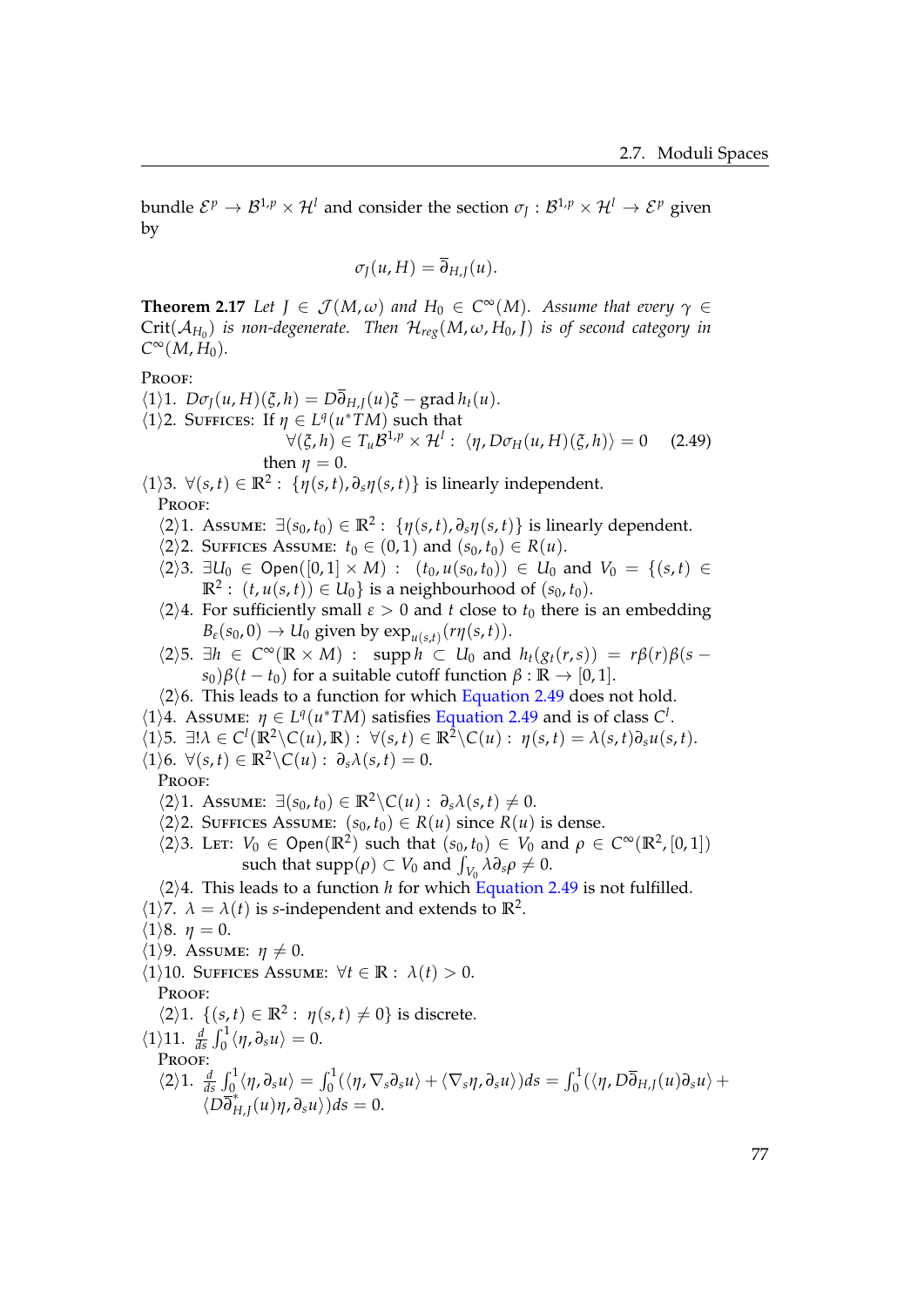bundle $\mathcal{E}^p \to \mathcal{B}^{1,p} \times \mathcal{H}^l$ and consider the section $\sigma_J : \mathcal{B}^{1,p} \times \mathcal{H}^l \to \mathcal{E}^p$ given by

$$\sigma_J(u, H) = \overline{\partial}_{H,J}(u).$$

**Theorem 2.17** *Let $J \in \mathcal{J}(M, \omega)$ and $H_0 \in C^\infty(M)$. Assume that every $\gamma \in \mathrm{Crit}(\mathcal{A}_{H_0})$ is non-degenerate. Then $\mathcal{H}_{reg}(M, \omega, H_0, J)$ is of second category in $C^\infty(M, H_0)$.*

PROOF:

⟨1⟩1. $D\sigma_J(u, H)(\xi, h) = D\overline{\partial}_{H,J}(u)\xi - \operatorname{grad} h_t(u)$.

⟨1⟩2. SUFFICES: If $\eta \in L^q(u^*TM)$ such that
$$\forall(\xi, h) \in T_u\mathcal{B}^{1,p} \times \mathcal{H}^l : \langle \eta, D\sigma_H(u, H)(\xi, h)\rangle = 0 \qquad (2.49)$$
then $\eta = 0$.

⟨1⟩3. $\forall(s, t) \in \mathbb{R}^2 : \{\eta(s, t), \partial_s\eta(s, t)\}$ is linearly independent.

PROOF:

⟨2⟩1. ASSUME: $\exists(s_0, t_0) \in \mathbb{R}^2 : \{\eta(s, t), \partial_s\eta(s, t)\}$ is linearly dependent.

⟨2⟩2. SUFFICES ASSUME: $t_0 \in (0, 1)$ and $(s_0, t_0) \in R(u)$.

⟨2⟩3. $\exists U_0 \in \mathsf{Open}([0, 1] \times M) : (t_0, u(s_0, t_0)) \in U_0$ and $V_0 = \{(s, t) \in \mathbb{R}^2 : (t, u(s, t)) \in U_0\}$ is a neighbourhood of $(s_0, t_0)$.

⟨2⟩4. For sufficiently small $\varepsilon > 0$ and $t$ close to $t_0$ there is an embedding $B_\varepsilon(s_0, 0) \to U_0$ given by $\exp_{u(s,t)}(r\eta(s, t))$.

⟨2⟩5. $\exists h \in C^\infty(\mathbb{R} \times M) :$ $\operatorname{supp} h \subset U_0$ and $h_t(g_t(r, s)) = r\beta(r)\beta(s - s_0)\beta(t - t_0)$ for a suitable cutoff function $\beta : \mathbb{R} \to [0, 1]$.

⟨2⟩6. This leads to a function for which Equation 2.49 does not hold.

⟨1⟩4. ASSUME: $\eta \in L^q(u^*TM)$ satisfies Equation 2.49 and is of class $C^l$.

⟨1⟩5. $\exists!\lambda \in C^l(\mathbb{R}^2\backslash C(u), \mathbb{R}) : \forall(s, t) \in \mathbb{R}^2\backslash C(u) : \eta(s, t) = \lambda(s, t)\partial_s u(s, t)$.

⟨1⟩6. $\forall(s, t) \in \mathbb{R}^2\backslash C(u) : \partial_s\lambda(s, t) = 0$.

PROOF:

⟨2⟩1. ASSUME: $\exists(s_0, t_0) \in \mathbb{R}^2\backslash C(u) : \partial_s\lambda(s, t) \neq 0$.

⟨2⟩2. SUFFICES ASSUME: $(s_0, t_0) \in R(u)$ since $R(u)$ is dense.

⟨2⟩3. LET: $V_0 \in \mathsf{Open}(\mathbb{R}^2)$ such that $(s_0, t_0) \in V_0$ and $\rho \in C^\infty(\mathbb{R}^2, [0, 1])$ such that $\operatorname{supp}(\rho) \subset V_0$ and $\int_{V_0} \lambda\partial_s\rho \neq 0$.

⟨2⟩4. This leads to a function $h$ for which Equation 2.49 is not fulfilled.

⟨1⟩7. $\lambda = \lambda(t)$ is $s$-independent and extends to $\mathbb{R}^2$.

⟨1⟩8. $\eta = 0$.

⟨1⟩9. ASSUME: $\eta \neq 0$.

⟨1⟩10. SUFFICES ASSUME: $\forall t \in \mathbb{R} : \lambda(t) > 0$.

PROOF:

⟨2⟩1. $\{(s, t) \in \mathbb{R}^2 : \eta(s, t) \neq 0\}$ is discrete.

⟨1⟩11. $\frac{d}{ds}\int_0^1 \langle \eta, \partial_s u\rangle = 0$.

PROOF:

⟨2⟩1. $\frac{d}{ds}\int_0^1 \langle \eta, \partial_s u\rangle = \int_0^1 (\langle \eta, \nabla_s\partial_s u\rangle + \langle \nabla_s\eta, \partial_s u\rangle)ds = \int_0^1 (\langle \eta, D\overline{\partial}_{H,J}(u)\partial_s u\rangle + \langle D\overline{\partial}^*_{H,J}(u)\eta, \partial_s u\rangle)ds = 0$.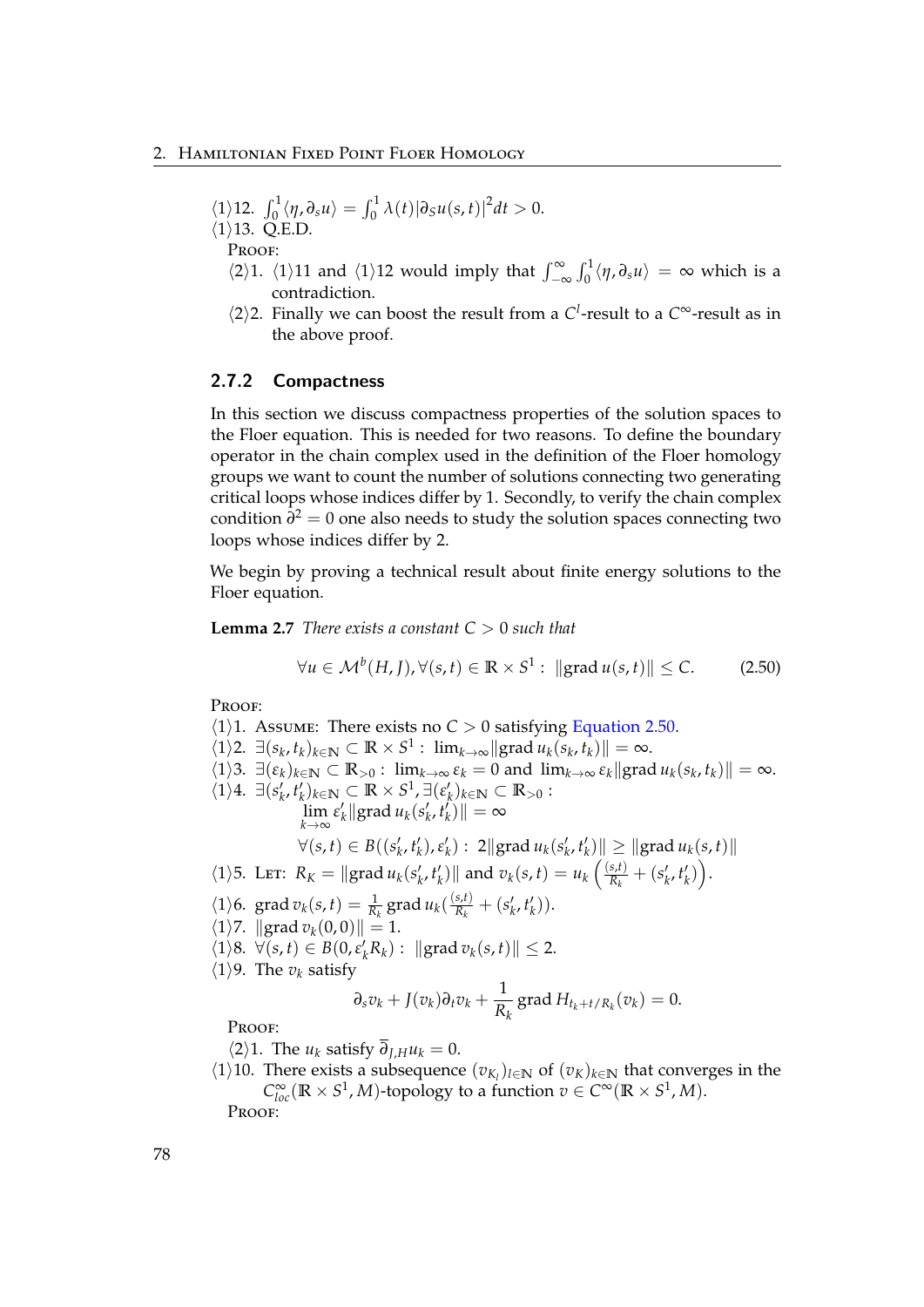⟨1⟩12. $\int_0^1 \langle \eta, \partial_s u \rangle = \int_0^1 \lambda(t) |\partial_S u(s,t)|^2 dt > 0$.

⟨1⟩13. Q.E.D.

Proof:

⟨2⟩1. ⟨1⟩11 and ⟨1⟩12 would imply that $\int_{-\infty}^{\infty} \int_0^1 \langle \eta, \partial_s u \rangle = \infty$ which is a contradiction.

⟨2⟩2. Finally we can boost the result from a $C^l$-result to a $C^\infty$-result as in the above proof.

### 2.7.2 Compactness

In this section we discuss compactness properties of the solution spaces to the Floer equation. This is needed for two reasons. To define the boundary operator in the chain complex used in the definition of the Floer homology groups we want to count the number of solutions connecting two generating critical loops whose indices differ by 1. Secondly, to verify the chain complex condition $\partial^2 = 0$ one also needs to study the solution spaces connecting two loops whose indices differ by 2.

We begin by proving a technical result about finite energy solutions to the Floer equation.

**Lemma 2.7** *There exists a constant $C > 0$ such that*

$$\forall u \in \mathcal{M}^b(H, J), \forall (s,t) \in \mathbb{R} \times S^1 : \ \|\mathrm{grad}\, u(s,t)\| \leq C. \tag{2.50}$$

Proof:

⟨1⟩1. Assume: There exists no $C > 0$ satisfying Equation 2.50.

⟨1⟩2. $\exists (s_k, t_k)_{k \in \mathbb{N}} \subset \mathbb{R} \times S^1 : \ \lim_{k \to \infty} \|\mathrm{grad}\, u_k(s_k, t_k)\| = \infty$.

⟨1⟩3. $\exists (\varepsilon_k)_{k \in \mathbb{N}} \subset \mathbb{R}_{>0} : \ \lim_{k \to \infty} \varepsilon_k = 0$ and $\lim_{k \to \infty} \varepsilon_k \|\mathrm{grad}\, u_k(s_k, t_k)\| = \infty$.

⟨1⟩4. $\exists (s'_k, t'_k)_{k \in \mathbb{N}} \subset \mathbb{R} \times S^1, \exists (\varepsilon'_k)_{k \in \mathbb{N}} \subset \mathbb{R}_{>0}$ :

$$\lim_{k \to \infty} \varepsilon'_k \|\mathrm{grad}\, u_k(s'_k, t'_k)\| = \infty$$

$$\forall (s,t) \in B((s'_k, t'_k), \varepsilon'_k) : \ 2\|\mathrm{grad}\, u_k(s'_k, t'_k)\| \geq \|\mathrm{grad}\, u_k(s,t)\|$$

⟨1⟩5. Let: $R_K = \|\mathrm{grad}\, u_k(s'_k, t'_k)\|$ and $v_k(s,t) = u_k\left(\frac{(s,t)}{R_k} + (s'_k, t'_k)\right)$.

⟨1⟩6. $\mathrm{grad}\, v_k(s,t) = \frac{1}{R_k} \mathrm{grad}\, u_k(\frac{(s,t)}{R_k} + (s'_k, t'_k))$.

⟨1⟩7. $\|\mathrm{grad}\, v_k(0,0)\| = 1$.

⟨1⟩8. $\forall (s,t) \in B(0, \varepsilon'_k R_k) : \ \|\mathrm{grad}\, v_k(s,t)\| \leq 2$.

⟨1⟩9. The $v_k$ satisfy

$$\partial_s v_k + J(v_k) \partial_t v_k + \frac{1}{R_k} \mathrm{grad}\, H_{t_k + t/R_k}(v_k) = 0.$$

Proof:

⟨2⟩1. The $u_k$ satisfy $\overline{\partial}_{J,H} u_k = 0$.

⟨1⟩10. There exists a subsequence $(v_{K_l})_{l \in \mathbb{N}}$ of $(v_K)_{k \in \mathbb{N}}$ that converges in the $C^\infty_{loc}(\mathbb{R} \times S^1, M)$-topology to a function $v \in C^\infty(\mathbb{R} \times S^1, M)$.

Proof: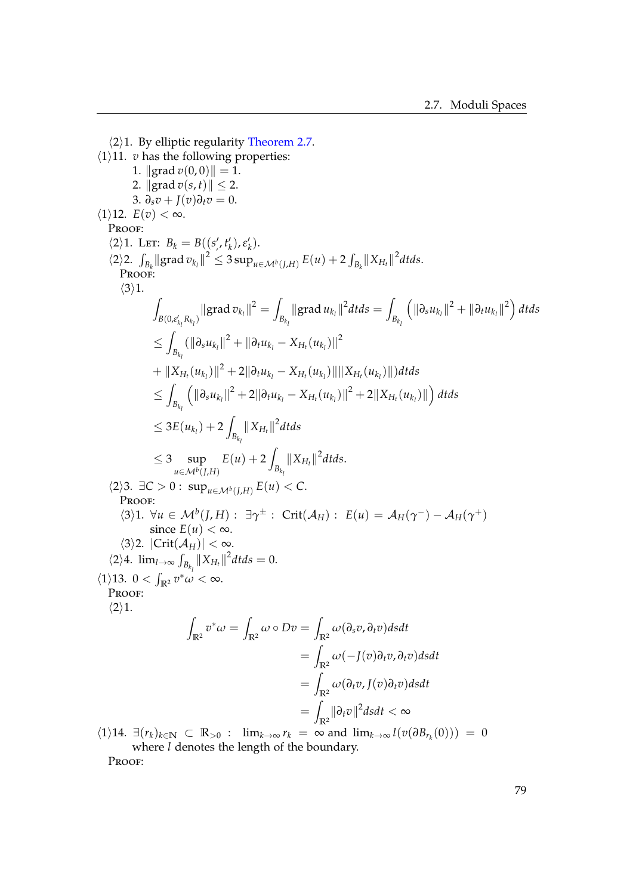⟨2⟩1. By elliptic regularity Theorem 2.7.

⟨1⟩11. $v$ has the following properties:

1. $\|\operatorname{grad} v(0,0)\| = 1$.
2. $\|\operatorname{grad} v(s,t)\| \leq 2$.
3. $\partial_s v + J(v)\partial_t v = 0$.

⟨1⟩12. $E(v) < \infty$.

PROOF:

⟨2⟩1. LET: $B_k = B((s'_k, t'_k), \varepsilon'_k)$.

⟨2⟩2. $\int_{B_k} \|\operatorname{grad} v_{k_l}\|^2 \leq 3 \sup_{u \in \mathcal{M}^b(J,H)} E(u) + 2 \int_{B_k} \|X_{H_t}\|^2 dtds$.

PROOF:

⟨3⟩1.

$$\int_{B(0,\varepsilon'_{k_l} R_{k_l})} \|\operatorname{grad} v_{k_l}\|^2 = \int_{B_{k_l}} \|\operatorname{grad} u_{k_l}\|^2 dtds = \int_{B_{k_l}} \left( \|\partial_s u_{k_l}\|^2 + \|\partial_t u_{k_l}\|^2 \right) dtds$$

$$\leq \int_{B_{k_l}} (\|\partial_s u_{k_l}\|^2 + \|\partial_t u_{k_l} - X_{H_t}(u_{k_l})\|^2$$

$$+ \|X_{H_t}(u_{k_l})\|^2 + 2\|\partial_t u_{k_l} - X_{H_t}(u_{k_l})\| \|X_{H_t}(u_{k_l})\|) dtds$$

$$\leq \int_{B_{k_l}} \left( \|\partial_s u_{k_l}\|^2 + 2\|\partial_t u_{k_l} - X_{H_t}(u_{k_l})\|^2 + 2\|X_{H_t}(u_{k_l})\| \right) dtds$$

$$\leq 3E(u_{k_l}) + 2 \int_{B_{k_l}} \|X_{H_t}\|^2 dtds$$

$$\leq 3 \sup_{u \in \mathcal{M}^b(J,H)} E(u) + 2 \int_{B_{k_l}} \|X_{H_t}\|^2 dtds.$$

⟨2⟩3. $\exists C > 0 : \sup_{u \in \mathcal{M}^b(J,H)} E(u) < C$.

PROOF:

⟨3⟩1. $\forall u \in \mathcal{M}^b(J,H) : \exists \gamma^{\pm} : \operatorname{Crit}(\mathcal{A}_H) : E(u) = \mathcal{A}_H(\gamma^-) - \mathcal{A}_H(\gamma^+)$ since $E(u) < \infty$.

⟨3⟩2. $|\operatorname{Crit}(\mathcal{A}_H)| < \infty$.

⟨2⟩4. $\lim_{l \to \infty} \int_{B_{k_l}} \|X_{H_t}\|^2 dtds = 0$.

⟨1⟩13. $0 < \int_{\mathbb{R}^2} v^* \omega < \infty$.

PROOF:

⟨2⟩1.

$$\int_{\mathbb{R}^2} v^* \omega = \int_{\mathbb{R}^2} \omega \circ Dv = \int_{\mathbb{R}^2} \omega(\partial_s v, \partial_t v) dsdt$$

$$= \int_{\mathbb{R}^2} \omega(-J(v)\partial_t v, \partial_t v) dsdt$$

$$= \int_{\mathbb{R}^2} \omega(\partial_t v, J(v)\partial_t v) dsdt$$

$$= \int_{\mathbb{R}^2} \|\partial_t v\|^2 dsdt < \infty$$

⟨1⟩14. $\exists (r_k)_{k \in \mathbb{N}} \subset \mathbb{R}_{>0} : \lim_{k \to \infty} r_k = \infty$ and $\lim_{k \to \infty} l(v(\partial B_{r_k}(0))) = 0$ where $l$ denotes the length of the boundary.

PROOF: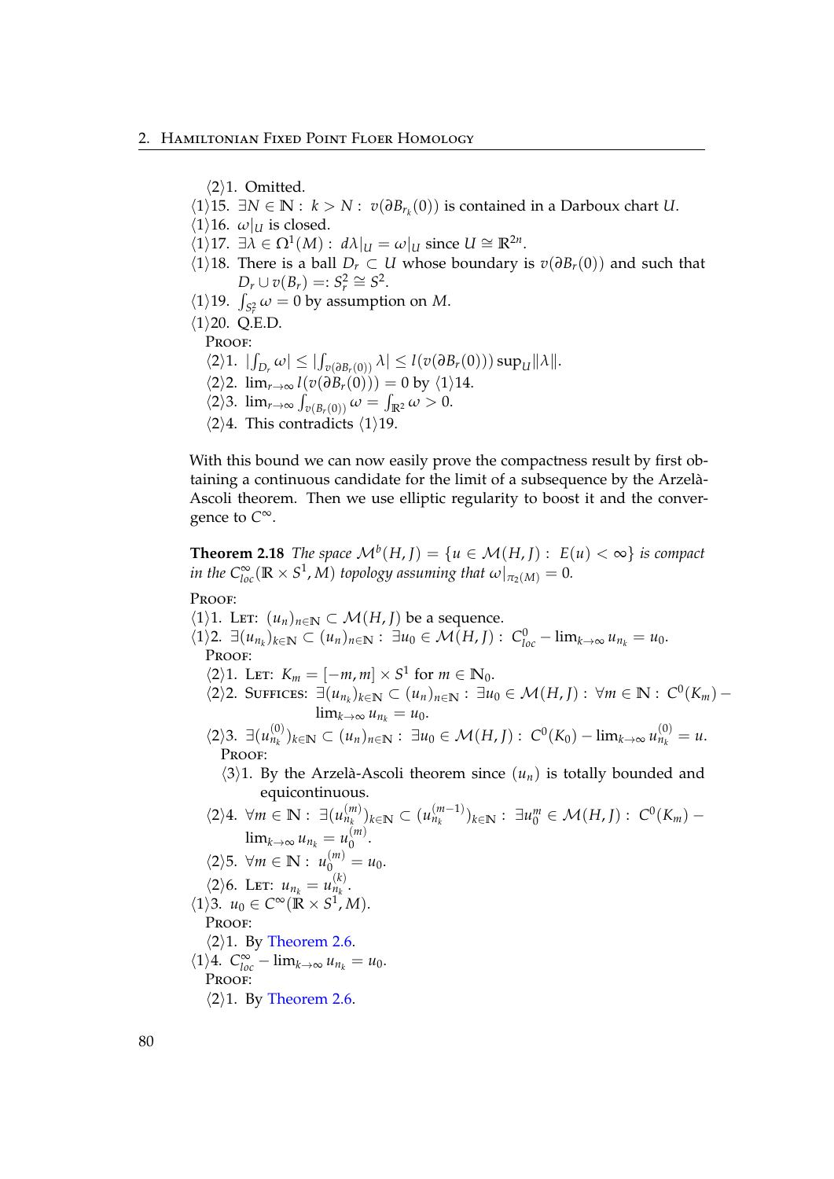⟨2⟩1. Omitted.

⟨1⟩15. $\exists N \in \mathbb{N} : \ k > N : \ v(\partial B_{r_k}(0))$ is contained in a Darboux chart $U$.

⟨1⟩16. $\omega|_U$ is closed.

⟨1⟩17. $\exists \lambda \in \Omega^1(M) : \ d\lambda|_U = \omega|_U$ since $U \cong \mathbb{R}^{2n}$.

⟨1⟩18. There is a ball $D_r \subset U$ whose boundary is $v(\partial B_r(0))$ and such that $D_r \cup v(B_r) =: S^2_r \cong S^2$.

⟨1⟩19. $\int_{S^2_r} \omega = 0$ by assumption on $M$.

⟨1⟩20. Q.E.D.

Proof:

⟨2⟩1. $|\int_{D_r} \omega| \leq |\int_{v(\partial B_r(0))} \lambda| \leq l(v(\partial B_r(0))) \sup_U \|\lambda\|$.

⟨2⟩2. $\lim_{r \to \infty} l(v(\partial B_r(0))) = 0$ by ⟨1⟩14.

⟨2⟩3. $\lim_{r \to \infty} \int_{v(B_r(0))} \omega = \int_{\mathbb{R}^2} \omega > 0$.

⟨2⟩4. This contradicts ⟨1⟩19.

With this bound we can now easily prove the compactness result by first obtaining a continuous candidate for the limit of a subsequence by the Arzelà-Ascoli theorem. Then we use elliptic regularity to boost it and the convergence to $C^\infty$.

**Theorem 2.18** *The space $\mathcal{M}^b(H, J) = \{u \in \mathcal{M}(H, J) : \ E(u) < \infty\}$ is compact in the $C^\infty_{loc}(\mathbb{R} \times S^1, M)$ topology assuming that $\omega|_{\pi_2(M)} = 0$.*

Proof:

⟨1⟩1. Let: $(u_n)_{n \in \mathbb{N}} \subset \mathcal{M}(H, J)$ be a sequence.

⟨1⟩2. $\exists (u_{n_k})_{k \in \mathbb{N}} \subset (u_n)_{n \in \mathbb{N}} : \ \exists u_0 \in \mathcal{M}(H, J) : \ C^0_{loc} - \lim_{k \to \infty} u_{n_k} = u_0$.

Proof:

⟨2⟩1. Let: $K_m = [-m, m] \times S^1$ for $m \in \mathbb{N}_0$.

⟨2⟩2. Suffices: $\exists (u_{n_k})_{k \in \mathbb{N}} \subset (u_n)_{n \in \mathbb{N}} : \ \exists u_0 \in \mathcal{M}(H, J) : \ \forall m \in \mathbb{N} : \ C^0(K_m) - \lim_{k \to \infty} u_{n_k} = u_0$.

⟨2⟩3. $\exists (u^{(0)}_{n_k})_{k \in \mathbb{N}} \subset (u_n)_{n \in \mathbb{N}} : \ \exists u_0 \in \mathcal{M}(H, J) : \ C^0(K_0) - \lim_{k \to \infty} u^{(0)}_{n_k} = u$.

Proof:

⟨3⟩1. By the Arzelà-Ascoli theorem since $(u_n)$ is totally bounded and equicontinuous.

⟨2⟩4. $\forall m \in \mathbb{N} : \ \exists (u^{(m)}_{n_k})_{k \in \mathbb{N}} \subset (u^{(m-1)}_{n_k})_{k \in \mathbb{N}} : \ \exists u^m_0 \in \mathcal{M}(H, J) : \ C^0(K_m) - \lim_{k \to \infty} u_{n_k} = u^{(m)}_0$.

⟨2⟩5. $\forall m \in \mathbb{N} : \ u^{(m)}_0 = u_0$.

⟨2⟩6. Let: $u_{n_k} = u^{(k)}_{n_k}$.

⟨1⟩3. $u_0 \in C^\infty(\mathbb{R} \times S^1, M)$.

Proof:

⟨2⟩1. By Theorem 2.6.

⟨1⟩4. $C^\infty_{loc} - \lim_{k \to \infty} u_{n_k} = u_0$.

Proof:

⟨2⟩1. By Theorem 2.6.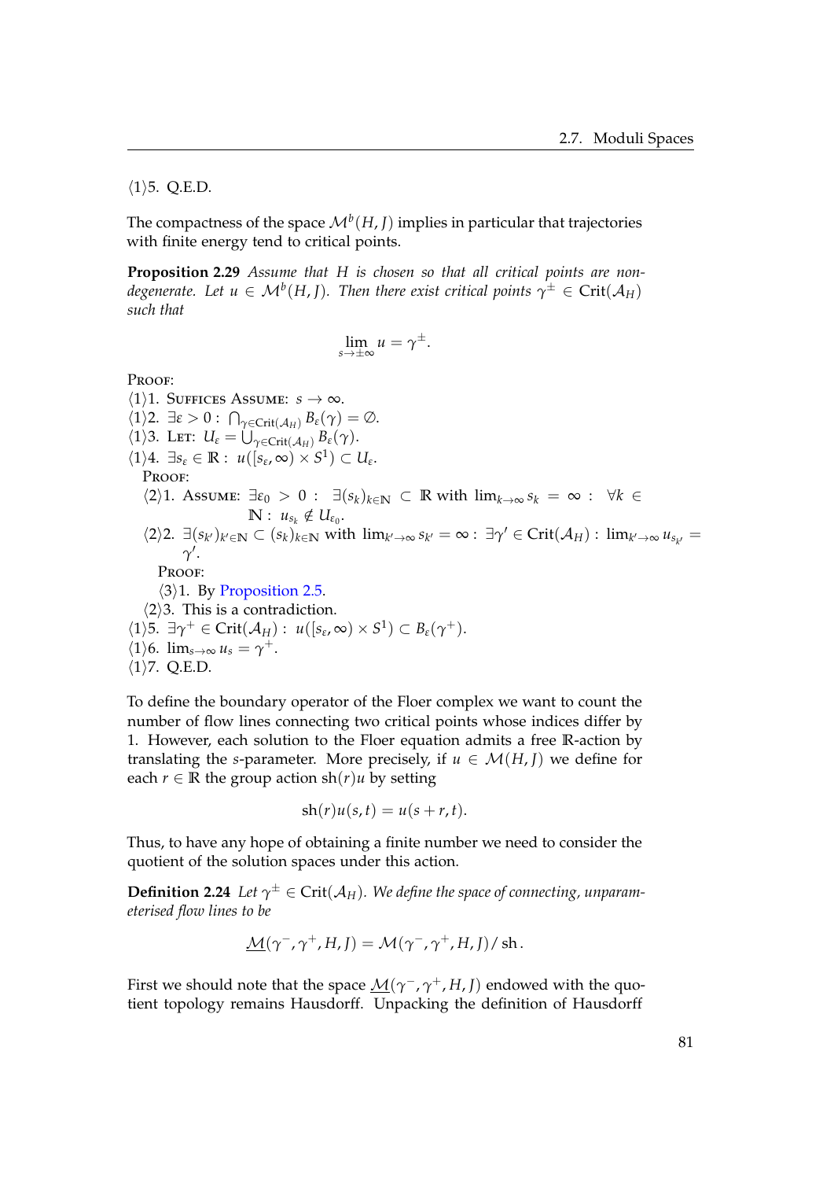$\langle 1 \rangle 5.$ Q.E.D.

The compactness of the space $\mathcal{M}^b(H, J)$ implies in particular that trajectories with finite energy tend to critical points.

**Proposition 2.29** *Assume that $H$ is chosen so that all critical points are non-degenerate. Let $u \in \mathcal{M}^b(H, J)$. Then there exist critical points $\gamma^{\pm} \in \mathrm{Crit}(\mathcal{A}_H)$ such that*

$$\lim_{s \to \pm\infty} u = \gamma^{\pm}.$$

PROOF:

$\langle 1 \rangle 1.$ SUFFICES ASSUME: $s \to \infty$.

$\langle 1 \rangle 2.$ $\exists \varepsilon > 0 : \bigcap_{\gamma \in \mathrm{Crit}(\mathcal{A}_H)} B_\varepsilon(\gamma) = \emptyset$.

$\langle 1 \rangle 3.$ LET: $U_\varepsilon = \bigcup_{\gamma \in \mathrm{Crit}(\mathcal{A}_H)} B_\varepsilon(\gamma)$.

$\langle 1 \rangle 4.$ $\exists s_\varepsilon \in \mathbb{R} : u([s_\varepsilon, \infty) \times S^1) \subset U_\varepsilon$.

PROOF:

$\langle 2 \rangle 1.$ ASSUME: $\exists \varepsilon_0 > 0 : \exists (s_k)_{k \in \mathbb{N}} \subset \mathbb{R}$ with $\lim_{k \to \infty} s_k = \infty : \forall k \in \mathbb{N} : u_{s_k} \notin U_{\varepsilon_0}$.

$\langle 2 \rangle 2.$ $\exists (s_{k'})_{k' \in \mathbb{N}} \subset (s_k)_{k \in \mathbb{N}}$ with $\lim_{k' \to \infty} s_{k'} = \infty : \exists \gamma' \in \mathrm{Crit}(\mathcal{A}_H) : \lim_{k' \to \infty} u_{s_{k'}} = \gamma'$.

PROOF:

$\langle 3 \rangle 1.$ By Proposition 2.5.

$\langle 2 \rangle 3.$ This is a contradiction.

$\langle 1 \rangle 5.$ $\exists \gamma^+ \in \mathrm{Crit}(\mathcal{A}_H) : u([s_\varepsilon, \infty) \times S^1) \subset B_\varepsilon(\gamma^+)$.

$\langle 1 \rangle 6.$ $\lim_{s \to \infty} u_s = \gamma^+$.

$\langle 1 \rangle 7.$ Q.E.D.

To define the boundary operator of the Floer complex we want to count the number of flow lines connecting two critical points whose indices differ by 1. However, each solution to the Floer equation admits a free $\mathbb{R}$-action by translating the $s$-parameter. More precisely, if $u \in \mathcal{M}(H, J)$ we define for each $r \in \mathbb{R}$ the group action $\mathrm{sh}(r)u$ by setting

$$\mathrm{sh}(r)u(s, t) = u(s + r, t).$$

Thus, to have any hope of obtaining a finite number we need to consider the quotient of the solution spaces under this action.

**Definition 2.24** *Let $\gamma^{\pm} \in \mathrm{Crit}(\mathcal{A}_H)$. We define the space of connecting, unparameterised flow lines to be*

$$\underline{\mathcal{M}}(\gamma^-, \gamma^+, H, J) = \mathcal{M}(\gamma^-, \gamma^+, H, J) / \,\mathrm{sh}\,.$$

First we should note that the space $\underline{\mathcal{M}}(\gamma^-, \gamma^+, H, J)$ endowed with the quotient topology remains Hausdorff. Unpacking the definition of Hausdorff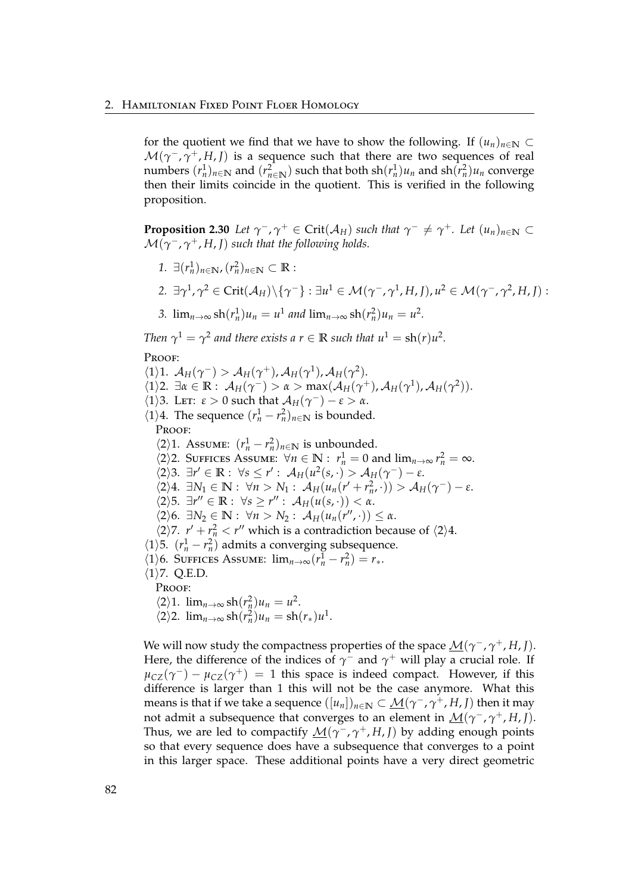for the quotient we find that we have to show the following. If $(u_n)_{n\in\mathbb{N}} \subset \mathcal{M}(\gamma^-, \gamma^+, H, J)$ is a sequence such that there are two sequences of real numbers $(r_n^1)_{n\in\mathbb{N}}$ and $(r^2_{n\in\mathbb{N}})$ such that both $\mathrm{sh}(r_n^1)u_n$ and $\mathrm{sh}(r_n^2)u_n$ converge then their limits coincide in the quotient. This is verified in the following proposition.

**Proposition 2.30** *Let $\gamma^-, \gamma^+ \in \mathrm{Crit}(\mathcal{A}_H)$ such that $\gamma^- \neq \gamma^+$. Let $(u_n)_{n\in\mathbb{N}} \subset \mathcal{M}(\gamma^-, \gamma^+, H, J)$ such that the following holds.*

1. $\exists (r_n^1)_{n\in\mathbb{N}}, (r_n^2)_{n\in\mathbb{N}} \subset \mathbb{R}$ :
2. $\exists \gamma^1, \gamma^2 \in \mathrm{Crit}(\mathcal{A}_H)\backslash\{\gamma^-\} : \exists u^1 \in \mathcal{M}(\gamma^-, \gamma^1, H, J), u^2 \in \mathcal{M}(\gamma^-, \gamma^2, H, J)$ :
3. $\lim_{n\to\infty} \mathrm{sh}(r_n^1)u_n = u^1$ *and* $\lim_{n\to\infty} \mathrm{sh}(r_n^2)u_n = u^2$.

*Then $\gamma^1 = \gamma^2$ and there exists a $r \in \mathbb{R}$ such that $u^1 = \mathrm{sh}(r)u^2$.*

PROOF:
⟨1⟩1. $\mathcal{A}_H(\gamma^-) > \mathcal{A}_H(\gamma^+), \mathcal{A}_H(\gamma^1), \mathcal{A}_H(\gamma^2)$.
⟨1⟩2. $\exists \alpha \in \mathbb{R} : \mathcal{A}_H(\gamma^-) > \alpha > \max(\mathcal{A}_H(\gamma^+), \mathcal{A}_H(\gamma^1), \mathcal{A}_H(\gamma^2))$.
⟨1⟩3. LET: $\varepsilon > 0$ such that $\mathcal{A}_H(\gamma^-) - \varepsilon > \alpha$.
⟨1⟩4. The sequence $(r_n^1 - r_n^2)_{n\in\mathbb{N}}$ is bounded.
  PROOF:
  ⟨2⟩1. ASSUME: $(r_n^1 - r_n^2)_{n\in\mathbb{N}}$ is unbounded.
  ⟨2⟩2. SUFFICES ASSUME: $\forall n \in \mathbb{N} : r_n^1 = 0$ and $\lim_{n\to\infty} r_n^2 = \infty$.
  ⟨2⟩3. $\exists r' \in \mathbb{R} : \forall s \leq r' : \mathcal{A}_H(u^2(s, \cdot)) > \mathcal{A}_H(\gamma^-) - \varepsilon$.
  ⟨2⟩4. $\exists N_1 \in \mathbb{N} : \forall n > N_1 : \mathcal{A}_H(u_n(r' + r_n^2, \cdot)) > \mathcal{A}_H(\gamma^-) - \varepsilon$.
  ⟨2⟩5. $\exists r'' \in \mathbb{R} : \forall s \geq r'' : \mathcal{A}_H(u(s, \cdot)) < \alpha$.
  ⟨2⟩6. $\exists N_2 \in \mathbb{N} : \forall n > N_2 : \mathcal{A}_H(u_n(r'', \cdot)) \leq \alpha$.
  ⟨2⟩7. $r' + r_n^2 < r''$ which is a contradiction because of ⟨2⟩4.
⟨1⟩5. $(r_n^1 - r_n^2)$ admits a converging subsequence.
⟨1⟩6. SUFFICES ASSUME: $\lim_{n\to\infty}(r_n^1 - r_n^2) = r_*$.
⟨1⟩7. Q.E.D.
  PROOF:
  ⟨2⟩1. $\lim_{n\to\infty} \mathrm{sh}(r_n^2)u_n = u^2$.
  ⟨2⟩2. $\lim_{n\to\infty} \mathrm{sh}(r_n^2)u_n = \mathrm{sh}(r_*)u^1$.

We will now study the compactness properties of the space $\underline{\mathcal{M}}(\gamma^-, \gamma^+, H, J)$. Here, the difference of the indices of $\gamma^-$ and $\gamma^+$ will play a crucial role. If $\mu_{CZ}(\gamma^-) - \mu_{CZ}(\gamma^+) = 1$ this space is indeed compact. However, if this difference is larger than 1 this will not be the case anymore. What this means is that if we take a sequence $([u_n])_{n\in\mathbb{N}} \subset \underline{\mathcal{M}}(\gamma^-, \gamma^+, H, J)$ then it may not admit a subsequence that converges to an element in $\underline{\mathcal{M}}(\gamma^-, \gamma^+, H, J)$. Thus, we are led to compactify $\underline{\mathcal{M}}(\gamma^-, \gamma^+, H, J)$ by adding enough points so that every sequence does have a subsequence that converges to a point in this larger space. These additional points have a very direct geometric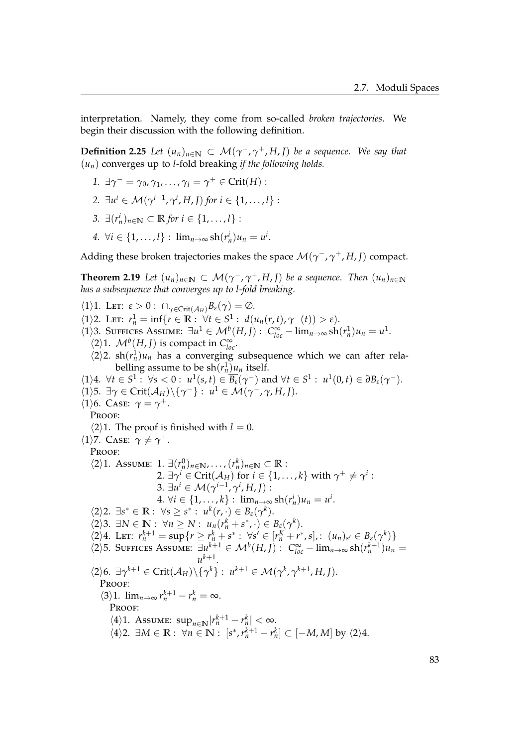interpretation. Namely, they come from so-called *broken trajectories*. We begin their discussion with the following definition.

**Definition 2.25** *Let $(u_n)_{n\in\mathbb{N}} \subset \mathcal{M}(\gamma^-,\gamma^+,H,J)$ be a sequence. We say that $(u_n)$* converges up to $l$-fold breaking *if the following holds.*

1. $\exists \gamma^- = \gamma_0, \gamma_1, \dots, \gamma_l = \gamma^+ \in \mathrm{Crit}(H)$ :
2. $\exists u^i \in \mathcal{M}(\gamma^{i-1},\gamma^i,H,J)$ *for* $i \in \{1,\dots,l\}$ :
3. $\exists (r_n^i)_{n\in\mathbb{N}} \subset \mathbb{R}$ *for* $i \in \{1,\dots,l\}$ :
4. $\forall i \in \{1,\dots,l\} : \lim_{n\to\infty} \mathrm{sh}(r_n^i)u_n = u^i$.

Adding these broken trajectories makes the space $\mathcal{M}(\gamma^-,\gamma^+,H,J)$ compact.

**Theorem 2.19** *Let $(u_n)_{n\in\mathbb{N}} \subset \mathcal{M}(\gamma^-,\gamma^+,H,J)$ be a sequence. Then $(u_n)_{n\in\mathbb{N}}$ has a subsequence that converges up to $l$-fold breaking.*

$\langle 1\rangle 1.$ LET: $\varepsilon > 0 : \cap_{\gamma\in\mathrm{Crit}(\mathcal{A}_H)} B_\varepsilon(\gamma) = \emptyset$.

$\langle 1\rangle 2.$ LET: $r_n^1 = \inf\{r \in \mathbb{R} : \forall t \in S^1 : d(u_n(r,t),\gamma^-(t)) > \varepsilon\}$.

$\langle 1\rangle 3.$ SUFFICES ASSUME: $\exists u^1 \in \mathcal{M}^b(H,J) : C^\infty_{loc} - \lim_{n\to\infty} \mathrm{sh}(r_n^1)u_n = u^1$.

  $\langle 2\rangle 1.$ $\mathcal{M}^b(H,J)$ is compact in $C^\infty_{loc}$.

  $\langle 2\rangle 2.$ $\mathrm{sh}(r_n^1)u_n$ has a converging subsequence which we can after relabelling assume to be $\mathrm{sh}(r_n^1)u_n$ itself.

$\langle 1\rangle 4.$ $\forall t \in S^1 : \forall s < 0 : u^1(s,t) \in \overline{B_\varepsilon}(\gamma^-)$ and $\forall t \in S^1 : u^1(0,t) \in \partial B_\varepsilon(\gamma^-)$.

$\langle 1\rangle 5.$ $\exists \gamma \in \mathrm{Crit}(\mathcal{A}_H)\backslash\{\gamma^-\} : u^1 \in \mathcal{M}(\gamma^-,\gamma,H,J)$.

$\langle 1\rangle 6.$ CASE: $\gamma = \gamma^+$.

  PROOF:

  $\langle 2\rangle 1.$ The proof is finished with $l = 0$.

$\langle 1\rangle 7.$ CASE: $\gamma \neq \gamma^+$.

  PROOF:

  $\langle 2\rangle 1.$ ASSUME: 1. $\exists (r_n^0)_{n\in\mathbb{N}},\dots,(r_n^k)_{n\in\mathbb{N}} \subset \mathbb{R}$ :
  2. $\exists \gamma^i \in \mathrm{Crit}(\mathcal{A}_H)$ for $i \in \{1,\dots,k\}$ with $\gamma^+ \neq \gamma^i$ :
  3. $\exists u^i \in \mathcal{M}(\gamma^{i-1},\gamma^i,H,J)$ :
  4. $\forall i \in \{1,\dots,k\} : \lim_{n\to\infty} \mathrm{sh}(r_n^i)u_n = u^i$.

  $\langle 2\rangle 2.$ $\exists s^* \in \mathbb{R} : \forall s \geq s^* : u^k(r,\cdot) \in B_\varepsilon(\gamma^k)$.

  $\langle 2\rangle 3.$ $\exists N \in \mathbb{N} : \forall n \geq N : u_n(r_n^k + s^*,\cdot) \in B_\varepsilon(\gamma^k)$.

  $\langle 2\rangle 4.$ LET: $r_n^{k+1} = \sup\{r \geq r_n^k + s^* : \forall s' \in [r_n^K + r^*, s], : (u_n)_{s'} \in B_\varepsilon(\gamma^k)\}$

  $\langle 2\rangle 5.$ SUFFICES ASSUME: $\exists u^{k+1} \in \mathcal{M}^b(H,J) : C^\infty_{loc} - \lim_{n\to\infty} \mathrm{sh}(r_n^{k+1})u_n = u^{k+1}$.

  $\langle 2\rangle 6.$ $\exists \gamma^{k+1} \in \mathrm{Crit}(\mathcal{A}_H)\backslash\{\gamma^k\} : u^{k+1} \in \mathcal{M}(\gamma^k,\gamma^{k+1},H,J)$.

   PROOF:

   $\langle 3\rangle 1.$ $\lim_{n\to\infty} r_n^{k+1} - r_n^k = \infty$.

    PROOF:

    $\langle 4\rangle 1.$ ASSUME: $\sup_{n\in\mathbb{N}} |r_n^{k+1} - r_n^k| < \infty$.

    $\langle 4\rangle 2.$ $\exists M \in \mathbb{R} : \forall n \in \mathbb{N} : [s^*, r_n^{k+1} - r_n^k] \subset [-M, M]$ by $\langle 2\rangle 4$.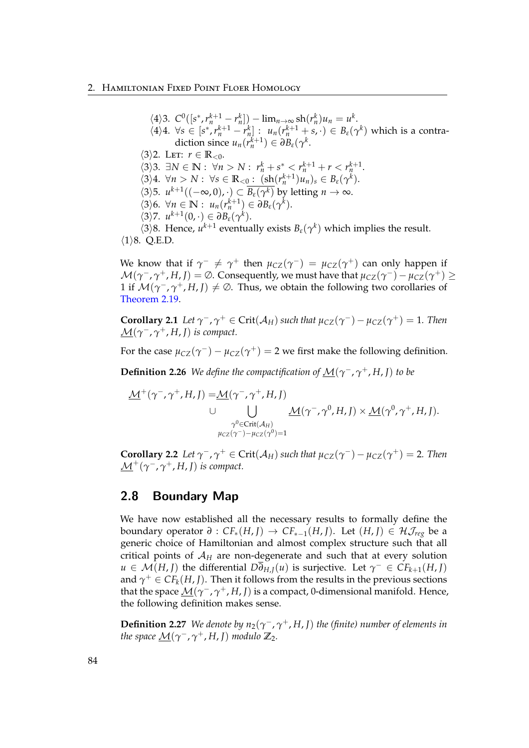⟨4⟩3. $C^0([s^*, r_n^{k+1} - r_n^k]) - \lim_{n\to\infty} \mathrm{sh}(r_n^k) u_n = u^k$.

⟨4⟩4. $\forall s \in [s^*, r_n^{k+1} - r_n^k] : \; u_n(r_n^{k+1} + s, \cdot) \in B_\varepsilon(\gamma^k)$ which is a contradiction since $u_n(r_n^{k+1}) \in \partial B_\varepsilon(\gamma^k)$.

⟨3⟩2. LET: $r \in \mathbb{R}_{<0}$.

⟨3⟩3. $\exists N \in \mathbb{N} : \; \forall n > N : \; r_n^k + s^* < r_n^{k+1} + r < r_n^{k+1}$.

⟨3⟩4. $\forall n > N : \; \forall s \in \mathbb{R}_{<0} : \; (\mathrm{sh}(r_n^{k+1}) u_n)_s \in B_\varepsilon(\gamma^k)$.

⟨3⟩5. $u^{k+1}((-\infty, 0), \cdot) \subset \overline{B_\varepsilon(\gamma^k)}$ by letting $n \to \infty$.

⟨3⟩6. $\forall n \in \mathbb{N} : \; u_n(r_n^{k+1}) \in \partial B_\varepsilon(\gamma^k)$.

⟨3⟩7. $u^{k+1}(0, \cdot) \in \partial B_\varepsilon(\gamma^k)$.

⟨3⟩8. Hence, $u^{k+1}$ eventually exists $B_\varepsilon(\gamma^k)$ which implies the result.

⟨1⟩8. Q.E.D.

We know that if $\gamma^- \neq \gamma^+$ then $\mu_{CZ}(\gamma^-) = \mu_{CZ}(\gamma^+)$ can only happen if $\mathcal{M}(\gamma^-, \gamma^+, H, J) = \emptyset$. Consequently, we must have that $\mu_{CZ}(\gamma^-) - \mu_{CZ}(\gamma^+) \geq 1$ if $\mathcal{M}(\gamma^-, \gamma^+, H, J) \neq \emptyset$. Thus, we obtain the following two corollaries of Theorem 2.19.

**Corollary 2.1** *Let $\gamma^-, \gamma^+ \in \mathrm{Crit}(\mathcal{A}_H)$ such that $\mu_{CZ}(\gamma^-) - \mu_{CZ}(\gamma^+) = 1$. Then $\underline{\mathcal{M}}(\gamma^-, \gamma^+, H, J)$ is compact.*

For the case $\mu_{CZ}(\gamma^-) - \mu_{CZ}(\gamma^+) = 2$ we first make the following definition.

**Definition 2.26** *We define the compactification of $\underline{\mathcal{M}}(\gamma^-, \gamma^+, H, J)$ to be*

$$
\begin{aligned}
\underline{\mathcal{M}}^+(\gamma^-, \gamma^+, H, J) = &\underline{\mathcal{M}}(\gamma^-, \gamma^+, H, J) \\
&\cup \bigcup_{\substack{\gamma^0 \in \mathrm{Crit}(\mathcal{A}_H) \\ \mu_{CZ}(\gamma^-) - \mu_{CZ}(\gamma^0) = 1}} \underline{\mathcal{M}}(\gamma^-, \gamma^0, H, J) \times \underline{\mathcal{M}}(\gamma^0, \gamma^+, H, J).
\end{aligned}
$$

**Corollary 2.2** *Let $\gamma^-, \gamma^+ \in \mathrm{Crit}(\mathcal{A}_H)$ such that $\mu_{CZ}(\gamma^-) - \mu_{CZ}(\gamma^+) = 2$. Then $\underline{\mathcal{M}}^+(\gamma^-, \gamma^+, H, J)$ is compact.*

## 2.8 Boundary Map

We have now established all the necessary results to formally define the boundary operator $\partial : CF_*(H, J) \to CF_{*-1}(H, J)$. Let $(H, J) \in \mathcal{HJ}_{reg}$ be a generic choice of Hamiltonian and almost complex structure such that all critical points of $\mathcal{A}_H$ are non-degenerate and such that at every solution $u \in \mathcal{M}(H, J)$ the differential $D\overline{\partial}_{H,J}(u)$ is surjective. Let $\gamma^- \in CF_{k+1}(H, J)$ and $\gamma^+ \in CF_k(H, J)$. Then it follows from the results in the previous sections that the space $\underline{\mathcal{M}}(\gamma^-, \gamma^+, H, J)$ is a compact, 0-dimensional manifold. Hence, the following definition makes sense.

**Definition 2.27** *We denote by $n_2(\gamma^-, \gamma^+, H, J)$ the (finite) number of elements in the space $\underline{\mathcal{M}}(\gamma^-, \gamma^+, H, J)$ modulo $\mathbb{Z}_2$.*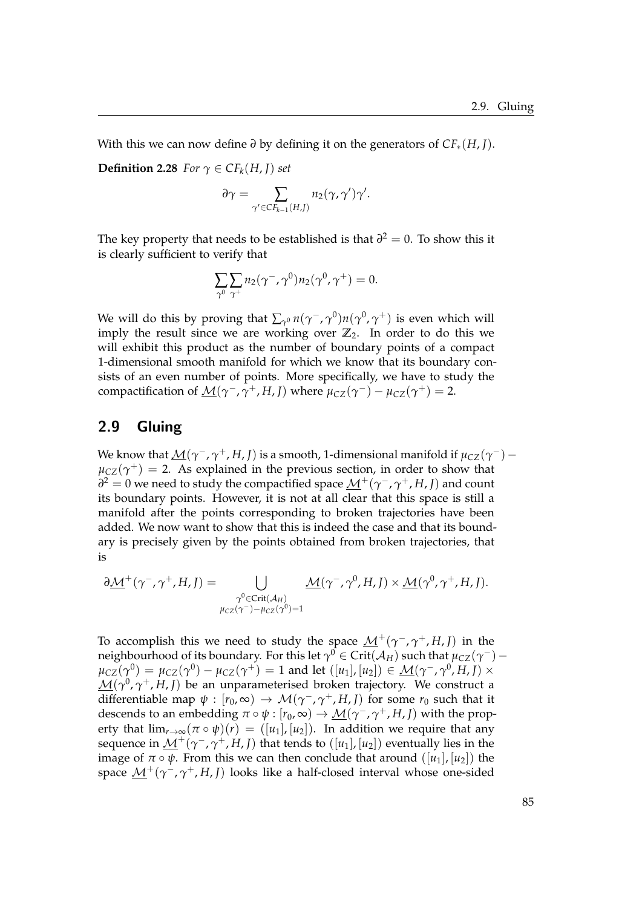With this we can now define $\partial$ by defining it on the generators of $CF_*(H, J)$.

**Definition 2.28** *For $\gamma \in CF_k(H, J)$ set*

$$\partial\gamma = \sum_{\gamma' \in CF_{k-1}(H,J)} n_2(\gamma, \gamma')\gamma'.$$

The key property that needs to be established is that $\partial^2 = 0$. To show this it is clearly sufficient to verify that

$$\sum_{\gamma^0} \sum_{\gamma^+} n_2(\gamma^-, \gamma^0) n_2(\gamma^0, \gamma^+) = 0.$$

We will do this by proving that $\sum_{\gamma^0} n(\gamma^-, \gamma^0) n(\gamma^0, \gamma^+)$ is even which will imply the result since we are working over $\mathbb{Z}_2$. In order to do this we will exhibit this product as the number of boundary points of a compact 1-dimensional smooth manifold for which we know that its boundary consists of an even number of points. More specifically, we have to study the compactification of $\underline{\mathcal{M}}(\gamma^-, \gamma^+, H, J)$ where $\mu_{CZ}(\gamma^-) - \mu_{CZ}(\gamma^+) = 2$.

## 2.9 Gluing

We know that $\underline{\mathcal{M}}(\gamma^-, \gamma^+, H, J)$ is a smooth, 1-dimensional manifold if $\mu_{CZ}(\gamma^-) - \mu_{CZ}(\gamma^+) = 2$. As explained in the previous section, in order to show that $\partial^2 = 0$ we need to study the compactified space $\underline{\mathcal{M}}^+(\gamma^-, \gamma^+, H, J)$ and count its boundary points. However, it is not at all clear that this space is still a manifold after the points corresponding to broken trajectories have been added. We now want to show that this is indeed the case and that its boundary is precisely given by the points obtained from broken trajectories, that is

$$\partial\underline{\mathcal{M}}^+(\gamma^-, \gamma^+, H, J) = \bigcup_{\substack{\gamma^0 \in \mathrm{Crit}(\mathcal{A}_H) \\ \mu_{CZ}(\gamma^-) - \mu_{CZ}(\gamma^0) = 1}} \underline{\mathcal{M}}(\gamma^-, \gamma^0, H, J) \times \underline{\mathcal{M}}(\gamma^0, \gamma^+, H, J).$$

To accomplish this we need to study the space $\underline{\mathcal{M}}^+(\gamma^-, \gamma^+, H, J)$ in the neighbourhood of its boundary. For this let $\gamma^0 \in \mathrm{Crit}(\mathcal{A}_H)$ such that $\mu_{CZ}(\gamma^-) - \mu_{CZ}(\gamma^0) = \mu_{CZ}(\gamma^0) - \mu_{CZ}(\gamma^+) = 1$ and let $([u_1], [u_2]) \in \underline{\mathcal{M}}(\gamma^-, \gamma^0, H, J) \times \underline{\mathcal{M}}(\gamma^0, \gamma^+, H, J)$ be an unparameterised broken trajectory. We construct a differentiable map $\psi : [r_0, \infty) \to \mathcal{M}(\gamma^-, \gamma^+, H, J)$ for some $r_0$ such that it descends to an embedding $\pi \circ \psi : [r_0, \infty) \to \underline{\mathcal{M}}(\gamma^-, \gamma^+, H, J)$ with the property that $\lim_{r \to \infty} (\pi \circ \psi)(r) = ([u_1], [u_2])$. In addition we require that any sequence in $\underline{\mathcal{M}}^+(\gamma^-, \gamma^+, H, J)$ that tends to $([u_1], [u_2])$ eventually lies in the image of $\pi \circ \psi$. From this we can then conclude that around $([u_1], [u_2])$ the space $\underline{\mathcal{M}}^+(\gamma^-, \gamma^+, H, J)$ looks like a half-closed interval whose one-sided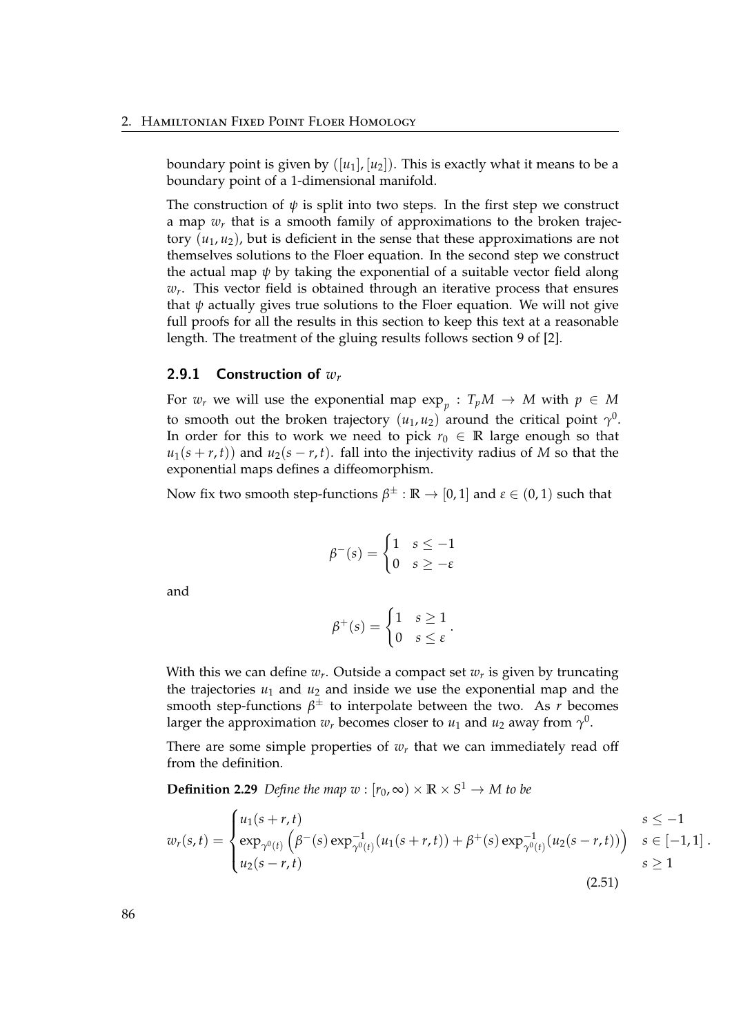boundary point is given by $([u_1], [u_2])$. This is exactly what it means to be a boundary point of a 1-dimensional manifold.

The construction of $\psi$ is split into two steps. In the first step we construct a map $w_r$ that is a smooth family of approximations to the broken trajectory $(u_1, u_2)$, but is deficient in the sense that these approximations are not themselves solutions to the Floer equation. In the second step we construct the actual map $\psi$ by taking the exponential of a suitable vector field along $w_r$. This vector field is obtained through an iterative process that ensures that $\psi$ actually gives true solutions to the Floer equation. We will not give full proofs for all the results in this section to keep this text at a reasonable length. The treatment of the gluing results follows section 9 of [2].

### 2.9.1 Construction of $w_r$

For $w_r$ we will use the exponential map $\exp_p : T_pM \to M$ with $p \in M$ to smooth out the broken trajectory $(u_1, u_2)$ around the critical point $\gamma^0$. In order for this to work we need to pick $r_0 \in \mathbb{R}$ large enough so that $u_1(s + r, t))$ and $u_2(s - r, t)$. fall into the injectivity radius of $M$ so that the exponential maps defines a diffeomorphism.

Now fix two smooth step-functions $\beta^\pm : \mathbb{R} \to [0, 1]$ and $\varepsilon \in (0, 1)$ such that

$$\beta^-(s) = \begin{cases} 1 & s \leq -1 \\ 0 & s \geq -\varepsilon \end{cases}$$

and

$$\beta^+(s) = \begin{cases} 1 & s \geq 1 \\ 0 & s \leq \varepsilon \end{cases} .$$

With this we can define $w_r$. Outside a compact set $w_r$ is given by truncating the trajectories $u_1$ and $u_2$ and inside we use the exponential map and the smooth step-functions $\beta^\pm$ to interpolate between the two. As $r$ becomes larger the approximation $w_r$ becomes closer to $u_1$ and $u_2$ away from $\gamma^0$.

There are some simple properties of $w_r$ that we can immediately read off from the definition.

**Definition 2.29** *Define the map $w : [r_0, \infty) \times \mathbb{R} \times S^1 \to M$ to be*

$$w_r(s,t) = \begin{cases} u_1(s + r, t) & s \leq -1 \\ \exp_{\gamma^0(t)} \left( \beta^-(s) \exp^{-1}_{\gamma^0(t)}(u_1(s + r, t)) + \beta^+(s) \exp^{-1}_{\gamma^0(t)}(u_2(s - r, t)) \right) & s \in [-1, 1] \\ u_2(s - r, t) & s \geq 1 \end{cases} . \tag{2.51}$$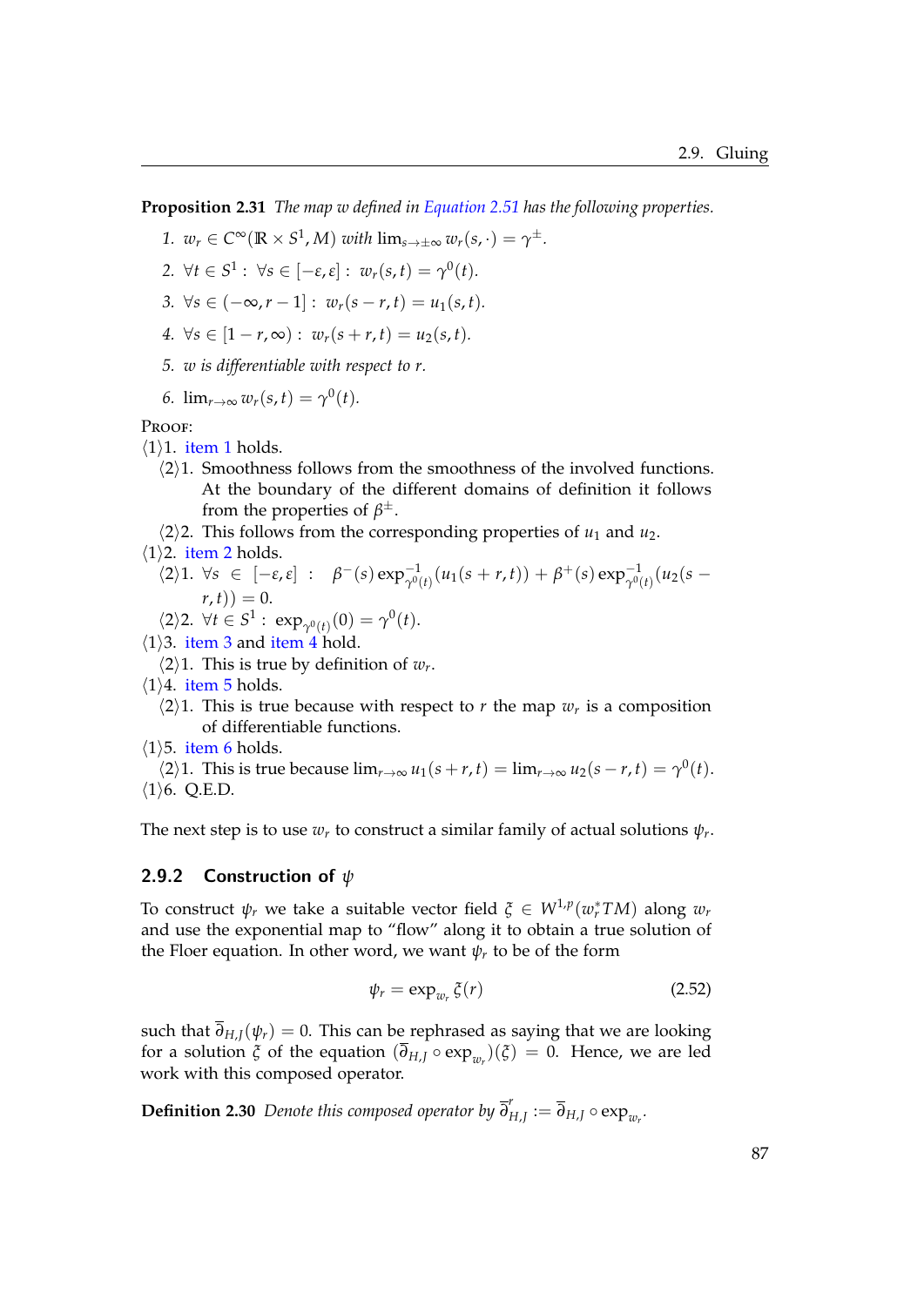**Proposition 2.31** *The map $w$ defined in Equation 2.51 has the following properties.*

1. $w_r \in C^\infty(\mathbb{R} \times S^1, M)$ *with* $\lim_{s \to \pm\infty} w_r(s, \cdot) = \gamma^\pm$.
2. $\forall t \in S^1 : \ \forall s \in [-\varepsilon, \varepsilon] : \ w_r(s,t) = \gamma^0(t)$.
3. $\forall s \in (-\infty, r-1] : \ w_r(s-r, t) = u_1(s,t)$.
4. $\forall s \in [1-r, \infty) : \ w_r(s+r, t) = u_2(s,t)$.
5. *$w$ is differentiable with respect to $r$.*
6. $\lim_{r\to\infty} w_r(s,t) = \gamma^0(t)$.

PROOF:

⟨1⟩1. item 1 holds.

  ⟨2⟩1. Smoothness follows from the smoothness of the involved functions. At the boundary of the different domains of definition it follows from the properties of $\beta^\pm$.

  ⟨2⟩2. This follows from the corresponding properties of $u_1$ and $u_2$.

⟨1⟩2. item 2 holds.

  ⟨2⟩1. $\forall s \in [-\varepsilon, \varepsilon] : \ \beta^-(s) \exp^{-1}_{\gamma^0(t)}(u_1(s+r,t)) + \beta^+(s) \exp^{-1}_{\gamma^0(t)}(u_2(s-r,t)) = 0$.

  ⟨2⟩2. $\forall t \in S^1 : \ \exp_{\gamma^0(t)}(0) = \gamma^0(t)$.

⟨1⟩3. item 3 and item 4 hold.

  ⟨2⟩1. This is true by definition of $w_r$.

⟨1⟩4. item 5 holds.

  ⟨2⟩1. This is true because with respect to $r$ the map $w_r$ is a composition of differentiable functions.

⟨1⟩5. item 6 holds.

  ⟨2⟩1. This is true because $\lim_{r\to\infty} u_1(s+r,t) = \lim_{r\to\infty} u_2(s-r,t) = \gamma^0(t)$.

⟨1⟩6. Q.E.D.

The next step is to use $w_r$ to construct a similar family of actual solutions $\psi_r$.

### 2.9.2 Construction of $\psi$

To construct $\psi_r$ we take a suitable vector field $\xi \in W^{1,p}(w_r^* TM)$ along $w_r$ and use the exponential map to "flow" along it to obtain a true solution of the Floer equation. In other word, we want $\psi_r$ to be of the form

$$\psi_r = \exp_{w_r} \xi(r) \tag{2.52}$$

such that $\overline{\partial}_{H,J}(\psi_r) = 0$. This can be rephrased as saying that we are looking for a solution $\xi$ of the equation $(\overline{\partial}_{H,J} \circ \exp_{w_r})(\xi) = 0$. Hence, we are led work with this composed operator.

**Definition 2.30** *Denote this composed operator by* $\overline{\partial}^r_{H,J} := \overline{\partial}_{H,J} \circ \exp_{w_r}$.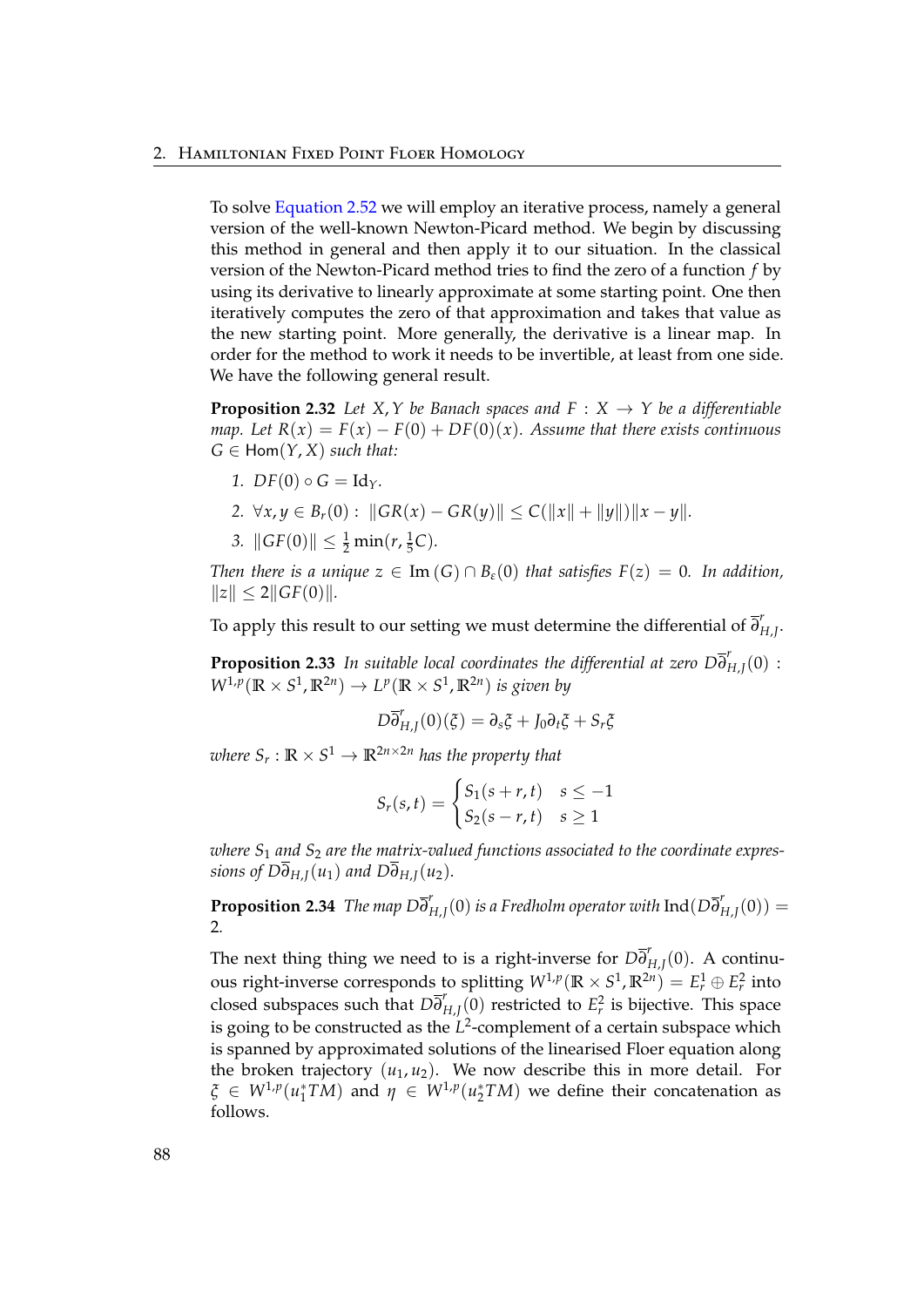To solve Equation 2.52 we will employ an iterative process, namely a general version of the well-known Newton-Picard method. We begin by discussing this method in general and then apply it to our situation. In the classical version of the Newton-Picard method tries to find the zero of a function $f$ by using its derivative to linearly approximate at some starting point. One then iteratively computes the zero of that approximation and takes that value as the new starting point. More generally, the derivative is a linear map. In order for the method to work it needs to be invertible, at least from one side. We have the following general result.

**Proposition 2.32** *Let $X, Y$ be Banach spaces and $F : X \to Y$ be a differentiable map. Let $R(x) = F(x) - F(0) + DF(0)(x)$. Assume that there exists continuous $G \in \mathsf{Hom}(Y, X)$ such that:*

1. *$DF(0) \circ G = \mathrm{Id}_Y$.*
2. *$\forall x, y \in B_r(0) : \|GR(x) - GR(y)\| \leq C(\|x\| + \|y\|)\|x - y\|$.*
3. *$\|GF(0)\| \leq \frac{1}{2}\min(r, \frac{1}{5}C)$.*

*Then there is a unique $z \in \mathrm{Im}\,(G) \cap B_\varepsilon(0)$ that satisfies $F(z) = 0$. In addition, $\|z\| \leq 2\|GF(0)\|$.*

To apply this result to our setting we must determine the differential of $\overline{\partial}^r_{H,J}$.

**Proposition 2.33** *In suitable local coordinates the differential at zero $D\overline{\partial}^r_{H,J}(0) : W^{1,p}(\mathbb{R} \times S^1, \mathbb{R}^{2n}) \to L^p(\mathbb{R} \times S^1, \mathbb{R}^{2n})$ is given by*

$$D\overline{\partial}^r_{H,J}(0)(\xi) = \partial_s \xi + J_0 \partial_t \xi + S_r \xi$$

*where $S_r : \mathbb{R} \times S^1 \to \mathbb{R}^{2n \times 2n}$ has the property that*

$$S_r(s,t) = \begin{cases} S_1(s + r, t) & s \leq -1 \\ S_2(s - r, t) & s \geq 1 \end{cases}$$

*where $S_1$ and $S_2$ are the matrix-valued functions associated to the coordinate expressions of $D\overline{\partial}_{H,J}(u_1)$ and $D\overline{\partial}_{H,J}(u_2)$.*

**Proposition 2.34** *The map $D\overline{\partial}^r_{H,J}(0)$ is a Fredholm operator with $\mathrm{Ind}(D\overline{\partial}^r_{H,J}(0)) = 2$.*

The next thing thing we need to is a right-inverse for $D\overline{\partial}^r_{H,J}(0)$. A continuous right-inverse corresponds to splitting $W^{1,p}(\mathbb{R} \times S^1, \mathbb{R}^{2n}) = E^1_r \oplus E^2_r$ into closed subspaces such that $D\overline{\partial}^r_{H,J}(0)$ restricted to $E^2_r$ is bijective. This space is going to be constructed as the $L^2$-complement of a certain subspace which is spanned by approximated solutions of the linearised Floer equation along the broken trajectory $(u_1, u_2)$. We now describe this in more detail. For $\xi \in W^{1,p}(u_1^* TM)$ and $\eta \in W^{1,p}(u_2^* TM)$ we define their concatenation as follows.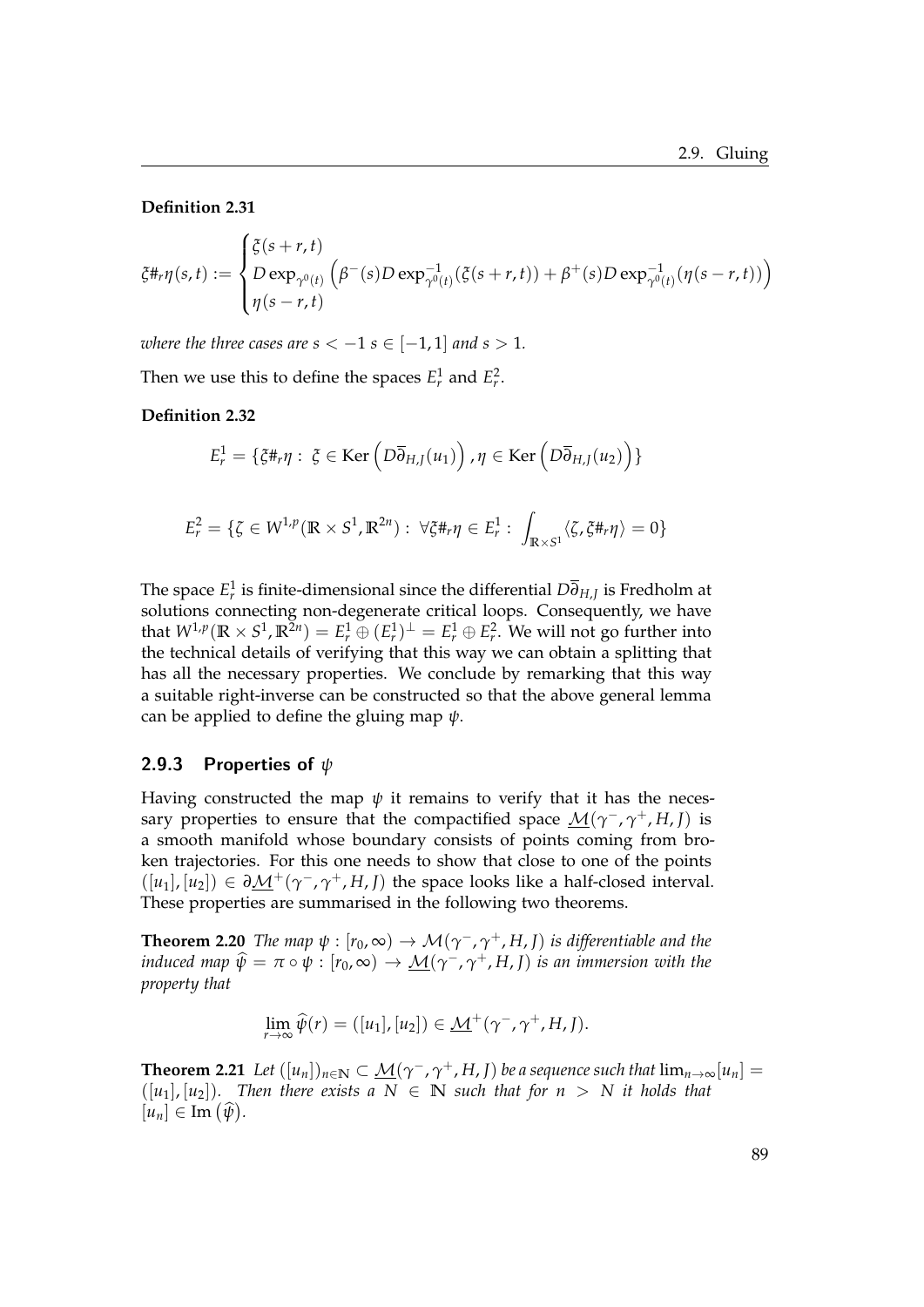**Definition 2.31**

$$\xi \#_r \eta(s,t) := \begin{cases} \xi(s+r,t) \\ D\exp_{\gamma^0(t)}\left(\beta^-(s) D\exp^{-1}_{\gamma^0(t)}(\xi(s+r,t)) + \beta^+(s) D\exp^{-1}_{\gamma^0(t)}(\eta(s-r,t))\right) \\ \eta(s-r,t) \end{cases}$$

*where the three cases are $s < -1$ $s \in [-1,1]$ and $s > 1$.*

Then we use this to define the spaces $E^1_r$ and $E^2_r$.

**Definition 2.32**

$$E^1_r = \{\xi \#_r \eta : \ \xi \in \operatorname{Ker}\left(D\overline{\partial}_{H,J}(u_1)\right), \eta \in \operatorname{Ker}\left(D\overline{\partial}_{H,J}(u_2)\right)\}$$

$$E^2_r = \{\zeta \in W^{1,p}(\mathbb{R} \times S^1, \mathbb{R}^{2n}) : \ \forall \xi \#_r \eta \in E^1_r : \ \int_{\mathbb{R} \times S^1} \langle \zeta, \xi \#_r \eta \rangle = 0\}$$

The space $E^1_r$ is finite-dimensional since the differential $D\overline{\partial}_{H,J}$ is Fredholm at solutions connecting non-degenerate critical loops. Consequently, we have that $W^{1,p}(\mathbb{R} \times S^1, \mathbb{R}^{2n}) = E^1_r \oplus (E^1_r)^{\perp} = E^1_r \oplus E^2_r$. We will not go further into the technical details of verifying that this way we can obtain a splitting that has all the necessary properties. We conclude by remarking that this way a suitable right-inverse can be constructed so that the above general lemma can be applied to define the gluing map $\psi$.

### 2.9.3 Properties of $\psi$

Having constructed the map $\psi$ it remains to verify that it has the necessary properties to ensure that the compactified space $\underline{\mathcal{M}}(\gamma^-, \gamma^+, H, J)$ is a smooth manifold whose boundary consists of points coming from broken trajectories. For this one needs to show that close to one of the points $([u_1], [u_2]) \in \partial \underline{\mathcal{M}}^+(\gamma^-, \gamma^+, H, J)$ the space looks like a half-closed interval. These properties are summarised in the following two theorems.

**Theorem 2.20** *The map $\psi : [r_0, \infty) \to \mathcal{M}(\gamma^-, \gamma^+, H, J)$ is differentiable and the induced map $\widehat{\psi} = \pi \circ \psi : [r_0, \infty) \to \underline{\mathcal{M}}(\gamma^-, \gamma^+, H, J)$ is an immersion with the property that*

$$\lim_{r \to \infty} \widehat{\psi}(r) = ([u_1], [u_2]) \in \underline{\mathcal{M}}^+(\gamma^-, \gamma^+, H, J).$$

**Theorem 2.21** *Let $([u_n])_{n \in \mathbb{N}} \subset \underline{\mathcal{M}}(\gamma^-, \gamma^+, H, J)$ be a sequence such that $\lim_{n \to \infty} [u_n] = ([u_1], [u_2])$. Then there exists a $N \in \mathbb{N}$ such that for $n > N$ it holds that $[u_n] \in \operatorname{Im}(\widehat{\psi})$.*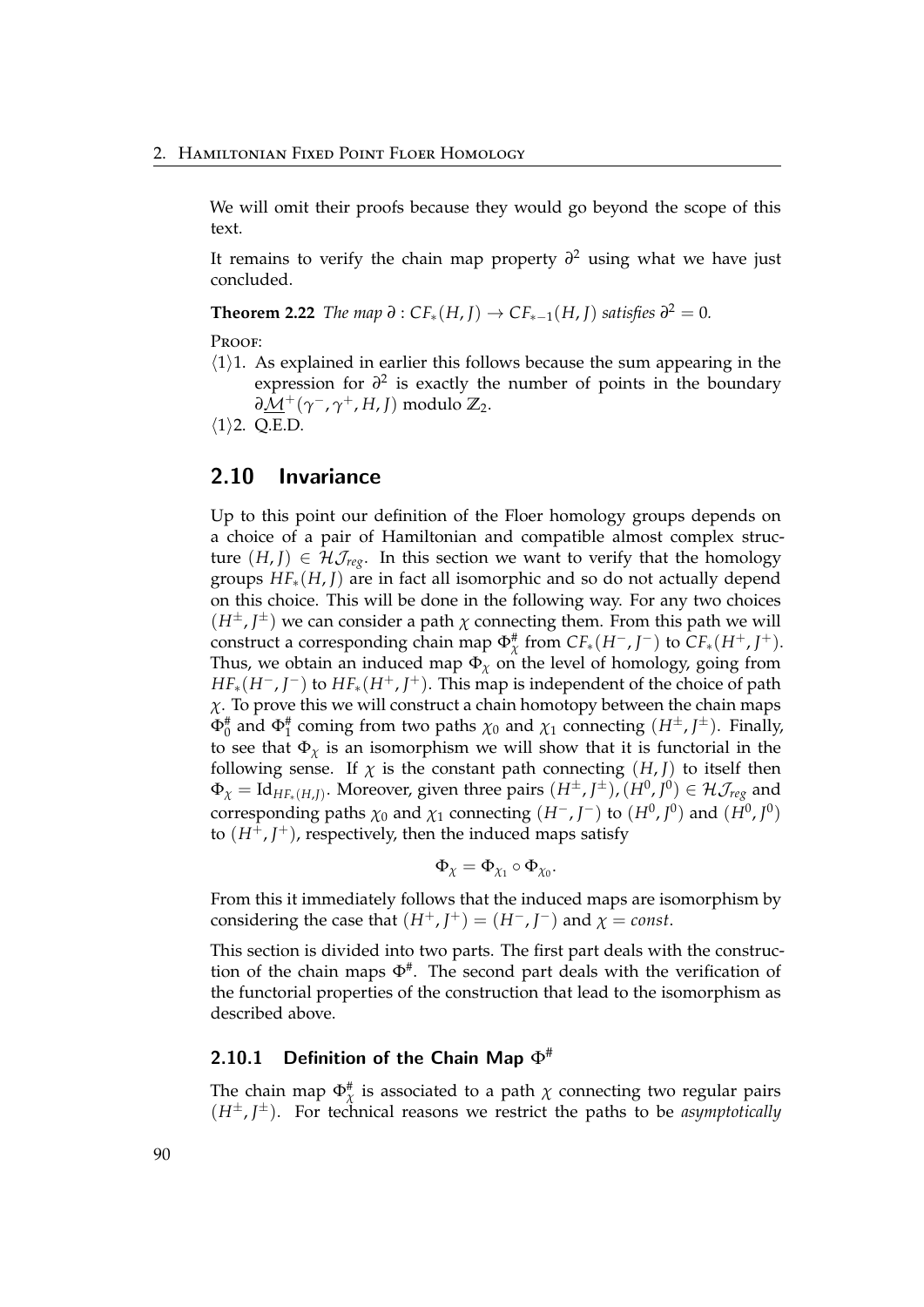We will omit their proofs because they would go beyond the scope of this text.

It remains to verify the chain map property $\partial^2$ using what we have just concluded.

**Theorem 2.22** *The map $\partial : CF_*(H, J) \to CF_{*-1}(H, J)$ satisfies $\partial^2 = 0$.*

Proof:

$\langle 1 \rangle 1$. As explained in earlier this follows because the sum appearing in the expression for $\partial^2$ is exactly the number of points in the boundary $\partial \underline{\mathcal{M}}^+(\gamma^-, \gamma^+, H, J)$ modulo $\mathbb{Z}_2$.

$\langle 1 \rangle 2$. Q.E.D.

## 2.10 Invariance

Up to this point our definition of the Floer homology groups depends on a choice of a pair of Hamiltonian and compatible almost complex structure $(H, J) \in \mathcal{HJ}_{reg}$. In this section we want to verify that the homology groups $HF_*(H, J)$ are in fact all isomorphic and so do not actually depend on this choice. This will be done in the following way. For any two choices $(H^\pm, J^\pm)$ we can consider a path $\chi$ connecting them. From this path we will construct a corresponding chain map $\Phi^\#_\chi$ from $CF_*(H^-, J^-)$ to $CF_*(H^+, J^+)$. Thus, we obtain an induced map $\Phi_\chi$ on the level of homology, going from $HF_*(H^-, J^-)$ to $HF_*(H^+, J^+)$. This map is independent of the choice of path $\chi$. To prove this we will construct a chain homotopy between the chain maps $\Phi^\#_0$ and $\Phi^\#_1$ coming from two paths $\chi_0$ and $\chi_1$ connecting $(H^\pm, J^\pm)$. Finally, to see that $\Phi_\chi$ is an isomorphism we will show that it is functorial in the following sense. If $\chi$ is the constant path connecting $(H, J)$ to itself then $\Phi_\chi = \mathrm{Id}_{HF_*(H,J)}$. Moreover, given three pairs $(H^\pm, J^\pm), (H^0, J^0) \in \mathcal{HJ}_{reg}$ and corresponding paths $\chi_0$ and $\chi_1$ connecting $(H^-, J^-)$ to $(H^0, J^0)$ and $(H^0, J^0)$ to $(H^+, J^+)$, respectively, then the induced maps satisfy

$$\Phi_\chi = \Phi_{\chi_1} \circ \Phi_{\chi_0}.$$

From this it immediately follows that the induced maps are isomorphism by considering the case that $(H^+, J^+) = (H^-, J^-)$ and $\chi = const$.

This section is divided into two parts. The first part deals with the construction of the chain maps $\Phi^\#$. The second part deals with the verification of the functorial properties of the construction that lead to the isomorphism as described above.

### 2.10.1 Definition of the Chain Map $\Phi^\#$

The chain map $\Phi^\#_\chi$ is associated to a path $\chi$ connecting two regular pairs $(H^\pm, J^\pm)$. For technical reasons we restrict the paths to be *asymptotically*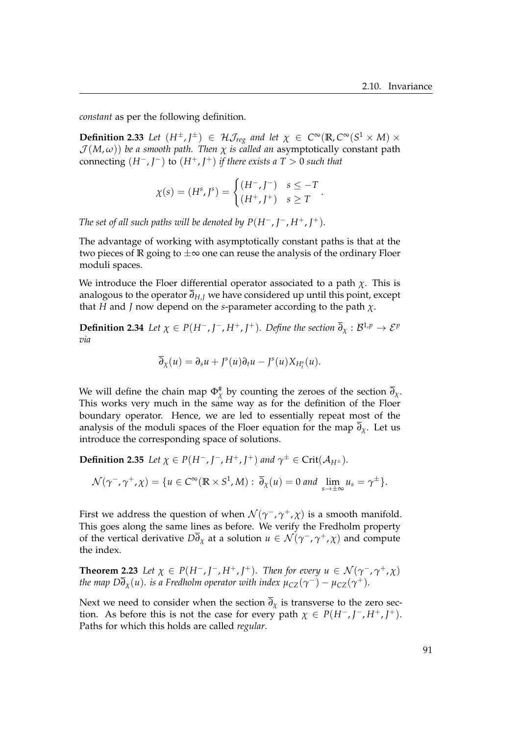*constant* as per the following definition.

**Definition 2.33** *Let $(H^{\pm}, J^{\pm}) \in \mathcal{HJ}_{reg}$ and let $\chi \in C^{\infty}(\mathbb{R}, C^{\infty}(S^1 \times M) \times \mathcal{J}(M, \omega))$ be a smooth path. Then $\chi$ is called an* asymptotically constant path connecting $(H^-, J^-)$ to $(H^+, J^+)$ *if there exists a $T > 0$ such that*

$$\chi(s) = (H^s, J^s) = \begin{cases} (H^-, J^-) & s \leq -T \\ (H^+, J^+) & s \geq T \end{cases}.$$

*The set of all such paths will be denoted by $P(H^-, J^-, H^+, J^+)$.*

The advantage of working with asymptotically constant paths is that at the two pieces of $\mathbb{R}$ going to $\pm\infty$ one can reuse the analysis of the ordinary Floer moduli spaces.

We introduce the Floer differential operator associated to a path $\chi$. This is analogous to the operator $\overline{\partial}_{H,J}$ we have considered up until this point, except that $H$ and $J$ now depend on the $s$-parameter according to the path $\chi$.

**Definition 2.34** *Let $\chi \in P(H^-, J^-, H^+, J^+)$. Define the section $\overline{\partial}_{\chi} : \mathcal{B}^{1,p} \to \mathcal{E}^p$ via*

$$\overline{\partial}_{\chi}(u) = \partial_s u + J^s(u)\partial_t u - J^s(u) X_{H^s_t}(u).$$

We will define the chain map $\Phi^{\#}_{\chi}$ by counting the zeroes of the section $\overline{\partial}_{\chi}$. This works very much in the same way as for the definition of the Floer boundary operator. Hence, we are led to essentially repeat most of the analysis of the moduli spaces of the Floer equation for the map $\overline{\partial}_{\chi}$. Let us introduce the corresponding space of solutions.

**Definition 2.35** *Let $\chi \in P(H^-, J^-, H^+, J^+)$ and $\gamma^{\pm} \in \mathrm{Crit}(\mathcal{A}_{H^{\pm}})$.*

$$\mathcal{N}(\gamma^-, \gamma^+, \chi) = \{u \in C^{\infty}(\mathbb{R} \times S^1, M) : \overline{\partial}_{\chi}(u) = 0 \text{ and } \lim_{s \to \pm\infty} u_s = \gamma^{\pm}\}.$$

First we address the question of when $\mathcal{N}(\gamma^-, \gamma^+, \chi)$ is a smooth manifold. This goes along the same lines as before. We verify the Fredholm property of the vertical derivative $D\overline{\partial}_{\chi}$ at a solution $u \in \mathcal{N}(\gamma^-, \gamma^+, \chi)$ and compute the index.

**Theorem 2.23** *Let $\chi \in P(H^-, J^-, H^+, J^+)$. Then for every $u \in \mathcal{N}(\gamma^-, \gamma^+, \chi)$ the map $D\overline{\partial}_{\chi}(u)$. is a Fredholm operator with index $\mu_{CZ}(\gamma^-) - \mu_{CZ}(\gamma^+)$.*

Next we need to consider when the section $\overline{\partial}_{\chi}$ is transverse to the zero section. As before this is not the case for every path $\chi \in P(H^-, J^-, H^+, J^+)$. Paths for which this holds are called *regular*.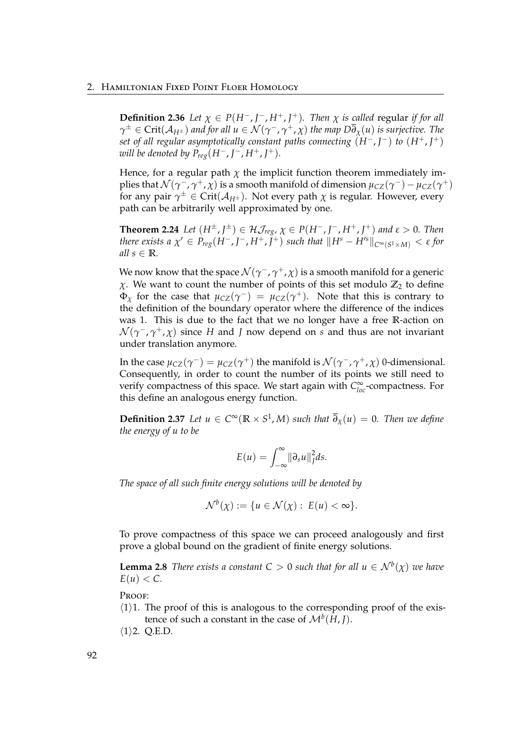**Definition 2.36** *Let $\chi \in P(H^-, J^-, H^+, J^+)$. Then $\chi$ is called* regular *if for all $\gamma^\pm \in \mathrm{Crit}(\mathcal{A}_{H^\pm})$ and for all $u \in \mathcal{N}(\gamma^-, \gamma^+, \chi)$ the map $D\overline{\partial}_\chi(u)$ is surjective. The set of all regular asymptotically constant paths connecting $(H^-, J^-)$ to $(H^+, J^+)$ will be denoted by $P_{reg}(H^-, J^-, H^+, J^+)$.*

Hence, for a regular path $\chi$ the implicit function theorem immediately implies that $\mathcal{N}(\gamma^-, \gamma^+, \chi)$ is a smooth manifold of dimension $\mu_{CZ}(\gamma^-) - \mu_{CZ}(\gamma^+)$ for any pair $\gamma^\pm \in \mathrm{Crit}(\mathcal{A}_{H^\pm})$. Not every path $\chi$ is regular. However, every path can be arbitrarily well approximated by one.

**Theorem 2.24** *Let $(H^\pm, J^\pm) \in \mathcal{HJ}_{reg}$, $\chi \in P(H^-, J^-, H^+, J^+)$ and $\varepsilon > 0$. Then there exists a $\chi' \in P_{reg}(H^-, J^-, H^+, J^+)$ such that $\|H^s - H'^s\|_{C^\infty(S^1 \times M)} < \varepsilon$ for all $s \in \mathbb{R}$.*

We now know that the space $\mathcal{N}(\gamma^-, \gamma^+, \chi)$ is a smooth manifold for a generic $\chi$. We want to count the number of points of this set modulo $\mathbb{Z}_2$ to define $\Phi_\chi$ for the case that $\mu_{CZ}(\gamma^-) = \mu_{CZ}(\gamma^+)$. Note that this is contrary to the definition of the boundary operator where the difference of the indices was 1. This is due to the fact that we no longer have a free $\mathbb{R}$-action on $\mathcal{N}(\gamma^-, \gamma^+, \chi)$ since $H$ and $J$ now depend on $s$ and thus are not invariant under translation anymore.

In the case $\mu_{CZ}(\gamma^-) = \mu_{CZ}(\gamma^+)$ the manifold is $\mathcal{N}(\gamma^-, \gamma^+, \chi)$ 0-dimensional. Consequently, in order to count the number of its points we still need to verify compactness of this space. We start again with $C^\infty_{loc}$-compactness. For this define an analogous energy function.

**Definition 2.37** *Let $u \in C^\infty(\mathbb{R} \times S^1, M)$ such that $\overline{\partial}_\chi(u) = 0$. Then we define the energy of $u$ to be*

$$E(u) = \int_{-\infty}^{\infty} \|\partial_s u\|_J^2 ds.$$

*The space of all such finite energy solutions will be denoted by*

$$\mathcal{N}^b(\chi) := \{u \in \mathcal{N}(\chi) : \ E(u) < \infty\}.$$

To prove compactness of this space we can proceed analogously and first prove a global bound on the gradient of finite energy solutions.

**Lemma 2.8** *There exists a constant $C > 0$ such that for all $u \in \mathcal{N}^b(\chi)$ we have $E(u) < C$.*

Proof:

⟨1⟩1. The proof of this is analogous to the corresponding proof of the existence of such a constant in the case of $\mathcal{M}^b(H, J)$.

⟨1⟩2. Q.E.D.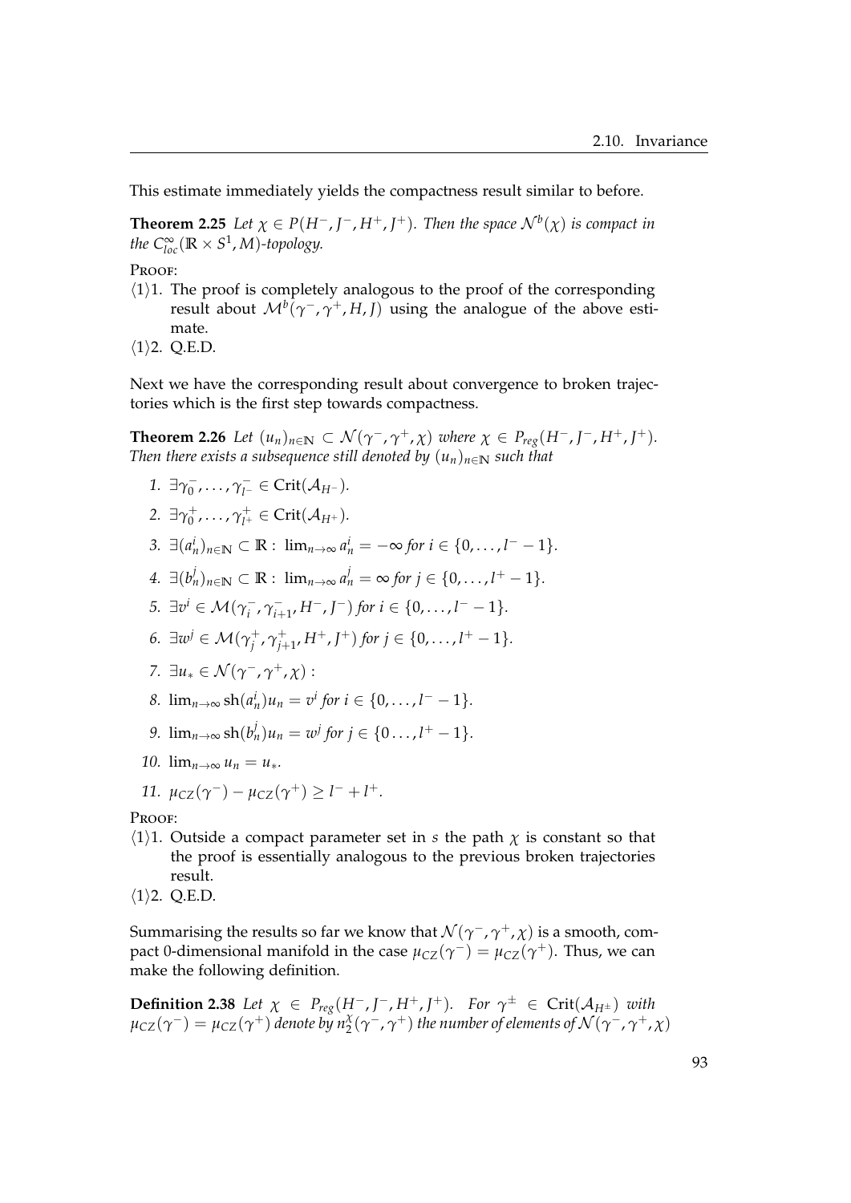This estimate immediately yields the compactness result similar to before.

**Theorem 2.25** *Let $\chi \in P(H^-, J^-, H^+, J^+)$. Then the space $\mathcal{N}^b(\chi)$ is compact in the $C^\infty_{loc}(\mathbb{R} \times S^1, M)$-topology.*

Proof:

$\langle 1 \rangle 1$. The proof is completely analogous to the proof of the corresponding result about $\mathcal{M}^b(\gamma^-, \gamma^+, H, J)$ using the analogue of the above estimate.

$\langle 1 \rangle 2$. Q.E.D.

Next we have the corresponding result about convergence to broken trajectories which is the first step towards compactness.

**Theorem 2.26** *Let $(u_n)_{n \in \mathbb{N}} \subset \mathcal{N}(\gamma^-, \gamma^+, \chi)$ where $\chi \in P_{reg}(H^-, J^-, H^+, J^+)$. Then there exists a subsequence still denoted by $(u_n)_{n \in \mathbb{N}}$ such that*

1. $\exists \gamma_0^-, \ldots, \gamma_{l^-}^- \in \mathrm{Crit}(\mathcal{A}_{H^-})$.
2. $\exists \gamma_0^+, \ldots, \gamma_{l^+}^+ \in \mathrm{Crit}(\mathcal{A}_{H^+})$.
3. $\exists (a_n^i)_{n \in \mathbb{N}} \subset \mathbb{R} : \lim_{n \to \infty} a_n^i = -\infty$ *for* $i \in \{0, \ldots, l^- - 1\}$.
4. $\exists (b_n^j)_{n \in \mathbb{N}} \subset \mathbb{R} : \lim_{n \to \infty} a_n^j = \infty$ *for* $j \in \{0, \ldots, l^+ - 1\}$.
5. $\exists v^i \in \mathcal{M}(\gamma_i^-, \gamma_{i+1}^-, H^-, J^-)$ *for* $i \in \{0, \ldots, l^- - 1\}$.
6. $\exists w^j \in \mathcal{M}(\gamma_j^+, \gamma_{j+1}^+, H^+, J^+)$ *for* $j \in \{0, \ldots, l^+ - 1\}$.
7. $\exists u_* \in \mathcal{N}(\gamma^-, \gamma^+, \chi)$ :
8. $\lim_{n \to \infty} \mathrm{sh}(a_n^i) u_n = v^i$ *for* $i \in \{0, \ldots, l^- - 1\}$.
9. $\lim_{n \to \infty} \mathrm{sh}(b_n^j) u_n = w^j$ *for* $j \in \{0 \ldots, l^+ - 1\}$.
10. $\lim_{n \to \infty} u_n = u_*$.
11. $\mu_{CZ}(\gamma^-) - \mu_{CZ}(\gamma^+) \geq l^- + l^+$.

Proof:

$\langle 1 \rangle 1$. Outside a compact parameter set in $s$ the path $\chi$ is constant so that the proof is essentially analogous to the previous broken trajectories result.

$\langle 1 \rangle 2$. Q.E.D.

Summarising the results so far we know that $\mathcal{N}(\gamma^-, \gamma^+, \chi)$ is a smooth, compact 0-dimensional manifold in the case $\mu_{CZ}(\gamma^-) = \mu_{CZ}(\gamma^+)$. Thus, we can make the following definition.

**Definition 2.38** *Let $\chi \in P_{reg}(H^-, J^-, H^+, J^+)$. For $\gamma^\pm \in \mathrm{Crit}(\mathcal{A}_{H^\pm})$ with $\mu_{CZ}(\gamma^-) = \mu_{CZ}(\gamma^+)$ denote by $n_2^\chi(\gamma^-, \gamma^+)$ the number of elements of $\mathcal{N}(\gamma^-, \gamma^+, \chi)$*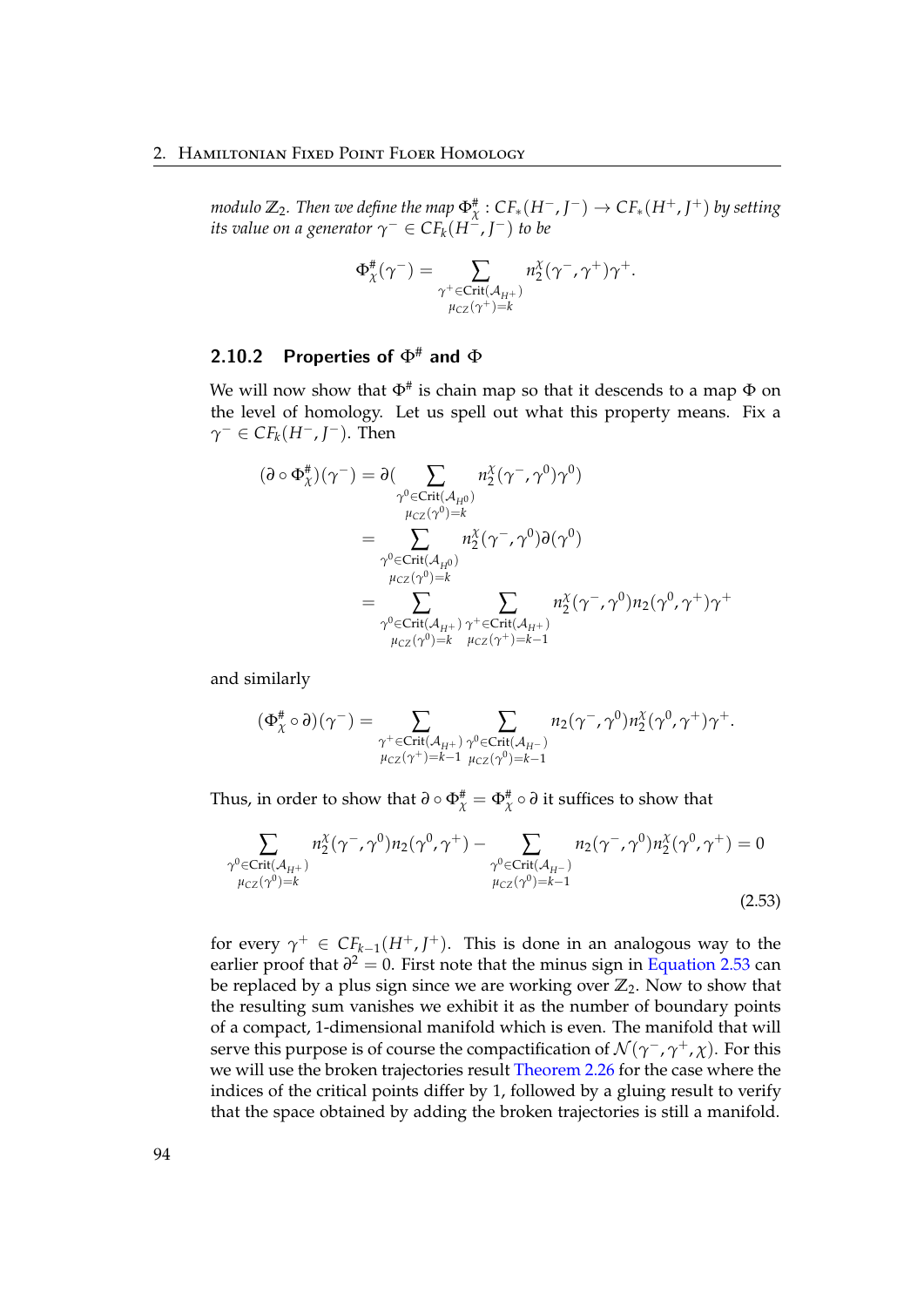*modulo* $\mathbb{Z}_2$*. Then we define the map* $\Phi^\#_\chi : CF_*(H^-, J^-) \to CF_*(H^+, J^+)$ *by setting its value on a generator* $\gamma^- \in CF_k(H^-, J^-)$ *to be*

$$\Phi^\#_\chi(\gamma^-) = \sum_{\substack{\gamma^+ \in \mathrm{Crit}(\mathcal{A}_{H^+}) \\ \mu_{CZ}(\gamma^+)=k}} n_2^\chi(\gamma^-, \gamma^+)\gamma^+.$$

### 2.10.2 Properties of $\Phi^\#$ and $\Phi$

We will now show that $\Phi^\#$ is chain map so that it descends to a map $\Phi$ on the level of homology. Let us spell out what this property means. Fix a $\gamma^- \in CF_k(H^-, J^-)$. Then

$$\begin{aligned}
(\partial \circ \Phi^\#_\chi)(\gamma^-) &= \partial\Big( \sum_{\substack{\gamma^0 \in \mathrm{Crit}(\mathcal{A}_{H^0}) \\ \mu_{CZ}(\gamma^0)=k}} n_2^\chi(\gamma^-, \gamma^0)\gamma^0 \Big) \\
&= \sum_{\substack{\gamma^0 \in \mathrm{Crit}(\mathcal{A}_{H^0}) \\ \mu_{CZ}(\gamma^0)=k}} n_2^\chi(\gamma^-, \gamma^0)\partial(\gamma^0) \\
&= \sum_{\substack{\gamma^0 \in \mathrm{Crit}(\mathcal{A}_{H^+}) \\ \mu_{CZ}(\gamma^0)=k}} \sum_{\substack{\gamma^+ \in \mathrm{Crit}(\mathcal{A}_{H^+}) \\ \mu_{CZ}(\gamma^+)=k-1}} n_2^\chi(\gamma^-, \gamma^0) n_2(\gamma^0, \gamma^+)\gamma^+
\end{aligned}$$

and similarly

$$(\Phi^\#_\chi \circ \partial)(\gamma^-) = \sum_{\substack{\gamma^+ \in \mathrm{Crit}(\mathcal{A}_{H^+}) \\ \mu_{CZ}(\gamma^+)=k-1}} \sum_{\substack{\gamma^0 \in \mathrm{Crit}(\mathcal{A}_{H^-}) \\ \mu_{CZ}(\gamma^0)=k-1}} n_2(\gamma^-, \gamma^0) n_2^\chi(\gamma^0, \gamma^+)\gamma^+.$$

Thus, in order to show that $\partial \circ \Phi^\#_\chi = \Phi^\#_\chi \circ \partial$ it suffices to show that

$$\sum_{\substack{\gamma^0 \in \mathrm{Crit}(\mathcal{A}_{H^+}) \\ \mu_{CZ}(\gamma^0)=k}} n_2^\chi(\gamma^-, \gamma^0) n_2(\gamma^0, \gamma^+) - \sum_{\substack{\gamma^0 \in \mathrm{Crit}(\mathcal{A}_{H^-}) \\ \mu_{CZ}(\gamma^0)=k-1}} n_2(\gamma^-, \gamma^0) n_2^\chi(\gamma^0, \gamma^+) = 0 \tag{2.53}$$

for every $\gamma^+ \in CF_{k-1}(H^+, J^+)$. This is done in an analogous way to the earlier proof that $\partial^2 = 0$. First note that the minus sign in Equation 2.53 can be replaced by a plus sign since we are working over $\mathbb{Z}_2$. Now to show that the resulting sum vanishes we exhibit it as the number of boundary points of a compact, 1-dimensional manifold which is even. The manifold that will serve this purpose is of course the compactification of $\mathcal{N}(\gamma^-, \gamma^+, \chi)$. For this we will use the broken trajectories result Theorem 2.26 for the case where the indices of the critical points differ by 1, followed by a gluing result to verify that the space obtained by adding the broken trajectories is still a manifold.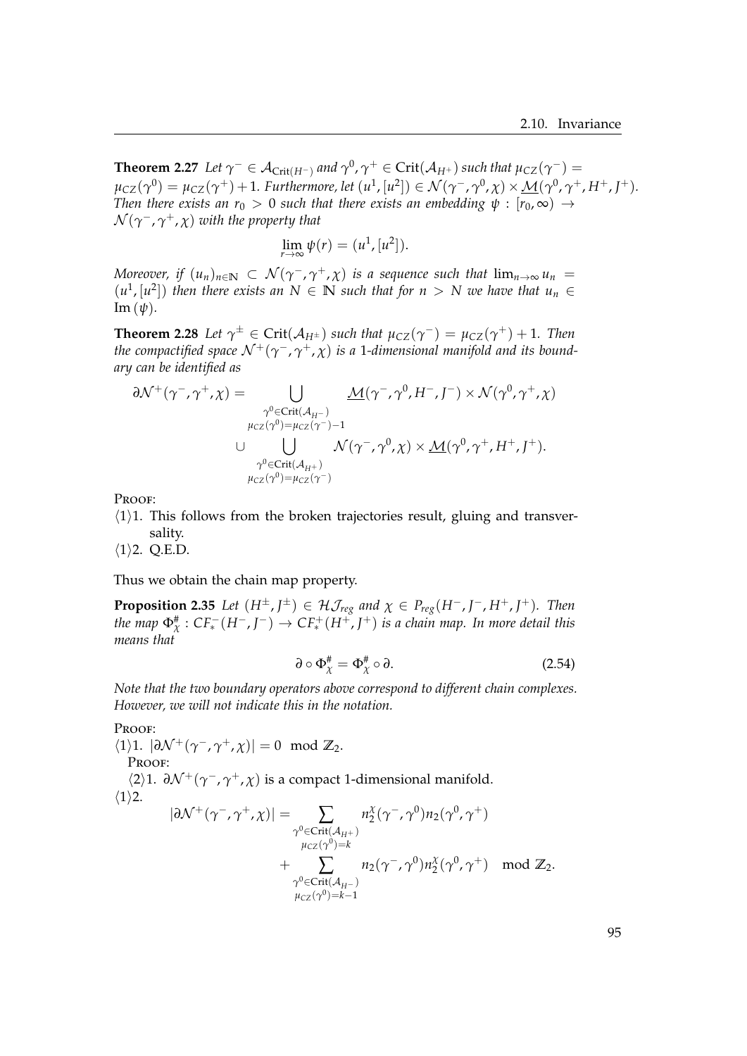**Theorem 2.27** *Let $\gamma^- \in \mathcal{A}_{\mathrm{Crit}(H^-)}$ and $\gamma^0, \gamma^+ \in \mathrm{Crit}(\mathcal{A}_{H^+})$ such that $\mu_{CZ}(\gamma^-) = \mu_{CZ}(\gamma^0) = \mu_{CZ}(\gamma^+) + 1$. Furthermore, let $(u^1, [u^2]) \in \mathcal{N}(\gamma^-, \gamma^0, \chi) \times \underline{\mathcal{M}}(\gamma^0, \gamma^+, H^+, J^+)$. Then there exists an $r_0 > 0$ such that there exists an embedding $\psi : [r_0, \infty) \to \mathcal{N}(\gamma^-, \gamma^+, \chi)$ with the property that*

$$\lim_{r\to\infty} \psi(r) = (u^1, [u^2]).$$

*Moreover, if $(u_n)_{n\in\mathbb{N}} \subset \mathcal{N}(\gamma^-, \gamma^+, \chi)$ is a sequence such that $\lim_{n\to\infty} u_n = (u^1, [u^2])$ then there exists an $N \in \mathbb{N}$ such that for $n > N$ we have that $u_n \in \mathrm{Im}\,(\psi)$.*

**Theorem 2.28** *Let $\gamma^\pm \in \mathrm{Crit}(\mathcal{A}_{H^\pm})$ such that $\mu_{CZ}(\gamma^-) = \mu_{CZ}(\gamma^+) + 1$. Then the compactified space $\mathcal{N}^+(\gamma^-, \gamma^+, \chi)$ is a 1-dimensional manifold and its boundary can be identified as*

$$\begin{aligned}
\partial\mathcal{N}^+(\gamma^-, \gamma^+, \chi) = & \bigcup_{\substack{\gamma^0 \in \mathrm{Crit}(\mathcal{A}_{H^-}) \\ \mu_{CZ}(\gamma^0) = \mu_{CZ}(\gamma^-)-1}} \underline{\mathcal{M}}(\gamma^-, \gamma^0, H^-, J^-) \times \mathcal{N}(\gamma^0, \gamma^+, \chi) \\
& \cup \bigcup_{\substack{\gamma^0 \in \mathrm{Crit}(\mathcal{A}_{H^+}) \\ \mu_{CZ}(\gamma^0) = \mu_{CZ}(\gamma^-)}} \mathcal{N}(\gamma^-, \gamma^0, \chi) \times \underline{\mathcal{M}}(\gamma^0, \gamma^+, H^+, J^+).
\end{aligned}$$

PROOF:

$\langle 1\rangle 1.$ This follows from the broken trajectories result, gluing and transversality.

$\langle 1\rangle 2.$ Q.E.D.

Thus we obtain the chain map property.

**Proposition 2.35** *Let $(H^\pm, J^\pm) \in \mathcal{HJ}_{reg}$ and $\chi \in P_{reg}(H^-, J^-, H^+, J^+)$. Then the map $\Phi^\#_\chi : CF^-_*(H^-, J^-) \to CF^+_*(H^+, J^+)$ is a chain map. In more detail this means that*

$$\partial \circ \Phi^\#_\chi = \Phi^\#_\chi \circ \partial. \tag{2.54}$$

*Note that the two boundary operators above correspond to different chain complexes. However, we will not indicate this in the notation.*

PROOF:

$\langle 1\rangle 1.$ $|\partial\mathcal{N}^+(\gamma^-, \gamma^+, \chi)| = 0 \mod \mathbb{Z}_2$.

PROOF:

$\langle 2\rangle 1.$ $\partial\mathcal{N}^+(\gamma^-, \gamma^+, \chi)$ is a compact 1-dimensional manifold.

$\langle 1\rangle 2.$

$$\begin{aligned}
|\partial\mathcal{N}^+(\gamma^-, \gamma^+, \chi)| = & \sum_{\substack{\gamma^0 \in \mathrm{Crit}(\mathcal{A}_{H^+}) \\ \mu_{CZ}(\gamma^0) = k}} n^\chi_2(\gamma^-, \gamma^0) n_2(\gamma^0, \gamma^+) \\
& + \sum_{\substack{\gamma^0 \in \mathrm{Crit}(\mathcal{A}_{H^-}) \\ \mu_{CZ}(\gamma^0) = k-1}} n_2(\gamma^-, \gamma^0) n^\chi_2(\gamma^0, \gamma^+) \mod \mathbb{Z}_2.
\end{aligned}$$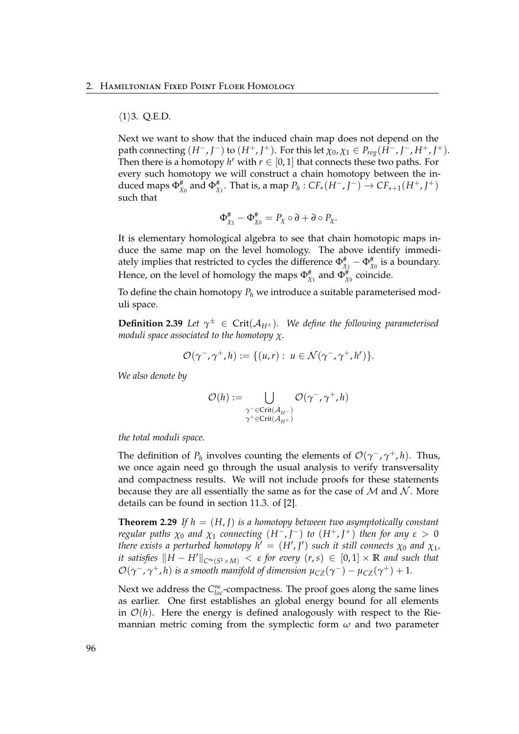⟨1⟩3. Q.E.D.

Next we want to show that the induced chain map does not depend on the path connecting $(H^-, J^-)$ to $(H^+, J^+)$. For this let $\chi_0, \chi_1 \in P_{reg}(H^-, J^-, H^+, J^+)$. Then there is a homotopy $h^r$ with $r \in [0,1]$ that connects these two paths. For every such homotopy we will construct a chain homotopy between the induced maps $\Phi^\#_{\chi_0}$ and $\Phi^\#_{\chi_1}$. That is, a map $P_h : CF_*(H^-, J^-) \to CF_{*+1}(H^+, J^+)$ such that

$$\Phi^\#_{\chi_1} - \Phi^\#_{\chi_0} = P_\chi \circ \partial + \partial \circ P_\chi.$$

It is elementary homological algebra to see that chain homotopic maps induce the same map on the level homology. The above identify immediately implies that restricted to cycles the difference $\Phi^\#_{\chi_1} - \Phi^\#_{\chi_0}$ is a boundary. Hence, on the level of homology the maps $\Phi^\#_{\chi_1}$ and $\Phi^\#_{\chi_0}$ coincide.

To define the chain homotopy $P_h$ we introduce a suitable parameterised moduli space.

**Definition 2.39** *Let $\gamma^\pm \in \mathrm{Crit}(\mathcal{A}_{H^\pm})$. We define the following parameterised moduli space associated to the homotopy $\chi$.*

$$\mathcal{O}(\gamma^-, \gamma^+, h) := \{(u, r) : \ u \in \mathcal{N}(\gamma^-, \gamma^+, h^r)\}.$$

*We also denote by*

$$\mathcal{O}(h) := \bigcup_{\substack{\gamma^- \in \mathrm{Crit}(\mathcal{A}_{H^-}) \\ \gamma^+ \in \mathrm{Crit}(\mathcal{A}_{H^+})}} \mathcal{O}(\gamma^-, \gamma^+, h)$$

*the total moduli space.*

The definition of $P_h$ involves counting the elements of $\mathcal{O}(\gamma^-, \gamma^+, h)$. Thus, we once again need go through the usual analysis to verify transversality and compactness results. We will not include proofs for these statements because they are all essentially the same as for the case of $\mathcal{M}$ and $\mathcal{N}$. More details can be found in section 11.3. of [2].

**Theorem 2.29** *If $h = (H, J)$ is a homotopy between two asymptotically constant regular paths $\chi_0$ and $\chi_1$ connecting $(H^-, J^-)$ to $(H^+, J^+)$ then for any $\varepsilon > 0$ there exists a perturbed homotopy $h' = (H', J')$ such it still connects $\chi_0$ and $\chi_1$, it satisfies $\|H - H'\|_{C^\infty(S^1 \times M)} < \varepsilon$ for every $(r, s) \in [0,1] \times \mathbb{R}$ and such that $\mathcal{O}(\gamma^-, \gamma^+, h)$ is a smooth manifold of dimension $\mu_{CZ}(\gamma^-) - \mu_{CZ}(\gamma^+) + 1$.*

Next we address the $C^\infty_{loc}$-compactness. The proof goes along the same lines as earlier. One first establishes an global energy bound for all elements in $\mathcal{O}(h)$. Here the energy is defined analogously with respect to the Riemannian metric coming from the symplectic form $\omega$ and two parameter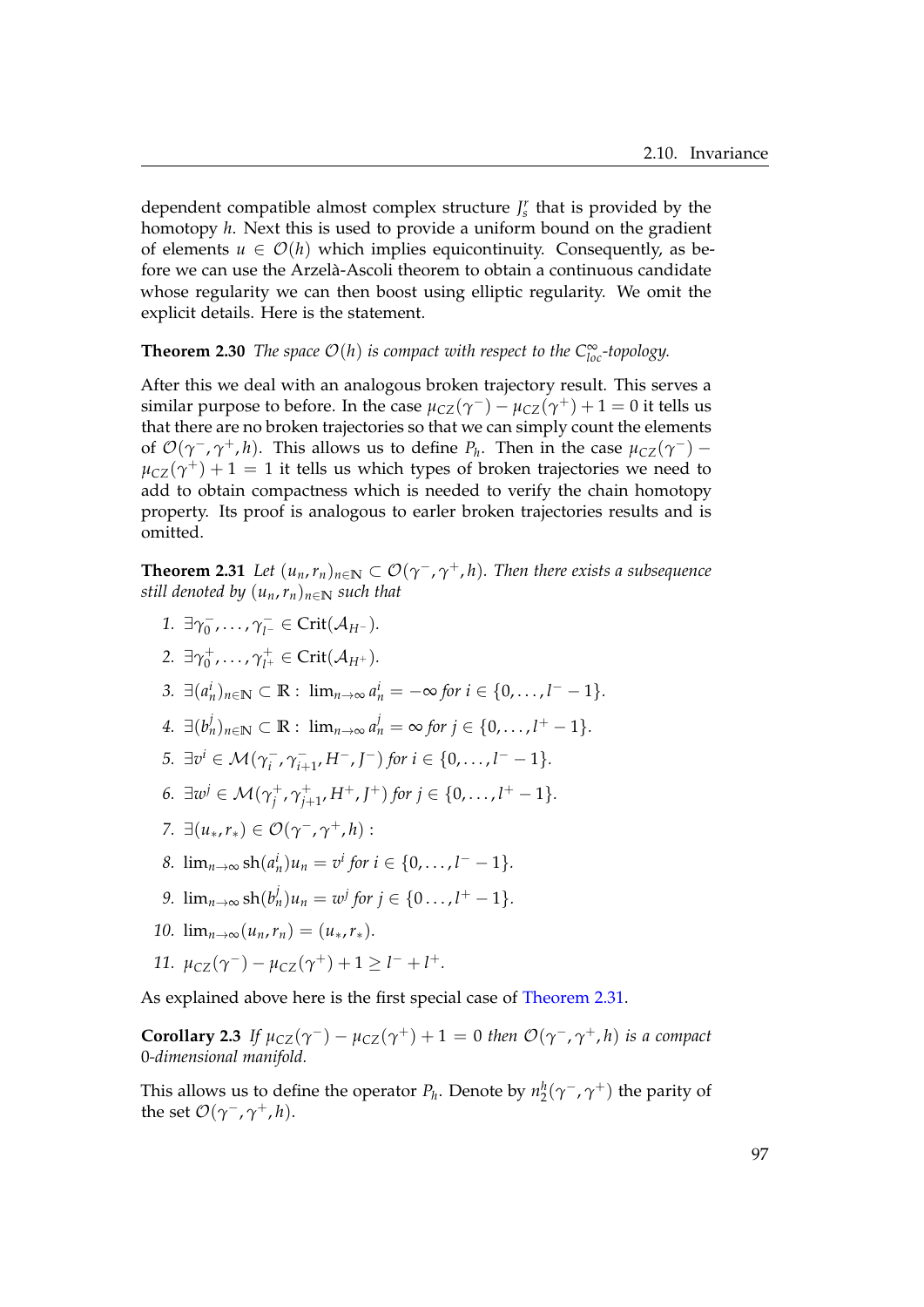dependent compatible almost complex structure $J_s^r$ that is provided by the homotopy $h$. Next this is used to provide a uniform bound on the gradient of elements $u \in \mathcal{O}(h)$ which implies equicontinuity. Consequently, as before we can use the Arzelà-Ascoli theorem to obtain a continuous candidate whose regularity we can then boost using elliptic regularity. We omit the explicit details. Here is the statement.

**Theorem 2.30** *The space $\mathcal{O}(h)$ is compact with respect to the $C^\infty_{loc}$-topology.*

After this we deal with an analogous broken trajectory result. This serves a similar purpose to before. In the case $\mu_{CZ}(\gamma^-) - \mu_{CZ}(\gamma^+) + 1 = 0$ it tells us that there are no broken trajectories so that we can simply count the elements of $\mathcal{O}(\gamma^-, \gamma^+, h)$. This allows us to define $P_h$. Then in the case $\mu_{CZ}(\gamma^-) - \mu_{CZ}(\gamma^+) + 1 = 1$ it tells us which types of broken trajectories we need to add to obtain compactness which is needed to verify the chain homotopy property. Its proof is analogous to earler broken trajectories results and is omitted.

**Theorem 2.31** *Let $(u_n, r_n)_{n \in \mathbb{N}} \subset \mathcal{O}(\gamma^-, \gamma^+, h)$. Then there exists a subsequence still denoted by $(u_n, r_n)_{n \in \mathbb{N}}$ such that*

1. $\exists \gamma_0^-, \dots, \gamma_{l^-}^- \in \mathrm{Crit}(\mathcal{A}_{H^-})$.
2. $\exists \gamma_0^+, \dots, \gamma_{l^+}^+ \in \mathrm{Crit}(\mathcal{A}_{H^+})$.
3. $\exists (a_n^i)_{n \in \mathbb{N}} \subset \mathbb{R} : \lim_{n \to \infty} a_n^i = -\infty$ *for* $i \in \{0, \dots, l^- - 1\}$.
4. $\exists (b_n^j)_{n \in \mathbb{N}} \subset \mathbb{R} : \lim_{n \to \infty} a_n^j = \infty$ *for* $j \in \{0, \dots, l^+ - 1\}$.
5. $\exists v^i \in \mathcal{M}(\gamma_i^-, \gamma_{i+1}^-, H^-, J^-)$ *for* $i \in \{0, \dots, l^- - 1\}$.
6. $\exists w^j \in \mathcal{M}(\gamma_j^+, \gamma_{j+1}^+, H^+, J^+)$ *for* $j \in \{0, \dots, l^+ - 1\}$.
7. $\exists (u_*, r_*) \in \mathcal{O}(\gamma^-, \gamma^+, h) :$
8. $\lim_{n \to \infty} \mathrm{sh}(a_n^i) u_n = v^i$ *for* $i \in \{0, \dots, l^- - 1\}$.
9. $\lim_{n \to \infty} \mathrm{sh}(b_n^j) u_n = w^j$ *for* $j \in \{0 \dots, l^+ - 1\}$.
10. $\lim_{n \to \infty} (u_n, r_n) = (u_*, r_*)$.
11. $\mu_{CZ}(\gamma^-) - \mu_{CZ}(\gamma^+) + 1 \geq l^- + l^+$.

As explained above here is the first special case of Theorem 2.31.

**Corollary 2.3** *If $\mu_{CZ}(\gamma^-) - \mu_{CZ}(\gamma^+) + 1 = 0$ then $\mathcal{O}(\gamma^-, \gamma^+, h)$ is a compact 0-dimensional manifold.*

This allows us to define the operator $P_h$. Denote by $n_2^h(\gamma^-, \gamma^+)$ the parity of the set $\mathcal{O}(\gamma^-, \gamma^+, h)$.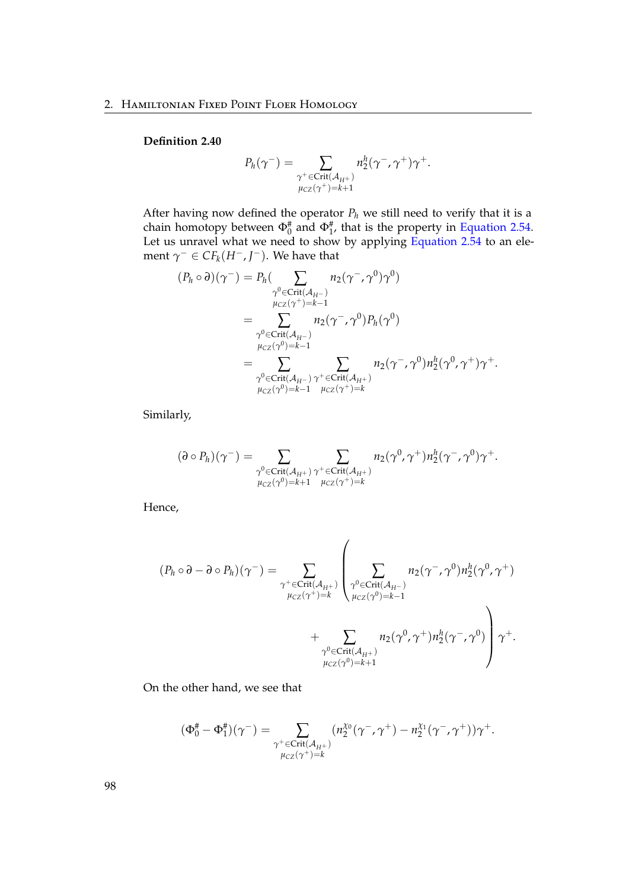**Definition 2.40**

$$P_h(\gamma^-) = \sum_{\substack{\gamma^+ \in \mathrm{Crit}(\mathcal{A}_{H^+}) \\ \mu_{CZ}(\gamma^+) = k+1}} n_2^h(\gamma^-, \gamma^+)\gamma^+.$$

After having now defined the operator $P_h$ we still need to verify that it is a chain homotopy between $\Phi_0^\#$ and $\Phi_1^\#$, that is the property in Equation 2.54. Let us unravel what we need to show by applying Equation 2.54 to an element $\gamma^- \in CF_k(H^-, J^-)$. We have that

$$\begin{aligned}
(P_h \circ \partial)(\gamma^-) &= P_h\Big( \sum_{\substack{\gamma^0 \in \mathrm{Crit}(\mathcal{A}_{H^-}) \\ \mu_{CZ}(\gamma^+) = k-1}} n_2(\gamma^-, \gamma^0)\gamma^0 \Big) \\
&= \sum_{\substack{\gamma^0 \in \mathrm{Crit}(\mathcal{A}_{H^-}) \\ \mu_{CZ}(\gamma^0) = k-1}} n_2(\gamma^-, \gamma^0) P_h(\gamma^0) \\
&= \sum_{\substack{\gamma^0 \in \mathrm{Crit}(\mathcal{A}_{H^-}) \\ \mu_{CZ}(\gamma^0) = k-1}} \sum_{\substack{\gamma^+ \in \mathrm{Crit}(\mathcal{A}_{H^+}) \\ \mu_{CZ}(\gamma^+) = k}} n_2(\gamma^-, \gamma^0) n_2^h(\gamma^0, \gamma^+)\gamma^+.
\end{aligned}$$

Similarly,

$$(\partial \circ P_h)(\gamma^-) = \sum_{\substack{\gamma^0 \in \mathrm{Crit}(\mathcal{A}_{H^+}) \\ \mu_{CZ}(\gamma^0) = k+1}} \sum_{\substack{\gamma^+ \in \mathrm{Crit}(\mathcal{A}_{H^+}) \\ \mu_{CZ}(\gamma^+) = k}} n_2(\gamma^0, \gamma^+) n_2^h(\gamma^-, \gamma^0)\gamma^+.$$

Hence,

$$\begin{aligned}
(P_h \circ \partial - \partial \circ P_h)(\gamma^-) = \sum_{\substack{\gamma^+ \in \mathrm{Crit}(\mathcal{A}_{H^+}) \\ \mu_{CZ}(\gamma^+) = k}} \Bigg( &\sum_{\substack{\gamma^0 \in \mathrm{Crit}(\mathcal{A}_{H^-}) \\ \mu_{CZ}(\gamma^0) = k-1}} n_2(\gamma^-, \gamma^0) n_2^h(\gamma^0, \gamma^+) \\
&+ \sum_{\substack{\gamma^0 \in \mathrm{Crit}(\mathcal{A}_{H^+}) \\ \mu_{CZ}(\gamma^0) = k+1}} n_2(\gamma^0, \gamma^+) n_2^h(\gamma^-, \gamma^0) \Bigg) \gamma^+.
\end{aligned}$$

On the other hand, we see that

$$(\Phi_0^\# - \Phi_1^\#)(\gamma^-) = \sum_{\substack{\gamma^+ \in \mathrm{Crit}(\mathcal{A}_{H^+}) \\ \mu_{CZ}(\gamma^+) = k}} (n_2^{\chi_0}(\gamma^-, \gamma^+) - n_2^{\chi_1}(\gamma^-, \gamma^+))\gamma^+.$$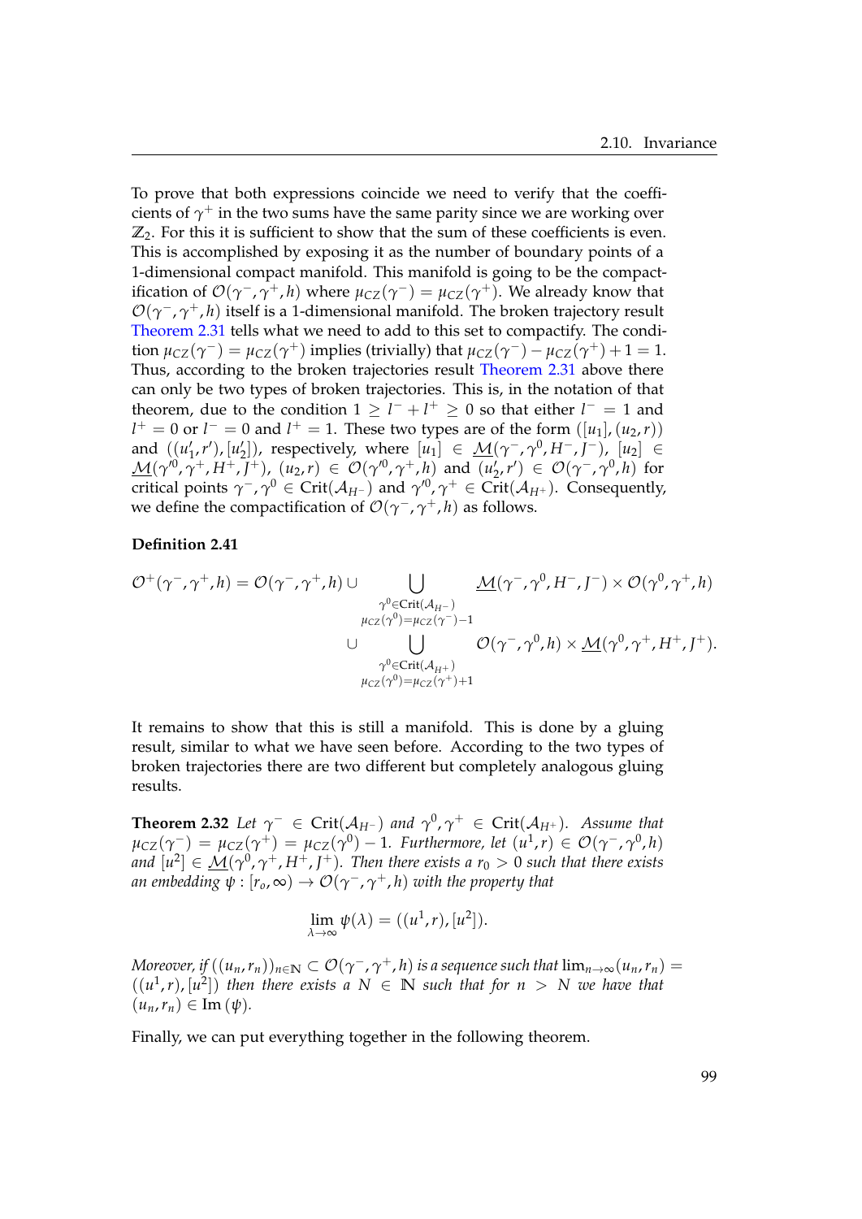To prove that both expressions coincide we need to verify that the coefficients of $\gamma^+$ in the two sums have the same parity since we are working over $\mathbb{Z}_2$. For this it is sufficient to show that the sum of these coefficients is even. This is accomplished by exposing it as the number of boundary points of a 1-dimensional compact manifold. This manifold is going to be the compactification of $\mathcal{O}(\gamma^-, \gamma^+, h)$ where $\mu_{CZ}(\gamma^-) = \mu_{CZ}(\gamma^+)$. We already know that $\mathcal{O}(\gamma^-, \gamma^+, h)$ itself is a 1-dimensional manifold. The broken trajectory result Theorem 2.31 tells what we need to add to this set to compactify. The condition $\mu_{CZ}(\gamma^-) = \mu_{CZ}(\gamma^+)$ implies (trivially) that $\mu_{CZ}(\gamma^-) - \mu_{CZ}(\gamma^+) + 1 = 1$. Thus, according to the broken trajectories result Theorem 2.31 above there can only be two types of broken trajectories. This is, in the notation of that theorem, due to the condition $1 \geq l^- + l^+ \geq 0$ so that either $l^- = 1$ and $l^+ = 0$ or $l^- = 0$ and $l^+ = 1$. These two types are of the form $([u_1], (u_2, r))$ and $((u_1', r'), [u_2'])$, respectively, where $[u_1] \in \underline{\mathcal{M}}(\gamma^-, \gamma^0, H^-, J^-)$, $[u_2] \in \underline{\mathcal{M}}(\gamma'^0, \gamma^+, H^+, J^+)$, $(u_2, r) \in \mathcal{O}(\gamma'^0, \gamma^+, h)$ and $(u_2', r') \in \mathcal{O}(\gamma^-, \gamma^0, h)$ for critical points $\gamma^-, \gamma^0 \in \mathrm{Crit}(\mathcal{A}_{H^-})$ and $\gamma'^0, \gamma^+ \in \mathrm{Crit}(\mathcal{A}_{H^+})$. Consequently, we define the compactification of $\mathcal{O}(\gamma^-, \gamma^+, h)$ as follows.

**Definition 2.41**

$$
\begin{aligned}
\mathcal{O}^+(\gamma^-, \gamma^+, h) = \mathcal{O}(\gamma^-, \gamma^+, h) \cup & \bigcup_{\substack{\gamma^0 \in \mathrm{Crit}(\mathcal{A}_{H^-}) \\ \mu_{CZ}(\gamma^0) = \mu_{CZ}(\gamma^-) - 1}} \underline{\mathcal{M}}(\gamma^-, \gamma^0, H^-, J^-) \times \mathcal{O}(\gamma^0, \gamma^+, h) \\
\cup & \bigcup_{\substack{\gamma^0 \in \mathrm{Crit}(\mathcal{A}_{H^+}) \\ \mu_{CZ}(\gamma^0) = \mu_{CZ}(\gamma^+) + 1}} \mathcal{O}(\gamma^-, \gamma^0, h) \times \underline{\mathcal{M}}(\gamma^0, \gamma^+, H^+, J^+).
\end{aligned}
$$

It remains to show that this is still a manifold. This is done by a gluing result, similar to what we have seen before. According to the two types of broken trajectories there are two different but completely analogous gluing results.

**Theorem 2.32** *Let $\gamma^- \in \mathrm{Crit}(\mathcal{A}_{H^-})$ and $\gamma^0, \gamma^+ \in \mathrm{Crit}(\mathcal{A}_{H^+})$. Assume that $\mu_{CZ}(\gamma^-) = \mu_{CZ}(\gamma^+) = \mu_{CZ}(\gamma^0) - 1$. Furthermore, let $(u^1, r) \in \mathcal{O}(\gamma^-, \gamma^0, h)$ and $[u^2] \in \underline{\mathcal{M}}(\gamma^0, \gamma^+, H^+, J^+)$. Then there exists a $r_0 > 0$ such that there exists an embedding $\psi : [r_o, \infty) \to \mathcal{O}(\gamma^-, \gamma^+, h)$ with the property that*

$$
\lim_{\lambda \to \infty} \psi(\lambda) = ((u^1, r), [u^2]).
$$

*Moreover, if $((u_n, r_n))_{n \in \mathbb{N}} \subset \mathcal{O}(\gamma^-, \gamma^+, h)$ is a sequence such that $\lim_{n \to \infty}(u_n, r_n) = ((u^1, r), [u^2])$ then there exists a $N \in \mathbb{N}$ such that for $n > N$ we have that $(u_n, r_n) \in \mathrm{Im}\,(\psi)$.*

Finally, we can put everything together in the following theorem.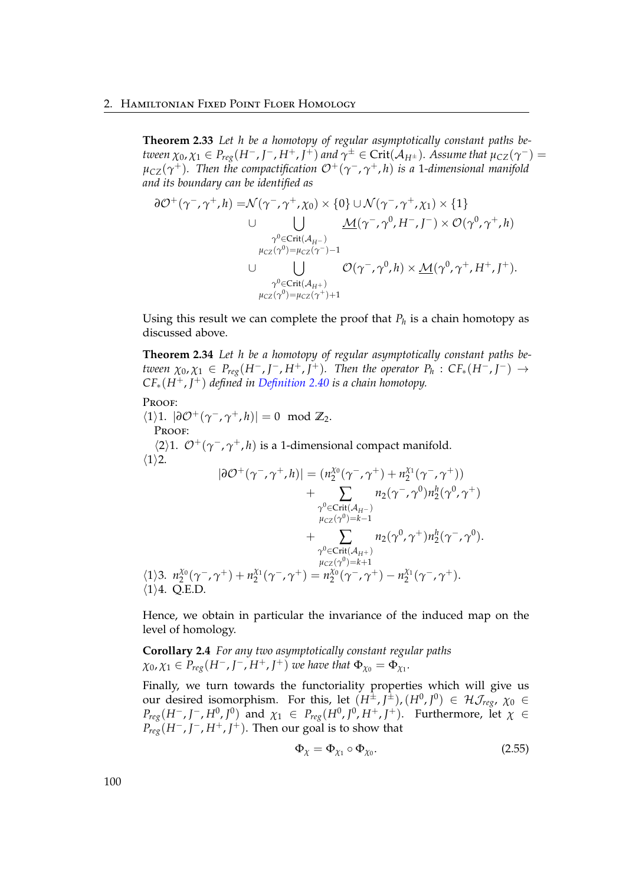**Theorem 2.33** *Let $h$ be a homotopy of regular asymptotically constant paths between $\chi_0, \chi_1 \in P_{reg}(H^-, J^-, H^+, J^+)$ and $\gamma^\pm \in \mathrm{Crit}(\mathcal{A}_{H^\pm})$. Assume that $\mu_{CZ}(\gamma^-) = \mu_{CZ}(\gamma^+)$. Then the compactification $\mathcal{O}^+(\gamma^-, \gamma^+, h)$ is a 1-dimensional manifold and its boundary can be identified as*

$$
\begin{aligned}
\partial\mathcal{O}^+(\gamma^-, \gamma^+, h) = & \mathcal{N}(\gamma^-, \gamma^+, \chi_0) \times \{0\} \cup \mathcal{N}(\gamma^-, \gamma^+, \chi_1) \times \{1\} \\
& \cup \bigcup_{\substack{\gamma^0 \in \mathrm{Crit}(\mathcal{A}_{H^-}) \\ \mu_{CZ}(\gamma^0) = \mu_{CZ}(\gamma^-) - 1}} \underline{\mathcal{M}}(\gamma^-, \gamma^0, H^-, J^-) \times \mathcal{O}(\gamma^0, \gamma^+, h) \\
& \cup \bigcup_{\substack{\gamma^0 \in \mathrm{Crit}(\mathcal{A}_{H^+}) \\ \mu_{CZ}(\gamma^0) = \mu_{CZ}(\gamma^+) + 1}} \mathcal{O}(\gamma^-, \gamma^0, h) \times \underline{\mathcal{M}}(\gamma^0, \gamma^+, H^+, J^+).
\end{aligned}
$$

Using this result we can complete the proof that $P_h$ is a chain homotopy as discussed above.

**Theorem 2.34** *Let $h$ be a homotopy of regular asymptotically constant paths between $\chi_0, \chi_1 \in P_{reg}(H^-, J^-, H^+, J^+)$. Then the operator $P_h : CF_*(H^-, J^-) \to CF_*(H^+, J^+)$ defined in Definition 2.40 is a chain homotopy.*

PROOF:

$\langle 1 \rangle 1.$ $|\partial\mathcal{O}^+(\gamma^-, \gamma^+, h)| = 0 \mod \mathbb{Z}_2$.

PROOF:

$\langle 2 \rangle 1.$ $\mathcal{O}^+(\gamma^-, \gamma^+, h)$ is a 1-dimensional compact manifold.

$\langle 1 \rangle 2.$

$$
\begin{aligned}
|\partial\mathcal{O}^+(\gamma^-, \gamma^+, h)| = & (n_2^{\chi_0}(\gamma^-, \gamma^+) + n_2^{\chi_1}(\gamma^-, \gamma^+)) \\
& + \sum_{\substack{\gamma^0 \in \mathrm{Crit}(\mathcal{A}_{H^-}) \\ \mu_{CZ}(\gamma^0) = k-1}} n_2(\gamma^-, \gamma^0) n_2^h(\gamma^0, \gamma^+) \\
& + \sum_{\substack{\gamma^0 \in \mathrm{Crit}(\mathcal{A}_{H^+}) \\ \mu_{CZ}(\gamma^0) = k+1}} n_2(\gamma^0, \gamma^+) n_2^h(\gamma^-, \gamma^0).
\end{aligned}
$$

$\langle 1 \rangle 3.$ $n_2^{\chi_0}(\gamma^-, \gamma^+) + n_2^{\chi_1}(\gamma^-, \gamma^+) = n_2^{\chi_0}(\gamma^-, \gamma^+) - n_2^{\chi_1}(\gamma^-, \gamma^+)$.

$\langle 1 \rangle 4.$ Q.E.D.

Hence, we obtain in particular the invariance of the induced map on the level of homology.

**Corollary 2.4** *For any two asymptotically constant regular paths $\chi_0, \chi_1 \in P_{reg}(H^-, J^-, H^+, J^+)$ we have that $\Phi_{\chi_0} = \Phi_{\chi_1}$.*

Finally, we turn towards the functoriality properties which will give us our desired isomorphism. For this, let $(H^\pm, J^\pm), (H^0, J^0) \in \mathcal{HJ}_{reg}$, $\chi_0 \in P_{reg}(H^-, J^-, H^0, J^0)$ and $\chi_1 \in P_{reg}(H^0, J^0, H^+, J^+)$. Furthermore, let $\chi \in P_{reg}(H^-, J^-, H^+, J^+)$. Then our goal is to show that

$$
\Phi_\chi = \Phi_{\chi_1} \circ \Phi_{\chi_0}. \tag{2.55}
$$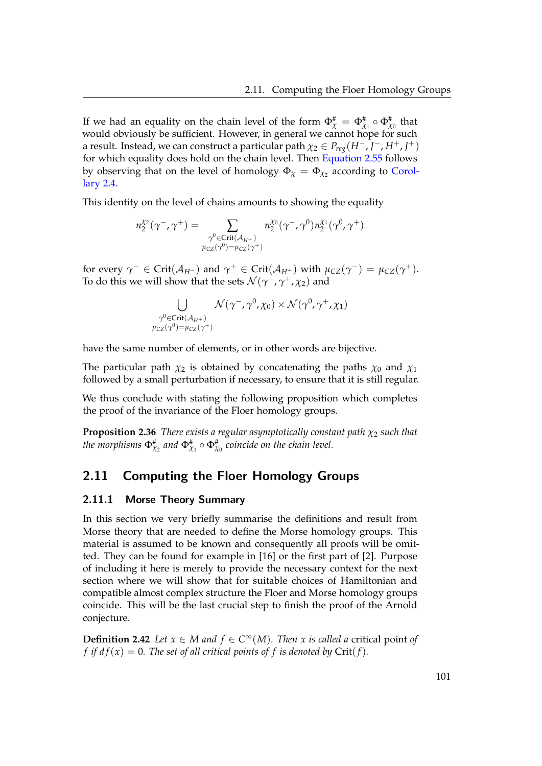If we had an equality on the chain level of the form $\Phi^\#_\chi = \Phi^\#_{\chi_1} \circ \Phi^\#_{\chi_0}$ that would obviously be sufficient. However, in general we cannot hope for such a result. Instead, we can construct a particular path $\chi_2 \in P_{reg}(H^-, J^-, H^+, J^+)$ for which equality does hold on the chain level. Then Equation 2.55 follows by observing that on the level of homology $\Phi_\chi = \Phi_{\chi_2}$ according to Corollary 2.4.

This identity on the level of chains amounts to showing the equality

$$n_2^{\chi_2}(\gamma^-, \gamma^+) = \sum_{\substack{\gamma^0 \in \mathrm{Crit}(\mathcal{A}_{H^+}) \\ \mu_{CZ}(\gamma^0) = \mu_{CZ}(\gamma^+)}} n_2^{\chi_0}(\gamma^-, \gamma^0) n_2^{\chi_1}(\gamma^0, \gamma^+)$$

for every $\gamma^- \in \mathrm{Crit}(\mathcal{A}_{H^-})$ and $\gamma^+ \in \mathrm{Crit}(\mathcal{A}_{H^+})$ with $\mu_{CZ}(\gamma^-) = \mu_{CZ}(\gamma^+)$. To do this we will show that the sets $\mathcal{N}(\gamma^-, \gamma^+, \chi_2)$ and

$$\bigcup_{\substack{\gamma^0 \in \mathrm{Crit}(\mathcal{A}_{H^+}) \\ \mu_{CZ}(\gamma^0) = \mu_{CZ}(\gamma^+)}} \mathcal{N}(\gamma^-, \gamma^0, \chi_0) \times \mathcal{N}(\gamma^0, \gamma^+, \chi_1)$$

have the same number of elements, or in other words are bijective.

The particular path $\chi_2$ is obtained by concatenating the paths $\chi_0$ and $\chi_1$ followed by a small perturbation if necessary, to ensure that it is still regular.

We thus conclude with stating the following proposition which completes the proof of the invariance of the Floer homology groups.

**Proposition 2.36** *There exists a regular asymptotically constant path $\chi_2$ such that the morphisms $\Phi^\#_{\chi_2}$ and $\Phi^\#_{\chi_1} \circ \Phi^\#_{\chi_0}$ coincide on the chain level.*

## 2.11 Computing the Floer Homology Groups

### 2.11.1 Morse Theory Summary

In this section we very briefly summarise the definitions and result from Morse theory that are needed to define the Morse homology groups. This material is assumed to be known and consequently all proofs will be omitted. They can be found for example in [16] or the first part of [2]. Purpose of including it here is merely to provide the necessary context for the next section where we will show that for suitable choices of Hamiltonian and compatible almost complex structure the Floer and Morse homology groups coincide. This will be the last crucial step to finish the proof of the Arnold conjecture.

**Definition 2.42** *Let $x \in M$ and $f \in C^\infty(M)$. Then $x$ is called a* critical point *of $f$ if $df(x) = 0$. The set of all critical points of $f$ is denoted by* $\mathrm{Crit}(f)$.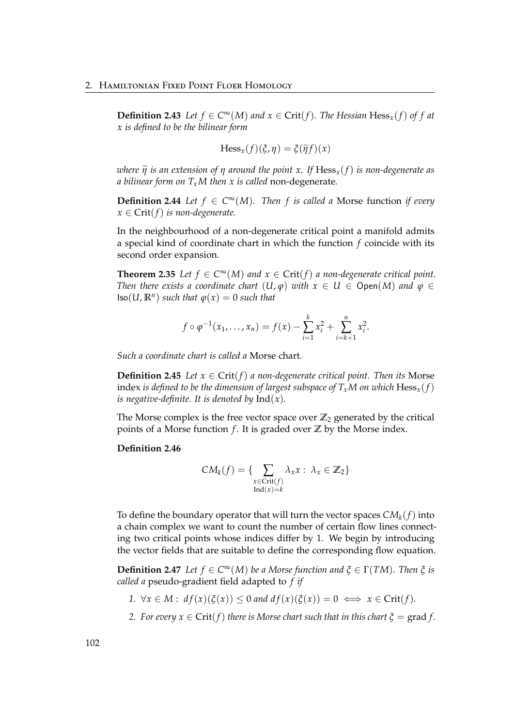**Definition 2.43** *Let $f \in C^\infty(M)$ and $x \in \mathrm{Crit}(f)$. The Hessian $\mathrm{Hess}_x(f)$ of $f$ at $x$ is defined to be the bilinear form*

$$\mathrm{Hess}_x(f)(\xi, \eta) = \xi(\widetilde{\eta} f)(x)$$

*where $\widetilde{\eta}$ is an extension of $\eta$ around the point $x$. If $\mathrm{Hess}_x(f)$ is non-degenerate as a bilinear form on $T_x M$ then $x$ is called* non-degenerate*.*

**Definition 2.44** *Let $f \in C^\infty(M)$. Then $f$ is called a* Morse function *if every $x \in \mathrm{Crit}(f)$ is non-degenerate.*

In the neighbourhood of a non-degenerate critical point a manifold admits a special kind of coordinate chart in which the function $f$ coincide with its second order expansion.

**Theorem 2.35** *Let $f \in C^\infty(M)$ and $x \in \mathrm{Crit}(f)$ a non-degenerate critical point. Then there exists a coordinate chart $(U, \varphi)$ with $x \in U \in \mathsf{Open}(M)$ and $\varphi \in \mathsf{Iso}(U, \mathbb{R}^n)$ such that $\varphi(x) = 0$ such that*

$$f \circ \varphi^{-1}(x_1, \ldots, x_n) = f(x) - \sum_{i=1}^{k} x_i^2 + \sum_{i=k+1}^{n} x_i^2.$$

*Such a coordinate chart is called a* Morse chart*.*

**Definition 2.45** *Let $x \in \mathrm{Crit}(f)$ a non-degenerate critical point. Then its* Morse index *is defined to be the dimension of largest subspace of $T_x M$ on which $\mathrm{Hess}_x(f)$ is negative-definite. It is denoted by $\mathrm{Ind}(x)$.*

The Morse complex is the free vector space over $\mathbb{Z}_2$ generated by the critical points of a Morse function $f$. It is graded over $\mathbb{Z}$ by the Morse index.

**Definition 2.46**

$$CM_k(f) = \{ \sum_{\substack{x \in \mathrm{Crit}(f) \\ \mathrm{Ind}(x) = k}} \lambda_x x : \; \lambda_x \in \mathbb{Z}_2 \}$$

To define the boundary operator that will turn the vector spaces $CM_k(f)$ into a chain complex we want to count the number of certain flow lines connecting two critical points whose indices differ by 1. We begin by introducing the vector fields that are suitable to define the corresponding flow equation.

**Definition 2.47** *Let $f \in C^\infty(M)$ be a Morse function and $\xi \in \Gamma(TM)$. Then $\xi$ is called a* pseudo-gradient field adapted to *$f$ if*

1. *$\forall x \in M : \; df(x)(\xi(x)) \leq 0$ and $df(x)(\xi(x)) = 0 \iff x \in \mathrm{Crit}(f)$.*
2. *For every $x \in \mathrm{Crit}(f)$ there is Morse chart such that in this chart $\xi = \mathrm{grad}\, f$.*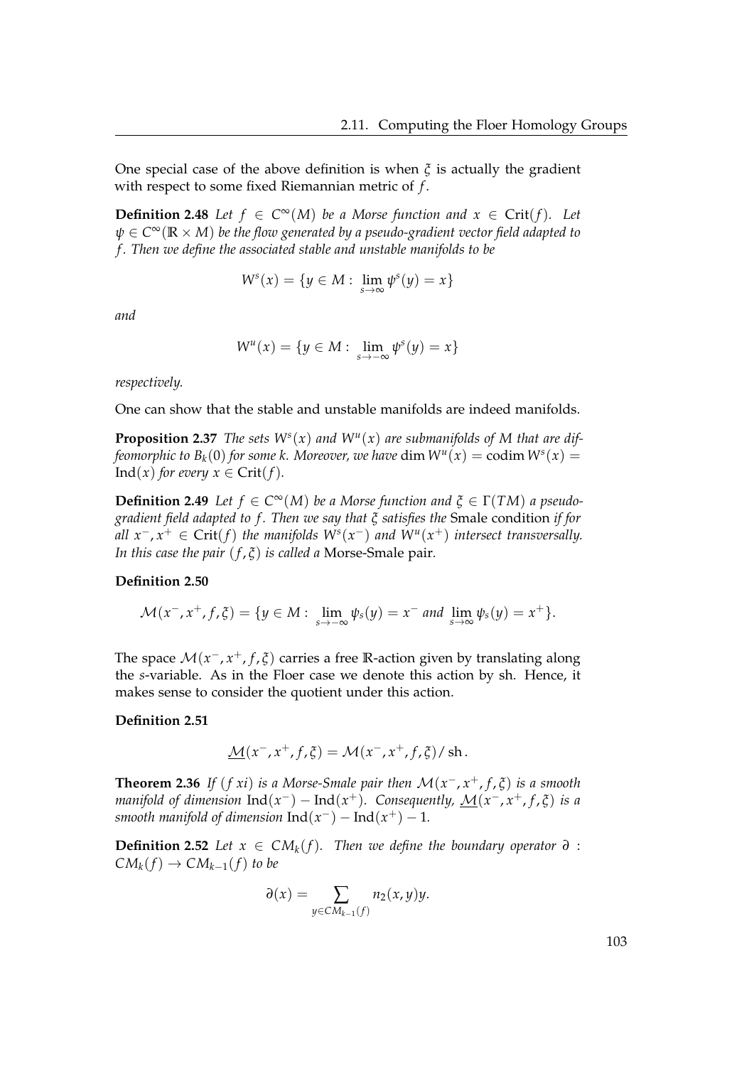One special case of the above definition is when $\xi$ is actually the gradient with respect to some fixed Riemannian metric of $f$.

**Definition 2.48** *Let $f \in C^\infty(M)$ be a Morse function and $x \in \text{Crit}(f)$. Let $\psi \in C^\infty(\mathbb{R} \times M)$ be the flow generated by a pseudo-gradient vector field adapted to $f$. Then we define the associated stable and unstable manifolds to be*

$$W^s(x) = \{y \in M : \lim_{s \to \infty} \psi^s(y) = x\}$$

*and*

$$W^u(x) = \{y \in M : \lim_{s \to -\infty} \psi^s(y) = x\}$$

*respectively.*

One can show that the stable and unstable manifolds are indeed manifolds.

**Proposition 2.37** *The sets $W^s(x)$ and $W^u(x)$ are submanifolds of $M$ that are diffeomorphic to $B_k(0)$ for some $k$. Moreover, we have $\dim W^u(x) = \operatorname{codim} W^s(x) = \operatorname{Ind}(x)$ for every $x \in \text{Crit}(f)$.*

**Definition 2.49** *Let $f \in C^\infty(M)$ be a Morse function and $\xi \in \Gamma(TM)$ a pseudo-gradient field adapted to $f$. Then we say that $\xi$ satisfies the* Smale condition *if for all $x^-, x^+ \in \text{Crit}(f)$ the manifolds $W^s(x^-)$ and $W^u(x^+)$ intersect transversally. In this case the pair $(f, \xi)$ is called a* Morse-Smale pair.

**Definition 2.50**

$$\mathcal{M}(x^-, x^+, f, \xi) = \{y \in M : \lim_{s \to -\infty} \psi_s(y) = x^- \text{ and } \lim_{s \to \infty} \psi_s(y) = x^+\}.$$

The space $\mathcal{M}(x^-, x^+, f, \xi)$ carries a free $\mathbb{R}$-action given by translating along the $s$-variable. As in the Floer case we denote this action by sh. Hence, it makes sense to consider the quotient under this action.

**Definition 2.51**

$$\underline{\mathcal{M}}(x^-, x^+, f, \xi) = \mathcal{M}(x^-, x^+, f, \xi) / \operatorname{sh}.$$

**Theorem 2.36** *If $(f\, xi)$ is a Morse-Smale pair then $\mathcal{M}(x^-, x^+, f, \xi)$ is a smooth manifold of dimension $\operatorname{Ind}(x^-) - \operatorname{Ind}(x^+)$. Consequently, $\underline{\mathcal{M}}(x^-, x^+, f, \xi)$ is a smooth manifold of dimension $\operatorname{Ind}(x^-) - \operatorname{Ind}(x^+) - 1$.*

**Definition 2.52** *Let $x \in CM_k(f)$. Then we define the boundary operator $\partial : CM_k(f) \to CM_{k-1}(f)$ to be*

$$\partial(x) = \sum_{y \in CM_{k-1}(f)} n_2(x, y) y.$$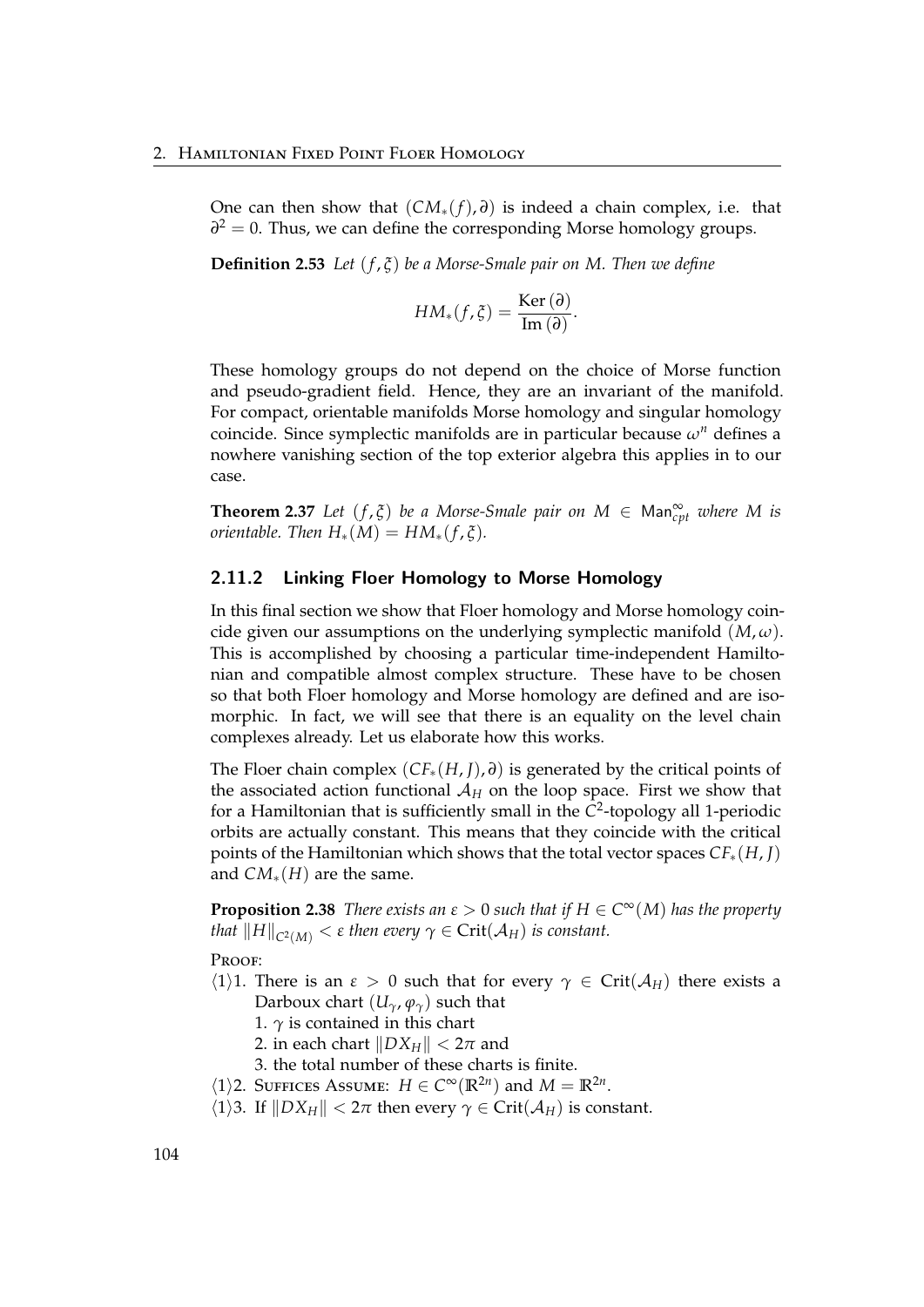One can then show that $(CM_*(f), \partial)$ is indeed a chain complex, i.e. that $\partial^2 = 0$. Thus, we can define the corresponding Morse homology groups.

**Definition 2.53** *Let $(f, \xi)$ be a Morse-Smale pair on $M$. Then we define*

$$HM_*(f, \xi) = \frac{\operatorname{Ker}(\partial)}{\operatorname{Im}(\partial)}.$$

These homology groups do not depend on the choice of Morse function and pseudo-gradient field. Hence, they are an invariant of the manifold. For compact, orientable manifolds Morse homology and singular homology coincide. Since symplectic manifolds are in particular because $\omega^n$ defines a nowhere vanishing section of the top exterior algebra this applies in to our case.

**Theorem 2.37** *Let $(f, \xi)$ be a Morse-Smale pair on $M \in \mathsf{Man}^\infty_{cpt}$ where $M$ is orientable. Then $H_*(M) = HM_*(f, \xi)$.*

### 2.11.2 Linking Floer Homology to Morse Homology

In this final section we show that Floer homology and Morse homology coincide given our assumptions on the underlying symplectic manifold $(M, \omega)$. This is accomplished by choosing a particular time-independent Hamiltonian and compatible almost complex structure. These have to be chosen so that both Floer homology and Morse homology are defined and are isomorphic. In fact, we will see that there is an equality on the level chain complexes already. Let us elaborate how this works.

The Floer chain complex $(CF_*(H, J), \partial)$ is generated by the critical points of the associated action functional $\mathcal{A}_H$ on the loop space. First we show that for a Hamiltonian that is sufficiently small in the $C^2$-topology all 1-periodic orbits are actually constant. This means that they coincide with the critical points of the Hamiltonian which shows that the total vector spaces $CF_*(H, J)$ and $CM_*(H)$ are the same.

**Proposition 2.38** *There exists an $\varepsilon > 0$ such that if $H \in C^\infty(M)$ has the property that $\|H\|_{C^2(M)} < \varepsilon$ then every $\gamma \in \operatorname{Crit}(\mathcal{A}_H)$ is constant.*

Proof:

$\langle 1 \rangle 1.$ There is an $\varepsilon > 0$ such that for every $\gamma \in \operatorname{Crit}(\mathcal{A}_H)$ there exists a Darboux chart $(U_\gamma, \varphi_\gamma)$ such that
   1. $\gamma$ is contained in this chart
   2. in each chart $\|DX_H\| < 2\pi$ and
   3. the total number of these charts is finite.

$\langle 1 \rangle 2.$ Suffices Assume: $H \in C^\infty(\mathbb{R}^{2n})$ and $M = \mathbb{R}^{2n}$.

$\langle 1 \rangle 3.$ If $\|DX_H\| < 2\pi$ then every $\gamma \in \operatorname{Crit}(\mathcal{A}_H)$ is constant.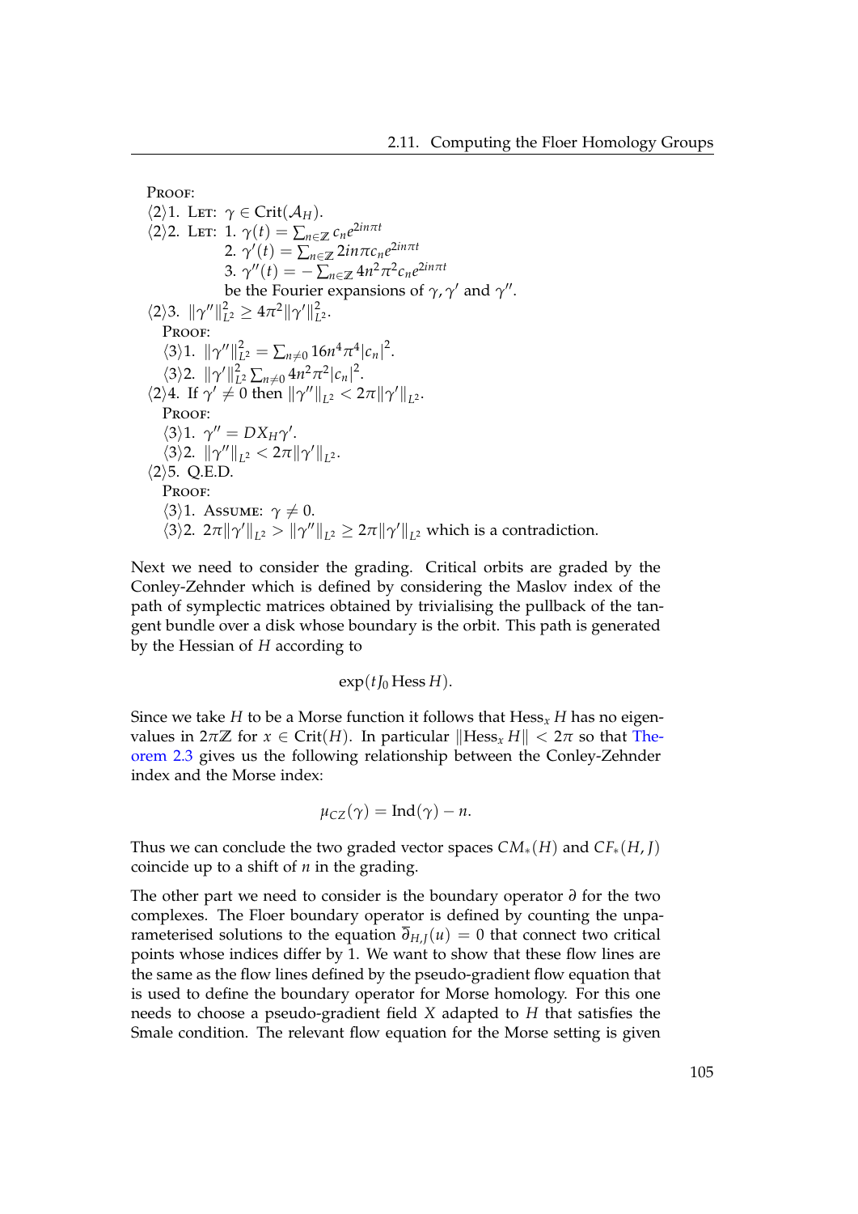PROOF:

$\langle 2\rangle 1.$ LET: $\gamma \in \mathrm{Crit}(\mathcal{A}_H)$.

$\langle 2\rangle 2.$ LET: 1. $\gamma(t) = \sum_{n\in\mathbb{Z}} c_n e^{2in\pi t}$

2. $\gamma'(t) = \sum_{n\in\mathbb{Z}} 2in\pi c_n e^{2in\pi t}$

3. $\gamma''(t) = -\sum_{n\in\mathbb{Z}} 4n^2\pi^2 c_n e^{2in\pi t}$

be the Fourier expansions of $\gamma, \gamma'$ and $\gamma''$.

$\langle 2\rangle 3.$ $\|\gamma''\|_{L^2}^2 \geq 4\pi^2 \|\gamma'\|_{L^2}^2$.

PROOF:

$\langle 3\rangle 1.$ $\|\gamma''\|_{L^2}^2 = \sum_{n\neq 0} 16n^4\pi^4 |c_n|^2$.

$\langle 3\rangle 2.$ $\|\gamma'\|_{L^2}^2 \sum_{n\neq 0} 4n^2\pi^2 |c_n|^2$.

$\langle 2\rangle 4.$ If $\gamma' \neq 0$ then $\|\gamma''\|_{L^2} < 2\pi \|\gamma'\|_{L^2}$.

PROOF:

$\langle 3\rangle 1.$ $\gamma'' = DX_H \gamma'$.

$\langle 3\rangle 2.$ $\|\gamma''\|_{L^2} < 2\pi \|\gamma'\|_{L^2}$.

$\langle 2\rangle 5.$ Q.E.D.

PROOF:

$\langle 3\rangle 1.$ ASSUME: $\gamma \neq 0$.

$\langle 3\rangle 2.$ $2\pi \|\gamma'\|_{L^2} > \|\gamma''\|_{L^2} \geq 2\pi \|\gamma'\|_{L^2}$ which is a contradiction.

Next we need to consider the grading. Critical orbits are graded by the Conley-Zehnder which is defined by considering the Maslov index of the path of symplectic matrices obtained by trivialising the pullback of the tangent bundle over a disk whose boundary is the orbit. This path is generated by the Hessian of $H$ according to

$$\exp(tJ_0 \,\mathrm{Hess}\, H).$$

Since we take $H$ to be a Morse function it follows that $\mathrm{Hess}_x H$ has no eigenvalues in $2\pi\mathbb{Z}$ for $x \in \mathrm{Crit}(H)$. In particular $\|\mathrm{Hess}_x H\| < 2\pi$ so that Theorem 2.3 gives us the following relationship between the Conley-Zehnder index and the Morse index:

$$\mu_{CZ}(\gamma) = \mathrm{Ind}(\gamma) - n.$$

Thus we can conclude the two graded vector spaces $CM_*(H)$ and $CF_*(H, J)$ coincide up to a shift of $n$ in the grading.

The other part we need to consider is the boundary operator $\partial$ for the two complexes. The Floer boundary operator is defined by counting the unparameterised solutions to the equation $\overline{\partial}_{H,J}(u) = 0$ that connect two critical points whose indices differ by 1. We want to show that these flow lines are the same as the flow lines defined by the pseudo-gradient flow equation that is used to define the boundary operator for Morse homology. For this one needs to choose a pseudo-gradient field $X$ adapted to $H$ that satisfies the Smale condition. The relevant flow equation for the Morse setting is given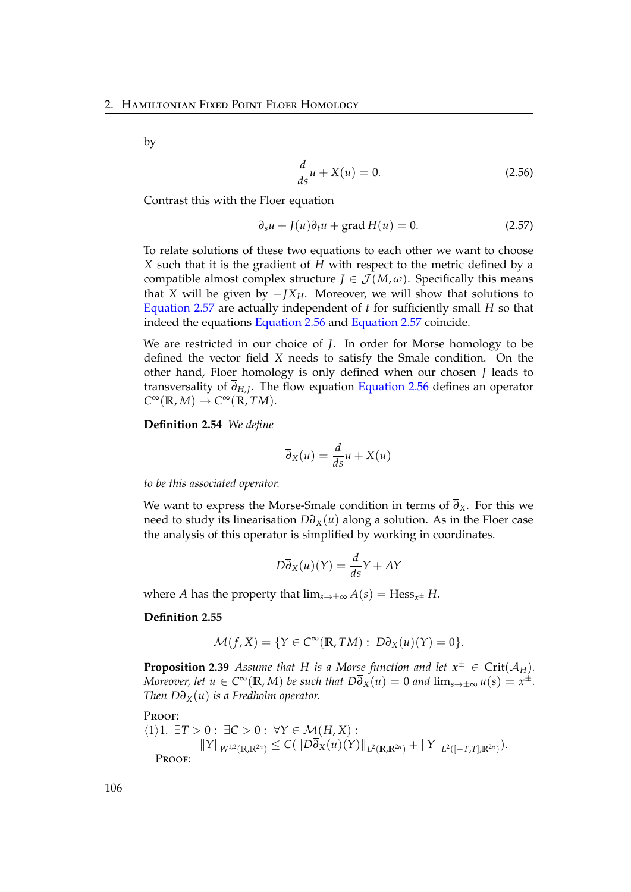by

$$\frac{d}{ds}u + X(u) = 0. \tag{2.56}$$

Contrast this with the Floer equation

$$\partial_s u + J(u)\partial_t u + \operatorname{grad} H(u) = 0. \tag{2.57}$$

To relate solutions of these two equations to each other we want to choose $X$ such that it is the gradient of $H$ with respect to the metric defined by a compatible almost complex structure $J \in \mathcal{J}(M, \omega)$. Specifically this means that $X$ will be given by $-JX_H$. Moreover, we will show that solutions to Equation 2.57 are actually independent of $t$ for sufficiently small $H$ so that indeed the equations Equation 2.56 and Equation 2.57 coincide.

We are restricted in our choice of $J$. In order for Morse homology to be defined the vector field $X$ needs to satisfy the Smale condition. On the other hand, Floer homology is only defined when our chosen $J$ leads to transversality of $\overline{\partial}_{H,J}$. The flow equation Equation 2.56 defines an operator $C^\infty(\mathbb{R}, M) \to C^\infty(\mathbb{R}, TM)$.

**Definition 2.54** *We define*

$$\overline{\partial}_X(u) = \frac{d}{ds}u + X(u)$$

*to be this associated operator.*

We want to express the Morse-Smale condition in terms of $\overline{\partial}_X$. For this we need to study its linearisation $D\overline{\partial}_X(u)$ along a solution. As in the Floer case the analysis of this operator is simplified by working in coordinates.

$$D\overline{\partial}_X(u)(Y) = \frac{d}{ds}Y + AY$$

where $A$ has the property that $\lim_{s \to \pm\infty} A(s) = \operatorname{Hess}_{x^\pm} H$.

**Definition 2.55**

$$\mathcal{M}(f, X) = \{Y \in C^\infty(\mathbb{R}, TM) : \; D\overline{\partial}_X(u)(Y) = 0\}.$$

**Proposition 2.39** *Assume that $H$ is a Morse function and let $x^\pm \in \operatorname{Crit}(\mathcal{A}_H)$. Moreover, let $u \in C^\infty(\mathbb{R}, M)$ be such that $D\overline{\partial}_X(u) = 0$ and $\lim_{s \to \pm\infty} u(s) = x^\pm$. Then $D\overline{\partial}_X(u)$ is a Fredholm operator.*

PROOF:
$\langle 1 \rangle 1.$ $\exists T > 0 : \; \exists C > 0 : \; \forall Y \in \mathcal{M}(H, X) :$
$$\|Y\|_{W^{1,2}(\mathbb{R}, \mathbb{R}^{2n})} \leq C(\|D\overline{\partial}_X(u)(Y)\|_{L^2(\mathbb{R}, \mathbb{R}^{2n})} + \|Y\|_{L^2([-T,T], \mathbb{R}^{2n})}).$$

PROOF: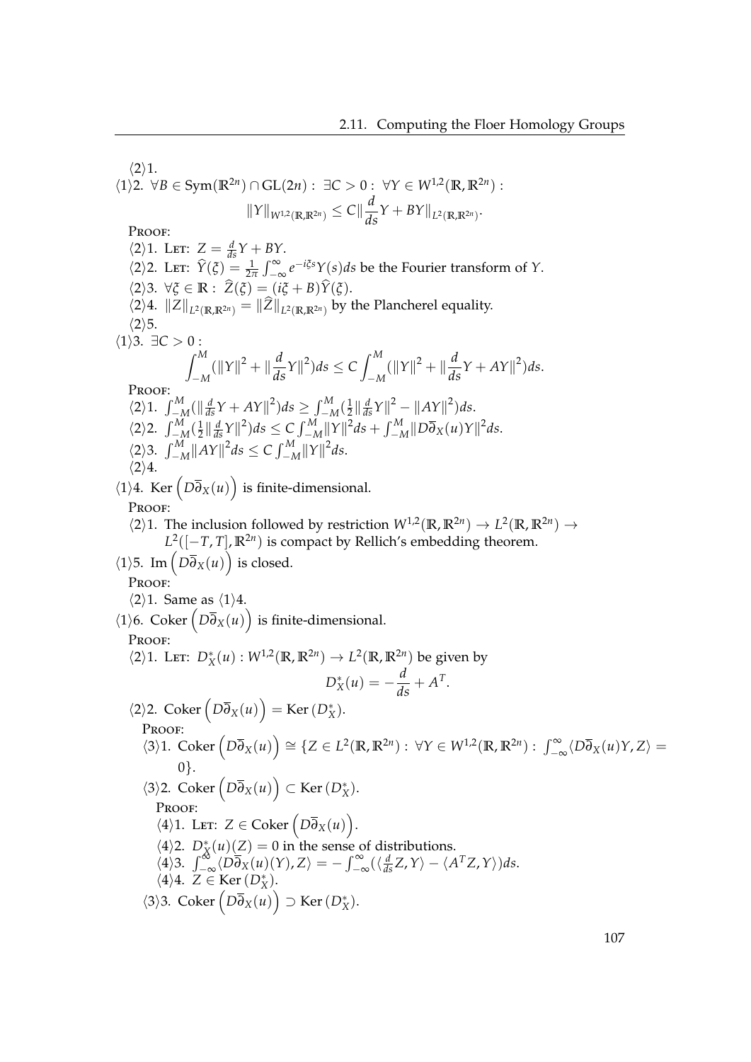⟨2⟩1.

⟨1⟩2. $\forall B \in \mathrm{Sym}(\mathbb{R}^{2n}) \cap \mathrm{GL}(2n) :\ \exists C > 0 :\ \forall Y \in W^{1,2}(\mathbb{R}, \mathbb{R}^{2n}) :$

$$\|Y\|_{W^{1,2}(\mathbb{R},\mathbb{R}^{2n})} \leq C \|\frac{d}{ds}Y + BY\|_{L^2(\mathbb{R},\mathbb{R}^{2n})}.$$

PROOF:

⟨2⟩1. LET: $Z = \frac{d}{ds}Y + BY$.

⟨2⟩2. LET: $\widehat{Y}(\xi) = \frac{1}{2\pi}\int_{-\infty}^{\infty} e^{-i\xi s} Y(s) ds$ be the Fourier transform of $Y$.

⟨2⟩3. $\forall \xi \in \mathbb{R} :\ \widehat{Z}(\xi) = (i\xi + B)\widehat{Y}(\xi)$.

⟨2⟩4. $\|Z\|_{L^2(\mathbb{R},\mathbb{R}^{2n})} = \|\widehat{Z}\|_{L^2(\mathbb{R},\mathbb{R}^{2n})}$ by the Plancherel equality.

⟨2⟩5.

⟨1⟩3. $\exists C > 0 :$

$$\int_{-M}^{M} (\|Y\|^2 + \|\frac{d}{ds}Y\|^2) ds \leq C \int_{-M}^{M} (\|Y\|^2 + \|\frac{d}{ds}Y + AY\|^2) ds.$$

PROOF:

⟨2⟩1. $\int_{-M}^{M} (\|\frac{d}{ds}Y + AY\|^2) ds \geq \int_{-M}^{M} (\frac{1}{2}\|\frac{d}{ds}Y\|^2 - \|AY\|^2) ds$.

⟨2⟩2. $\int_{-M}^{M} (\frac{1}{2}\|\frac{d}{ds}Y\|^2) ds \leq C \int_{-M}^{M} \|Y\|^2 ds + \int_{-M}^{M} \|D\overline{\partial}_X(u) Y\|^2 ds$.

⟨2⟩3. $\int_{-M}^{M} \|AY\|^2 ds \leq C \int_{-M}^{M} \|Y\|^2 ds$.

⟨2⟩4.

⟨1⟩4. $\mathrm{Ker}\left(D\overline{\partial}_X(u)\right)$ is finite-dimensional.

PROOF:

⟨2⟩1. The inclusion followed by restriction $W^{1,2}(\mathbb{R}, \mathbb{R}^{2n}) \to L^2(\mathbb{R}, \mathbb{R}^{2n}) \to L^2([-T, T], \mathbb{R}^{2n})$ is compact by Rellich's embedding theorem.

⟨1⟩5. $\mathrm{Im}\left(D\overline{\partial}_X(u)\right)$ is closed.

PROOF:

⟨2⟩1. Same as ⟨1⟩4.

⟨1⟩6. $\mathrm{Coker}\left(D\overline{\partial}_X(u)\right)$ is finite-dimensional.

PROOF:

⟨2⟩1. LET: $D_X^*(u) : W^{1,2}(\mathbb{R}, \mathbb{R}^{2n}) \to L^2(\mathbb{R}, \mathbb{R}^{2n})$ be given by

$$D_X^*(u) = -\frac{d}{ds} + A^T.$$

⟨2⟩2. $\mathrm{Coker}\left(D\overline{\partial}_X(u)\right) = \mathrm{Ker}\,(D_X^*)$.

PROOF:

⟨3⟩1. $\mathrm{Coker}\left(D\overline{\partial}_X(u)\right) \cong \{Z \in L^2(\mathbb{R}, \mathbb{R}^{2n}) :\ \forall Y \in W^{1,2}(\mathbb{R}, \mathbb{R}^{2n}) :\ \int_{-\infty}^{\infty} \langle D\overline{\partial}_X(u) Y, Z\rangle = 0\}$.

⟨3⟩2. $\mathrm{Coker}\left(D\overline{\partial}_X(u)\right) \subset \mathrm{Ker}\,(D_X^*)$.

PROOF:

⟨4⟩1. LET: $Z \in \mathrm{Coker}\left(D\overline{\partial}_X(u)\right)$.

⟨4⟩2. $D_X^*(u)(Z) = 0$ in the sense of distributions.

⟨4⟩3. $\int_{-\infty}^{\infty} \langle D\overline{\partial}_X(u)(Y), Z\rangle = -\int_{-\infty}^{\infty} (\langle \frac{d}{ds}Z, Y\rangle - \langle A^T Z, Y\rangle) ds$.

⟨4⟩4. $Z \in \mathrm{Ker}\,(D_X^*)$.

⟨3⟩3. $\mathrm{Coker}\left(D\overline{\partial}_X(u)\right) \supset \mathrm{Ker}\,(D_X^*)$.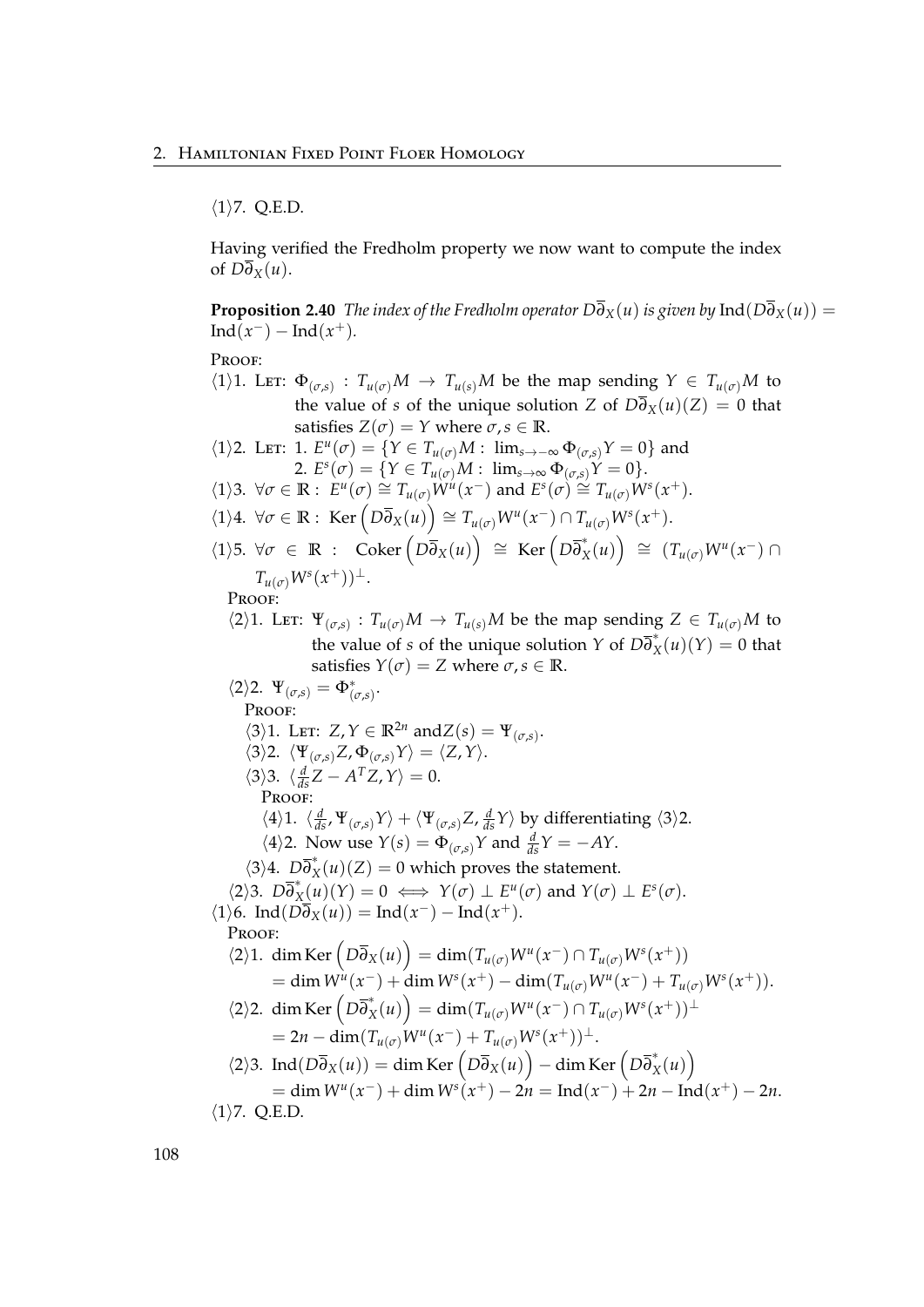⟨1⟩7. Q.E.D.

Having verified the Fredholm property we now want to compute the index of $D\overline{\partial}_X(u)$.

**Proposition 2.40** *The index of the Fredholm operator $D\overline{\partial}_X(u)$ is given by* $\text{Ind}(D\overline{\partial}_X(u)) = \text{Ind}(x^-) - \text{Ind}(x^+)$.

PROOF:

⟨1⟩1. LET: $\Phi_{(\sigma,s)} : T_{u(\sigma)}M \to T_{u(s)}M$ be the map sending $Y \in T_{u(\sigma)}M$ to the value of $s$ of the unique solution $Z$ of $D\overline{\partial}_X(u)(Z) = 0$ that satisfies $Z(\sigma) = Y$ where $\sigma, s \in \mathbb{R}$.

⟨1⟩2. LET: 1. $E^u(\sigma) = \{Y \in T_{u(\sigma)}M : \lim_{s\to-\infty} \Phi_{(\sigma,s)}Y = 0\}$ and
2. $E^s(\sigma) = \{Y \in T_{u(\sigma)}M : \lim_{s\to\infty} \Phi_{(\sigma,s)}Y = 0\}$.

⟨1⟩3. $\forall \sigma \in \mathbb{R} : E^u(\sigma) \cong T_{u(\sigma)}W^u(x^-)$ and $E^s(\sigma) \cong T_{u(\sigma)}W^s(x^+)$.

⟨1⟩4. $\forall \sigma \in \mathbb{R} : \text{Ker}\left(D\overline{\partial}_X(u)\right) \cong T_{u(\sigma)}W^u(x^-) \cap T_{u(\sigma)}W^s(x^+)$.

⟨1⟩5. $\forall \sigma \in \mathbb{R} : \text{Coker}\left(D\overline{\partial}_X(u)\right) \cong \text{Ker}\left(D\overline{\partial}_X^*(u)\right) \cong (T_{u(\sigma)}W^u(x^-) \cap T_{u(\sigma)}W^s(x^+))^\perp$.

PROOF:

⟨2⟩1. LET: $\Psi_{(\sigma,s)} : T_{u(\sigma)}M \to T_{u(s)}M$ be the map sending $Z \in T_{u(\sigma)}M$ to the value of $s$ of the unique solution $Y$ of $D\overline{\partial}_X^*(u)(Y) = 0$ that satisfies $Y(\sigma) = Z$ where $\sigma, s \in \mathbb{R}$.

⟨2⟩2. $\Psi_{(\sigma,s)} = \Phi_{(\sigma,s)}^*$.

PROOF:

⟨3⟩1. LET: $Z, Y \in \mathbb{R}^{2n}$ and$Z(s) = \Psi_{(\sigma,s)}$.

⟨3⟩2. $\langle \Psi_{(\sigma,s)}Z, \Phi_{(\sigma,s)}Y \rangle = \langle Z, Y \rangle$.

⟨3⟩3. $\langle \frac{d}{ds}Z - A^T Z, Y \rangle = 0$.

PROOF:

⟨4⟩1. $\langle \frac{d}{ds}, \Psi_{(\sigma,s)}Y \rangle + \langle \Psi_{(\sigma,s)}Z, \frac{d}{ds}Y \rangle$ by differentiating ⟨3⟩2.

⟨4⟩2. Now use $Y(s) = \Phi_{(\sigma,s)}Y$ and $\frac{d}{ds}Y = -AY$.

⟨3⟩4. $D\overline{\partial}_X^*(u)(Z) = 0$ which proves the statement.

⟨2⟩3. $D\overline{\partial}_X^*(u)(Y) = 0 \iff Y(\sigma) \perp E^u(\sigma)$ and $Y(\sigma) \perp E^s(\sigma)$.

⟨1⟩6. $\text{Ind}(D\overline{\partial}_X(u)) = \text{Ind}(x^-) - \text{Ind}(x^+)$.

PROOF:

⟨2⟩1. $\dim \text{Ker}\left(D\overline{\partial}_X(u)\right) = \dim(T_{u(\sigma)}W^u(x^-) \cap T_{u(\sigma)}W^s(x^+))$
$= \dim W^u(x^-) + \dim W^s(x^+) - \dim(T_{u(\sigma)}W^u(x^-) + T_{u(\sigma)}W^s(x^+))$.

⟨2⟩2. $\dim \text{Ker}\left(D\overline{\partial}_X^*(u)\right) = \dim(T_{u(\sigma)}W^u(x^-) \cap T_{u(\sigma)}W^s(x^+))^\perp$
$= 2n - \dim(T_{u(\sigma)}W^u(x^-) + T_{u(\sigma)}W^s(x^+))^\perp$.

⟨2⟩3. $\text{Ind}(D\overline{\partial}_X(u)) = \dim \text{Ker}\left(D\overline{\partial}_X(u)\right) - \dim \text{Ker}\left(D\overline{\partial}_X^*(u)\right)$
$= \dim W^u(x^-) + \dim W^s(x^+) - 2n = \text{Ind}(x^-) + 2n - \text{Ind}(x^+) - 2n$.

⟨1⟩7. Q.E.D.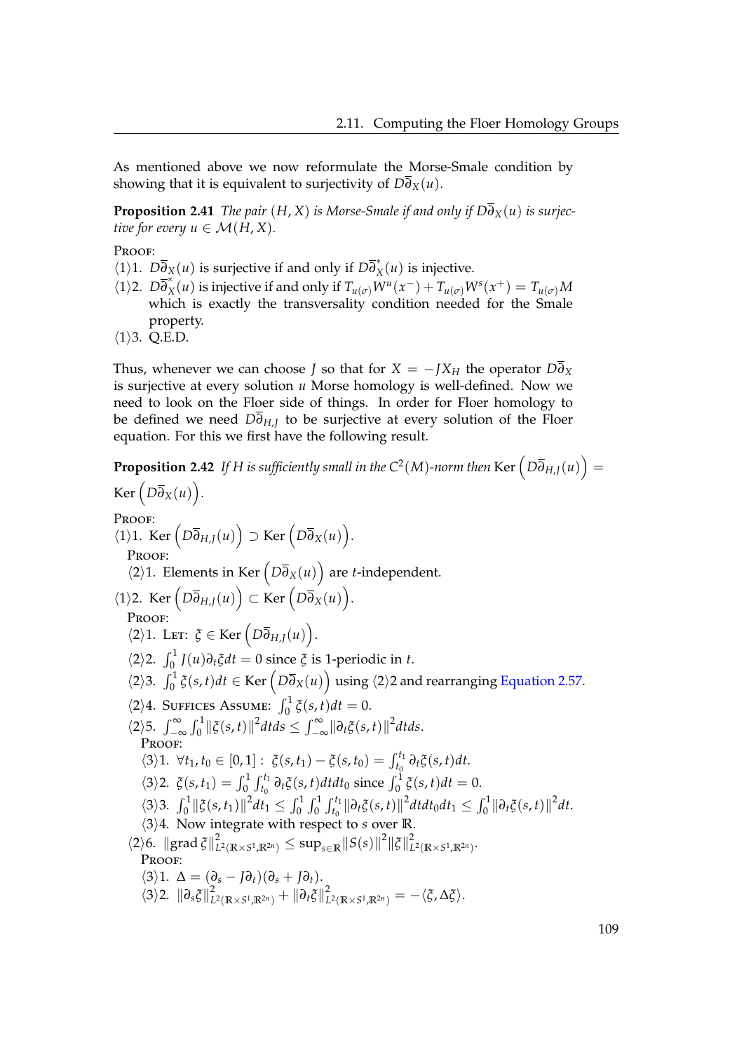As mentioned above we now reformulate the Morse-Smale condition by showing that it is equivalent to surjectivity of $D\overline{\partial}_X(u)$.

**Proposition 2.41** *The pair $(H, X)$ is Morse-Smale if and only if $D\overline{\partial}_X(u)$ is surjective for every $u \in \mathcal{M}(H, X)$.*

Proof:

$\langle 1\rangle 1.$ $D\overline{\partial}_X(u)$ is surjective if and only if $D\overline{\partial}_X^*(u)$ is injective.

$\langle 1\rangle 2.$ $D\overline{\partial}_X^*(u)$ is injective if and only if $T_{u(\sigma)}W^u(x^-) + T_{u(\sigma)}W^s(x^+) = T_{u(\sigma)}M$ which is exactly the transversality condition needed for the Smale property.

$\langle 1\rangle 3.$ Q.E.D.

Thus, whenever we can choose $J$ so that for $X = -JX_H$ the operator $D\overline{\partial}_X$ is surjective at every solution $u$ Morse homology is well-defined. Now we need to look on the Floer side of things. In order for Floer homology to be defined we need $D\overline{\partial}_{H,J}$ to be surjective at every solution of the Floer equation. For this we first have the following result.

**Proposition 2.42** *If $H$ is sufficiently small in the $C^2(M)$-norm then* $\operatorname{Ker}\left(D\overline{\partial}_{H,J}(u)\right) = \operatorname{Ker}\left(D\overline{\partial}_X(u)\right)$.

Proof:

$\langle 1\rangle 1.$ $\operatorname{Ker}\left(D\overline{\partial}_{H,J}(u)\right) \supset \operatorname{Ker}\left(D\overline{\partial}_X(u)\right)$.

Proof:

$\langle 2\rangle 1.$ Elements in $\operatorname{Ker}\left(D\overline{\partial}_X(u)\right)$ are $t$-independent.

$\langle 1\rangle 2.$ $\operatorname{Ker}\left(D\overline{\partial}_{H,J}(u)\right) \subset \operatorname{Ker}\left(D\overline{\partial}_X(u)\right)$.

Proof:

$\langle 2\rangle 1.$ Let: $\xi \in \operatorname{Ker}\left(D\overline{\partial}_{H,J}(u)\right)$.

$\langle 2\rangle 2.$ $\int_0^1 J(u)\partial_t \xi dt = 0$ since $\xi$ is 1-periodic in $t$.

$\langle 2\rangle 3.$ $\int_0^1 \xi(s,t)dt \in \operatorname{Ker}\left(D\overline{\partial}_X(u)\right)$ using $\langle 2\rangle 2$ and rearranging Equation 2.57.

$\langle 2\rangle 4.$ Suffices Assume: $\int_0^1 \xi(s,t)dt = 0$.

$\langle 2\rangle 5.$ $\int_{-\infty}^{\infty}\int_0^1 \|\xi(s,t)\|^2 dtds \leq \int_{-\infty}^{\infty} \|\partial_t \xi(s,t)\|^2 dtds$.

Proof:

$\langle 3\rangle 1.$ $\forall t_1, t_0 \in [0,1] : \; \xi(s,t_1) - \xi(s,t_0) = \int_{t_0}^{t_1} \partial_t \xi(s,t)dt$.

$\langle 3\rangle 2.$ $\xi(s,t_1) = \int_0^1 \int_{t_0}^{t_1} \partial_t \xi(s,t)dtdt_0$ since $\int_0^1 \xi(s,t)dt = 0$.

$\langle 3\rangle 3.$ $\int_0^1 \|\xi(s,t_1)\|^2 dt_1 \leq \int_0^1 \int_0^1 \int_{t_0}^{t_1} \|\partial_t \xi(s,t)\|^2 dtdt_0dt_1 \leq \int_0^1 \|\partial_t \xi(s,t)\|^2 dt$.

$\langle 3\rangle 4.$ Now integrate with respect to $s$ over $\mathbb{R}$.

$\langle 2\rangle 6.$ $\|\operatorname{grad} \xi\|^2_{L^2(\mathbb{R}\times S^1, \mathbb{R}^{2n})} \leq \sup_{s\in\mathbb{R}} \|S(s)\|^2 \|\xi\|^2_{L^2(\mathbb{R}\times S^1, \mathbb{R}^{2n})}$.

Proof:

$\langle 3\rangle 1.$ $\Delta = (\partial_s - J\partial_t)(\partial_s + J\partial_t)$.

$\langle 3\rangle 2.$ $\|\partial_s \xi\|^2_{L^2(\mathbb{R}\times S^1, \mathbb{R}^{2n})} + \|\partial_t \xi\|^2_{L^2(\mathbb{R}\times S^1, \mathbb{R}^{2n})} = -\langle \xi, \Delta\xi \rangle$.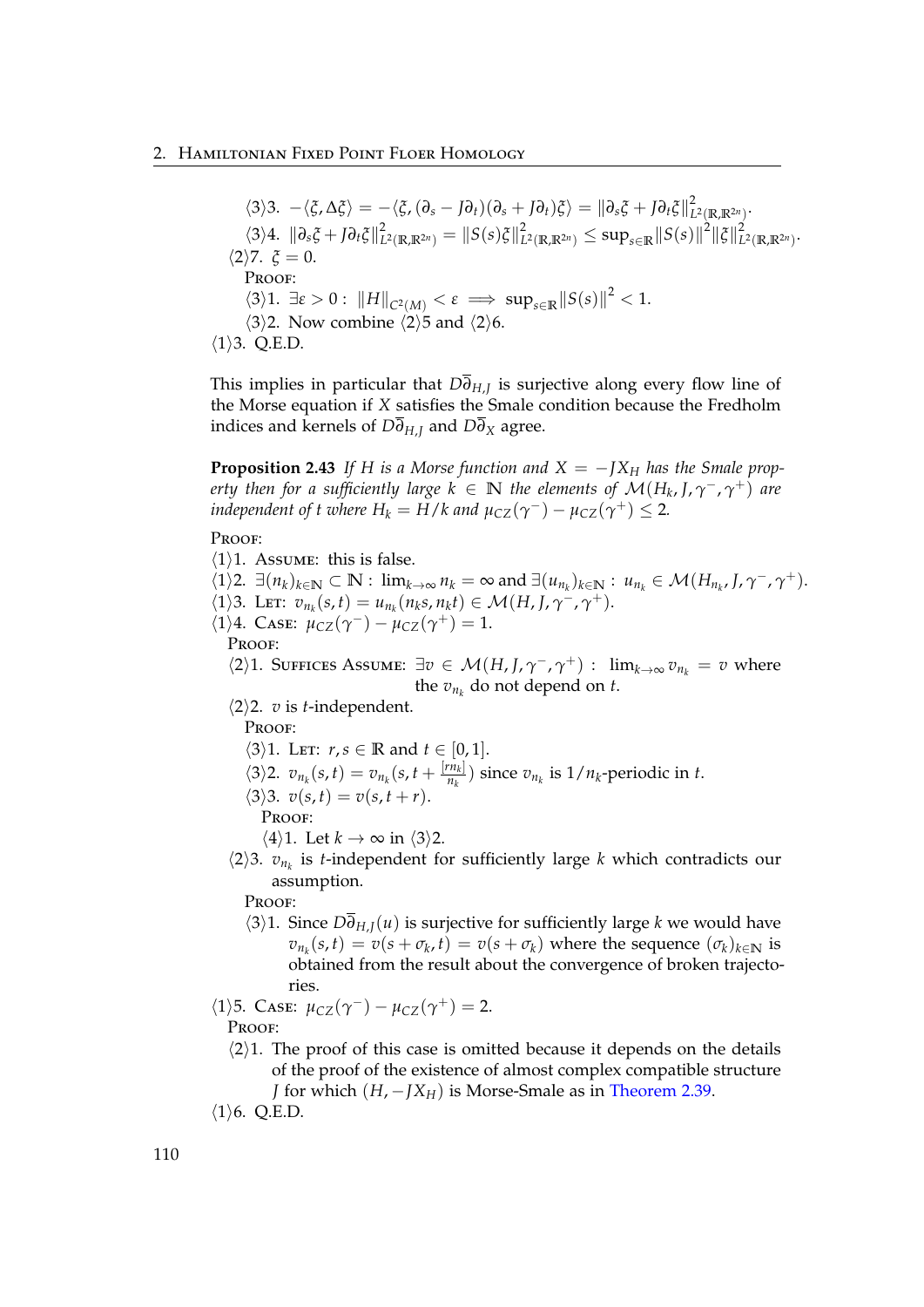⟨3⟩3. $-\langle \xi, \Delta\xi \rangle = -\langle \xi, (\partial_s - J\partial_t)(\partial_s + J\partial_t)\xi \rangle = \|\partial_s\xi + J\partial_t\xi\|^2_{L^2(\mathbb{R},\mathbb{R}^{2n})}$.

⟨3⟩4. $\|\partial_s\xi + J\partial_t\xi\|^2_{L^2(\mathbb{R},\mathbb{R}^{2n})} = \|S(s)\xi\|^2_{L^2(\mathbb{R},\mathbb{R}^{2n})} \leq \sup_{s\in\mathbb{R}}\|S(s)\|^2\|\xi\|^2_{L^2(\mathbb{R},\mathbb{R}^{2n})}$.

⟨2⟩7. $\xi = 0$.

PROOF:

⟨3⟩1. $\exists \varepsilon > 0 : \|H\|_{C^2(M)} < \varepsilon \implies \sup_{s\in\mathbb{R}}\|S(s)\|^2 < 1$.

⟨3⟩2. Now combine ⟨2⟩5 and ⟨2⟩6.

⟨1⟩3. Q.E.D.

This implies in particular that $D\overline{\partial}_{H,J}$ is surjective along every flow line of the Morse equation if $X$ satisfies the Smale condition because the Fredholm indices and kernels of $D\overline{\partial}_{H,J}$ and $D\overline{\partial}_X$ agree.

**Proposition 2.43** *If $H$ is a Morse function and $X = -JX_H$ has the Smale property then for a sufficiently large $k \in \mathbb{N}$ the elements of $\mathcal{M}(H_k, J, \gamma^-, \gamma^+)$ are independent of $t$ where $H_k = H/k$ and $\mu_{CZ}(\gamma^-) - \mu_{CZ}(\gamma^+) \leq 2$.*

PROOF:

⟨1⟩1. ASSUME: this is false.

⟨1⟩2. $\exists (n_k)_{k\in\mathbb{N}} \subset \mathbb{N} : \lim_{k\to\infty} n_k = \infty$ and $\exists (u_{n_k})_{k\in\mathbb{N}} : u_{n_k} \in \mathcal{M}(H_{n_k}, J, \gamma^-, \gamma^+)$.

⟨1⟩3. LET: $v_{n_k}(s,t) = u_{n_k}(n_k s, n_k t) \in \mathcal{M}(H, J, \gamma^-, \gamma^+)$.

⟨1⟩4. CASE: $\mu_{CZ}(\gamma^-) - \mu_{CZ}(\gamma^+) = 1$.

PROOF:

⟨2⟩1. SUFFICES ASSUME: $\exists v \in \mathcal{M}(H, J, \gamma^-, \gamma^+) : \lim_{k\to\infty} v_{n_k} = v$ where the $v_{n_k}$ do not depend on $t$.

⟨2⟩2. $v$ is $t$-independent.

PROOF:

⟨3⟩1. LET: $r, s \in \mathbb{R}$ and $t \in [0,1]$.

⟨3⟩2. $v_{n_k}(s,t) = v_{n_k}(s, t + \frac{[rn_k]}{n_k})$ since $v_{n_k}$ is $1/n_k$-periodic in $t$.

⟨3⟩3. $v(s,t) = v(s, t+r)$.

PROOF:

⟨4⟩1. Let $k \to \infty$ in ⟨3⟩2.

⟨2⟩3. $v_{n_k}$ is $t$-independent for sufficiently large $k$ which contradicts our assumption.

PROOF:

⟨3⟩1. Since $D\overline{\partial}_{H,J}(u)$ is surjective for sufficiently large $k$ we would have $v_{n_k}(s,t) = v(s + \sigma_k, t) = v(s + \sigma_k)$ where the sequence $(\sigma_k)_{k\in\mathbb{N}}$ is obtained from the result about the convergence of broken trajectories.

⟨1⟩5. CASE: $\mu_{CZ}(\gamma^-) - \mu_{CZ}(\gamma^+) = 2$.

PROOF:

⟨2⟩1. The proof of this case is omitted because it depends on the details of the proof of the existence of almost complex compatible structure $J$ for which $(H, -JX_H)$ is Morse-Smale as in Theorem 2.39.

⟨1⟩6. Q.E.D.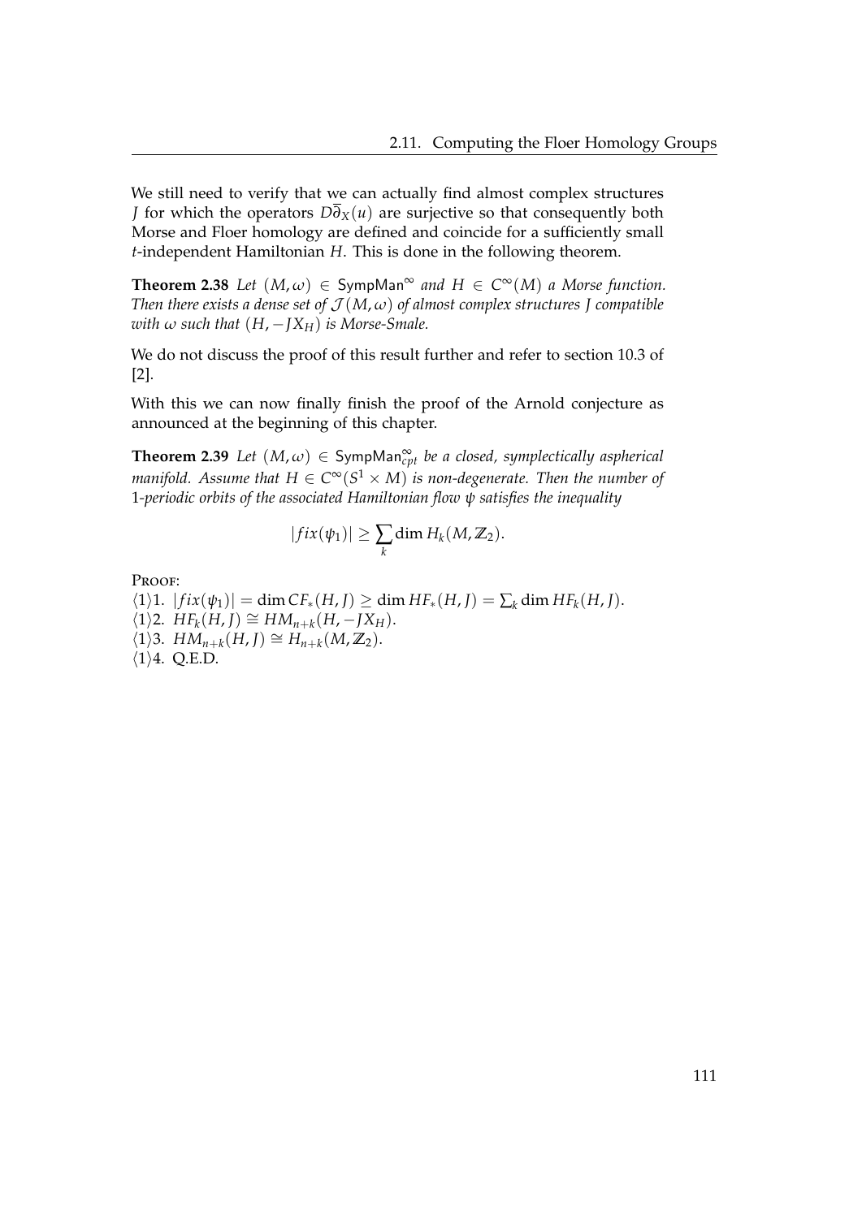We still need to verify that we can actually find almost complex structures $J$ for which the operators $D\overline{\partial}_X(u)$ are surjective so that consequently both Morse and Floer homology are defined and coincide for a sufficiently small $t$-independent Hamiltonian $H$. This is done in the following theorem.

**Theorem 2.38** *Let $(M, \omega) \in \mathsf{SympMan}^\infty$ and $H \in C^\infty(M)$ a Morse function. Then there exists a dense set of $\mathcal{J}(M, \omega)$ of almost complex structures $J$ compatible with $\omega$ such that $(H, -JX_H)$ is Morse-Smale.*

We do not discuss the proof of this result further and refer to section 10.3 of [2].

With this we can now finally finish the proof of the Arnold conjecture as announced at the beginning of this chapter.

**Theorem 2.39** *Let $(M, \omega) \in \mathsf{SympMan}^\infty_{cpt}$ be a closed, symplectically aspherical manifold. Assume that $H \in C^\infty(S^1 \times M)$ is non-degenerate. Then the number of 1-periodic orbits of the associated Hamiltonian flow $\psi$ satisfies the inequality*

$$|fix(\psi_1)| \geq \sum_k \dim H_k(M, \mathbb{Z}_2).$$

Proof:

$\langle 1 \rangle 1.$ $|fix(\psi_1)| = \dim CF_*(H, J) \geq \dim HF_*(H, J) = \sum_k \dim HF_k(H, J)$.

$\langle 1 \rangle 2.$ $HF_k(H, J) \cong HM_{n+k}(H, -JX_H)$.

$\langle 1 \rangle 3.$ $HM_{n+k}(H, J) \cong H_{n+k}(M, \mathbb{Z}_2)$.

$\langle 1 \rangle 4.$ Q.E.D.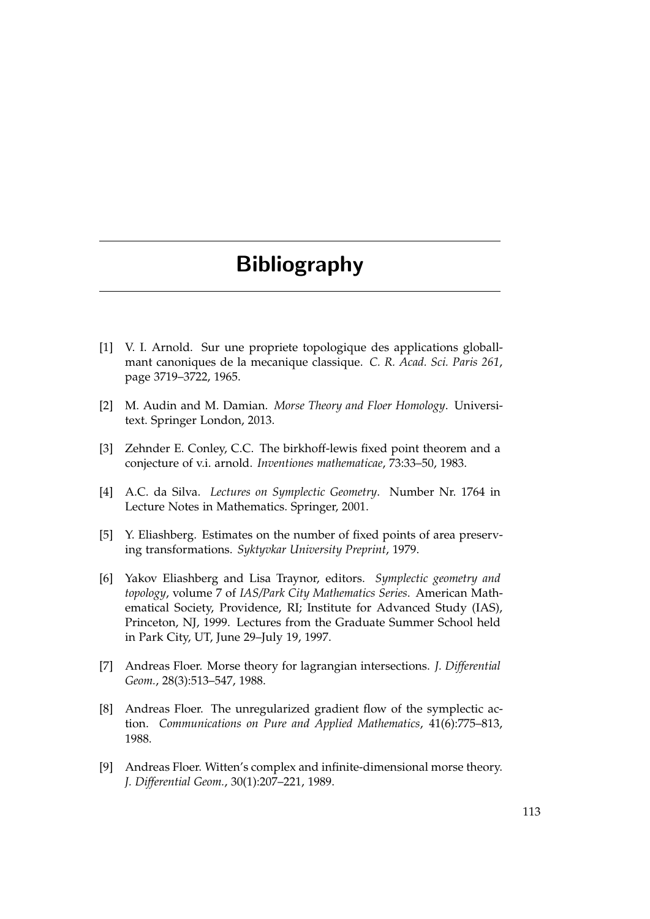# Bibliography

[1] V. I. Arnold. Sur une propriete topologique des applications globallmant canoniques de la mecanique classique. *C. R. Acad. Sci. Paris 261*, page 3719–3722, 1965.

[2] M. Audin and M. Damian. *Morse Theory and Floer Homology*. Universitext. Springer London, 2013.

[3] Zehnder E. Conley, C.C. The birkhoff-lewis fixed point theorem and a conjecture of v.i. arnold. *Inventiones mathematicae*, 73:33–50, 1983.

[4] A.C. da Silva. *Lectures on Symplectic Geometry*. Number Nr. 1764 in Lecture Notes in Mathematics. Springer, 2001.

[5] Y. Eliashberg. Estimates on the number of fixed points of area preserving transformations. *Syktyvkar University Preprint*, 1979.

[6] Yakov Eliashberg and Lisa Traynor, editors. *Symplectic geometry and topology*, volume 7 of *IAS/Park City Mathematics Series*. American Mathematical Society, Providence, RI; Institute for Advanced Study (IAS), Princeton, NJ, 1999. Lectures from the Graduate Summer School held in Park City, UT, June 29–July 19, 1997.

[7] Andreas Floer. Morse theory for lagrangian intersections. *J. Differential Geom.*, 28(3):513–547, 1988.

[8] Andreas Floer. The unregularized gradient flow of the symplectic action. *Communications on Pure and Applied Mathematics*, 41(6):775–813, 1988.

[9] Andreas Floer. Witten's complex and infinite-dimensional morse theory. *J. Differential Geom.*, 30(1):207–221, 1989.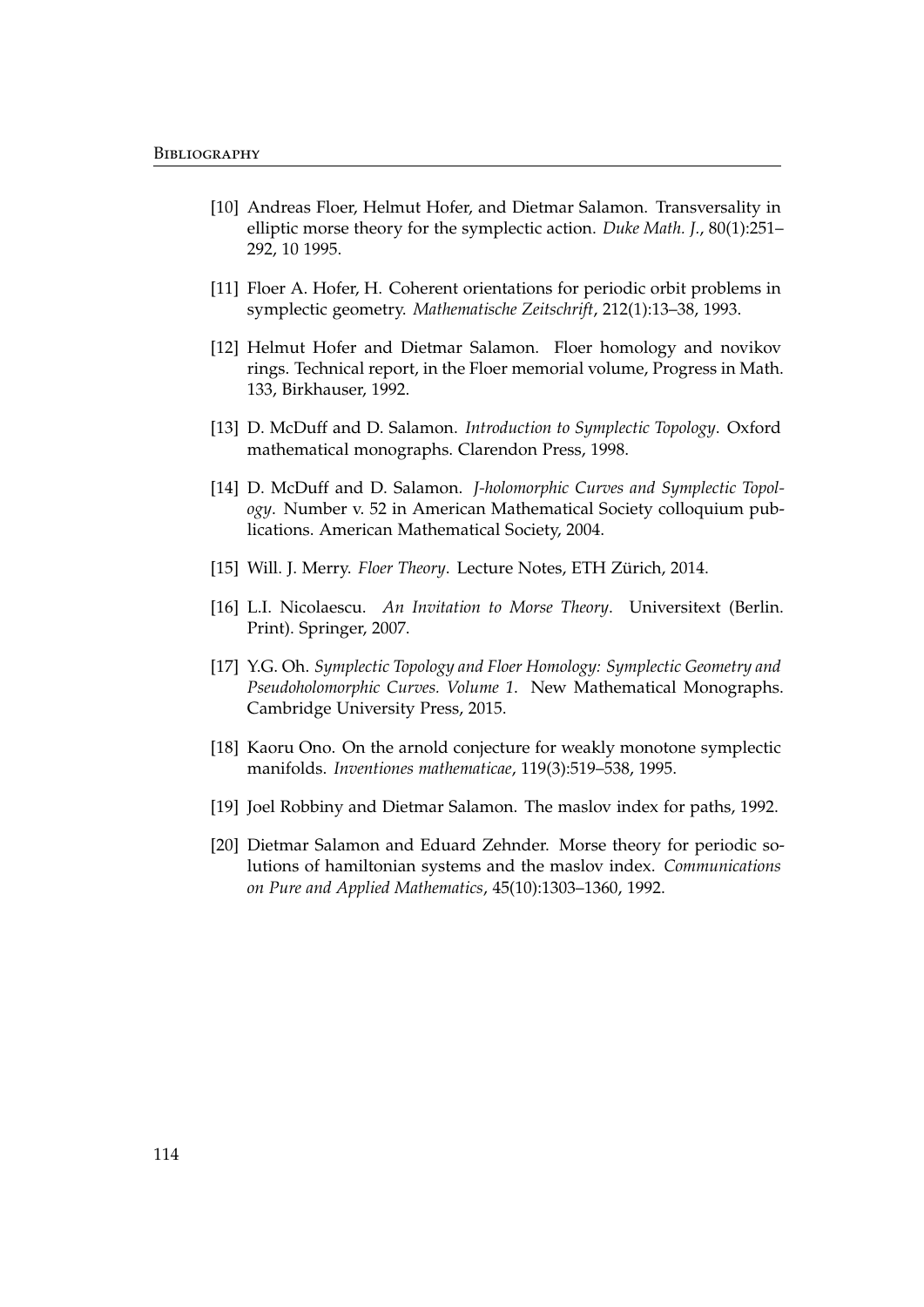[10] Andreas Floer, Helmut Hofer, and Dietmar Salamon. Transversality in elliptic morse theory for the symplectic action. *Duke Math. J.*, 80(1):251–292, 10 1995.

[11] Floer A. Hofer, H. Coherent orientations for periodic orbit problems in symplectic geometry. *Mathematische Zeitschrift*, 212(1):13–38, 1993.

[12] Helmut Hofer and Dietmar Salamon. Floer homology and novikov rings. Technical report, in the Floer memorial volume, Progress in Math. 133, Birkhauser, 1992.

[13] D. McDuff and D. Salamon. *Introduction to Symplectic Topology*. Oxford mathematical monographs. Clarendon Press, 1998.

[14] D. McDuff and D. Salamon. *J-holomorphic Curves and Symplectic Topology*. Number v. 52 in American Mathematical Society colloquium publications. American Mathematical Society, 2004.

[15] Will. J. Merry. *Floer Theory*. Lecture Notes, ETH Zürich, 2014.

[16] L.I. Nicolaescu. *An Invitation to Morse Theory*. Universitext (Berlin. Print). Springer, 2007.

[17] Y.G. Oh. *Symplectic Topology and Floer Homology: Symplectic Geometry and Pseudoholomorphic Curves. Volume 1*. New Mathematical Monographs. Cambridge University Press, 2015.

[18] Kaoru Ono. On the arnold conjecture for weakly monotone symplectic manifolds. *Inventiones mathematicae*, 119(3):519–538, 1995.

[19] Joel Robbiny and Dietmar Salamon. The maslov index for paths, 1992.

[20] Dietmar Salamon and Eduard Zehnder. Morse theory for periodic solutions of hamiltonian systems and the maslov index. *Communications on Pure and Applied Mathematics*, 45(10):1303–1360, 1992.